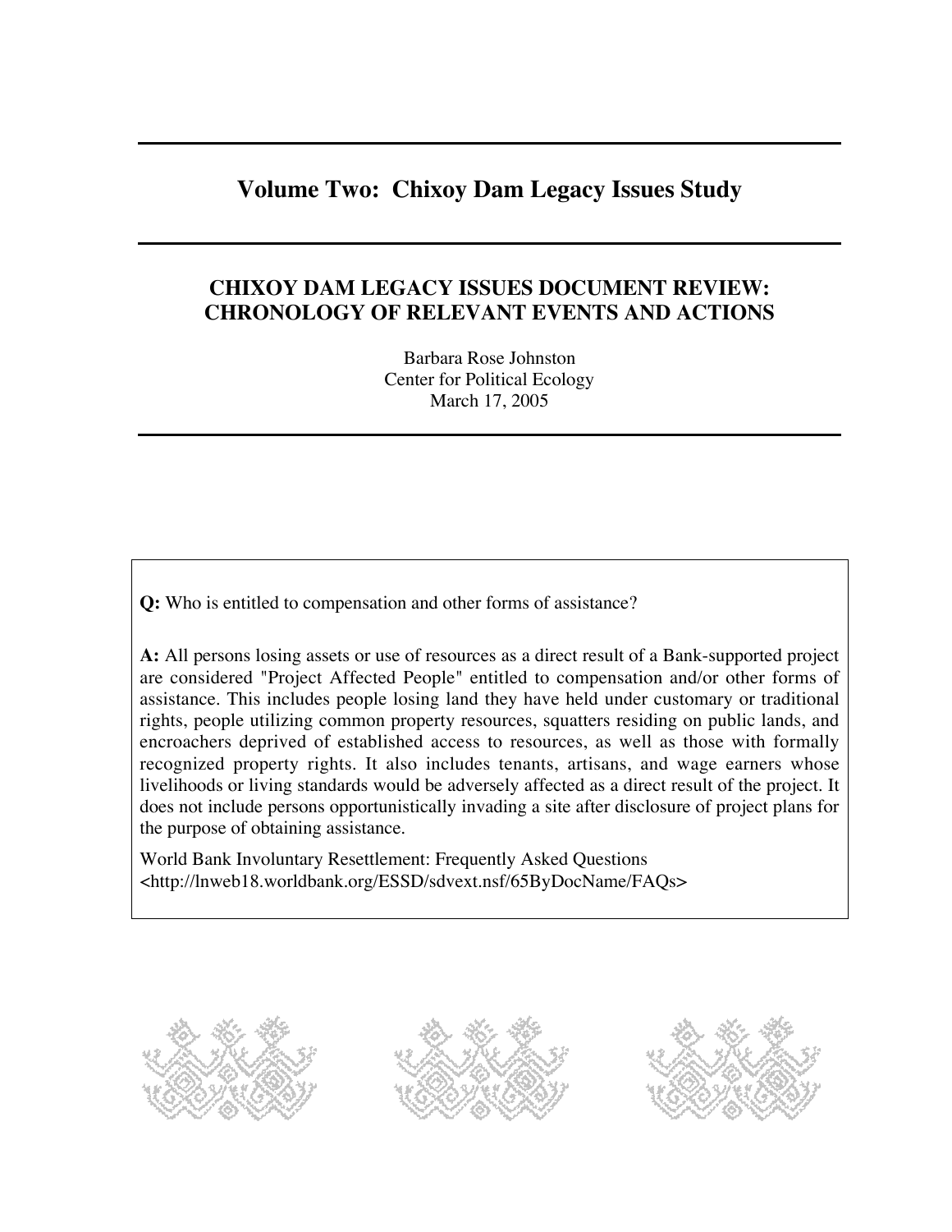# Volume Two: Chixoy Dam Legacy Issues Study

## CHIXOY DAM LEGACY ISSUES DOCUMENT REVIEW: CHRONOLOGY OF RELEVANT EVENTS AND ACTIONS

Barbara Rose Johnston
Center for Political Ecology
March 17, 2005

---

**Q:** Who is entitled to compensation and other forms of assistance?

**A:** All persons losing assets or use of resources as a direct result of a Bank-supported project are considered "Project Affected People" entitled to compensation and/or other forms of assistance. This includes people losing land they have held under customary or traditional rights, people utilizing common property resources, squatters residing on public lands, and encroachers deprived of established access to resources, as well as those with formally recognized property rights. It also includes tenants, artisans, and wage earners whose livelihoods or living standards would be adversely affected as a direct result of the project. It does not include persons opportunistically invading a site after disclosure of project plans for the purpose of obtaining assistance.

World Bank Involuntary Resettlement: Frequently Asked Questions
<http://lnweb18.worldbank.org/ESSD/sdvext.nsf/65ByDocName/FAQs>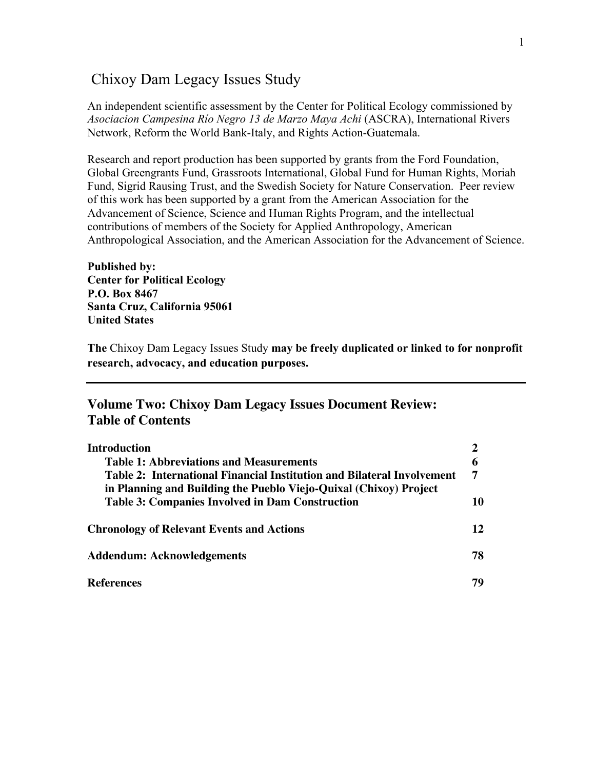# Chixoy Dam Legacy Issues Study

An independent scientific assessment by the Center for Political Ecology commissioned by *Asociacion Campesina Río Negro 13 de Marzo Maya Achi* (ASCRA), International Rivers Network, Reform the World Bank-Italy, and Rights Action-Guatemala.

Research and report production has been supported by grants from the Ford Foundation, Global Greengrants Fund, Grassroots International, Global Fund for Human Rights, Moriah Fund, Sigrid Rausing Trust, and the Swedish Society for Nature Conservation. Peer review of this work has been supported by a grant from the American Association for the Advancement of Science, Science and Human Rights Program, and the intellectual contributions of members of the Society for Applied Anthropology, American Anthropological Association, and the American Association for the Advancement of Science.

**Published by:**
**Center for Political Ecology**
**P.O. Box 8467**
**Santa Cruz, California 95061**
**United States**

**The** Chixoy Dam Legacy Issues Study **may be freely duplicated or linked to for nonprofit research, advocacy, and education purposes.**

---

## Volume Two: Chixoy Dam Legacy Issues Document Review: Table of Contents

| | |
|---|---|
| **Introduction** | **2** |
| **Table 1: Abbreviations and Measurements** | **6** |
| **Table 2: International Financial Institution and Bilateral Involvement in Planning and Building the Pueblo Viejo-Quixal (Chixoy) Project** | **7** |
| **Table 3: Companies Involved in Dam Construction** | **10** |
| **Chronology of Relevant Events and Actions** | **12** |
| **Addendum: Acknowledgements** | **78** |
| **References** | **79** |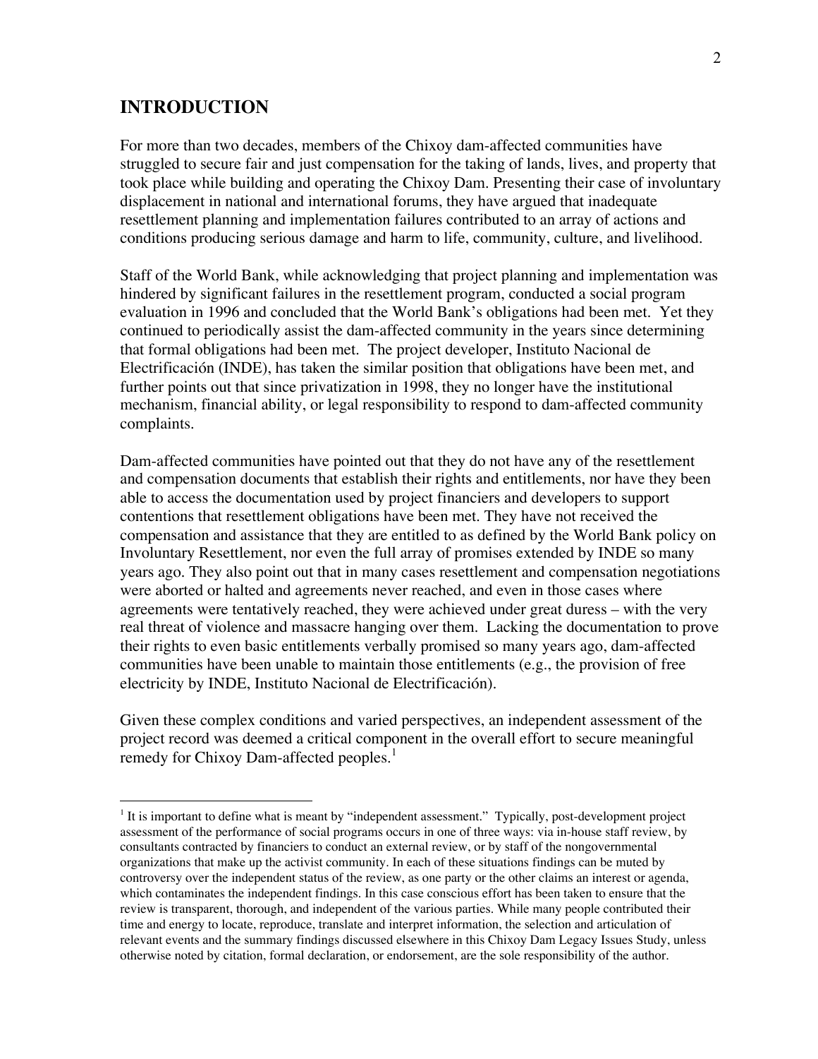## INTRODUCTION

For more than two decades, members of the Chixoy dam-affected communities have struggled to secure fair and just compensation for the taking of lands, lives, and property that took place while building and operating the Chixoy Dam. Presenting their case of involuntary displacement in national and international forums, they have argued that inadequate resettlement planning and implementation failures contributed to an array of actions and conditions producing serious damage and harm to life, community, culture, and livelihood.

Staff of the World Bank, while acknowledging that project planning and implementation was hindered by significant failures in the resettlement program, conducted a social program evaluation in 1996 and concluded that the World Bank's obligations had been met. Yet they continued to periodically assist the dam-affected community in the years since determining that formal obligations had been met. The project developer, Instituto Nacional de Electrificación (INDE), has taken the similar position that obligations have been met, and further points out that since privatization in 1998, they no longer have the institutional mechanism, financial ability, or legal responsibility to respond to dam-affected community complaints.

Dam-affected communities have pointed out that they do not have any of the resettlement and compensation documents that establish their rights and entitlements, nor have they been able to access the documentation used by project financiers and developers to support contentions that resettlement obligations have been met. They have not received the compensation and assistance that they are entitled to as defined by the World Bank policy on Involuntary Resettlement, nor even the full array of promises extended by INDE so many years ago. They also point out that in many cases resettlement and compensation negotiations were aborted or halted and agreements never reached, and even in those cases where agreements were tentatively reached, they were achieved under great duress – with the very real threat of violence and massacre hanging over them. Lacking the documentation to prove their rights to even basic entitlements verbally promised so many years ago, dam-affected communities have been unable to maintain those entitlements (e.g., the provision of free electricity by INDE, Instituto Nacional de Electrificación).

Given these complex conditions and varied perspectives, an independent assessment of the project record was deemed a critical component in the overall effort to secure meaningful remedy for Chixoy Dam-affected peoples.[1]

---

[1] It is important to define what is meant by "independent assessment." Typically, post-development project assessment of the performance of social programs occurs in one of three ways: via in-house staff review, by consultants contracted by financiers to conduct an external review, or by staff of the nongovernmental organizations that make up the activist community. In each of these situations findings can be muted by controversy over the independent status of the review, as one party or the other claims an interest or agenda, which contaminates the independent findings. In this case conscious effort has been taken to ensure that the review is transparent, thorough, and independent of the various parties. While many people contributed their time and energy to locate, reproduce, translate and interpret information, the selection and articulation of relevant events and the summary findings discussed elsewhere in this Chixoy Dam Legacy Issues Study, unless otherwise noted by citation, formal declaration, or endorsement, are the sole responsibility of the author.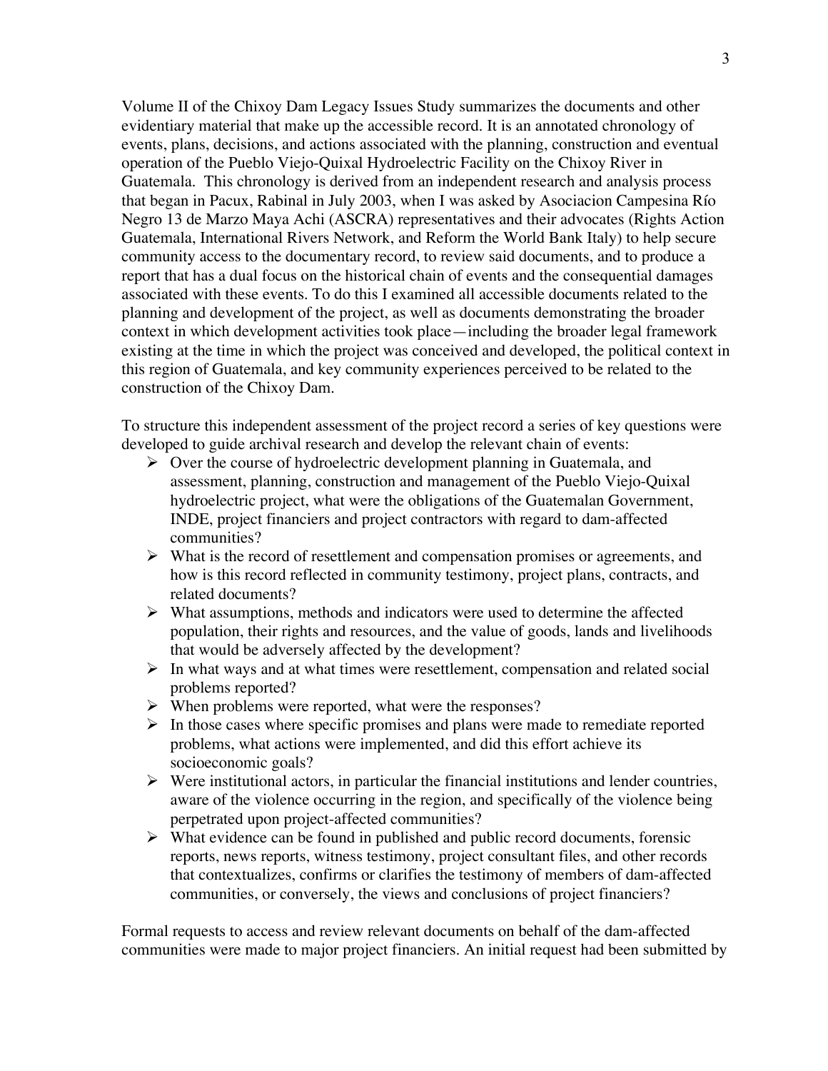Volume II of the Chixoy Dam Legacy Issues Study summarizes the documents and other evidentiary material that make up the accessible record. It is an annotated chronology of events, plans, decisions, and actions associated with the planning, construction and eventual operation of the Pueblo Viejo-Quixal Hydroelectric Facility on the Chixoy River in Guatemala. This chronology is derived from an independent research and analysis process that began in Pacux, Rabinal in July 2003, when I was asked by Asociacion Campesina Río Negro 13 de Marzo Maya Achi (ASCRA) representatives and their advocates (Rights Action Guatemala, International Rivers Network, and Reform the World Bank Italy) to help secure community access to the documentary record, to review said documents, and to produce a report that has a dual focus on the historical chain of events and the consequential damages associated with these events. To do this I examined all accessible documents related to the planning and development of the project, as well as documents demonstrating the broader context in which development activities took place—including the broader legal framework existing at the time in which the project was conceived and developed, the political context in this region of Guatemala, and key community experiences perceived to be related to the construction of the Chixoy Dam.

To structure this independent assessment of the project record a series of key questions were developed to guide archival research and develop the relevant chain of events:

- Over the course of hydroelectric development planning in Guatemala, and assessment, planning, construction and management of the Pueblo Viejo-Quixal hydroelectric project, what were the obligations of the Guatemalan Government, INDE, project financiers and project contractors with regard to dam-affected communities?
- What is the record of resettlement and compensation promises or agreements, and how is this record reflected in community testimony, project plans, contracts, and related documents?
- What assumptions, methods and indicators were used to determine the affected population, their rights and resources, and the value of goods, lands and livelihoods that would be adversely affected by the development?
- In what ways and at what times were resettlement, compensation and related social problems reported?
- When problems were reported, what were the responses?
- In those cases where specific promises and plans were made to remediate reported problems, what actions were implemented, and did this effort achieve its socioeconomic goals?
- Were institutional actors, in particular the financial institutions and lender countries, aware of the violence occurring in the region, and specifically of the violence being perpetrated upon project-affected communities?
- What evidence can be found in published and public record documents, forensic reports, news reports, witness testimony, project consultant files, and other records that contextualizes, confirms or clarifies the testimony of members of dam-affected communities, or conversely, the views and conclusions of project financiers?

Formal requests to access and review relevant documents on behalf of the dam-affected communities were made to major project financiers. An initial request had been submitted by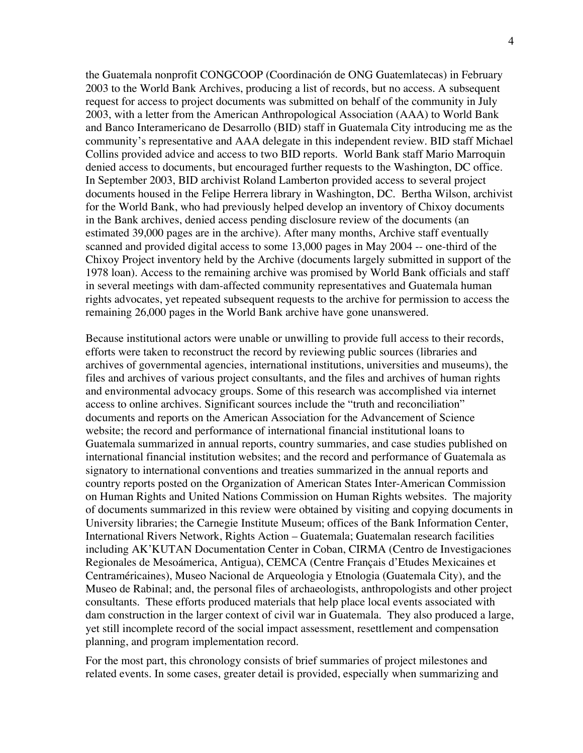the Guatemala nonprofit CONGCOOP (Coordinación de ONG Guatemlatecas) in February 2003 to the World Bank Archives, producing a list of records, but no access. A subsequent request for access to project documents was submitted on behalf of the community in July 2003, with a letter from the American Anthropological Association (AAA) to World Bank and Banco Interamericano de Desarrollo (BID) staff in Guatemala City introducing me as the community's representative and AAA delegate in this independent review. BID staff Michael Collins provided advice and access to two BID reports. World Bank staff Mario Marroquin denied access to documents, but encouraged further requests to the Washington, DC office. In September 2003, BID archivist Roland Lamberton provided access to several project documents housed in the Felipe Herrera library in Washington, DC. Bertha Wilson, archivist for the World Bank, who had previously helped develop an inventory of Chixoy documents in the Bank archives, denied access pending disclosure review of the documents (an estimated 39,000 pages are in the archive). After many months, Archive staff eventually scanned and provided digital access to some 13,000 pages in May 2004 -- one-third of the Chixoy Project inventory held by the Archive (documents largely submitted in support of the 1978 loan). Access to the remaining archive was promised by World Bank officials and staff in several meetings with dam-affected community representatives and Guatemala human rights advocates, yet repeated subsequent requests to the archive for permission to access the remaining 26,000 pages in the World Bank archive have gone unanswered.

Because institutional actors were unable or unwilling to provide full access to their records, efforts were taken to reconstruct the record by reviewing public sources (libraries and archives of governmental agencies, international institutions, universities and museums), the files and archives of various project consultants, and the files and archives of human rights and environmental advocacy groups. Some of this research was accomplished via internet access to online archives. Significant sources include the "truth and reconciliation" documents and reports on the American Association for the Advancement of Science website; the record and performance of international financial institutional loans to Guatemala summarized in annual reports, country summaries, and case studies published on international financial institution websites; and the record and performance of Guatemala as signatory to international conventions and treaties summarized in the annual reports and country reports posted on the Organization of American States Inter-American Commission on Human Rights and United Nations Commission on Human Rights websites. The majority of documents summarized in this review were obtained by visiting and copying documents in University libraries; the Carnegie Institute Museum; offices of the Bank Information Center, International Rivers Network, Rights Action – Guatemala; Guatemalan research facilities including AK'KUTAN Documentation Center in Coban, CIRMA (Centro de Investigaciones Regionales de Mesoámerica, Antigua), CEMCA (Centre Français d'Etudes Mexicaines et Centraméricaines), Museo Nacional de Arqueologia y Etnologia (Guatemala City), and the Museo de Rabinal; and, the personal files of archaeologists, anthropologists and other project consultants. These efforts produced materials that help place local events associated with dam construction in the larger context of civil war in Guatemala. They also produced a large, yet still incomplete record of the social impact assessment, resettlement and compensation planning, and program implementation record.

For the most part, this chronology consists of brief summaries of project milestones and related events. In some cases, greater detail is provided, especially when summarizing and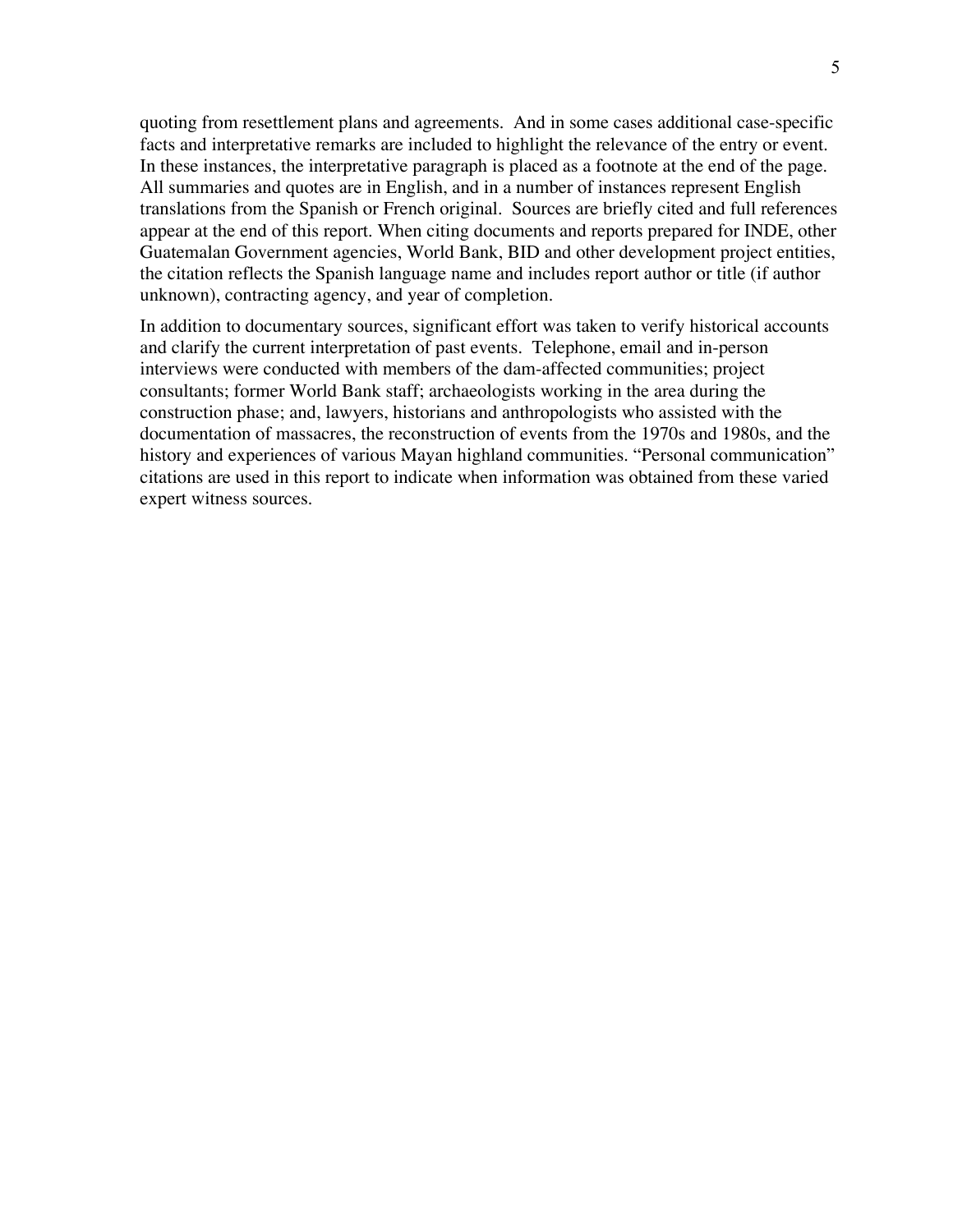quoting from resettlement plans and agreements. And in some cases additional case-specific facts and interpretative remarks are included to highlight the relevance of the entry or event. In these instances, the interpretative paragraph is placed as a footnote at the end of the page. All summaries and quotes are in English, and in a number of instances represent English translations from the Spanish or French original. Sources are briefly cited and full references appear at the end of this report. When citing documents and reports prepared for INDE, other Guatemalan Government agencies, World Bank, BID and other development project entities, the citation reflects the Spanish language name and includes report author or title (if author unknown), contracting agency, and year of completion.

In addition to documentary sources, significant effort was taken to verify historical accounts and clarify the current interpretation of past events. Telephone, email and in-person interviews were conducted with members of the dam-affected communities; project consultants; former World Bank staff; archaeologists working in the area during the construction phase; and, lawyers, historians and anthropologists who assisted with the documentation of massacres, the reconstruction of events from the 1970s and 1980s, and the history and experiences of various Mayan highland communities. "Personal communication" citations are used in this report to indicate when information was obtained from these varied expert witness sources.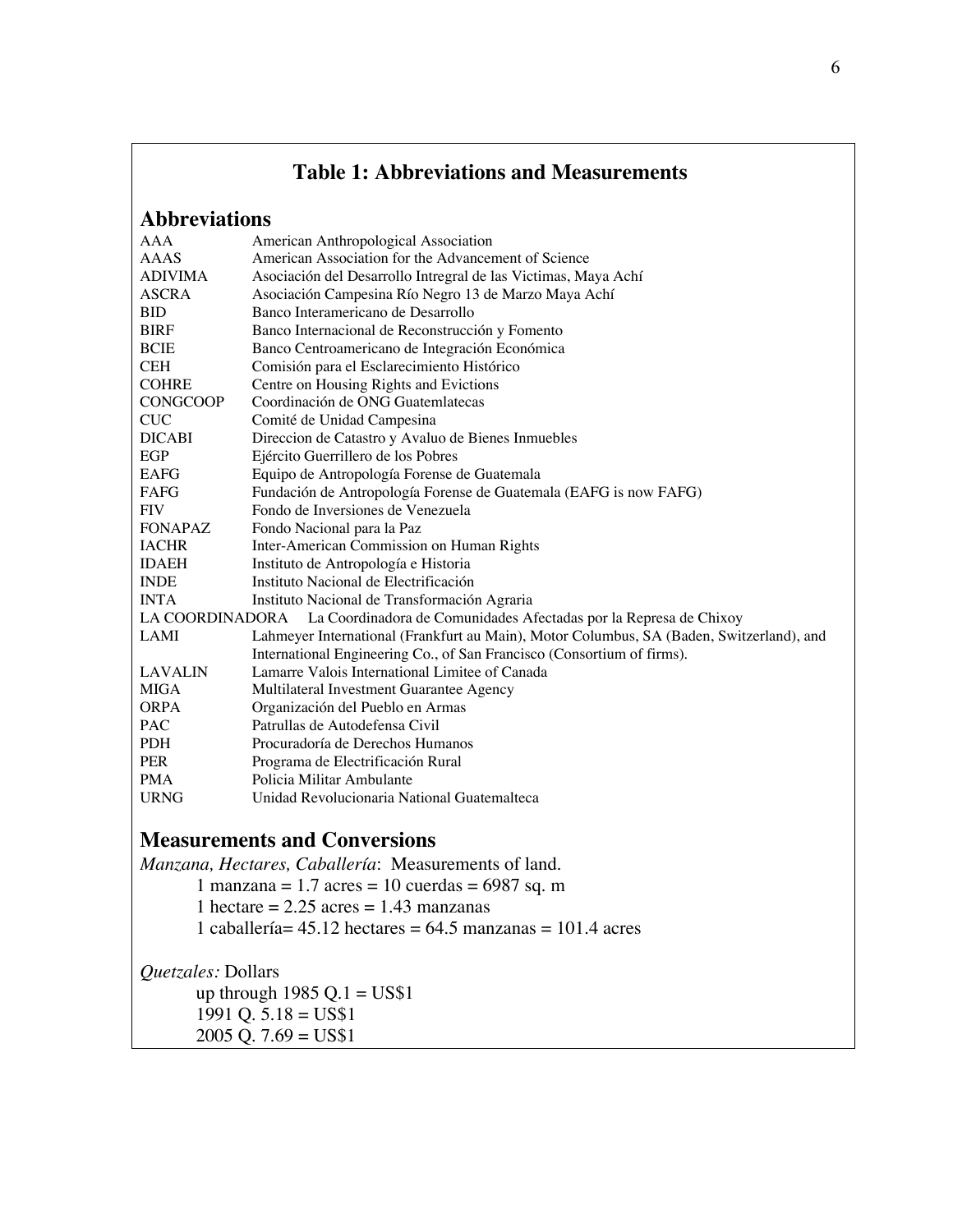## Table 1: Abbreviations and Measurements

### Abbreviations

| | |
|---|---|
| AAA | American Anthropological Association |
| AAAS | American Association for the Advancement of Science |
| ADIVIMA | Asociación del Desarrollo Intregral de las Victimas, Maya Achí |
| ASCRA | Asociación Campesina Río Negro 13 de Marzo Maya Achí |
| BID | Banco Interamericano de Desarrollo |
| BIRF | Banco Internacional de Reconstrucción y Fomento |
| BCIE | Banco Centroamericano de Integración Económica |
| CEH | Comisión para el Esclarecimiento Histórico |
| COHRE | Centre on Housing Rights and Evictions |
| CONGCOOP | Coordinación de ONG Guatemlatecas |
| CUC | Comité de Unidad Campesina |
| DICABI | Direccion de Catastro y Avaluo de Bienes Inmuebles |
| EGP | Ejército Guerrillero de los Pobres |
| EAFG | Equipo de Antropología Forense de Guatemala |
| FAFG | Fundación de Antropología Forense de Guatemala (EAFG is now FAFG) |
| FIV | Fondo de Inversiones de Venezuela |
| FONAPAZ | Fondo Nacional para la Paz |
| IACHR | Inter-American Commission on Human Rights |
| IDAEH | Instituto de Antropología e Historia |
| INDE | Instituto Nacional de Electrificación |
| INTA | Instituto Nacional de Transformación Agraria |
| LA COORDINADORA | La Coordinadora de Comunidades Afectadas por la Represa de Chixoy |
| LAMI | Lahmeyer International (Frankfurt au Main), Motor Columbus, SA (Baden, Switzerland), and International Engineering Co., of San Francisco (Consortium of firms). |
| LAVALIN | Lamarre Valois International Limitee of Canada |
| MIGA | Multilateral Investment Guarantee Agency |
| ORPA | Organización del Pueblo en Armas |
| PAC | Patrullas de Autodefensa Civil |
| PDH | Procuradoría de Derechos Humanos |
| PER | Programa de Electrificación Rural |
| PMA | Policia Militar Ambulante |
| URNG | Unidad Revolucionaria National Guatemalteca |

### Measurements and Conversions

*Manzana, Hectares, Caballería*: Measurements of land.

1 manzana = 1.7 acres = 10 cuerdas = 6987 sq. m

1 hectare = 2.25 acres = 1.43 manzanas

1 caballería= 45.12 hectares = 64.5 manzanas = 101.4 acres

*Quetzales:* Dollars

up through 1985 Q.1 = US$1

1991 Q. 5.18 = US$1

2005 Q. 7.69 = US$1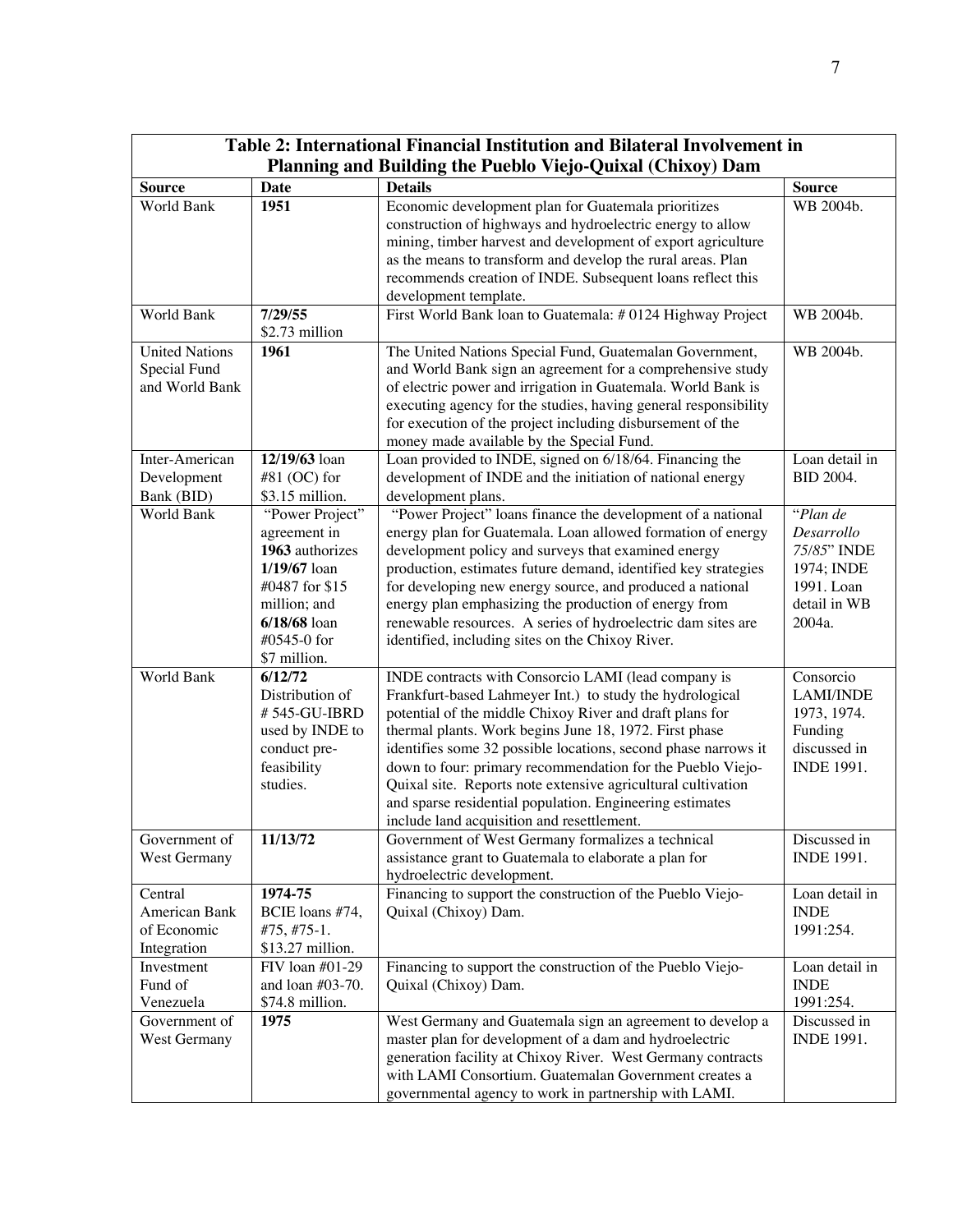| **Table 2: International Financial Institution and Bilateral Involvement in Planning and Building the Pueblo Viejo-Quixal (Chixoy) Dam** | | | |
|---|---|---|---|
| **Source** | **Date** | **Details** | **Source** |
| World Bank | **1951** | Economic development plan for Guatemala prioritizes construction of highways and hydroelectric energy to allow mining, timber harvest and development of export agriculture as the means to transform and develop the rural areas. Plan recommends creation of INDE. Subsequent loans reflect this development template. | WB 2004b. |
| World Bank | **7/29/55** $2.73 million | First World Bank loan to Guatemala: # 0124 Highway Project | WB 2004b. |
| United Nations Special Fund and World Bank | **1961** | The United Nations Special Fund, Guatemalan Government, and World Bank sign an agreement for a comprehensive study of electric power and irrigation in Guatemala. World Bank is executing agency for the studies, having general responsibility for execution of the project including disbursement of the money made available by the Special Fund. | WB 2004b. |
| Inter-American Development Bank (BID) | **12/19/63** loan #81 (OC) for $3.15 million. | Loan provided to INDE, signed on 6/18/64. Financing the development of INDE and the initiation of national energy development plans. | Loan detail in BID 2004. |
| World Bank | "Power Project" agreement in **1963** authorizes **1/19/67** loan #0487 for $15 million; and **6/18/68** loan #0545-0 for $7 million. | "Power Project" loans finance the development of a national energy plan for Guatemala. Loan allowed formation of energy development policy and surveys that examined energy production, estimates future demand, identified key strategies for developing new energy source, and produced a national energy plan emphasizing the production of energy from renewable resources. A series of hydroelectric dam sites are identified, including sites on the Chixoy River. | "*Plan de Desarrollo 75/85*" INDE 1974; INDE 1991. Loan detail in WB 2004a. |
| World Bank | **6/12/72** Distribution of # 545-GU-IBRD used by INDE to conduct pre-feasibility studies. | INDE contracts with Consorcio LAMI (lead company is Frankfurt-based Lahmeyer Int.) to study the hydrological potential of the middle Chixoy River and draft plans for thermal plants. Work begins June 18, 1972. First phase identifies some 32 possible locations, second phase narrows it down to four: primary recommendation for the Pueblo Viejo-Quixal site. Reports note extensive agricultural cultivation and sparse residential population. Engineering estimates include land acquisition and resettlement. | Consorcio LAMI/INDE 1973, 1974. Funding discussed in INDE 1991. |
| Government of West Germany | **11/13/72** | Government of West Germany formalizes a technical assistance grant to Guatemala to elaborate a plan for hydroelectric development. | Discussed in INDE 1991. |
| Central American Bank of Economic Integration | **1974-75** BCIE loans #74, #75, #75-1. $13.27 million. | Financing to support the construction of the Pueblo Viejo-Quixal (Chixoy) Dam. | Loan detail in INDE 1991:254. |
| Investment Fund of Venezuela | FIV loan #01-29 and loan #03-70. $74.8 million. | Financing to support the construction of the Pueblo Viejo-Quixal (Chixoy) Dam. | Loan detail in INDE 1991:254. |
| Government of West Germany | **1975** | West Germany and Guatemala sign an agreement to develop a master plan for development of a dam and hydroelectric generation facility at Chixoy River. West Germany contracts with LAMI Consortium. Guatemalan Government creates a governmental agency to work in partnership with LAMI. | Discussed in INDE 1991. |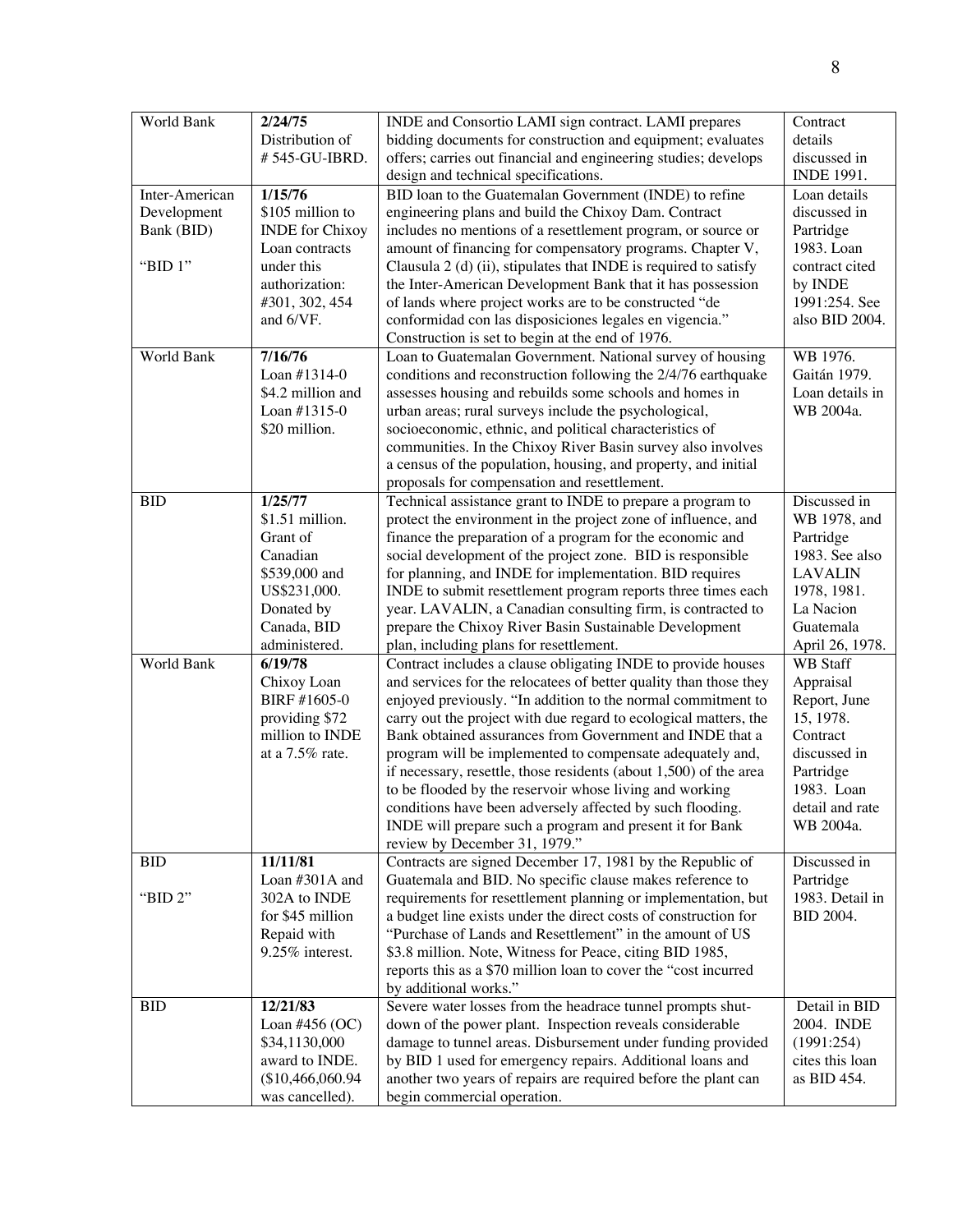| World Bank | **2/24/75** Distribution of # 545-GU-IBRD. | INDE and Consortio LAMI sign contract. LAMI prepares bidding documents for construction and equipment; evaluates offers; carries out financial and engineering studies; develops design and technical specifications. | Contract details discussed in INDE 1991. |
|---|---|---|---|
| Inter-American Development Bank (BID) "BID 1" | **1/15/76** $105 million to INDE for Chixoy Loan contracts under this authorization: #301, 302, 454 and 6/VF. | BID loan to the Guatemalan Government (INDE) to refine engineering plans and build the Chixoy Dam. Contract includes no mentions of a resettlement program, or source or amount of financing for compensatory programs. Chapter V, Clausula 2 (d) (ii), stipulates that INDE is required to satisfy the Inter-American Development Bank that it has possession of lands where project works are to be constructed "de conformidad con las disposiciones legales en vigencia." Construction is set to begin at the end of 1976. | Loan details discussed in Partridge 1983. Loan contract cited by INDE 1991:254. See also BID 2004. |
| World Bank | **7/16/76** Loan #1314-0 $4.2 million and Loan #1315-0 $20 million. | Loan to Guatemalan Government. National survey of housing conditions and reconstruction following the 2/4/76 earthquake assesses housing and rebuilds some schools and homes in urban areas; rural surveys include the psychological, socioeconomic, ethnic, and political characteristics of communities. In the Chixoy River Basin survey also involves a census of the population, housing, and property, and initial proposals for compensation and resettlement. | WB 1976. Gaitán 1979. Loan details in WB 2004a. |
| BID | **1/25/77** $1.51 million. Grant of Canadian $539,000 and US$231,000. Donated by Canada, BID administered. | Technical assistance grant to INDE to prepare a program to protect the environment in the project zone of influence, and finance the preparation of a program for the economic and social development of the project zone. BID is responsible for planning, and INDE for implementation. BID requires INDE to submit resettlement program reports three times each year. LAVALIN, a Canadian consulting firm, is contracted to prepare the Chixoy River Basin Sustainable Development plan, including plans for resettlement. | Discussed in WB 1978, and Partridge 1983. See also LAVALIN 1978, 1981. La Nacion Guatemala April 26, 1978. |
| World Bank | **6/19/78** Chixoy Loan BIRF #1605-0 providing $72 million to INDE at a 7.5% rate. | Contract includes a clause obligating INDE to provide houses and services for the relocatees of better quality than those they enjoyed previously. "In addition to the normal commitment to carry out the project with due regard to ecological matters, the Bank obtained assurances from Government and INDE that a program will be implemented to compensate adequately and, if necessary, resettle, those residents (about 1,500) of the area to be flooded by the reservoir whose living and working conditions have been adversely affected by such flooding. INDE will prepare such a program and present it for Bank review by December 31, 1979." | WB Staff Appraisal Report, June 15, 1978. Contract discussed in Partridge 1983. Loan detail and rate WB 2004a. |
| BID "BID 2" | **11/11/81** Loan #301A and 302A to INDE for $45 million Repaid with 9.25% interest. | Contracts are signed December 17, 1981 by the Republic of Guatemala and BID. No specific clause makes reference to requirements for resettlement planning or implementation, but a budget line exists under the direct costs of construction for "Purchase of Lands and Resettlement" in the amount of US $3.8 million. Note, Witness for Peace, citing BID 1985, reports this as a $70 million loan to cover the "cost incurred by additional works." | Discussed in Partridge 1983. Detail in BID 2004. |
| BID | **12/21/83** Loan #456 (OC) $34,1130,000 award to INDE. ($10,466,060.94 was cancelled). | Severe water losses from the headrace tunnel prompts shut-down of the power plant. Inspection reveals considerable damage to tunnel areas. Disbursement under funding provided by BID 1 used for emergency repairs. Additional loans and another two years of repairs are required before the plant can begin commercial operation. | Detail in BID 2004. INDE (1991:254) cites this loan as BID 454. |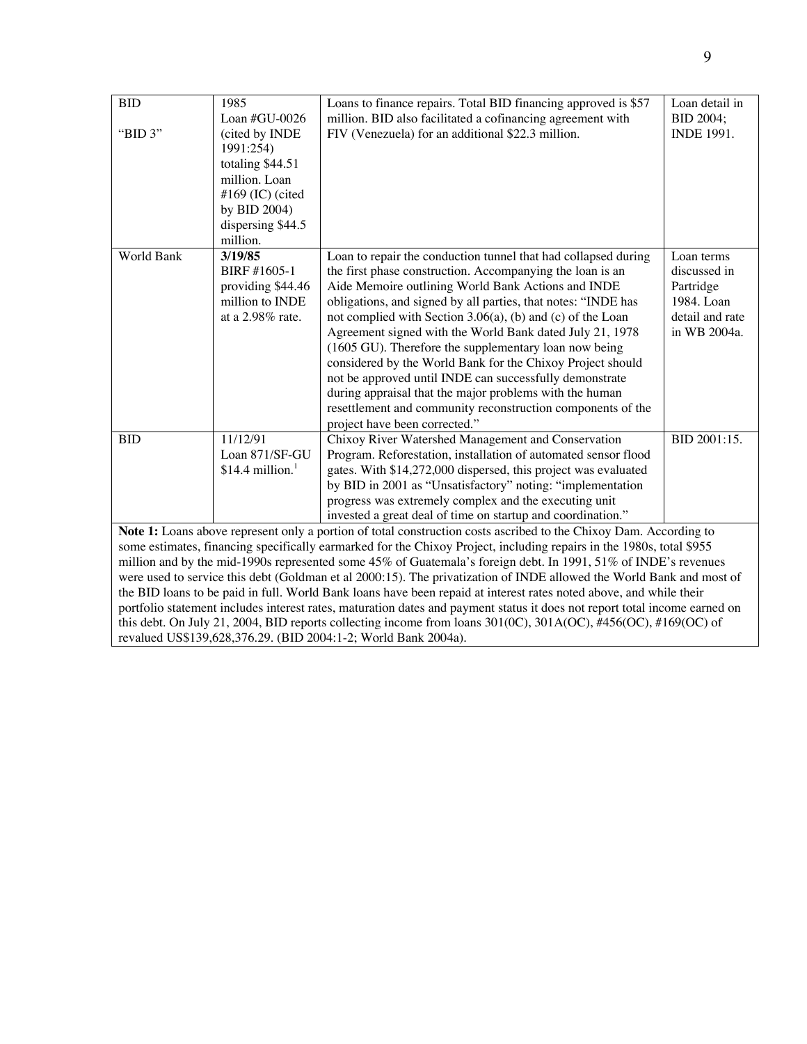| | | | |
|---|---|---|---|
| BID<br><br>"BID 3" | 1985<br>Loan #GU-0026 (cited by INDE 1991:254) totaling $44.51 million. Loan #169 (IC) (cited by BID 2004) dispersing $44.5 million. | Loans to finance repairs. Total BID financing approved is $57 million. BID also facilitated a cofinancing agreement with FIV (Venezuela) for an additional $22.3 million. | Loan detail in BID 2004; INDE 1991. |
| World Bank | **3/19/85**<br>BIRF #1605-1 providing $44.46 million to INDE at a 2.98% rate. | Loan to repair the conduction tunnel that had collapsed during the first phase construction. Accompanying the loan is an Aide Memoire outlining World Bank Actions and INDE obligations, and signed by all parties, that notes: "INDE has not complied with Section 3.06(a), (b) and (c) of the Loan Agreement signed with the World Bank dated July 21, 1978 (1605 GU). Therefore the supplementary loan now being considered by the World Bank for the Chixoy Project should not be approved until INDE can successfully demonstrate during appraisal that the major problems with the human resettlement and community reconstruction components of the project have been corrected." | Loan terms discussed in Partridge 1984. Loan detail and rate in WB 2004a. |
| BID | 11/12/91<br>Loan 871/SF-GU<br>$14.4 million.[1] | Chixoy River Watershed Management and Conservation Program. Reforestation, installation of automated sensor flood gates. With $14,272,000 dispersed, this project was evaluated by BID in 2001 as "Unsatisfactory" noting: "implementation progress was extremely complex and the executing unit invested a great deal of time on startup and coordination." | BID 2001:15. |

**Note 1:** Loans above represent only a portion of total construction costs ascribed to the Chixoy Dam. According to some estimates, financing specifically earmarked for the Chixoy Project, including repairs in the 1980s, total $955 million and by the mid-1990s represented some 45% of Guatemala's foreign debt. In 1991, 51% of INDE's revenues were used to service this debt (Goldman et al 2000:15). The privatization of INDE allowed the World Bank and most of the BID loans to be paid in full. World Bank loans have been repaid at interest rates noted above, and while their portfolio statement includes interest rates, maturation dates and payment status it does not report total income earned on this debt. On July 21, 2004, BID reports collecting income from loans 301(0C), 301A(OC), #456(OC), #169(OC) of revalued US$139,628,376.29. (BID 2004:1-2; World Bank 2004a).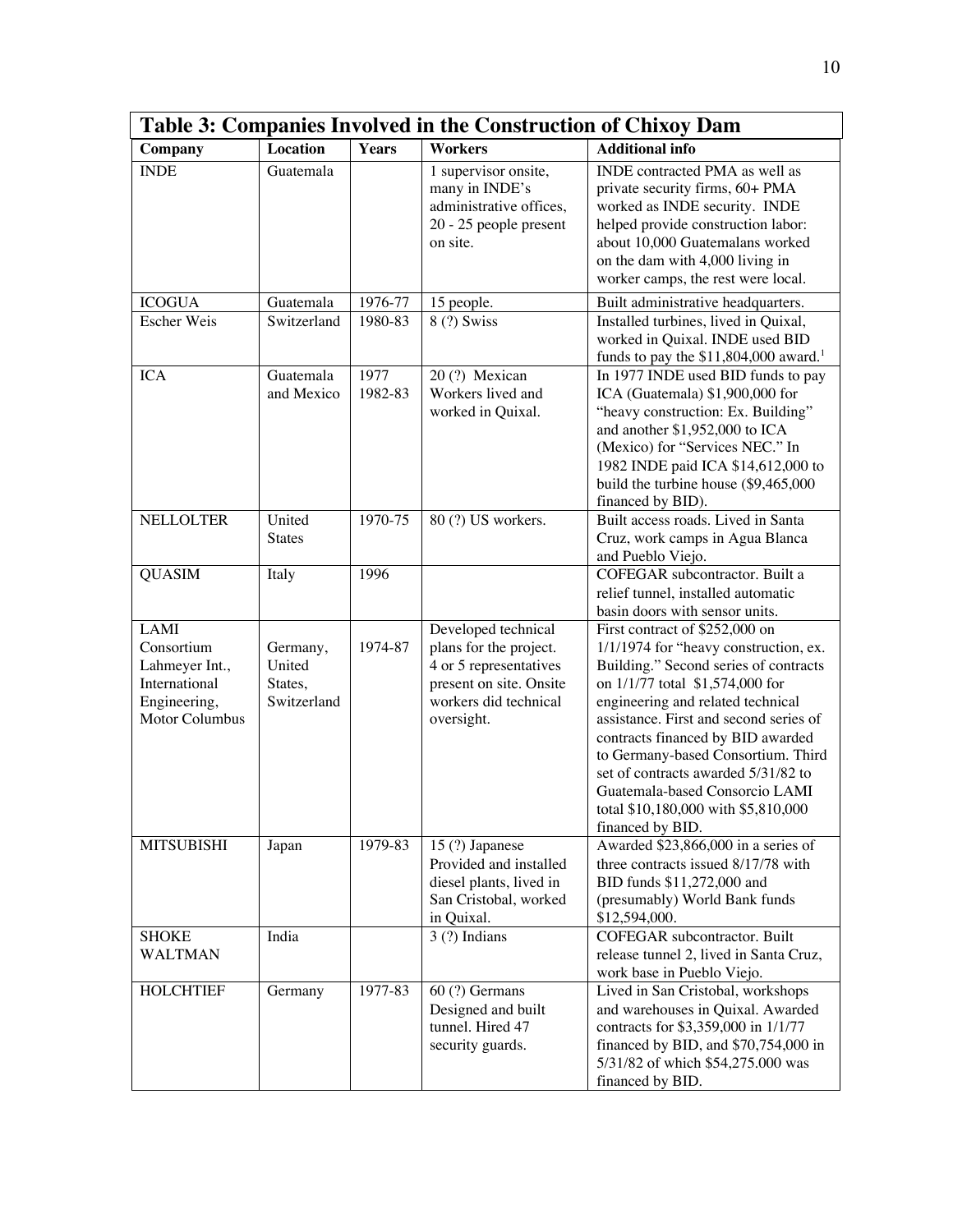**Table 3: Companies Involved in the Construction of Chixoy Dam**

| Company | Location | Years | Workers | Additional info |
|---|---|---|---|---|
| INDE | Guatemala | | 1 supervisor onsite, many in INDE's administrative offices, 20 - 25 people present on site. | INDE contracted PMA as well as private security firms, 60+ PMA worked as INDE security. INDE helped provide construction labor: about 10,000 Guatemalans worked on the dam with 4,000 living in worker camps, the rest were local. |
| ICOGUA | Guatemala | 1976-77 | 15 people. | Built administrative headquarters. |
| Escher Weis | Switzerland | 1980-83 | 8 (?) Swiss | Installed turbines, lived in Quixal, worked in Quixal. INDE used BID funds to pay the $11,804,000 award.[1] |
| ICA | Guatemala and Mexico | 1977 1982-83 | 20 (?) Mexican Workers lived and worked in Quixal. | In 1977 INDE used BID funds to pay ICA (Guatemala) $1,900,000 for "heavy construction: Ex. Building" and another $1,952,000 to ICA (Mexico) for "Services NEC." In 1982 INDE paid ICA $14,612,000 to build the turbine house ($9,465,000 financed by BID). |
| NELLOLTER | United States | 1970-75 | 80 (?) US workers. | Built access roads. Lived in Santa Cruz, work camps in Agua Blanca and Pueblo Viejo. |
| QUASIM | Italy | 1996 | | COFEGAR subcontractor. Built a relief tunnel, installed automatic basin doors with sensor units. |
| LAMI Consortium Lahmeyer Int., International Engineering, Motor Columbus | Germany, United States, Switzerland | 1974-87 | Developed technical plans for the project. 4 or 5 representatives present on site. Onsite workers did technical oversight. | First contract of $252,000 on 1/1/1974 for "heavy construction, ex. Building." Second series of contracts on 1/1/77 total $1,574,000 for engineering and related technical assistance. First and second series of contracts financed by BID awarded to Germany-based Consortium. Third set of contracts awarded 5/31/82 to Guatemala-based Consorcio LAMI total $10,180,000 with $5,810,000 financed by BID. |
| MITSUBISHI | Japan | 1979-83 | 15 (?) Japanese Provided and installed diesel plants, lived in San Cristobal, worked in Quixal. | Awarded $23,866,000 in a series of three contracts issued 8/17/78 with BID funds $11,272,000 and (presumably) World Bank funds $12,594,000. |
| SHOKE WALTMAN | India | | 3 (?) Indians | COFEGAR subcontractor. Built release tunnel 2, lived in Santa Cruz, work base in Pueblo Viejo. |
| HOLCHTIEF | Germany | 1977-83 | 60 (?) Germans Designed and built tunnel. Hired 47 security guards. | Lived in San Cristobal, workshops and warehouses in Quixal. Awarded contracts for $3,359,000 in 1/1/77 financed by BID, and $70,754,000 in 5/31/82 of which $54,275.000 was financed by BID. |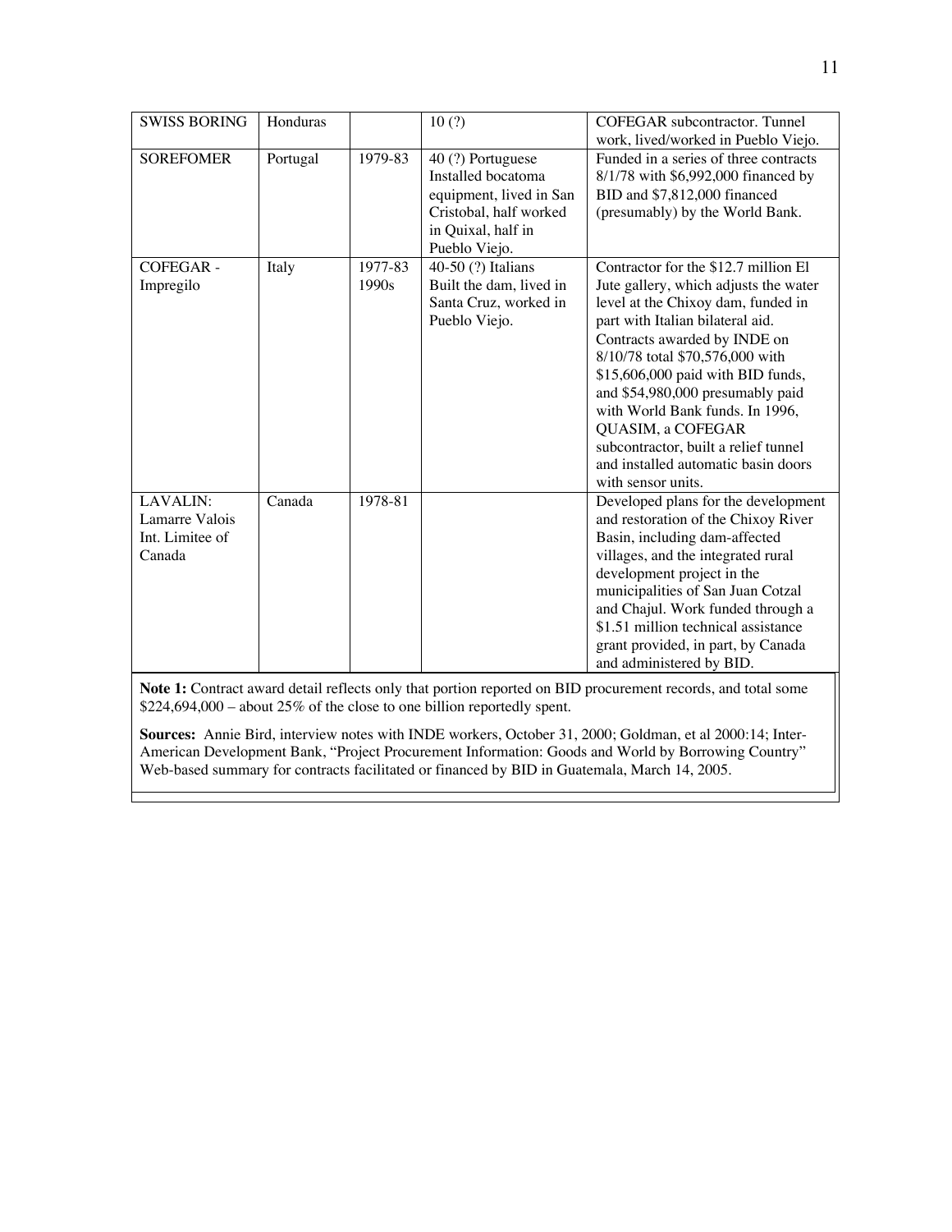| SWISS BORING | Honduras | | 10 (?) | COFEGAR subcontractor. Tunnel work, lived/worked in Pueblo Viejo. |
|---|---|---|---|---|
| SOREFOMER | Portugal | 1979-83 | 40 (?) Portuguese Installed bocatoma equipment, lived in San Cristobal, half worked in Quixal, half in Pueblo Viejo. | Funded in a series of three contracts 8/1/78 with $6,992,000 financed by BID and $7,812,000 financed (presumably) by the World Bank. |
| COFEGAR - Impregilo | Italy | 1977-83 1990s | 40-50 (?) Italians Built the dam, lived in Santa Cruz, worked in Pueblo Viejo. | Contractor for the $12.7 million El Jute gallery, which adjusts the water level at the Chixoy dam, funded in part with Italian bilateral aid. Contracts awarded by INDE on 8/10/78 total $70,576,000 with $15,606,000 paid with BID funds, and $54,980,000 presumably paid with World Bank funds. In 1996, QUASIM, a COFEGAR subcontractor, built a relief tunnel and installed automatic basin doors with sensor units. |
| LAVALIN: Lamarre Valois Int. Limitee of Canada | Canada | 1978-81 | | Developed plans for the development and restoration of the Chixoy River Basin, including dam-affected villages, and the integrated rural development project in the municipalities of San Juan Cotzal and Chajul. Work funded through a $1.51 million technical assistance grant provided, in part, by Canada and administered by BID. |

**Note 1:** Contract award detail reflects only that portion reported on BID procurement records, and total some $224,694,000 – about 25% of the close to one billion reportedly spent.

**Sources:** Annie Bird, interview notes with INDE workers, October 31, 2000; Goldman, et al 2000:14; Inter-American Development Bank, "Project Procurement Information: Goods and World by Borrowing Country" Web-based summary for contracts facilitated or financed by BID in Guatemala, March 14, 2005.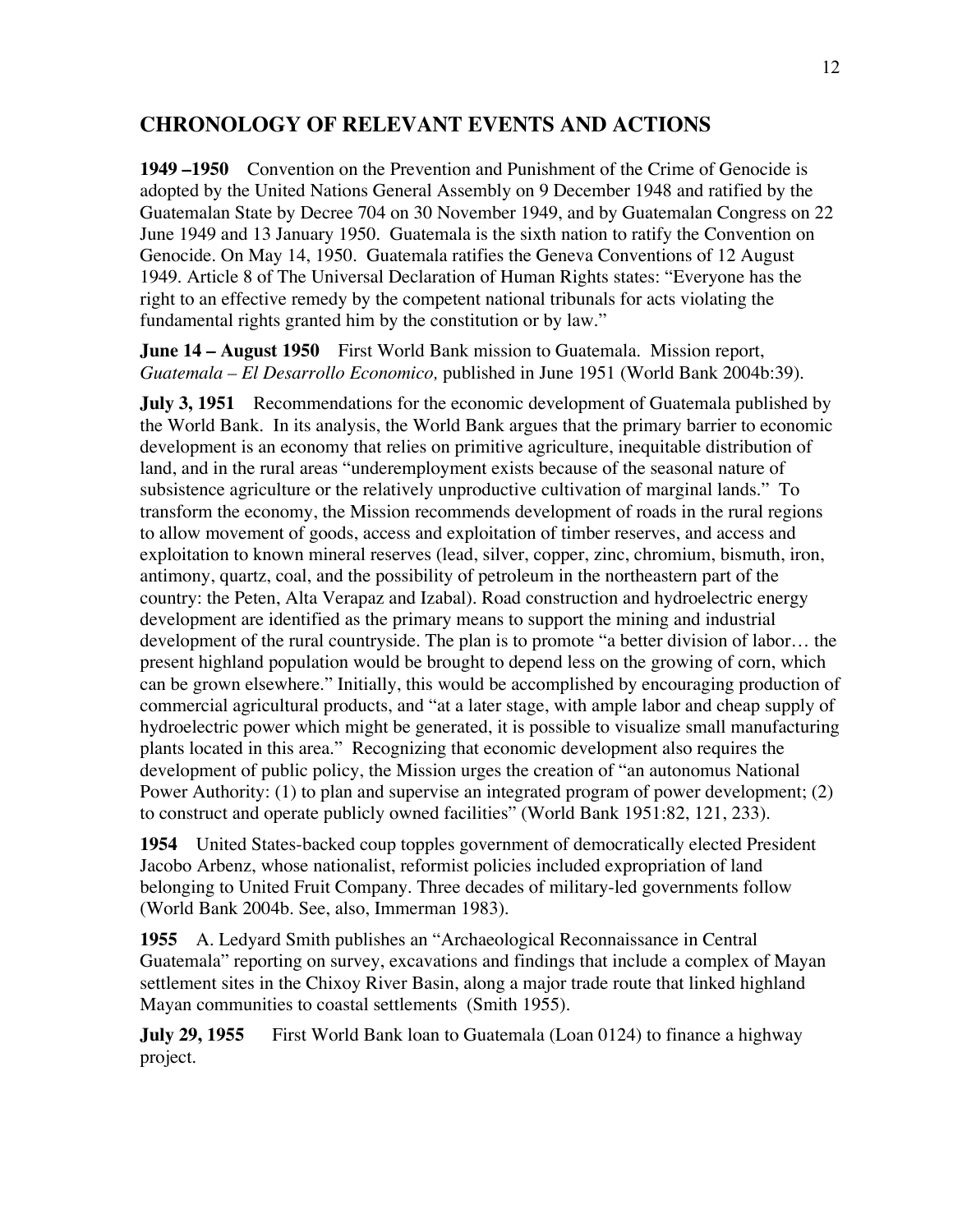## CHRONOLOGY OF RELEVANT EVENTS AND ACTIONS

**1949 –1950** Convention on the Prevention and Punishment of the Crime of Genocide is adopted by the United Nations General Assembly on 9 December 1948 and ratified by the Guatemalan State by Decree 704 on 30 November 1949, and by Guatemalan Congress on 22 June 1949 and 13 January 1950. Guatemala is the sixth nation to ratify the Convention on Genocide. On May 14, 1950. Guatemala ratifies the Geneva Conventions of 12 August 1949. Article 8 of The Universal Declaration of Human Rights states: "Everyone has the right to an effective remedy by the competent national tribunals for acts violating the fundamental rights granted him by the constitution or by law."

**June 14 – August 1950** First World Bank mission to Guatemala. Mission report, *Guatemala – El Desarrollo Economico,* published in June 1951 (World Bank 2004b:39).

**July 3, 1951** Recommendations for the economic development of Guatemala published by the World Bank. In its analysis, the World Bank argues that the primary barrier to economic development is an economy that relies on primitive agriculture, inequitable distribution of land, and in the rural areas "underemployment exists because of the seasonal nature of subsistence agriculture or the relatively unproductive cultivation of marginal lands." To transform the economy, the Mission recommends development of roads in the rural regions to allow movement of goods, access and exploitation of timber reserves, and access and exploitation to known mineral reserves (lead, silver, copper, zinc, chromium, bismuth, iron, antimony, quartz, coal, and the possibility of petroleum in the northeastern part of the country: the Peten, Alta Verapaz and Izabal). Road construction and hydroelectric energy development are identified as the primary means to support the mining and industrial development of the rural countryside. The plan is to promote "a better division of labor… the present highland population would be brought to depend less on the growing of corn, which can be grown elsewhere." Initially, this would be accomplished by encouraging production of commercial agricultural products, and "at a later stage, with ample labor and cheap supply of hydroelectric power which might be generated, it is possible to visualize small manufacturing plants located in this area." Recognizing that economic development also requires the development of public policy, the Mission urges the creation of "an autonomus National Power Authority: (1) to plan and supervise an integrated program of power development; (2) to construct and operate publicly owned facilities" (World Bank 1951:82, 121, 233).

**1954** United States-backed coup topples government of democratically elected President Jacobo Arbenz, whose nationalist, reformist policies included expropriation of land belonging to United Fruit Company. Three decades of military-led governments follow (World Bank 2004b. See, also, Immerman 1983).

**1955** A. Ledyard Smith publishes an "Archaeological Reconnaissance in Central Guatemala" reporting on survey, excavations and findings that include a complex of Mayan settlement sites in the Chixoy River Basin, along a major trade route that linked highland Mayan communities to coastal settlements (Smith 1955).

**July 29, 1955** First World Bank loan to Guatemala (Loan 0124) to finance a highway project.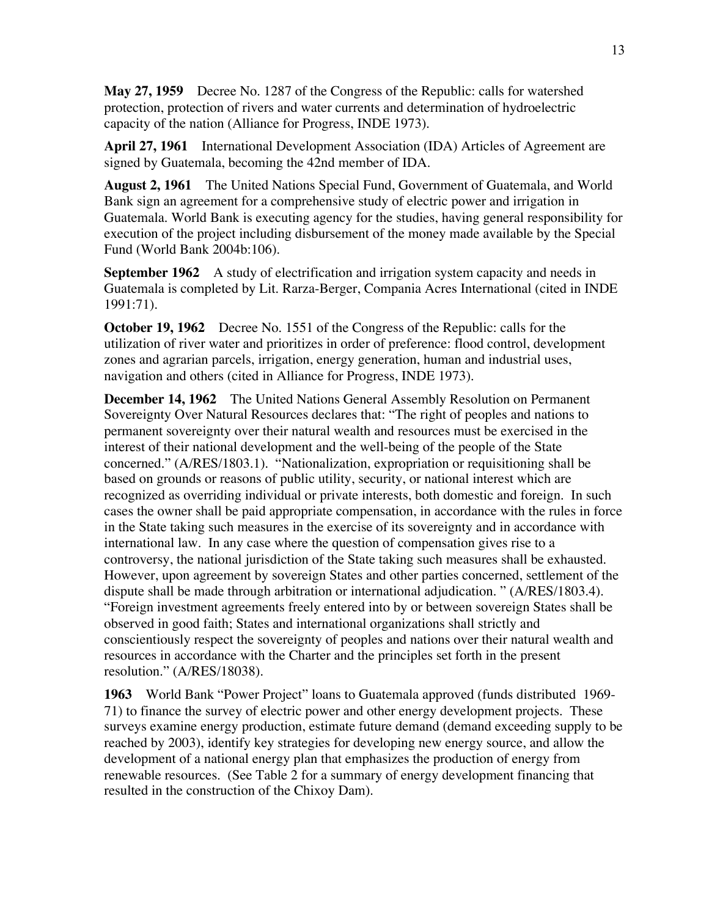**May 27, 1959** Decree No. 1287 of the Congress of the Republic: calls for watershed protection, protection of rivers and water currents and determination of hydroelectric capacity of the nation (Alliance for Progress, INDE 1973).

**April 27, 1961** International Development Association (IDA) Articles of Agreement are signed by Guatemala, becoming the 42nd member of IDA.

**August 2, 1961** The United Nations Special Fund, Government of Guatemala, and World Bank sign an agreement for a comprehensive study of electric power and irrigation in Guatemala. World Bank is executing agency for the studies, having general responsibility for execution of the project including disbursement of the money made available by the Special Fund (World Bank 2004b:106).

**September 1962** A study of electrification and irrigation system capacity and needs in Guatemala is completed by Lit. Rarza-Berger, Compania Acres International (cited in INDE 1991:71).

**October 19, 1962** Decree No. 1551 of the Congress of the Republic: calls for the utilization of river water and prioritizes in order of preference: flood control, development zones and agrarian parcels, irrigation, energy generation, human and industrial uses, navigation and others (cited in Alliance for Progress, INDE 1973).

**December 14, 1962** The United Nations General Assembly Resolution on Permanent Sovereignty Over Natural Resources declares that: "The right of peoples and nations to permanent sovereignty over their natural wealth and resources must be exercised in the interest of their national development and the well-being of the people of the State concerned." (A/RES/1803.1). "Nationalization, expropriation or requisitioning shall be based on grounds or reasons of public utility, security, or national interest which are recognized as overriding individual or private interests, both domestic and foreign. In such cases the owner shall be paid appropriate compensation, in accordance with the rules in force in the State taking such measures in the exercise of its sovereignty and in accordance with international law. In any case where the question of compensation gives rise to a controversy, the national jurisdiction of the State taking such measures shall be exhausted. However, upon agreement by sovereign States and other parties concerned, settlement of the dispute shall be made through arbitration or international adjudication. " (A/RES/1803.4). "Foreign investment agreements freely entered into by or between sovereign States shall be observed in good faith; States and international organizations shall strictly and conscientiously respect the sovereignty of peoples and nations over their natural wealth and resources in accordance with the Charter and the principles set forth in the present resolution." (A/RES/18038).

**1963** World Bank "Power Project" loans to Guatemala approved (funds distributed 1969-71) to finance the survey of electric power and other energy development projects. These surveys examine energy production, estimate future demand (demand exceeding supply to be reached by 2003), identify key strategies for developing new energy source, and allow the development of a national energy plan that emphasizes the production of energy from renewable resources. (See Table 2 for a summary of energy development financing that resulted in the construction of the Chixoy Dam).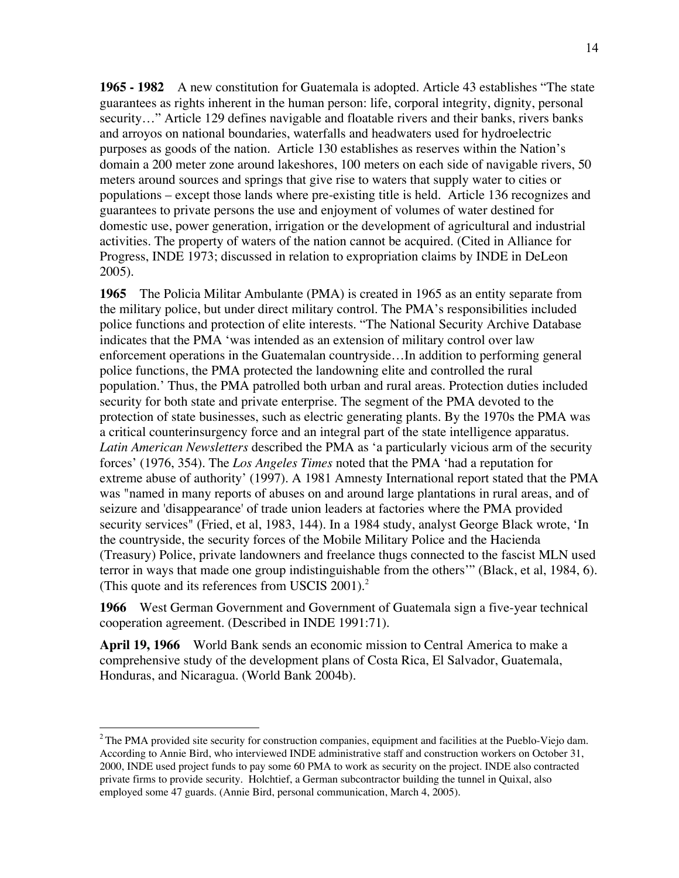**1965 - 1982** A new constitution for Guatemala is adopted. Article 43 establishes "The state guarantees as rights inherent in the human person: life, corporal integrity, dignity, personal security…" Article 129 defines navigable and floatable rivers and their banks, rivers banks and arroyos on national boundaries, waterfalls and headwaters used for hydroelectric purposes as goods of the nation. Article 130 establishes as reserves within the Nation's domain a 200 meter zone around lakeshores, 100 meters on each side of navigable rivers, 50 meters around sources and springs that give rise to waters that supply water to cities or populations – except those lands where pre-existing title is held. Article 136 recognizes and guarantees to private persons the use and enjoyment of volumes of water destined for domestic use, power generation, irrigation or the development of agricultural and industrial activities. The property of waters of the nation cannot be acquired. (Cited in Alliance for Progress, INDE 1973; discussed in relation to expropriation claims by INDE in DeLeon 2005).

**1965** The Policia Militar Ambulante (PMA) is created in 1965 as an entity separate from the military police, but under direct military control. The PMA's responsibilities included police functions and protection of elite interests. "The National Security Archive Database indicates that the PMA 'was intended as an extension of military control over law enforcement operations in the Guatemalan countryside…In addition to performing general police functions, the PMA protected the landowning elite and controlled the rural population.' Thus, the PMA patrolled both urban and rural areas. Protection duties included security for both state and private enterprise. The segment of the PMA devoted to the protection of state businesses, such as electric generating plants. By the 1970s the PMA was a critical counterinsurgency force and an integral part of the state intelligence apparatus. *Latin American Newsletters* described the PMA as 'a particularly vicious arm of the security forces' (1976, 354). The *Los Angeles Times* noted that the PMA 'had a reputation for extreme abuse of authority' (1997). A 1981 Amnesty International report stated that the PMA was "named in many reports of abuses on and around large plantations in rural areas, and of seizure and 'disappearance' of trade union leaders at factories where the PMA provided security services" (Fried, et al, 1983, 144). In a 1984 study, analyst George Black wrote, 'In the countryside, the security forces of the Mobile Military Police and the Hacienda (Treasury) Police, private landowners and freelance thugs connected to the fascist MLN used terror in ways that made one group indistinguishable from the others'" (Black, et al, 1984, 6). (This quote and its references from USCIS 2001).[2]

**1966** West German Government and Government of Guatemala sign a five-year technical cooperation agreement. (Described in INDE 1991:71).

**April 19, 1966** World Bank sends an economic mission to Central America to make a comprehensive study of the development plans of Costa Rica, El Salvador, Guatemala, Honduras, and Nicaragua. (World Bank 2004b).

---

[2] The PMA provided site security for construction companies, equipment and facilities at the Pueblo-Viejo dam. According to Annie Bird, who interviewed INDE administrative staff and construction workers on October 31, 2000, INDE used project funds to pay some 60 PMA to work as security on the project. INDE also contracted private firms to provide security. Holchtief, a German subcontractor building the tunnel in Quixal, also employed some 47 guards. (Annie Bird, personal communication, March 4, 2005).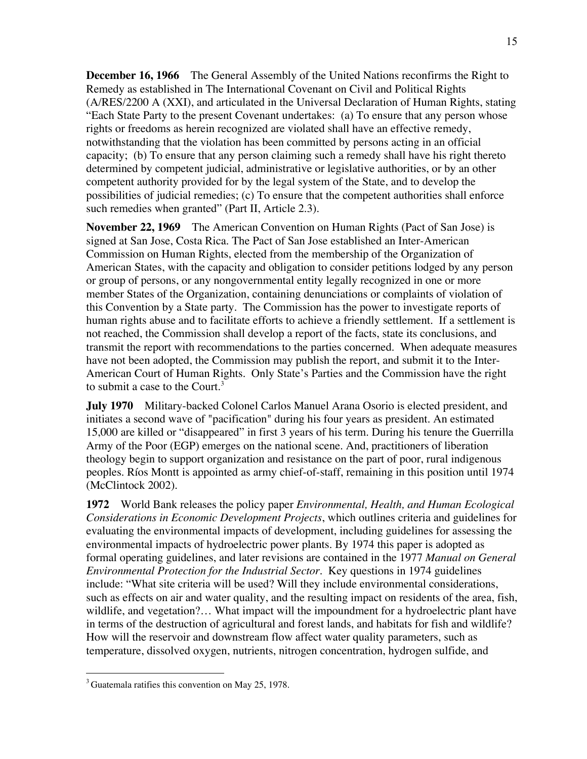**December 16, 1966** The General Assembly of the United Nations reconfirms the Right to Remedy as established in The International Covenant on Civil and Political Rights (A/RES/2200 A (XXI), and articulated in the Universal Declaration of Human Rights, stating "Each State Party to the present Covenant undertakes: (a) To ensure that any person whose rights or freedoms as herein recognized are violated shall have an effective remedy, notwithstanding that the violation has been committed by persons acting in an official capacity; (b) To ensure that any person claiming such a remedy shall have his right thereto determined by competent judicial, administrative or legislative authorities, or by an other competent authority provided for by the legal system of the State, and to develop the possibilities of judicial remedies; (c) To ensure that the competent authorities shall enforce such remedies when granted" (Part II, Article 2.3).

**November 22, 1969** The American Convention on Human Rights (Pact of San Jose) is signed at San Jose, Costa Rica. The Pact of San Jose established an Inter-American Commission on Human Rights, elected from the membership of the Organization of American States, with the capacity and obligation to consider petitions lodged by any person or group of persons, or any nongovernmental entity legally recognized in one or more member States of the Organization, containing denunciations or complaints of violation of this Convention by a State party. The Commission has the power to investigate reports of human rights abuse and to facilitate efforts to achieve a friendly settlement. If a settlement is not reached, the Commission shall develop a report of the facts, state its conclusions, and transmit the report with recommendations to the parties concerned. When adequate measures have not been adopted, the Commission may publish the report, and submit it to the Inter-American Court of Human Rights. Only State's Parties and the Commission have the right to submit a case to the Court.[3]

**July 1970** Military-backed Colonel Carlos Manuel Arana Osorio is elected president, and initiates a second wave of "pacification" during his four years as president. An estimated 15,000 are killed or "disappeared" in first 3 years of his term. During his tenure the Guerrilla Army of the Poor (EGP) emerges on the national scene. And, practitioners of liberation theology begin to support organization and resistance on the part of poor, rural indigenous peoples. Ríos Montt is appointed as army chief-of-staff, remaining in this position until 1974 (McClintock 2002).

**1972** World Bank releases the policy paper *Environmental, Health, and Human Ecological Considerations in Economic Development Projects*, which outlines criteria and guidelines for evaluating the environmental impacts of development, including guidelines for assessing the environmental impacts of hydroelectric power plants. By 1974 this paper is adopted as formal operating guidelines, and later revisions are contained in the 1977 *Manual on General Environmental Protection for the Industrial Sector*. Key questions in 1974 guidelines include: "What site criteria will be used? Will they include environmental considerations, such as effects on air and water quality, and the resulting impact on residents of the area, fish, wildlife, and vegetation?… What impact will the impoundment for a hydroelectric plant have in terms of the destruction of agricultural and forest lands, and habitats for fish and wildlife? How will the reservoir and downstream flow affect water quality parameters, such as temperature, dissolved oxygen, nutrients, nitrogen concentration, hydrogen sulfide, and

[3] Guatemala ratifies this convention on May 25, 1978.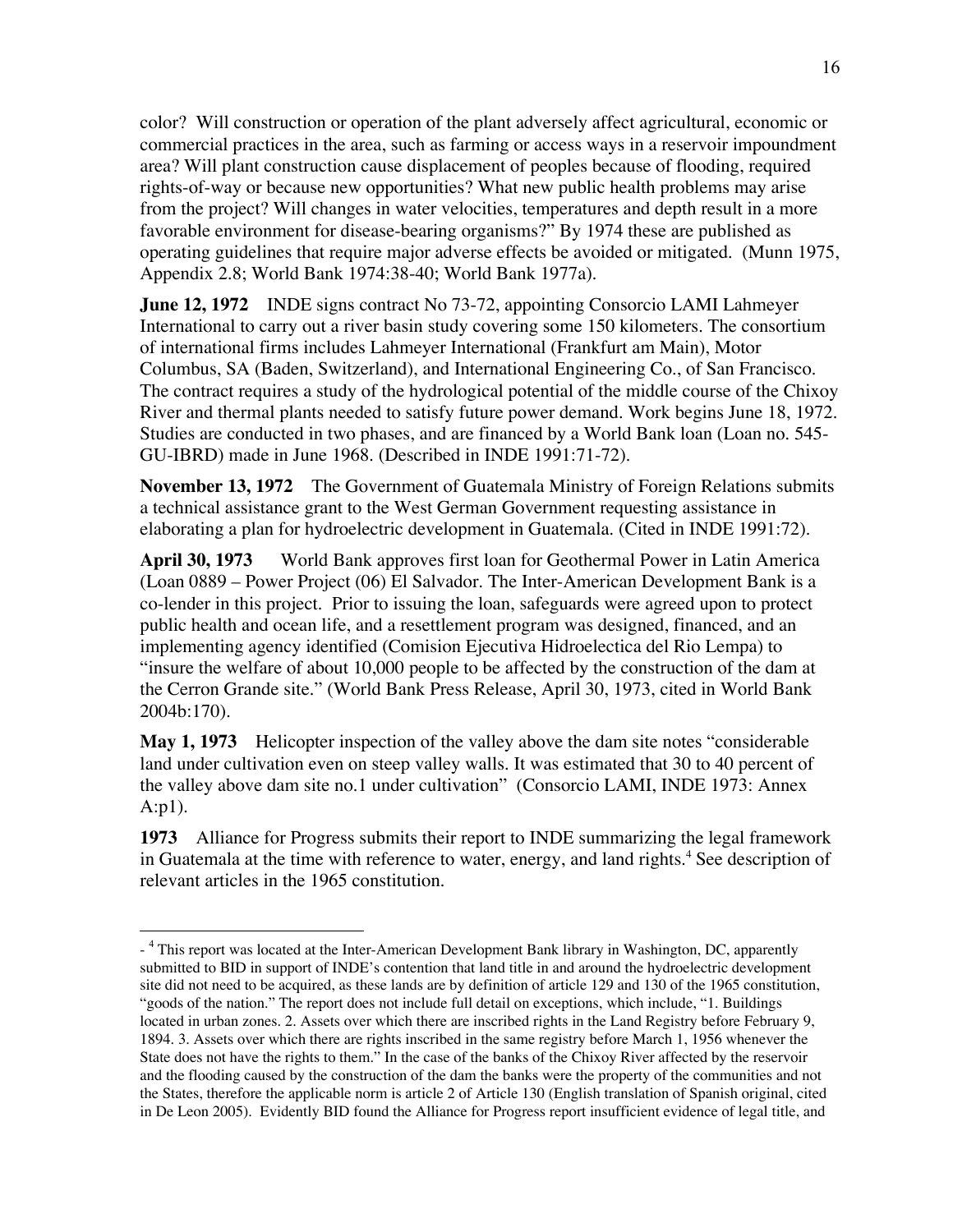color? Will construction or operation of the plant adversely affect agricultural, economic or commercial practices in the area, such as farming or access ways in a reservoir impoundment area? Will plant construction cause displacement of peoples because of flooding, required rights-of-way or because new opportunities? What new public health problems may arise from the project? Will changes in water velocities, temperatures and depth result in a more favorable environment for disease-bearing organisms?" By 1974 these are published as operating guidelines that require major adverse effects be avoided or mitigated. (Munn 1975, Appendix 2.8; World Bank 1974:38-40; World Bank 1977a).

**June 12, 1972** INDE signs contract No 73-72, appointing Consorcio LAMI Lahmeyer International to carry out a river basin study covering some 150 kilometers. The consortium of international firms includes Lahmeyer International (Frankfurt am Main), Motor Columbus, SA (Baden, Switzerland), and International Engineering Co., of San Francisco. The contract requires a study of the hydrological potential of the middle course of the Chixoy River and thermal plants needed to satisfy future power demand. Work begins June 18, 1972. Studies are conducted in two phases, and are financed by a World Bank loan (Loan no. 545-GU-IBRD) made in June 1968. (Described in INDE 1991:71-72).

**November 13, 1972** The Government of Guatemala Ministry of Foreign Relations submits a technical assistance grant to the West German Government requesting assistance in elaborating a plan for hydroelectric development in Guatemala. (Cited in INDE 1991:72).

**April 30, 1973** World Bank approves first loan for Geothermal Power in Latin America (Loan 0889 – Power Project (06) El Salvador. The Inter-American Development Bank is a co-lender in this project. Prior to issuing the loan, safeguards were agreed upon to protect public health and ocean life, and a resettlement program was designed, financed, and an implementing agency identified (Comision Ejecutiva Hidroelectica del Rio Lempa) to "insure the welfare of about 10,000 people to be affected by the construction of the dam at the Cerron Grande site." (World Bank Press Release, April 30, 1973, cited in World Bank 2004b:170).

**May 1, 1973** Helicopter inspection of the valley above the dam site notes "considerable land under cultivation even on steep valley walls. It was estimated that 30 to 40 percent of the valley above dam site no.1 under cultivation" (Consorcio LAMI, INDE 1973: Annex A:p1).

**1973** Alliance for Progress submits their report to INDE summarizing the legal framework in Guatemala at the time with reference to water, energy, and land rights.[4] See description of relevant articles in the 1965 constitution.

---

- [4] This report was located at the Inter-American Development Bank library in Washington, DC, apparently submitted to BID in support of INDE's contention that land title in and around the hydroelectric development site did not need to be acquired, as these lands are by definition of article 129 and 130 of the 1965 constitution, "goods of the nation." The report does not include full detail on exceptions, which include, "1. Buildings located in urban zones. 2. Assets over which there are inscribed rights in the Land Registry before February 9, 1894. 3. Assets over which there are rights inscribed in the same registry before March 1, 1956 whenever the State does not have the rights to them." In the case of the banks of the Chixoy River affected by the reservoir and the flooding caused by the construction of the dam the banks were the property of the communities and not the States, therefore the applicable norm is article 2 of Article 130 (English translation of Spanish original, cited in De Leon 2005). Evidently BID found the Alliance for Progress report insufficient evidence of legal title, and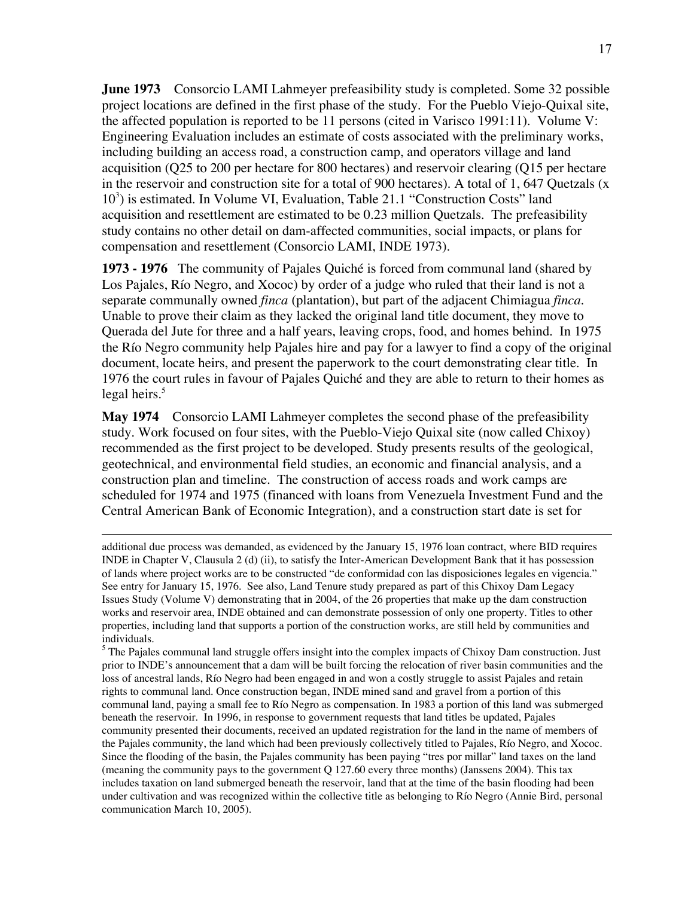**June 1973** Consorcio LAMI Lahmeyer prefeasibility study is completed. Some 32 possible project locations are defined in the first phase of the study. For the Pueblo Viejo-Quixal site, the affected population is reported to be 11 persons (cited in Varisco 1991:11). Volume V: Engineering Evaluation includes an estimate of costs associated with the preliminary works, including building an access road, a construction camp, and operators village and land acquisition (Q25 to 200 per hectare for 800 hectares) and reservoir clearing (Q15 per hectare in the reservoir and construction site for a total of 900 hectares). A total of 1, 647 Quetzals (x $10^3$) is estimated. In Volume VI, Evaluation, Table 21.1 "Construction Costs" land acquisition and resettlement are estimated to be 0.23 million Quetzals. The prefeasibility study contains no other detail on dam-affected communities, social impacts, or plans for compensation and resettlement (Consorcio LAMI, INDE 1973).

**1973 - 1976** The community of Pajales Quiché is forced from communal land (shared by Los Pajales, Río Negro, and Xococ) by order of a judge who ruled that their land is not a separate communally owned *finca* (plantation), but part of the adjacent Chimiagua *finca*. Unable to prove their claim as they lacked the original land title document, they move to Querada del Jute for three and a half years, leaving crops, food, and homes behind. In 1975 the Río Negro community help Pajales hire and pay for a lawyer to find a copy of the original document, locate heirs, and present the paperwork to the court demonstrating clear title. In 1976 the court rules in favour of Pajales Quiché and they are able to return to their homes as legal heirs.[5]

**May 1974** Consorcio LAMI Lahmeyer completes the second phase of the prefeasibility study. Work focused on four sites, with the Pueblo-Viejo Quixal site (now called Chixoy) recommended as the first project to be developed. Study presents results of the geological, geotechnical, and environmental field studies, an economic and financial analysis, and a construction plan and timeline. The construction of access roads and work camps are scheduled for 1974 and 1975 (financed with loans from Venezuela Investment Fund and the Central American Bank of Economic Integration), and a construction start date is set for

---

additional due process was demanded, as evidenced by the January 15, 1976 loan contract, where BID requires INDE in Chapter V, Clausula 2 (d) (ii), to satisfy the Inter-American Development Bank that it has possession of lands where project works are to be constructed "de conformidad con las disposiciones legales en vigencia." See entry for January 15, 1976. See also, Land Tenure study prepared as part of this Chixoy Dam Legacy Issues Study (Volume V) demonstrating that in 2004, of the 26 properties that make up the dam construction works and reservoir area, INDE obtained and can demonstrate possession of only one property. Titles to other properties, including land that supports a portion of the construction works, are still held by communities and individuals.

[5] The Pajales communal land struggle offers insight into the complex impacts of Chixoy Dam construction. Just prior to INDE's announcement that a dam will be built forcing the relocation of river basin communities and the loss of ancestral lands, Río Negro had been engaged in and won a costly struggle to assist Pajales and retain rights to communal land. Once construction began, INDE mined sand and gravel from a portion of this communal land, paying a small fee to Río Negro as compensation. In 1983 a portion of this land was submerged beneath the reservoir. In 1996, in response to government requests that land titles be updated, Pajales community presented their documents, received an updated registration for the land in the name of members of the Pajales community, the land which had been previously collectively titled to Pajales, Río Negro, and Xococ. Since the flooding of the basin, the Pajales community has been paying "tres por millar" land taxes on the land (meaning the community pays to the government Q 127.60 every three months) (Janssens 2004). This tax includes taxation on land submerged beneath the reservoir, land that at the time of the basin flooding had been under cultivation and was recognized within the collective title as belonging to Río Negro (Annie Bird, personal communication March 10, 2005).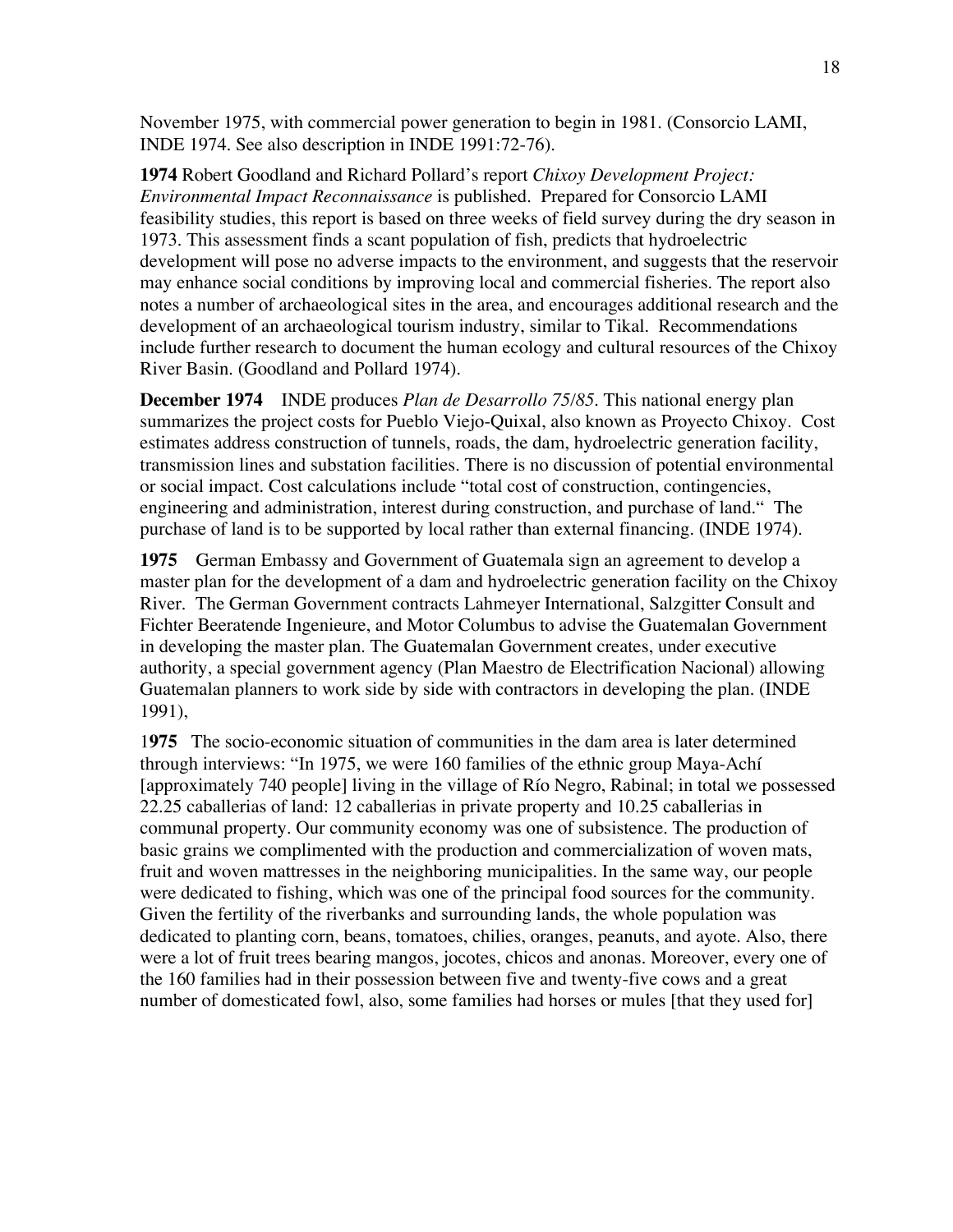November 1975, with commercial power generation to begin in 1981. (Consorcio LAMI, INDE 1974. See also description in INDE 1991:72-76).

**1974** Robert Goodland and Richard Pollard's report *Chixoy Development Project: Environmental Impact Reconnaissance* is published. Prepared for Consorcio LAMI feasibility studies, this report is based on three weeks of field survey during the dry season in 1973. This assessment finds a scant population of fish, predicts that hydroelectric development will pose no adverse impacts to the environment, and suggests that the reservoir may enhance social conditions by improving local and commercial fisheries. The report also notes a number of archaeological sites in the area, and encourages additional research and the development of an archaeological tourism industry, similar to Tikal. Recommendations include further research to document the human ecology and cultural resources of the Chixoy River Basin. (Goodland and Pollard 1974).

**December 1974** INDE produces *Plan de Desarrollo 75/85*. This national energy plan summarizes the project costs for Pueblo Viejo-Quixal, also known as Proyecto Chixoy. Cost estimates address construction of tunnels, roads, the dam, hydroelectric generation facility, transmission lines and substation facilities. There is no discussion of potential environmental or social impact. Cost calculations include "total cost of construction, contingencies, engineering and administration, interest during construction, and purchase of land." The purchase of land is to be supported by local rather than external financing. (INDE 1974).

**1975** German Embassy and Government of Guatemala sign an agreement to develop a master plan for the development of a dam and hydroelectric generation facility on the Chixoy River. The German Government contracts Lahmeyer International, Salzgitter Consult and Fichter Beeratende Ingenieure, and Motor Columbus to advise the Guatemalan Government in developing the master plan. The Guatemalan Government creates, under executive authority, a special government agency (Plan Maestro de Electrification Nacional) allowing Guatemalan planners to work side by side with contractors in developing the plan. (INDE 1991),

**1975** The socio-economic situation of communities in the dam area is later determined through interviews: "In 1975, we were 160 families of the ethnic group Maya-Achí [approximately 740 people] living in the village of Río Negro, Rabinal; in total we possessed 22.25 caballerias of land: 12 caballerias in private property and 10.25 caballerias in communal property. Our community economy was one of subsistence. The production of basic grains we complimented with the production and commercialization of woven mats, fruit and woven mattresses in the neighboring municipalities. In the same way, our people were dedicated to fishing, which was one of the principal food sources for the community. Given the fertility of the riverbanks and surrounding lands, the whole population was dedicated to planting corn, beans, tomatoes, chilies, oranges, peanuts, and ayote. Also, there were a lot of fruit trees bearing mangos, jocotes, chicos and anonas. Moreover, every one of the 160 families had in their possession between five and twenty-five cows and a great number of domesticated fowl, also, some families had horses or mules [that they used for]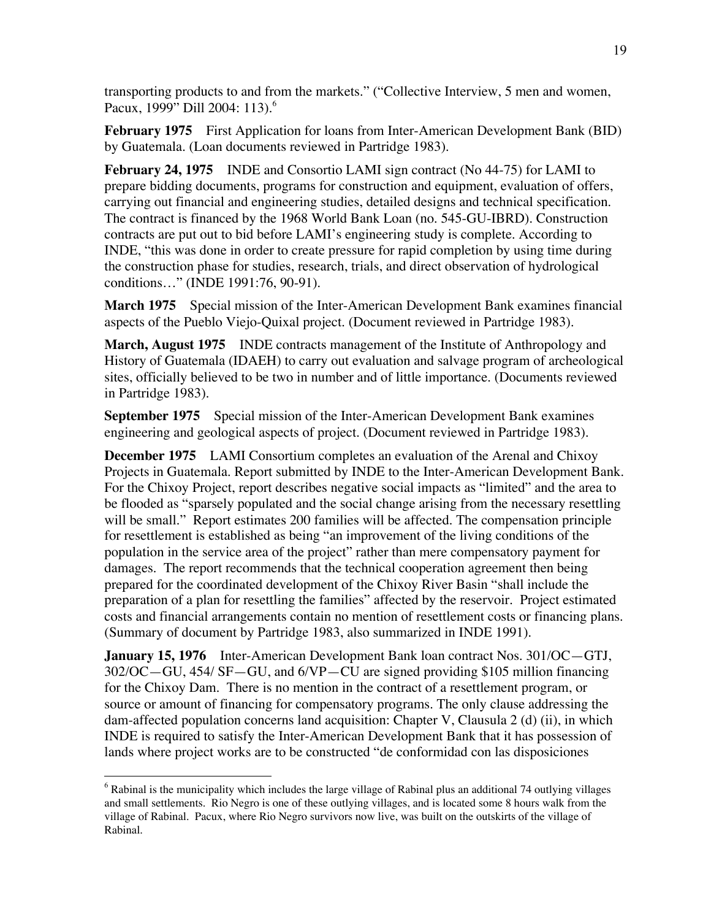transporting products to and from the markets." ("Collective Interview, 5 men and women, Pacux, 1999" Dill 2004: 113).[6]

**February 1975** First Application for loans from Inter-American Development Bank (BID) by Guatemala. (Loan documents reviewed in Partridge 1983).

**February 24, 1975** INDE and Consortio LAMI sign contract (No 44-75) for LAMI to prepare bidding documents, programs for construction and equipment, evaluation of offers, carrying out financial and engineering studies, detailed designs and technical specification. The contract is financed by the 1968 World Bank Loan (no. 545-GU-IBRD). Construction contracts are put out to bid before LAMI's engineering study is complete. According to INDE, "this was done in order to create pressure for rapid completion by using time during the construction phase for studies, research, trials, and direct observation of hydrological conditions…" (INDE 1991:76, 90-91).

**March 1975** Special mission of the Inter-American Development Bank examines financial aspects of the Pueblo Viejo-Quixal project. (Document reviewed in Partridge 1983).

**March, August 1975** INDE contracts management of the Institute of Anthropology and History of Guatemala (IDAEH) to carry out evaluation and salvage program of archeological sites, officially believed to be two in number and of little importance. (Documents reviewed in Partridge 1983).

**September 1975** Special mission of the Inter-American Development Bank examines engineering and geological aspects of project. (Document reviewed in Partridge 1983).

**December 1975** LAMI Consortium completes an evaluation of the Arenal and Chixoy Projects in Guatemala. Report submitted by INDE to the Inter-American Development Bank. For the Chixoy Project, report describes negative social impacts as "limited" and the area to be flooded as "sparsely populated and the social change arising from the necessary resettling will be small." Report estimates 200 families will be affected. The compensation principle for resettlement is established as being "an improvement of the living conditions of the population in the service area of the project" rather than mere compensatory payment for damages. The report recommends that the technical cooperation agreement then being prepared for the coordinated development of the Chixoy River Basin "shall include the preparation of a plan for resettling the families" affected by the reservoir. Project estimated costs and financial arrangements contain no mention of resettlement costs or financing plans. (Summary of document by Partridge 1983, also summarized in INDE 1991).

**January 15, 1976** Inter-American Development Bank loan contract Nos. 301/OC—GTJ, 302/OC—GU, 454/ SF—GU, and 6/VP—CU are signed providing $105 million financing for the Chixoy Dam. There is no mention in the contract of a resettlement program, or source or amount of financing for compensatory programs. The only clause addressing the dam-affected population concerns land acquisition: Chapter V, Clausula 2 (d) (ii), in which INDE is required to satisfy the Inter-American Development Bank that it has possession of lands where project works are to be constructed "de conformidad con las disposiciones

[6] Rabinal is the municipality which includes the large village of Rabinal plus an additional 74 outlying villages and small settlements. Rio Negro is one of these outlying villages, and is located some 8 hours walk from the village of Rabinal. Pacux, where Rio Negro survivors now live, was built on the outskirts of the village of Rabinal.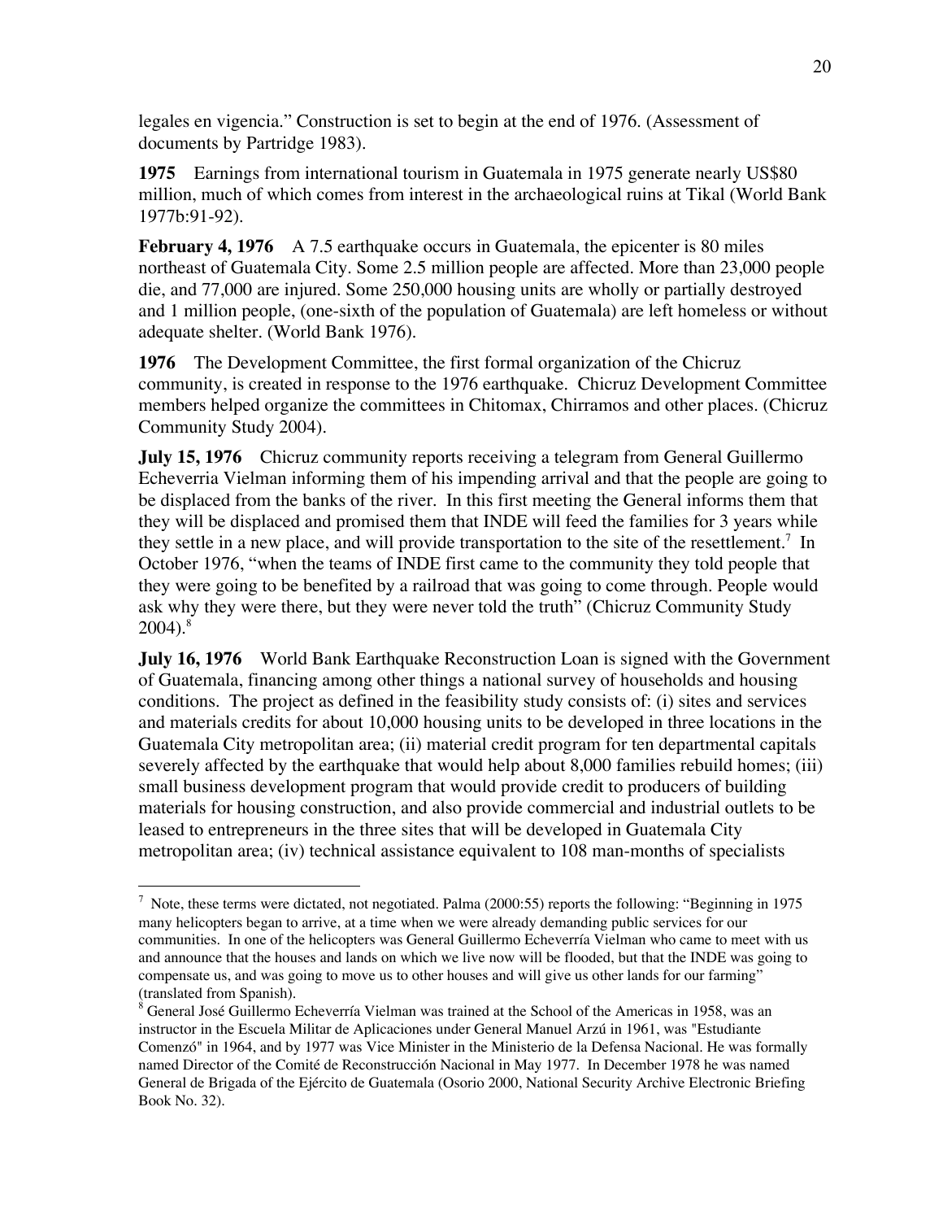legales en vigencia." Construction is set to begin at the end of 1976. (Assessment of documents by Partridge 1983).

**1975** Earnings from international tourism in Guatemala in 1975 generate nearly US$80 million, much of which comes from interest in the archaeological ruins at Tikal (World Bank 1977b:91-92).

**February 4, 1976** A 7.5 earthquake occurs in Guatemala, the epicenter is 80 miles northeast of Guatemala City. Some 2.5 million people are affected. More than 23,000 people die, and 77,000 are injured. Some 250,000 housing units are wholly or partially destroyed and 1 million people, (one-sixth of the population of Guatemala) are left homeless or without adequate shelter. (World Bank 1976).

**1976** The Development Committee, the first formal organization of the Chicruz community, is created in response to the 1976 earthquake. Chicruz Development Committee members helped organize the committees in Chitomax, Chirramos and other places. (Chicruz Community Study 2004).

**July 15, 1976** Chicruz community reports receiving a telegram from General Guillermo Echeverria Vielman informing them of his impending arrival and that the people are going to be displaced from the banks of the river. In this first meeting the General informs them that they will be displaced and promised them that INDE will feed the families for 3 years while they settle in a new place, and will provide transportation to the site of the resettlement.[7] In October 1976, "when the teams of INDE first came to the community they told people that they were going to be benefited by a railroad that was going to come through. People would ask why they were there, but they were never told the truth" (Chicruz Community Study 2004).[8]

**July 16, 1976** World Bank Earthquake Reconstruction Loan is signed with the Government of Guatemala, financing among other things a national survey of households and housing conditions. The project as defined in the feasibility study consists of: (i) sites and services and materials credits for about 10,000 housing units to be developed in three locations in the Guatemala City metropolitan area; (ii) material credit program for ten departmental capitals severely affected by the earthquake that would help about 8,000 families rebuild homes; (iii) small business development program that would provide credit to producers of building materials for housing construction, and also provide commercial and industrial outlets to be leased to entrepreneurs in the three sites that will be developed in Guatemala City metropolitan area; (iv) technical assistance equivalent to 108 man-months of specialists

---

[7] Note, these terms were dictated, not negotiated. Palma (2000:55) reports the following: "Beginning in 1975 many helicopters began to arrive, at a time when we were already demanding public services for our communities. In one of the helicopters was General Guillermo Echeverría Vielman who came to meet with us and announce that the houses and lands on which we live now will be flooded, but that the INDE was going to compensate us, and was going to move us to other houses and will give us other lands for our farming" (translated from Spanish).

[8] General José Guillermo Echeverría Vielman was trained at the School of the Americas in 1958, was an instructor in the Escuela Militar de Aplicaciones under General Manuel Arzú in 1961, was "Estudiante Comenzó" in 1964, and by 1977 was Vice Minister in the Ministerio de la Defensa Nacional. He was formally named Director of the Comité de Reconstrucción Nacional in May 1977. In December 1978 he was named General de Brigada of the Ejército de Guatemala (Osorio 2000, National Security Archive Electronic Briefing Book No. 32).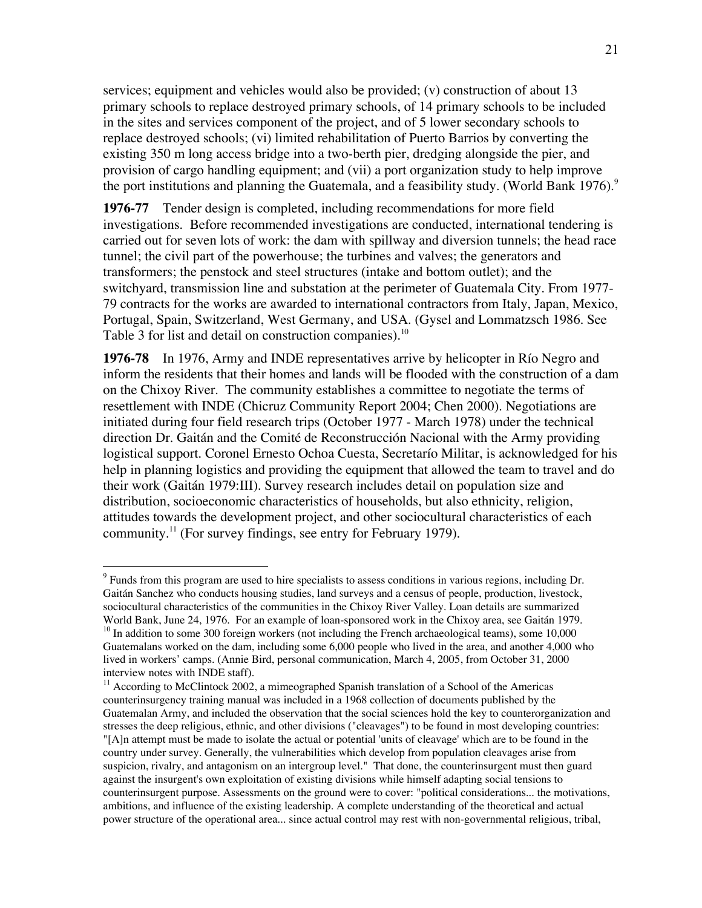services; equipment and vehicles would also be provided; (v) construction of about 13 primary schools to replace destroyed primary schools, of 14 primary schools to be included in the sites and services component of the project, and of 5 lower secondary schools to replace destroyed schools; (vi) limited rehabilitation of Puerto Barrios by converting the existing 350 m long access bridge into a two-berth pier, dredging alongside the pier, and provision of cargo handling equipment; and (vii) a port organization study to help improve the port institutions and planning the Guatemala, and a feasibility study. (World Bank 1976).[9]

**1976-77** Tender design is completed, including recommendations for more field investigations. Before recommended investigations are conducted, international tendering is carried out for seven lots of work: the dam with spillway and diversion tunnels; the head race tunnel; the civil part of the powerhouse; the turbines and valves; the generators and transformers; the penstock and steel structures (intake and bottom outlet); and the switchyard, transmission line and substation at the perimeter of Guatemala City. From 1977-79 contracts for the works are awarded to international contractors from Italy, Japan, Mexico, Portugal, Spain, Switzerland, West Germany, and USA. (Gysel and Lommatzsch 1986. See Table 3 for list and detail on construction companies).[10]

**1976-78** In 1976, Army and INDE representatives arrive by helicopter in Río Negro and inform the residents that their homes and lands will be flooded with the construction of a dam on the Chixoy River. The community establishes a committee to negotiate the terms of resettlement with INDE (Chicruz Community Report 2004; Chen 2000). Negotiations are initiated during four field research trips (October 1977 - March 1978) under the technical direction Dr. Gaitán and the Comité de Reconstrucción Nacional with the Army providing logistical support. Coronel Ernesto Ochoa Cuesta, Secretarío Militar, is acknowledged for his help in planning logistics and providing the equipment that allowed the team to travel and do their work (Gaitán 1979:III). Survey research includes detail on population size and distribution, socioeconomic characteristics of households, but also ethnicity, religion, attitudes towards the development project, and other sociocultural characteristics of each community.[11] (For survey findings, see entry for February 1979).

---

[9] Funds from this program are used to hire specialists to assess conditions in various regions, including Dr. Gaitán Sanchez who conducts housing studies, land surveys and a census of people, production, livestock, sociocultural characteristics of the communities in the Chixoy River Valley. Loan details are summarized World Bank, June 24, 1976. For an example of loan-sponsored work in the Chixoy area, see Gaitán 1979.

[10] In addition to some 300 foreign workers (not including the French archaeological teams), some 10,000 Guatemalans worked on the dam, including some 6,000 people who lived in the area, and another 4,000 who lived in workers' camps. (Annie Bird, personal communication, March 4, 2005, from October 31, 2000 interview notes with INDE staff).

[11] According to McClintock 2002, a mimeographed Spanish translation of a School of the Americas counterinsurgency training manual was included in a 1968 collection of documents published by the Guatemalan Army, and included the observation that the social sciences hold the key to counterorganization and stresses the deep religious, ethnic, and other divisions ("cleavages") to be found in most developing countries: "[A]n attempt must be made to isolate the actual or potential 'units of cleavage' which are to be found in the country under survey. Generally, the vulnerabilities which develop from population cleavages arise from suspicion, rivalry, and antagonism on an intergroup level." That done, the counterinsurgent must then guard against the insurgent's own exploitation of existing divisions while himself adapting social tensions to counterinsurgent purpose. Assessments on the ground were to cover: "political considerations... the motivations, ambitions, and influence of the existing leadership. A complete understanding of the theoretical and actual power structure of the operational area... since actual control may rest with non-governmental religious, tribal,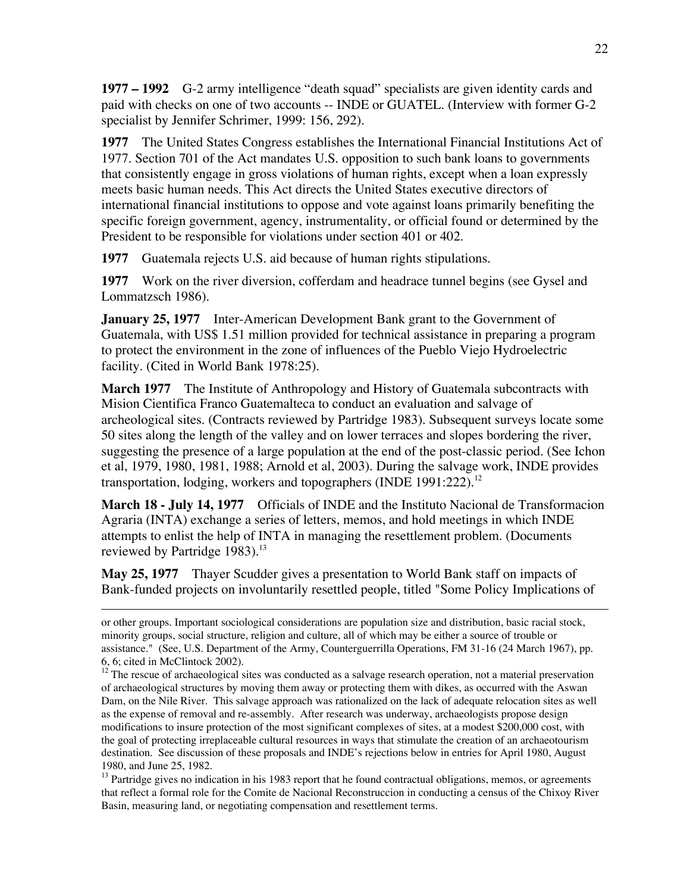**1977 – 1992** G-2 army intelligence "death squad" specialists are given identity cards and paid with checks on one of two accounts -- INDE or GUATEL. (Interview with former G-2 specialist by Jennifer Schrimer, 1999: 156, 292).

**1977** The United States Congress establishes the International Financial Institutions Act of 1977. Section 701 of the Act mandates U.S. opposition to such bank loans to governments that consistently engage in gross violations of human rights, except when a loan expressly meets basic human needs. This Act directs the United States executive directors of international financial institutions to oppose and vote against loans primarily benefiting the specific foreign government, agency, instrumentality, or official found or determined by the President to be responsible for violations under section 401 or 402.

**1977** Guatemala rejects U.S. aid because of human rights stipulations.

**1977** Work on the river diversion, cofferdam and headrace tunnel begins (see Gysel and Lommatzsch 1986).

**January 25, 1977** Inter-American Development Bank grant to the Government of Guatemala, with US$ 1.51 million provided for technical assistance in preparing a program to protect the environment in the zone of influences of the Pueblo Viejo Hydroelectric facility. (Cited in World Bank 1978:25).

**March 1977** The Institute of Anthropology and History of Guatemala subcontracts with Mision Cientifica Franco Guatemalteca to conduct an evaluation and salvage of archeological sites. (Contracts reviewed by Partridge 1983). Subsequent surveys locate some 50 sites along the length of the valley and on lower terraces and slopes bordering the river, suggesting the presence of a large population at the end of the post-classic period. (See Ichon et al, 1979, 1980, 1981, 1988; Arnold et al, 2003). During the salvage work, INDE provides transportation, lodging, workers and topographers (INDE 1991:222).[12]

**March 18 - July 14, 1977** Officials of INDE and the Instituto Nacional de Transformacion Agraria (INTA) exchange a series of letters, memos, and hold meetings in which INDE attempts to enlist the help of INTA in managing the resettlement problem. (Documents reviewed by Partridge 1983).[13]

**May 25, 1977** Thayer Scudder gives a presentation to World Bank staff on impacts of Bank-funded projects on involuntarily resettled people, titled "Some Policy Implications of

---

or other groups. Important sociological considerations are population size and distribution, basic racial stock, minority groups, social structure, religion and culture, all of which may be either a source of trouble or assistance." (See, U.S. Department of the Army, Counterguerrilla Operations, FM 31-16 (24 March 1967), pp. 6, 6; cited in McClintock 2002).

[12] The rescue of archaeological sites was conducted as a salvage research operation, not a material preservation of archaeological structures by moving them away or protecting them with dikes, as occurred with the Aswan Dam, on the Nile River. This salvage approach was rationalized on the lack of adequate relocation sites as well as the expense of removal and re-assembly. After research was underway, archaeologists propose design modifications to insure protection of the most significant complexes of sites, at a modest $200,000 cost, with the goal of protecting irreplaceable cultural resources in ways that stimulate the creation of an archaeotourism destination. See discussion of these proposals and INDE's rejections below in entries for April 1980, August 1980, and June 25, 1982.

[13] Partridge gives no indication in his 1983 report that he found contractual obligations, memos, or agreements that reflect a formal role for the Comite de Nacional Reconstruccion in conducting a census of the Chixoy River Basin, measuring land, or negotiating compensation and resettlement terms.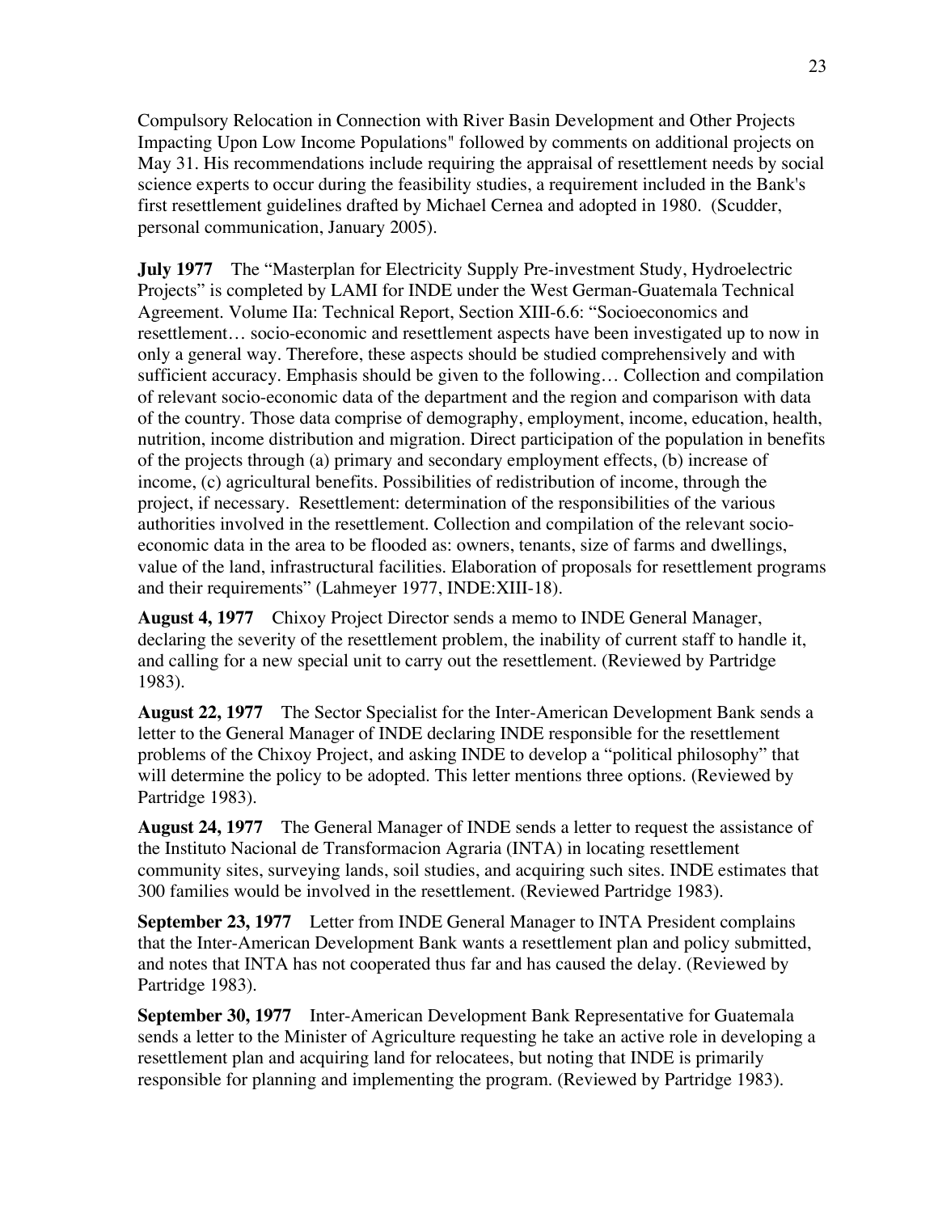Compulsory Relocation in Connection with River Basin Development and Other Projects Impacting Upon Low Income Populations" followed by comments on additional projects on May 31. His recommendations include requiring the appraisal of resettlement needs by social science experts to occur during the feasibility studies, a requirement included in the Bank's first resettlement guidelines drafted by Michael Cernea and adopted in 1980. (Scudder, personal communication, January 2005).

**July 1977** The "Masterplan for Electricity Supply Pre-investment Study, Hydroelectric Projects" is completed by LAMI for INDE under the West German-Guatemala Technical Agreement. Volume IIa: Technical Report, Section XIII-6.6: "Socioeconomics and resettlement… socio-economic and resettlement aspects have been investigated up to now in only a general way. Therefore, these aspects should be studied comprehensively and with sufficient accuracy. Emphasis should be given to the following… Collection and compilation of relevant socio-economic data of the department and the region and comparison with data of the country. Those data comprise of demography, employment, income, education, health, nutrition, income distribution and migration. Direct participation of the population in benefits of the projects through (a) primary and secondary employment effects, (b) increase of income, (c) agricultural benefits. Possibilities of redistribution of income, through the project, if necessary. Resettlement: determination of the responsibilities of the various authorities involved in the resettlement. Collection and compilation of the relevant socio-economic data in the area to be flooded as: owners, tenants, size of farms and dwellings, value of the land, infrastructural facilities. Elaboration of proposals for resettlement programs and their requirements" (Lahmeyer 1977, INDE:XIII-18).

**August 4, 1977** Chixoy Project Director sends a memo to INDE General Manager, declaring the severity of the resettlement problem, the inability of current staff to handle it, and calling for a new special unit to carry out the resettlement. (Reviewed by Partridge 1983).

**August 22, 1977** The Sector Specialist for the Inter-American Development Bank sends a letter to the General Manager of INDE declaring INDE responsible for the resettlement problems of the Chixoy Project, and asking INDE to develop a "political philosophy" that will determine the policy to be adopted. This letter mentions three options. (Reviewed by Partridge 1983).

**August 24, 1977** The General Manager of INDE sends a letter to request the assistance of the Instituto Nacional de Transformacion Agraria (INTA) in locating resettlement community sites, surveying lands, soil studies, and acquiring such sites. INDE estimates that 300 families would be involved in the resettlement. (Reviewed Partridge 1983).

**September 23, 1977** Letter from INDE General Manager to INTA President complains that the Inter-American Development Bank wants a resettlement plan and policy submitted, and notes that INTA has not cooperated thus far and has caused the delay. (Reviewed by Partridge 1983).

**September 30, 1977** Inter-American Development Bank Representative for Guatemala sends a letter to the Minister of Agriculture requesting he take an active role in developing a resettlement plan and acquiring land for relocatees, but noting that INDE is primarily responsible for planning and implementing the program. (Reviewed by Partridge 1983).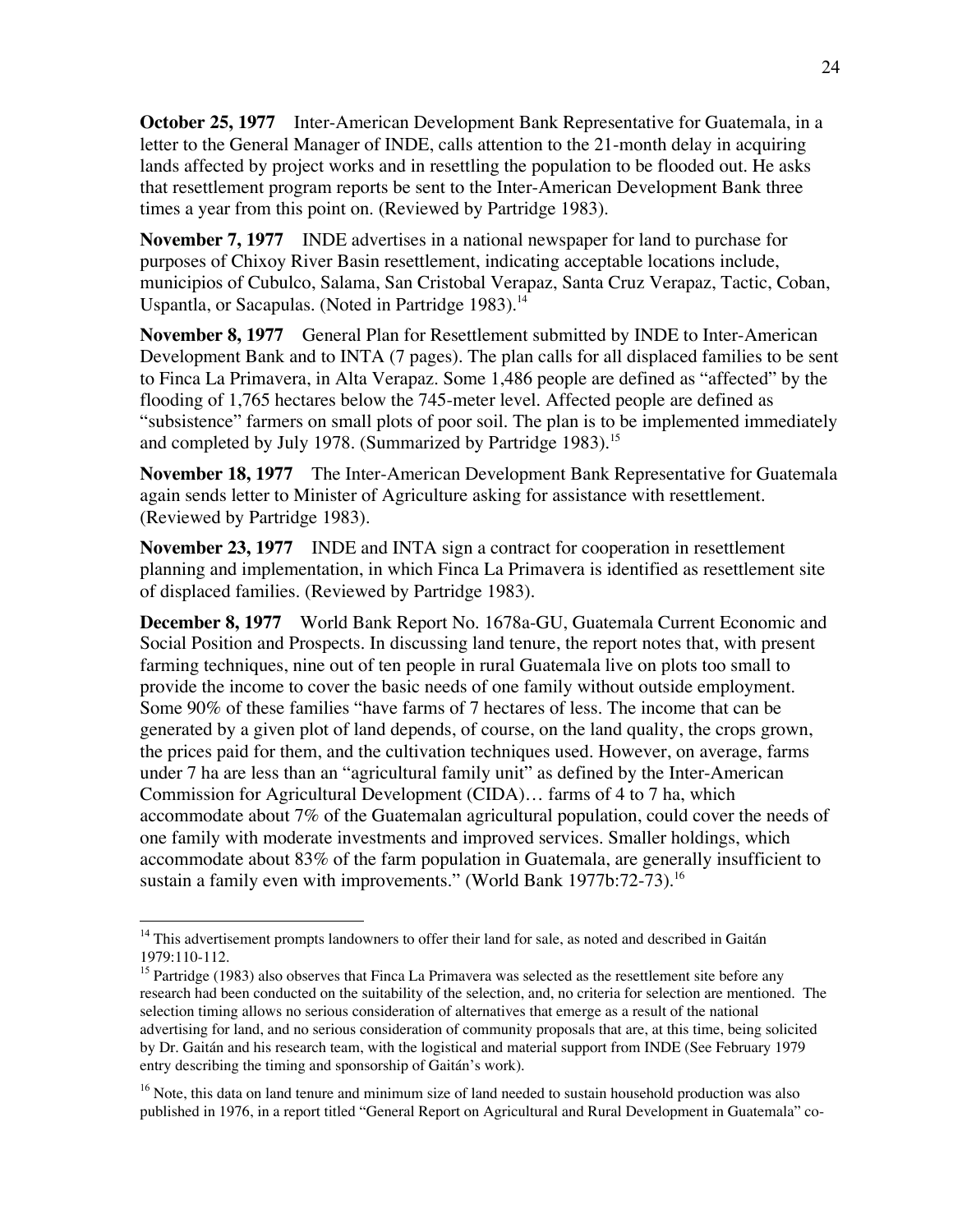**October 25, 1977** Inter-American Development Bank Representative for Guatemala, in a letter to the General Manager of INDE, calls attention to the 21-month delay in acquiring lands affected by project works and in resettling the population to be flooded out. He asks that resettlement program reports be sent to the Inter-American Development Bank three times a year from this point on. (Reviewed by Partridge 1983).

**November 7, 1977** INDE advertises in a national newspaper for land to purchase for purposes of Chixoy River Basin resettlement, indicating acceptable locations include, municipios of Cubulco, Salama, San Cristobal Verapaz, Santa Cruz Verapaz, Tactic, Coban, Uspantla, or Sacapulas. (Noted in Partridge 1983).[14]

**November 8, 1977** General Plan for Resettlement submitted by INDE to Inter-American Development Bank and to INTA (7 pages). The plan calls for all displaced families to be sent to Finca La Primavera, in Alta Verapaz. Some 1,486 people are defined as "affected" by the flooding of 1,765 hectares below the 745-meter level. Affected people are defined as "subsistence" farmers on small plots of poor soil. The plan is to be implemented immediately and completed by July 1978. (Summarized by Partridge 1983).[15]

**November 18, 1977** The Inter-American Development Bank Representative for Guatemala again sends letter to Minister of Agriculture asking for assistance with resettlement. (Reviewed by Partridge 1983).

**November 23, 1977** INDE and INTA sign a contract for cooperation in resettlement planning and implementation, in which Finca La Primavera is identified as resettlement site of displaced families. (Reviewed by Partridge 1983).

**December 8, 1977** World Bank Report No. 1678a-GU, Guatemala Current Economic and Social Position and Prospects. In discussing land tenure, the report notes that, with present farming techniques, nine out of ten people in rural Guatemala live on plots too small to provide the income to cover the basic needs of one family without outside employment. Some 90% of these families "have farms of 7 hectares of less. The income that can be generated by a given plot of land depends, of course, on the land quality, the crops grown, the prices paid for them, and the cultivation techniques used. However, on average, farms under 7 ha are less than an "agricultural family unit" as defined by the Inter-American Commission for Agricultural Development (CIDA)… farms of 4 to 7 ha, which accommodate about 7% of the Guatemalan agricultural population, could cover the needs of one family with moderate investments and improved services. Smaller holdings, which accommodate about 83% of the farm population in Guatemala, are generally insufficient to sustain a family even with improvements." (World Bank 1977b:72-73).[16]

---

[14] This advertisement prompts landowners to offer their land for sale, as noted and described in Gaitán 1979:110-112.

[15] Partridge (1983) also observes that Finca La Primavera was selected as the resettlement site before any research had been conducted on the suitability of the selection, and, no criteria for selection are mentioned. The selection timing allows no serious consideration of alternatives that emerge as a result of the national advertising for land, and no serious consideration of community proposals that are, at this time, being solicited by Dr. Gaitán and his research team, with the logistical and material support from INDE (See February 1979 entry describing the timing and sponsorship of Gaitán's work).

[16] Note, this data on land tenure and minimum size of land needed to sustain household production was also published in 1976, in a report titled "General Report on Agricultural and Rural Development in Guatemala" co-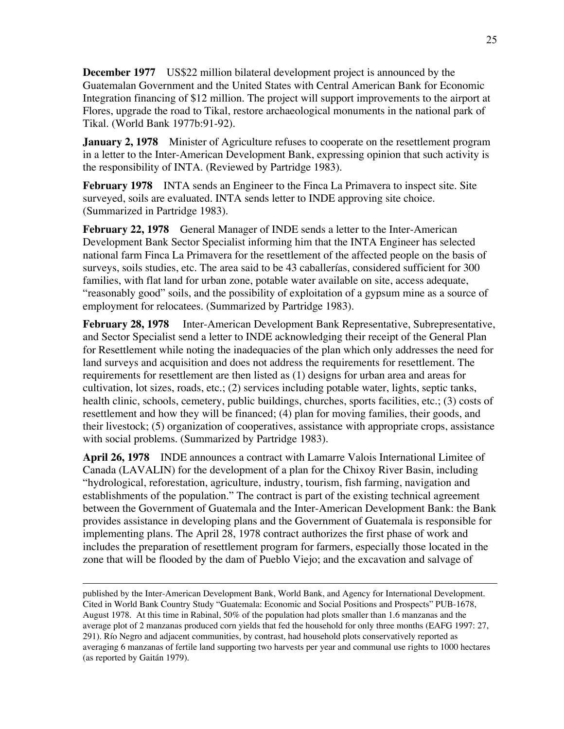**December 1977** US$22 million bilateral development project is announced by the Guatemalan Government and the United States with Central American Bank for Economic Integration financing of $12 million. The project will support improvements to the airport at Flores, upgrade the road to Tikal, restore archaeological monuments in the national park of Tikal. (World Bank 1977b:91-92).

**January 2, 1978** Minister of Agriculture refuses to cooperate on the resettlement program in a letter to the Inter-American Development Bank, expressing opinion that such activity is the responsibility of INTA. (Reviewed by Partridge 1983).

**February 1978** INTA sends an Engineer to the Finca La Primavera to inspect site. Site surveyed, soils are evaluated. INTA sends letter to INDE approving site choice. (Summarized in Partridge 1983).

**February 22, 1978** General Manager of INDE sends a letter to the Inter-American Development Bank Sector Specialist informing him that the INTA Engineer has selected national farm Finca La Primavera for the resettlement of the affected people on the basis of surveys, soils studies, etc. The area said to be 43 caballerías, considered sufficient for 300 families, with flat land for urban zone, potable water available on site, access adequate, "reasonably good" soils, and the possibility of exploitation of a gypsum mine as a source of employment for relocatees. (Summarized by Partridge 1983).

**February 28, 1978** Inter-American Development Bank Representative, Subrepresentative, and Sector Specialist send a letter to INDE acknowledging their receipt of the General Plan for Resettlement while noting the inadequacies of the plan which only addresses the need for land surveys and acquisition and does not address the requirements for resettlement. The requirements for resettlement are then listed as (1) designs for urban area and areas for cultivation, lot sizes, roads, etc.; (2) services including potable water, lights, septic tanks, health clinic, schools, cemetery, public buildings, churches, sports facilities, etc.; (3) costs of resettlement and how they will be financed; (4) plan for moving families, their goods, and their livestock; (5) organization of cooperatives, assistance with appropriate crops, assistance with social problems. (Summarized by Partridge 1983).

**April 26, 1978** INDE announces a contract with Lamarre Valois International Limitee of Canada (LAVALIN) for the development of a plan for the Chixoy River Basin, including "hydrological, reforestation, agriculture, industry, tourism, fish farming, navigation and establishments of the population." The contract is part of the existing technical agreement between the Government of Guatemala and the Inter-American Development Bank: the Bank provides assistance in developing plans and the Government of Guatemala is responsible for implementing plans. The April 28, 1978 contract authorizes the first phase of work and includes the preparation of resettlement program for farmers, especially those located in the zone that will be flooded by the dam of Pueblo Viejo; and the excavation and salvage of

---

published by the Inter-American Development Bank, World Bank, and Agency for International Development. Cited in World Bank Country Study "Guatemala: Economic and Social Positions and Prospects" PUB-1678, August 1978. At this time in Rabinal, 50% of the population had plots smaller than 1.6 manzanas and the average plot of 2 manzanas produced corn yields that fed the household for only three months (EAFG 1997: 27, 291). Río Negro and adjacent communities, by contrast, had household plots conservatively reported as averaging 6 manzanas of fertile land supporting two harvests per year and communal use rights to 1000 hectares (as reported by Gaitán 1979).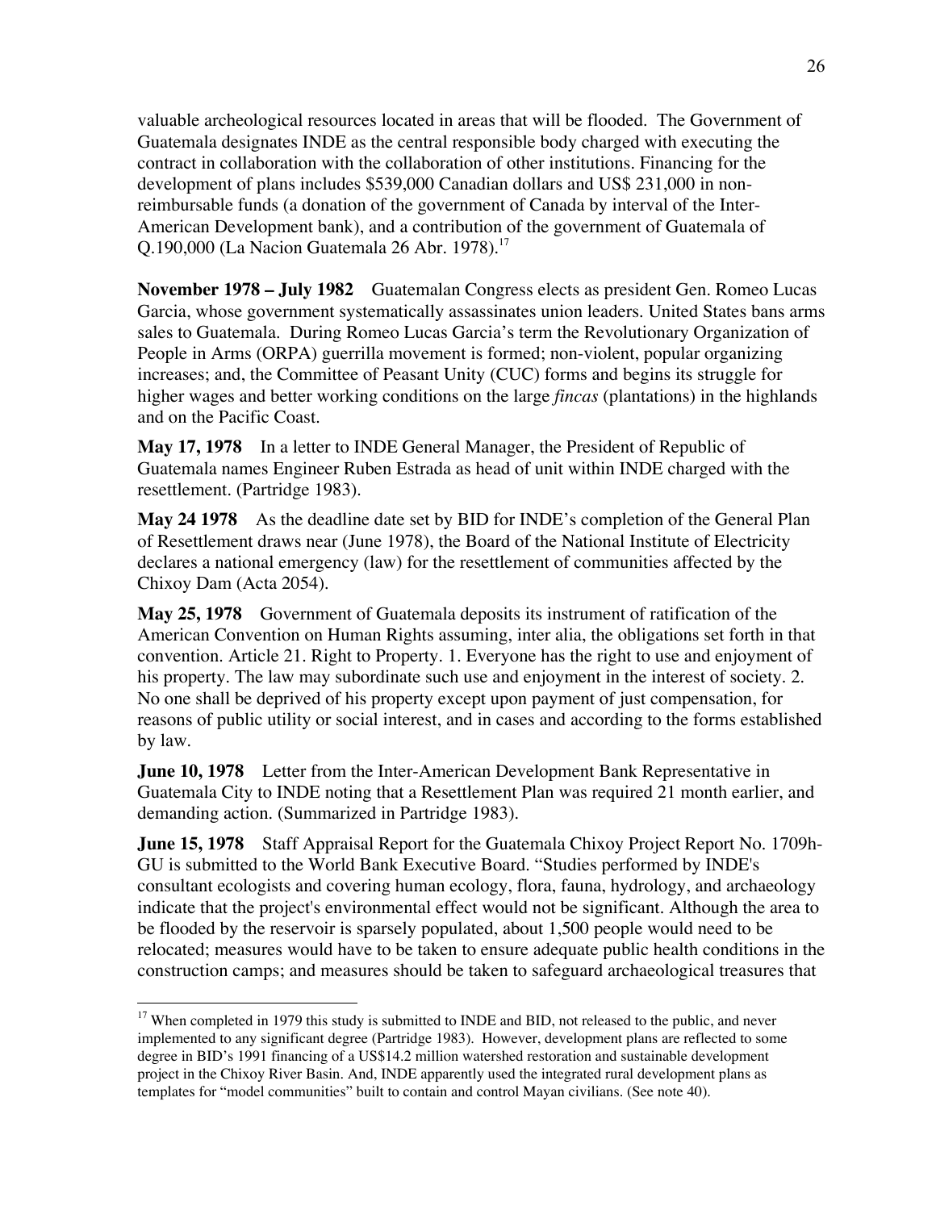valuable archeological resources located in areas that will be flooded. The Government of Guatemala designates INDE as the central responsible body charged with executing the contract in collaboration with the collaboration of other institutions. Financing for the development of plans includes $539,000 Canadian dollars and US$ 231,000 in non-reimbursable funds (a donation of the government of Canada by interval of the Inter-American Development bank), and a contribution of the government of Guatemala of Q.190,000 (La Nacion Guatemala 26 Abr. 1978).[17]

**November 1978 – July 1982** Guatemalan Congress elects as president Gen. Romeo Lucas Garcia, whose government systematically assassinates union leaders. United States bans arms sales to Guatemala. During Romeo Lucas Garcia's term the Revolutionary Organization of People in Arms (ORPA) guerrilla movement is formed; non-violent, popular organizing increases; and, the Committee of Peasant Unity (CUC) forms and begins its struggle for higher wages and better working conditions on the large *fincas* (plantations) in the highlands and on the Pacific Coast.

**May 17, 1978** In a letter to INDE General Manager, the President of Republic of Guatemala names Engineer Ruben Estrada as head of unit within INDE charged with the resettlement. (Partridge 1983).

**May 24 1978** As the deadline date set by BID for INDE's completion of the General Plan of Resettlement draws near (June 1978), the Board of the National Institute of Electricity declares a national emergency (law) for the resettlement of communities affected by the Chixoy Dam (Acta 2054).

**May 25, 1978** Government of Guatemala deposits its instrument of ratification of the American Convention on Human Rights assuming, inter alia, the obligations set forth in that convention. Article 21. Right to Property. 1. Everyone has the right to use and enjoyment of his property. The law may subordinate such use and enjoyment in the interest of society. 2. No one shall be deprived of his property except upon payment of just compensation, for reasons of public utility or social interest, and in cases and according to the forms established by law.

**June 10, 1978** Letter from the Inter-American Development Bank Representative in Guatemala City to INDE noting that a Resettlement Plan was required 21 month earlier, and demanding action. (Summarized in Partridge 1983).

**June 15, 1978** Staff Appraisal Report for the Guatemala Chixoy Project Report No. 1709h-GU is submitted to the World Bank Executive Board. "Studies performed by INDE's consultant ecologists and covering human ecology, flora, fauna, hydrology, and archaeology indicate that the project's environmental effect would not be significant. Although the area to be flooded by the reservoir is sparsely populated, about 1,500 people would need to be relocated; measures would have to be taken to ensure adequate public health conditions in the construction camps; and measures should be taken to safeguard archaeological treasures that

---

[17] When completed in 1979 this study is submitted to INDE and BID, not released to the public, and never implemented to any significant degree (Partridge 1983). However, development plans are reflected to some degree in BID's 1991 financing of a US$14.2 million watershed restoration and sustainable development project in the Chixoy River Basin. And, INDE apparently used the integrated rural development plans as templates for "model communities" built to contain and control Mayan civilians. (See note 40).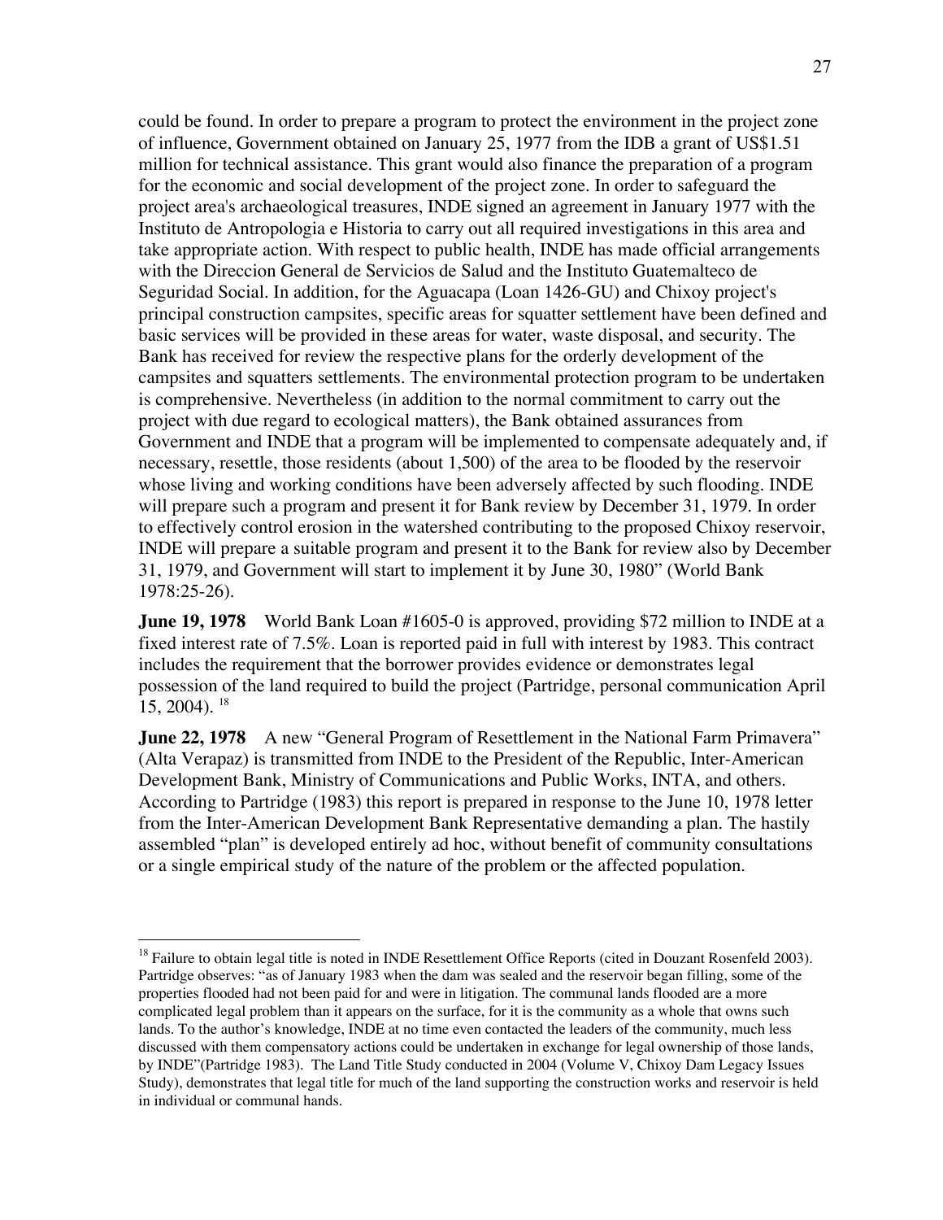could be found. In order to prepare a program to protect the environment in the project zone of influence, Government obtained on January 25, 1977 from the IDB a grant of US$1.51 million for technical assistance. This grant would also finance the preparation of a program for the economic and social development of the project zone. In order to safeguard the project area's archaeological treasures, INDE signed an agreement in January 1977 with the Instituto de Antropologia e Historia to carry out all required investigations in this area and take appropriate action. With respect to public health, INDE has made official arrangements with the Direccion General de Servicios de Salud and the Instituto Guatemalteco de Seguridad Social. In addition, for the Aguacapa (Loan 1426-GU) and Chixoy project's principal construction campsites, specific areas for squatter settlement have been defined and basic services will be provided in these areas for water, waste disposal, and security. The Bank has received for review the respective plans for the orderly development of the campsites and squatters settlements. The environmental protection program to be undertaken is comprehensive. Nevertheless (in addition to the normal commitment to carry out the project with due regard to ecological matters), the Bank obtained assurances from Government and INDE that a program will be implemented to compensate adequately and, if necessary, resettle, those residents (about 1,500) of the area to be flooded by the reservoir whose living and working conditions have been adversely affected by such flooding. INDE will prepare such a program and present it for Bank review by December 31, 1979. In order to effectively control erosion in the watershed contributing to the proposed Chixoy reservoir, INDE will prepare a suitable program and present it to the Bank for review also by December 31, 1979, and Government will start to implement it by June 30, 1980" (World Bank 1978:25-26).

**June 19, 1978** World Bank Loan #1605-0 is approved, providing $72 million to INDE at a fixed interest rate of 7.5%. Loan is reported paid in full with interest by 1983. This contract includes the requirement that the borrower provides evidence or demonstrates legal possession of the land required to build the project (Partridge, personal communication April 15, 2004). [18]

**June 22, 1978** A new "General Program of Resettlement in the National Farm Primavera" (Alta Verapaz) is transmitted from INDE to the President of the Republic, Inter-American Development Bank, Ministry of Communications and Public Works, INTA, and others. According to Partridge (1983) this report is prepared in response to the June 10, 1978 letter from the Inter-American Development Bank Representative demanding a plan. The hastily assembled "plan" is developed entirely ad hoc, without benefit of community consultations or a single empirical study of the nature of the problem or the affected population.

---

[18] Failure to obtain legal title is noted in INDE Resettlement Office Reports (cited in Douzant Rosenfeld 2003). Partridge observes: "as of January 1983 when the dam was sealed and the reservoir began filling, some of the properties flooded had not been paid for and were in litigation. The communal lands flooded are a more complicated legal problem than it appears on the surface, for it is the community as a whole that owns such lands. To the author's knowledge, INDE at no time even contacted the leaders of the community, much less discussed with them compensatory actions could be undertaken in exchange for legal ownership of those lands, by INDE"(Partridge 1983). The Land Title Study conducted in 2004 (Volume V, Chixoy Dam Legacy Issues Study), demonstrates that legal title for much of the land supporting the construction works and reservoir is held in individual or communal hands.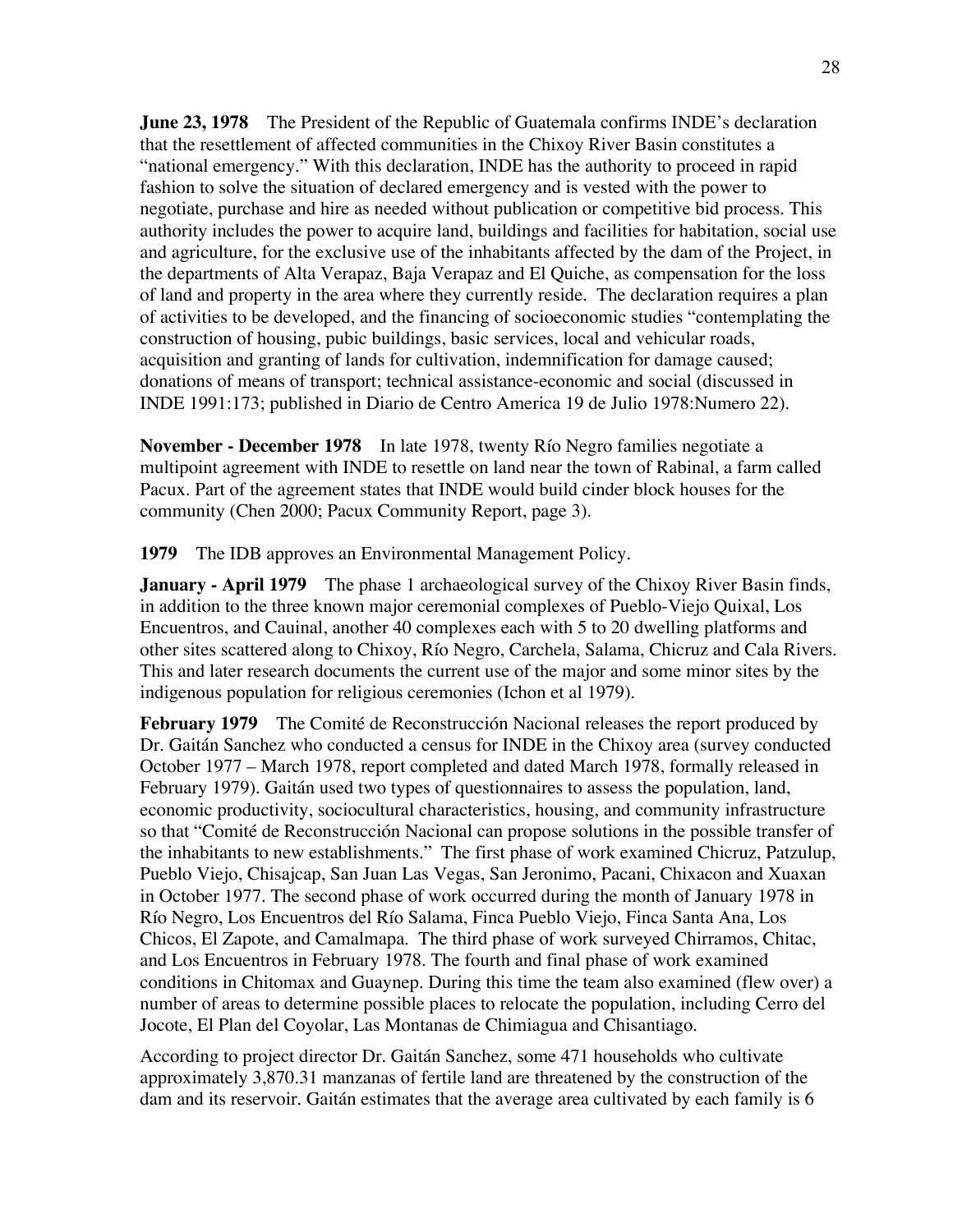**June 23, 1978** The President of the Republic of Guatemala confirms INDE's declaration that the resettlement of affected communities in the Chixoy River Basin constitutes a "national emergency." With this declaration, INDE has the authority to proceed in rapid fashion to solve the situation of declared emergency and is vested with the power to negotiate, purchase and hire as needed without publication or competitive bid process. This authority includes the power to acquire land, buildings and facilities for habitation, social use and agriculture, for the exclusive use of the inhabitants affected by the dam of the Project, in the departments of Alta Verapaz, Baja Verapaz and El Quiche, as compensation for the loss of land and property in the area where they currently reside. The declaration requires a plan of activities to be developed, and the financing of socioeconomic studies "contemplating the construction of housing, pubic buildings, basic services, local and vehicular roads, acquisition and granting of lands for cultivation, indemnification for damage caused; donations of means of transport; technical assistance-economic and social (discussed in INDE 1991:173; published in Diario de Centro America 19 de Julio 1978:Numero 22).

**November - December 1978** In late 1978, twenty Río Negro families negotiate a multipoint agreement with INDE to resettle on land near the town of Rabinal, a farm called Pacux. Part of the agreement states that INDE would build cinder block houses for the community (Chen 2000; Pacux Community Report, page 3).

**1979** The IDB approves an Environmental Management Policy.

**January - April 1979** The phase 1 archaeological survey of the Chixoy River Basin finds, in addition to the three known major ceremonial complexes of Pueblo-Viejo Quixal, Los Encuentros, and Cauinal, another 40 complexes each with 5 to 20 dwelling platforms and other sites scattered along to Chixoy, Río Negro, Carchela, Salama, Chicruz and Cala Rivers. This and later research documents the current use of the major and some minor sites by the indigenous population for religious ceremonies (Ichon et al 1979).

**February 1979** The Comité de Reconstrucción Nacional releases the report produced by Dr. Gaitán Sanchez who conducted a census for INDE in the Chixoy area (survey conducted October 1977 – March 1978, report completed and dated March 1978, formally released in February 1979). Gaitán used two types of questionnaires to assess the population, land, economic productivity, sociocultural characteristics, housing, and community infrastructure so that "Comité de Reconstrucción Nacional can propose solutions in the possible transfer of the inhabitants to new establishments." The first phase of work examined Chicruz, Patzulup, Pueblo Viejo, Chisajcap, San Juan Las Vegas, San Jeronimo, Pacani, Chixacon and Xuaxan in October 1977. The second phase of work occurred during the month of January 1978 in Río Negro, Los Encuentros del Río Salama, Finca Pueblo Viejo, Finca Santa Ana, Los Chicos, El Zapote, and Camalmapa. The third phase of work surveyed Chirramos, Chitac, and Los Encuentros in February 1978. The fourth and final phase of work examined conditions in Chitomax and Guaynep. During this time the team also examined (flew over) a number of areas to determine possible places to relocate the population, including Cerro del Jocote, El Plan del Coyolar, Las Montanas de Chimiagua and Chisantiago.

According to project director Dr. Gaitán Sanchez, some 471 households who cultivate approximately 3,870.31 manzanas of fertile land are threatened by the construction of the dam and its reservoir. Gaitán estimates that the average area cultivated by each family is 6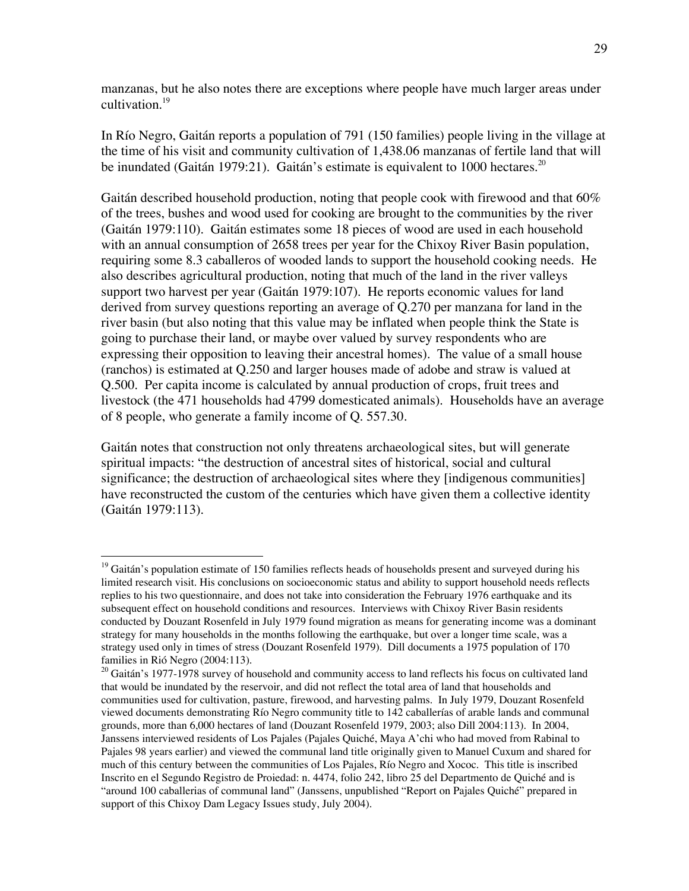manzanas, but he also notes there are exceptions where people have much larger areas under cultivation.[19]

In Río Negro, Gaitán reports a population of 791 (150 families) people living in the village at the time of his visit and community cultivation of 1,438.06 manzanas of fertile land that will be inundated (Gaitán 1979:21). Gaitán's estimate is equivalent to 1000 hectares.[20]

Gaitán described household production, noting that people cook with firewood and that 60% of the trees, bushes and wood used for cooking are brought to the communities by the river (Gaitán 1979:110). Gaitán estimates some 18 pieces of wood are used in each household with an annual consumption of 2658 trees per year for the Chixoy River Basin population, requiring some 8.3 caballeros of wooded lands to support the household cooking needs. He also describes agricultural production, noting that much of the land in the river valleys support two harvest per year (Gaitán 1979:107). He reports economic values for land derived from survey questions reporting an average of Q.270 per manzana for land in the river basin (but also noting that this value may be inflated when people think the State is going to purchase their land, or maybe over valued by survey respondents who are expressing their opposition to leaving their ancestral homes). The value of a small house (ranchos) is estimated at Q.250 and larger houses made of adobe and straw is valued at Q.500. Per capita income is calculated by annual production of crops, fruit trees and livestock (the 471 households had 4799 domesticated animals). Households have an average of 8 people, who generate a family income of Q. 557.30.

Gaitán notes that construction not only threatens archaeological sites, but will generate spiritual impacts: "the destruction of ancestral sites of historical, social and cultural significance; the destruction of archaeological sites where they [indigenous communities] have reconstructed the custom of the centuries which have given them a collective identity (Gaitán 1979:113).

---

[19] Gaitán's population estimate of 150 families reflects heads of households present and surveyed during his limited research visit. His conclusions on socioeconomic status and ability to support household needs reflects replies to his two questionnaire, and does not take into consideration the February 1976 earthquake and its subsequent effect on household conditions and resources. Interviews with Chixoy River Basin residents conducted by Douzant Rosenfeld in July 1979 found migration as means for generating income was a dominant strategy for many households in the months following the earthquake, but over a longer time scale, was a strategy used only in times of stress (Douzant Rosenfeld 1979). Dill documents a 1975 population of 170 families in Rió Negro (2004:113).

[20] Gaitán's 1977-1978 survey of household and community access to land reflects his focus on cultivated land that would be inundated by the reservoir, and did not reflect the total area of land that households and communities used for cultivation, pasture, firewood, and harvesting palms. In July 1979, Douzant Rosenfeld viewed documents demonstrating Río Negro community title to 142 caballerías of arable lands and communal grounds, more than 6,000 hectares of land (Douzant Rosenfeld 1979, 2003; also Dill 2004:113). In 2004, Janssens interviewed residents of Los Pajales (Pajales Quiché, Maya A'chi who had moved from Rabinal to Pajales 98 years earlier) and viewed the communal land title originally given to Manuel Cuxum and shared for much of this century between the communities of Los Pajales, Río Negro and Xococ. This title is inscribed Inscrito en el Segundo Registro de Proiedad: n. 4474, folio 242, libro 25 del Departmento de Quiché and is "around 100 caballerias of communal land" (Janssens, unpublished "Report on Pajales Quiché" prepared in support of this Chixoy Dam Legacy Issues study, July 2004).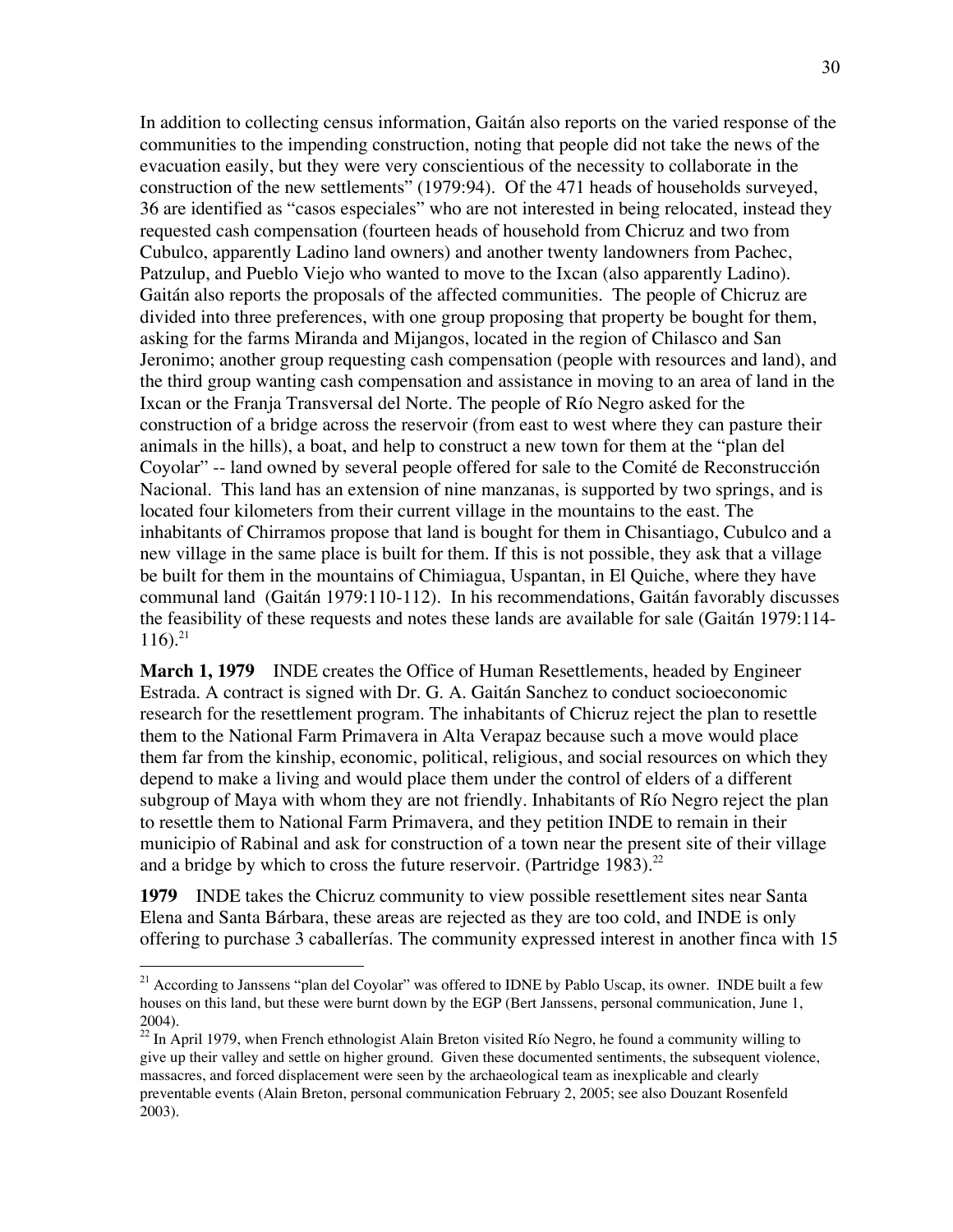In addition to collecting census information, Gaitán also reports on the varied response of the communities to the impending construction, noting that people did not take the news of the evacuation easily, but they were very conscientious of the necessity to collaborate in the construction of the new settlements" (1979:94). Of the 471 heads of households surveyed, 36 are identified as "casos especiales" who are not interested in being relocated, instead they requested cash compensation (fourteen heads of household from Chicruz and two from Cubulco, apparently Ladino land owners) and another twenty landowners from Pachec, Patzulup, and Pueblo Viejo who wanted to move to the Ixcan (also apparently Ladino). Gaitán also reports the proposals of the affected communities. The people of Chicruz are divided into three preferences, with one group proposing that property be bought for them, asking for the farms Miranda and Mijangos, located in the region of Chilasco and San Jeronimo; another group requesting cash compensation (people with resources and land), and the third group wanting cash compensation and assistance in moving to an area of land in the Ixcan or the Franja Transversal del Norte. The people of Río Negro asked for the construction of a bridge across the reservoir (from east to west where they can pasture their animals in the hills), a boat, and help to construct a new town for them at the "plan del Coyolar" -- land owned by several people offered for sale to the Comité de Reconstrucción Nacional. This land has an extension of nine manzanas, is supported by two springs, and is located four kilometers from their current village in the mountains to the east. The inhabitants of Chirramos propose that land is bought for them in Chisantiago, Cubulco and a new village in the same place is built for them. If this is not possible, they ask that a village be built for them in the mountains of Chimiagua, Uspantan, in El Quiche, where they have communal land (Gaitán 1979:110-112). In his recommendations, Gaitán favorably discusses the feasibility of these requests and notes these lands are available for sale (Gaitán 1979:114-116).[21]

**March 1, 1979** INDE creates the Office of Human Resettlements, headed by Engineer Estrada. A contract is signed with Dr. G. A. Gaitán Sanchez to conduct socioeconomic research for the resettlement program. The inhabitants of Chicruz reject the plan to resettle them to the National Farm Primavera in Alta Verapaz because such a move would place them far from the kinship, economic, political, religious, and social resources on which they depend to make a living and would place them under the control of elders of a different subgroup of Maya with whom they are not friendly. Inhabitants of Río Negro reject the plan to resettle them to National Farm Primavera, and they petition INDE to remain in their municipio of Rabinal and ask for construction of a town near the present site of their village and a bridge by which to cross the future reservoir. (Partridge 1983).[22]

**1979** INDE takes the Chicruz community to view possible resettlement sites near Santa Elena and Santa Bárbara, these areas are rejected as they are too cold, and INDE is only offering to purchase 3 caballerías. The community expressed interest in another finca with 15

---

[21] According to Janssens "plan del Coyolar" was offered to IDNE by Pablo Uscap, its owner. INDE built a few houses on this land, but these were burnt down by the EGP (Bert Janssens, personal communication, June 1, 2004).

[22] In April 1979, when French ethnologist Alain Breton visited Río Negro, he found a community willing to give up their valley and settle on higher ground. Given these documented sentiments, the subsequent violence, massacres, and forced displacement were seen by the archaeological team as inexplicable and clearly preventable events (Alain Breton, personal communication February 2, 2005; see also Douzant Rosenfeld 2003).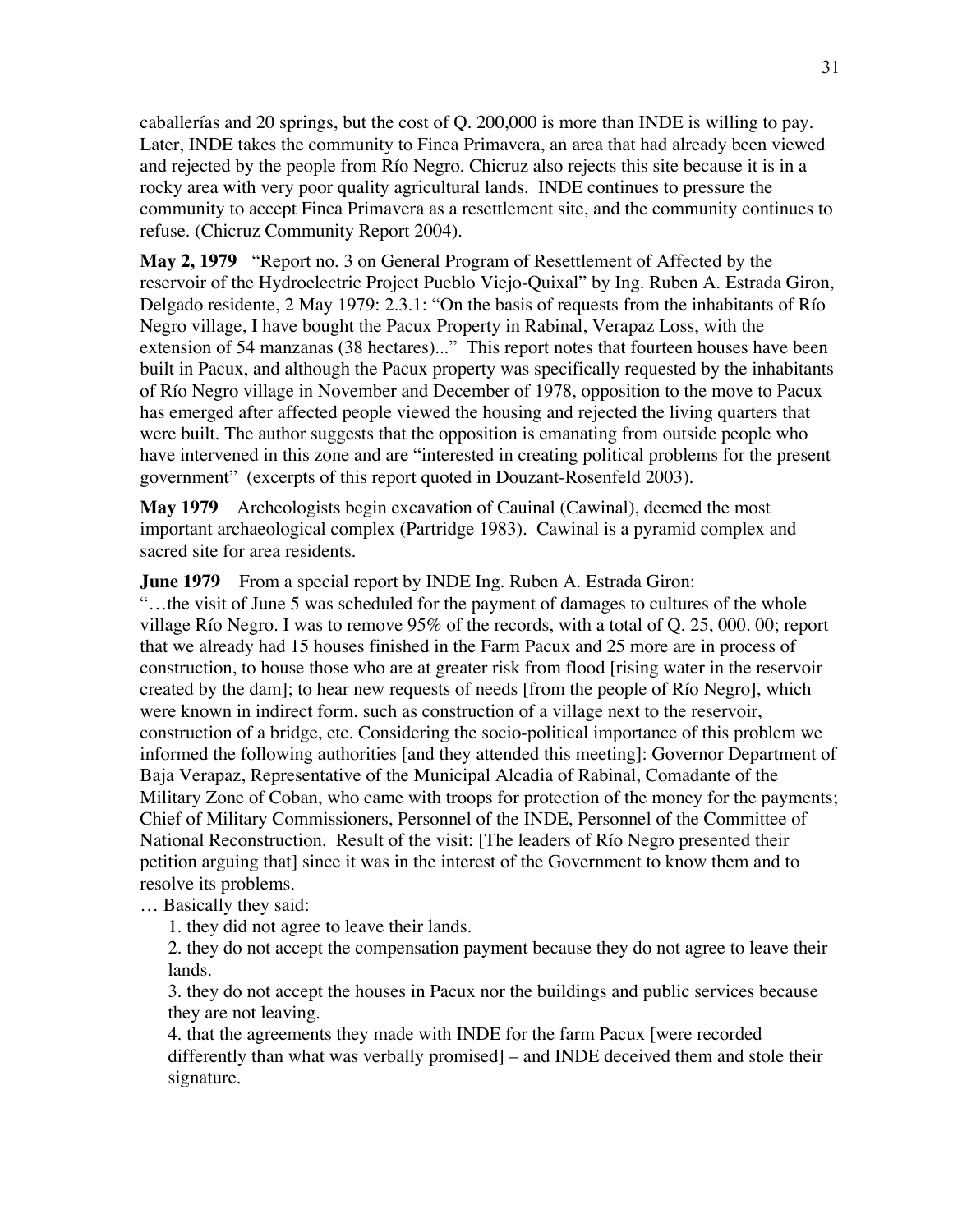caballerías and 20 springs, but the cost of Q. 200,000 is more than INDE is willing to pay. Later, INDE takes the community to Finca Primavera, an area that had already been viewed and rejected by the people from Río Negro. Chicruz also rejects this site because it is in a rocky area with very poor quality agricultural lands. INDE continues to pressure the community to accept Finca Primavera as a resettlement site, and the community continues to refuse. (Chicruz Community Report 2004).

**May 2, 1979** "Report no. 3 on General Program of Resettlement of Affected by the reservoir of the Hydroelectric Project Pueblo Viejo-Quixal" by Ing. Ruben A. Estrada Giron, Delgado residente, 2 May 1979: 2.3.1: "On the basis of requests from the inhabitants of Río Negro village, I have bought the Pacux Property in Rabinal, Verapaz Loss, with the extension of 54 manzanas (38 hectares)..." This report notes that fourteen houses have been built in Pacux, and although the Pacux property was specifically requested by the inhabitants of Río Negro village in November and December of 1978, opposition to the move to Pacux has emerged after affected people viewed the housing and rejected the living quarters that were built. The author suggests that the opposition is emanating from outside people who have intervened in this zone and are "interested in creating political problems for the present government" (excerpts of this report quoted in Douzant-Rosenfeld 2003).

**May 1979** Archeologists begin excavation of Cauinal (Cawinal), deemed the most important archaeological complex (Partridge 1983). Cawinal is a pyramid complex and sacred site for area residents.

**June 1979** From a special report by INDE Ing. Ruben A. Estrada Giron:
"…the visit of June 5 was scheduled for the payment of damages to cultures of the whole village Río Negro. I was to remove 95% of the records, with a total of Q. 25, 000. 00; report that we already had 15 houses finished in the Farm Pacux and 25 more are in process of construction, to house those who are at greater risk from flood [rising water in the reservoir created by the dam]; to hear new requests of needs [from the people of Río Negro], which were known in indirect form, such as construction of a village next to the reservoir, construction of a bridge, etc. Considering the socio-political importance of this problem we informed the following authorities [and they attended this meeting]: Governor Department of Baja Verapaz, Representative of the Municipal Alcadia of Rabinal, Comadante of the Military Zone of Coban, who came with troops for protection of the money for the payments; Chief of Military Commissioners, Personnel of the INDE, Personnel of the Committee of National Reconstruction. Result of the visit: [The leaders of Río Negro presented their petition arguing that] since it was in the interest of the Government to know them and to resolve its problems.
… Basically they said:

1. they did not agree to leave their lands.
2. they do not accept the compensation payment because they do not agree to leave their lands.
3. they do not accept the houses in Pacux nor the buildings and public services because they are not leaving.
4. that the agreements they made with INDE for the farm Pacux [were recorded differently than what was verbally promised] – and INDE deceived them and stole their signature.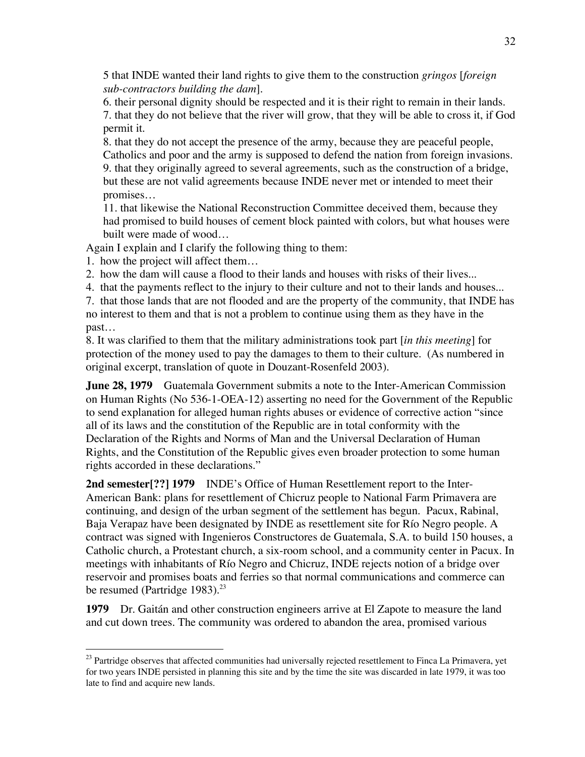5 that INDE wanted their land rights to give them to the construction *gringos* [*foreign sub-contractors building the dam*].

6. their personal dignity should be respected and it is their right to remain in their lands.

7. that they do not believe that the river will grow, that they will be able to cross it, if God permit it.

8. that they do not accept the presence of the army, because they are peaceful people, Catholics and poor and the army is supposed to defend the nation from foreign invasions.

9. that they originally agreed to several agreements, such as the construction of a bridge, but these are not valid agreements because INDE never met or intended to meet their promises…

11. that likewise the National Reconstruction Committee deceived them, because they had promised to build houses of cement block painted with colors, but what houses were built were made of wood…

Again I explain and I clarify the following thing to them:

1. how the project will affect them…
2. how the dam will cause a flood to their lands and houses with risks of their lives...
4. that the payments reflect to the injury to their culture and not to their lands and houses...
7. that those lands that are not flooded and are the property of the community, that INDE has no interest to them and that is not a problem to continue using them as they have in the past…
8. It was clarified to them that the military administrations took part [*in this meeting*] for protection of the money used to pay the damages to them to their culture. (As numbered in original excerpt, translation of quote in Douzant-Rosenfeld 2003).

**June 28, 1979** Guatemala Government submits a note to the Inter-American Commission on Human Rights (No 536-1-OEA-12) asserting no need for the Government of the Republic to send explanation for alleged human rights abuses or evidence of corrective action "since all of its laws and the constitution of the Republic are in total conformity with the Declaration of the Rights and Norms of Man and the Universal Declaration of Human Rights, and the Constitution of the Republic gives even broader protection to some human rights accorded in these declarations."

**2nd semester[??] 1979** INDE's Office of Human Resettlement report to the Inter-American Bank: plans for resettlement of Chicruz people to National Farm Primavera are continuing, and design of the urban segment of the settlement has begun. Pacux, Rabinal, Baja Verapaz have been designated by INDE as resettlement site for Río Negro people. A contract was signed with Ingenieros Constructores de Guatemala, S.A. to build 150 houses, a Catholic church, a Protestant church, a six-room school, and a community center in Pacux. In meetings with inhabitants of Río Negro and Chicruz, INDE rejects notion of a bridge over reservoir and promises boats and ferries so that normal communications and commerce can be resumed (Partridge 1983).[23]

**1979** Dr. Gaitán and other construction engineers arrive at El Zapote to measure the land and cut down trees. The community was ordered to abandon the area, promised various

[23] Partridge observes that affected communities had universally rejected resettlement to Finca La Primavera, yet for two years INDE persisted in planning this site and by the time the site was discarded in late 1979, it was too late to find and acquire new lands.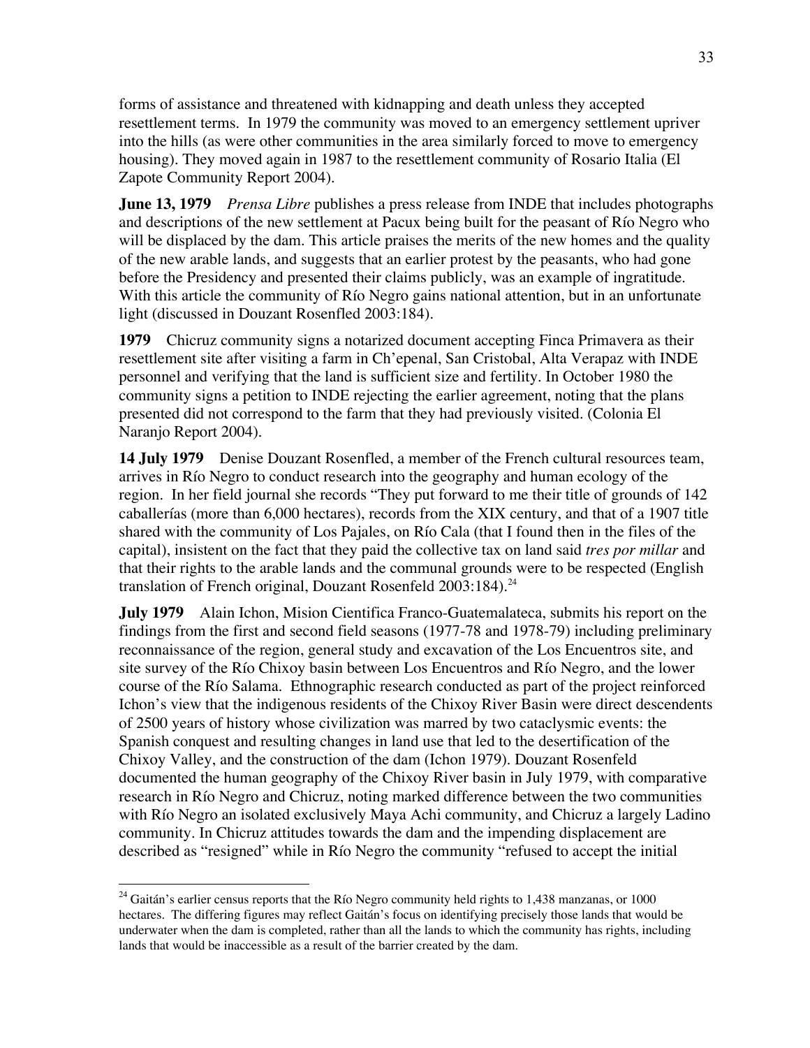forms of assistance and threatened with kidnapping and death unless they accepted resettlement terms. In 1979 the community was moved to an emergency settlement upriver into the hills (as were other communities in the area similarly forced to move to emergency housing). They moved again in 1987 to the resettlement community of Rosario Italia (El Zapote Community Report 2004).

**June 13, 1979** *Prensa Libre* publishes a press release from INDE that includes photographs and descriptions of the new settlement at Pacux being built for the peasant of Río Negro who will be displaced by the dam. This article praises the merits of the new homes and the quality of the new arable lands, and suggests that an earlier protest by the peasants, who had gone before the Presidency and presented their claims publicly, was an example of ingratitude. With this article the community of Río Negro gains national attention, but in an unfortunate light (discussed in Douzant Rosenfled 2003:184).

**1979** Chicruz community signs a notarized document accepting Finca Primavera as their resettlement site after visiting a farm in Ch'epenal, San Cristobal, Alta Verapaz with INDE personnel and verifying that the land is sufficient size and fertility. In October 1980 the community signs a petition to INDE rejecting the earlier agreement, noting that the plans presented did not correspond to the farm that they had previously visited. (Colonia El Naranjo Report 2004).

**14 July 1979** Denise Douzant Rosenfled, a member of the French cultural resources team, arrives in Río Negro to conduct research into the geography and human ecology of the region. In her field journal she records "They put forward to me their title of grounds of 142 caballerías (more than 6,000 hectares), records from the XIX century, and that of a 1907 title shared with the community of Los Pajales, on Río Cala (that I found then in the files of the capital), insistent on the fact that they paid the collective tax on land said *tres por millar* and that their rights to the arable lands and the communal grounds were to be respected (English translation of French original, Douzant Rosenfeld 2003:184).[24]

**July 1979** Alain Ichon, Mision Cientifica Franco-Guatemalateca, submits his report on the findings from the first and second field seasons (1977-78 and 1978-79) including preliminary reconnaissance of the region, general study and excavation of the Los Encuentros site, and site survey of the Río Chixoy basin between Los Encuentros and Río Negro, and the lower course of the Río Salama. Ethnographic research conducted as part of the project reinforced Ichon's view that the indigenous residents of the Chixoy River Basin were direct descendents of 2500 years of history whose civilization was marred by two cataclysmic events: the Spanish conquest and resulting changes in land use that led to the desertification of the Chixoy Valley, and the construction of the dam (Ichon 1979). Douzant Rosenfeld documented the human geography of the Chixoy River basin in July 1979, with comparative research in Río Negro and Chicruz, noting marked difference between the two communities with Río Negro an isolated exclusively Maya Achi community, and Chicruz a largely Ladino community. In Chicruz attitudes towards the dam and the impending displacement are described as "resigned" while in Río Negro the community "refused to accept the initial

---

[24] Gaitán's earlier census reports that the Río Negro community held rights to 1,438 manzanas, or 1000 hectares. The differing figures may reflect Gaitán's focus on identifying precisely those lands that would be underwater when the dam is completed, rather than all the lands to which the community has rights, including lands that would be inaccessible as a result of the barrier created by the dam.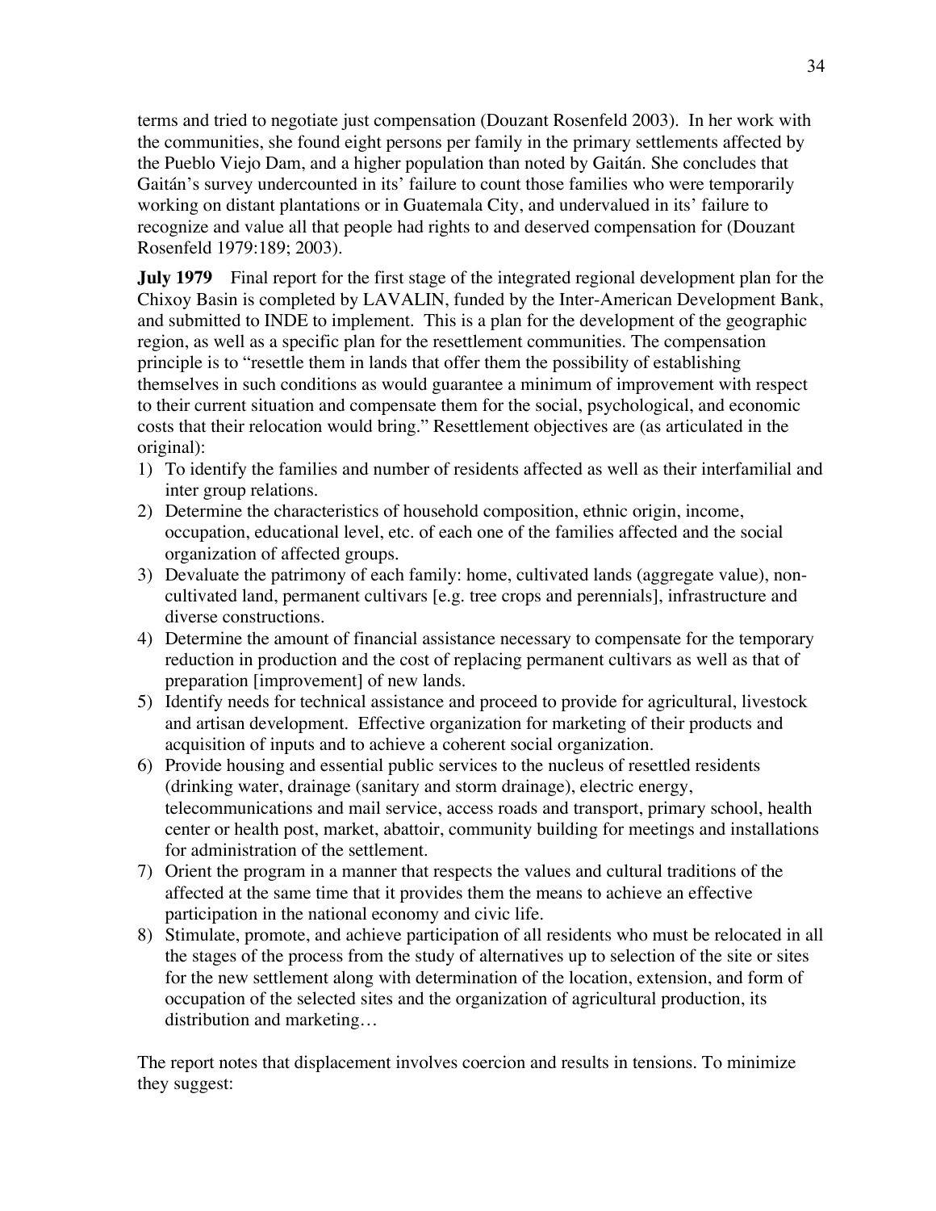terms and tried to negotiate just compensation (Douzant Rosenfeld 2003). In her work with the communities, she found eight persons per family in the primary settlements affected by the Pueblo Viejo Dam, and a higher population than noted by Gaitán. She concludes that Gaitán's survey undercounted in its' failure to count those families who were temporarily working on distant plantations or in Guatemala City, and undervalued in its' failure to recognize and value all that people had rights to and deserved compensation for (Douzant Rosenfeld 1979:189; 2003).

**July 1979** Final report for the first stage of the integrated regional development plan for the Chixoy Basin is completed by LAVALIN, funded by the Inter-American Development Bank, and submitted to INDE to implement. This is a plan for the development of the geographic region, as well as a specific plan for the resettlement communities. The compensation principle is to "resettle them in lands that offer them the possibility of establishing themselves in such conditions as would guarantee a minimum of improvement with respect to their current situation and compensate them for the social, psychological, and economic costs that their relocation would bring." Resettlement objectives are (as articulated in the original):

1) To identify the families and number of residents affected as well as their interfamilial and inter group relations.
2) Determine the characteristics of household composition, ethnic origin, income, occupation, educational level, etc. of each one of the families affected and the social organization of affected groups.
3) Devaluate the patrimony of each family: home, cultivated lands (aggregate value), non-cultivated land, permanent cultivars [e.g. tree crops and perennials], infrastructure and diverse constructions.
4) Determine the amount of financial assistance necessary to compensate for the temporary reduction in production and the cost of replacing permanent cultivars as well as that of preparation [improvement] of new lands.
5) Identify needs for technical assistance and proceed to provide for agricultural, livestock and artisan development. Effective organization for marketing of their products and acquisition of inputs and to achieve a coherent social organization.
6) Provide housing and essential public services to the nucleus of resettled residents (drinking water, drainage (sanitary and storm drainage), electric energy, telecommunications and mail service, access roads and transport, primary school, health center or health post, market, abattoir, community building for meetings and installations for administration of the settlement.
7) Orient the program in a manner that respects the values and cultural traditions of the affected at the same time that it provides them the means to achieve an effective participation in the national economy and civic life.
8) Stimulate, promote, and achieve participation of all residents who must be relocated in all the stages of the process from the study of alternatives up to selection of the site or sites for the new settlement along with determination of the location, extension, and form of occupation of the selected sites and the organization of agricultural production, its distribution and marketing…

The report notes that displacement involves coercion and results in tensions. To minimize they suggest: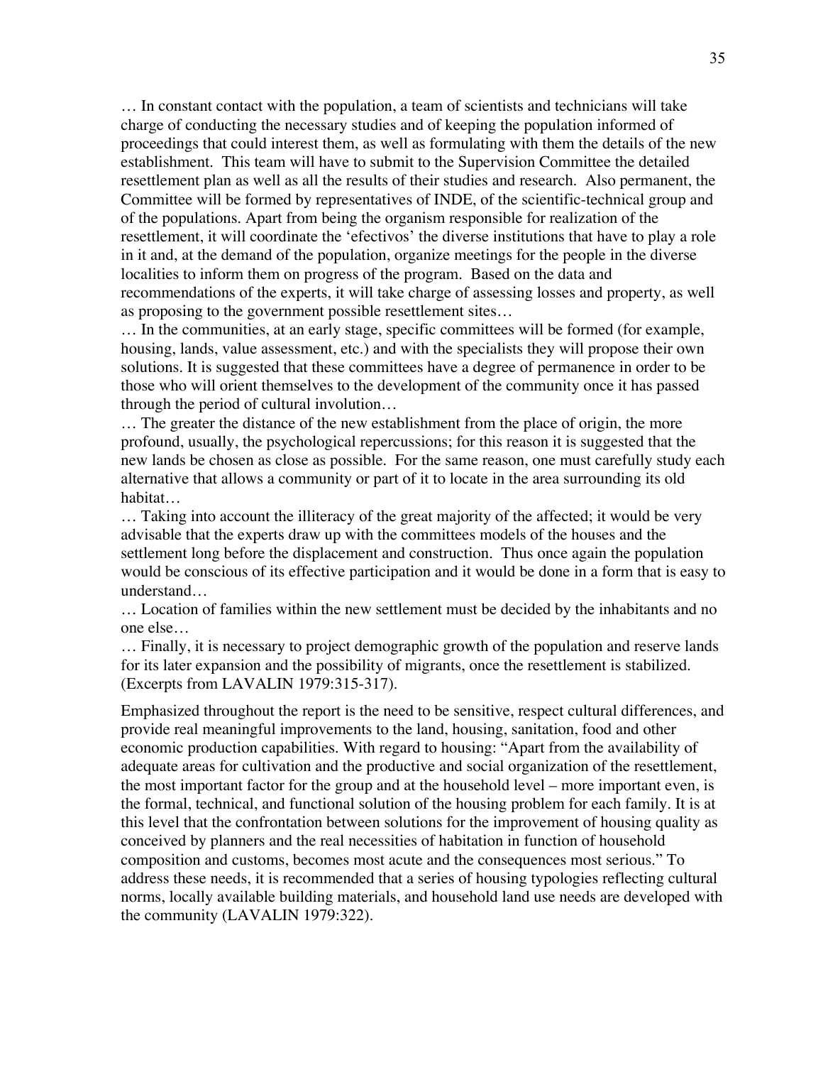… In constant contact with the population, a team of scientists and technicians will take charge of conducting the necessary studies and of keeping the population informed of proceedings that could interest them, as well as formulating with them the details of the new establishment. This team will have to submit to the Supervision Committee the detailed resettlement plan as well as all the results of their studies and research. Also permanent, the Committee will be formed by representatives of INDE, of the scientific-technical group and of the populations. Apart from being the organism responsible for realization of the resettlement, it will coordinate the 'efectivos' the diverse institutions that have to play a role in it and, at the demand of the population, organize meetings for the people in the diverse localities to inform them on progress of the program. Based on the data and recommendations of the experts, it will take charge of assessing losses and property, as well as proposing to the government possible resettlement sites…

… In the communities, at an early stage, specific committees will be formed (for example, housing, lands, value assessment, etc.) and with the specialists they will propose their own solutions. It is suggested that these committees have a degree of permanence in order to be those who will orient themselves to the development of the community once it has passed through the period of cultural involution…

… The greater the distance of the new establishment from the place of origin, the more profound, usually, the psychological repercussions; for this reason it is suggested that the new lands be chosen as close as possible. For the same reason, one must carefully study each alternative that allows a community or part of it to locate in the area surrounding its old habitat…

… Taking into account the illiteracy of the great majority of the affected; it would be very advisable that the experts draw up with the committees models of the houses and the settlement long before the displacement and construction. Thus once again the population would be conscious of its effective participation and it would be done in a form that is easy to understand…

… Location of families within the new settlement must be decided by the inhabitants and no one else…

… Finally, it is necessary to project demographic growth of the population and reserve lands for its later expansion and the possibility of migrants, once the resettlement is stabilized. (Excerpts from LAVALIN 1979:315-317).

Emphasized throughout the report is the need to be sensitive, respect cultural differences, and provide real meaningful improvements to the land, housing, sanitation, food and other economic production capabilities. With regard to housing: "Apart from the availability of adequate areas for cultivation and the productive and social organization of the resettlement, the most important factor for the group and at the household level – more important even, is the formal, technical, and functional solution of the housing problem for each family. It is at this level that the confrontation between solutions for the improvement of housing quality as conceived by planners and the real necessities of habitation in function of household composition and customs, becomes most acute and the consequences most serious." To address these needs, it is recommended that a series of housing typologies reflecting cultural norms, locally available building materials, and household land use needs are developed with the community (LAVALIN 1979:322).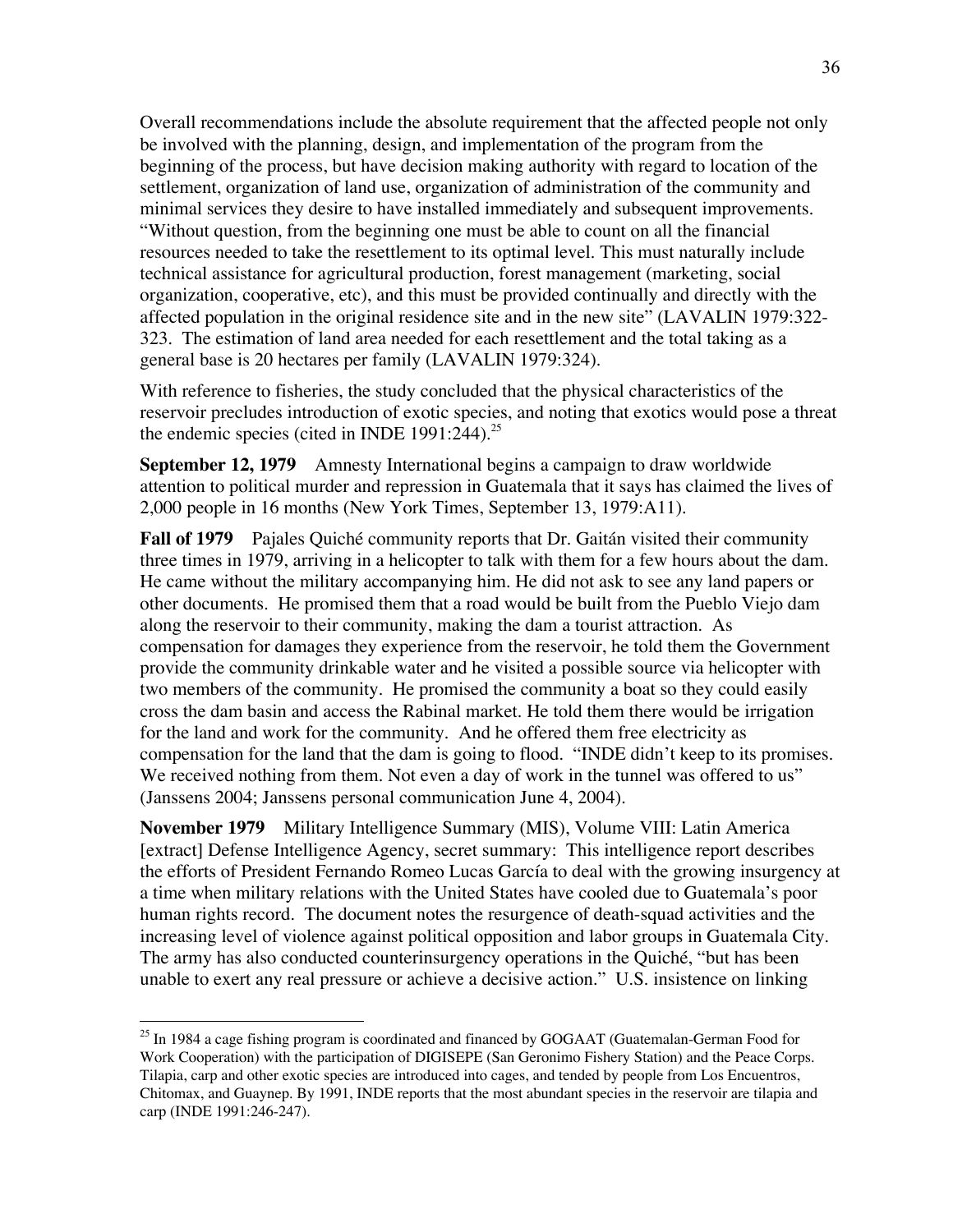Overall recommendations include the absolute requirement that the affected people not only be involved with the planning, design, and implementation of the program from the beginning of the process, but have decision making authority with regard to location of the settlement, organization of land use, organization of administration of the community and minimal services they desire to have installed immediately and subsequent improvements. "Without question, from the beginning one must be able to count on all the financial resources needed to take the resettlement to its optimal level. This must naturally include technical assistance for agricultural production, forest management (marketing, social organization, cooperative, etc), and this must be provided continually and directly with the affected population in the original residence site and in the new site" (LAVALIN 1979:322-323. The estimation of land area needed for each resettlement and the total taking as a general base is 20 hectares per family (LAVALIN 1979:324).

With reference to fisheries, the study concluded that the physical characteristics of the reservoir precludes introduction of exotic species, and noting that exotics would pose a threat the endemic species (cited in INDE 1991:244).[25]

**September 12, 1979** Amnesty International begins a campaign to draw worldwide attention to political murder and repression in Guatemala that it says has claimed the lives of 2,000 people in 16 months (New York Times, September 13, 1979:A11).

**Fall of 1979** Pajales Quiché community reports that Dr. Gaitán visited their community three times in 1979, arriving in a helicopter to talk with them for a few hours about the dam. He came without the military accompanying him. He did not ask to see any land papers or other documents. He promised them that a road would be built from the Pueblo Viejo dam along the reservoir to their community, making the dam a tourist attraction. As compensation for damages they experience from the reservoir, he told them the Government provide the community drinkable water and he visited a possible source via helicopter with two members of the community. He promised the community a boat so they could easily cross the dam basin and access the Rabinal market. He told them there would be irrigation for the land and work for the community. And he offered them free electricity as compensation for the land that the dam is going to flood. "INDE didn't keep to its promises. We received nothing from them. Not even a day of work in the tunnel was offered to us" (Janssens 2004; Janssens personal communication June 4, 2004).

**November 1979** Military Intelligence Summary (MIS), Volume VIII: Latin America [extract] Defense Intelligence Agency, secret summary: This intelligence report describes the efforts of President Fernando Romeo Lucas García to deal with the growing insurgency at a time when military relations with the United States have cooled due to Guatemala's poor human rights record. The document notes the resurgence of death-squad activities and the increasing level of violence against political opposition and labor groups in Guatemala City. The army has also conducted counterinsurgency operations in the Quiché, "but has been unable to exert any real pressure or achieve a decisive action." U.S. insistence on linking

[25] In 1984 a cage fishing program is coordinated and financed by GOGAAT (Guatemalan-German Food for Work Cooperation) with the participation of DIGISEPE (San Geronimo Fishery Station) and the Peace Corps. Tilapia, carp and other exotic species are introduced into cages, and tended by people from Los Encuentros, Chitomax, and Guaynep. By 1991, INDE reports that the most abundant species in the reservoir are tilapia and carp (INDE 1991:246-247).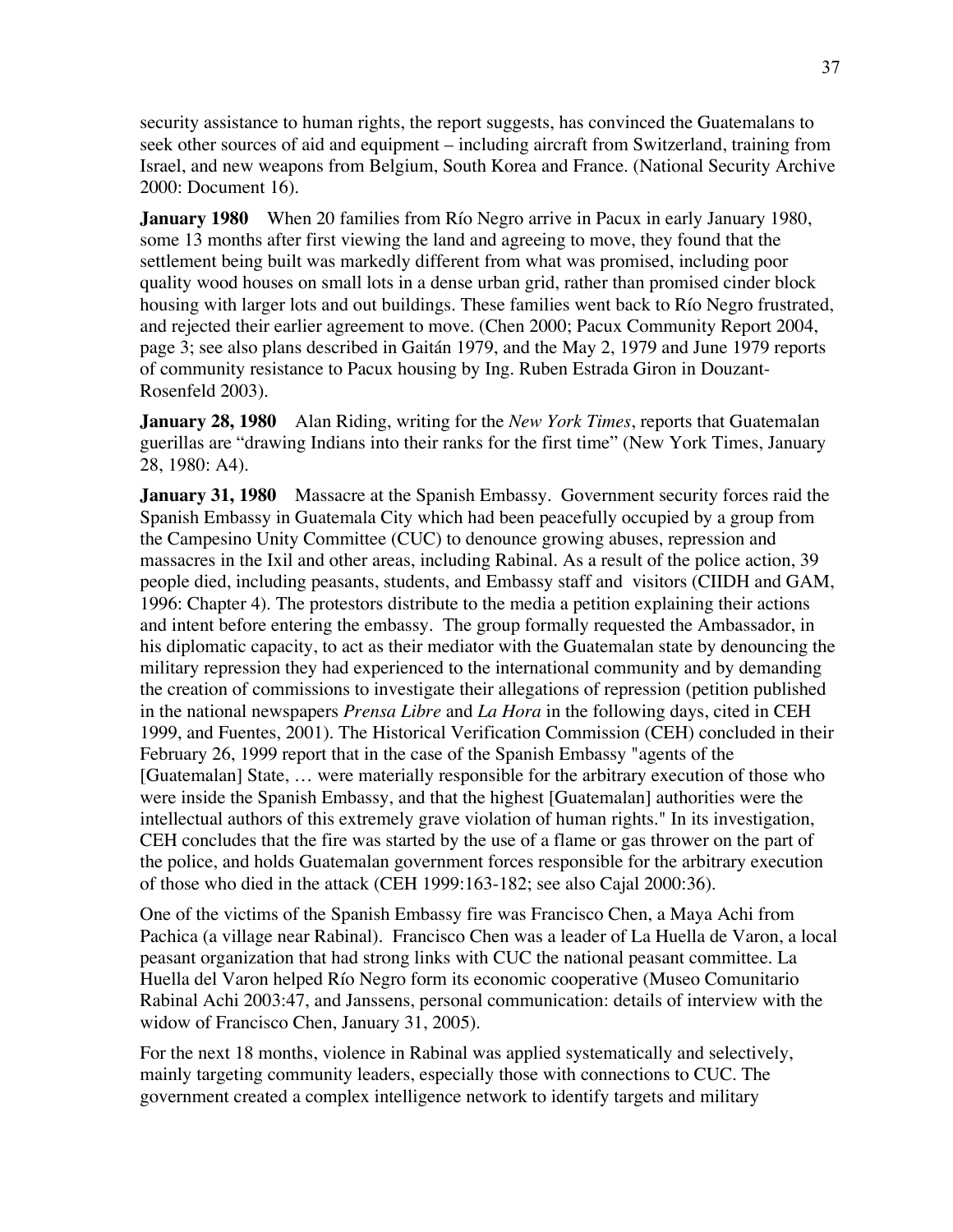security assistance to human rights, the report suggests, has convinced the Guatemalans to seek other sources of aid and equipment – including aircraft from Switzerland, training from Israel, and new weapons from Belgium, South Korea and France. (National Security Archive 2000: Document 16).

**January 1980** When 20 families from Río Negro arrive in Pacux in early January 1980, some 13 months after first viewing the land and agreeing to move, they found that the settlement being built was markedly different from what was promised, including poor quality wood houses on small lots in a dense urban grid, rather than promised cinder block housing with larger lots and out buildings. These families went back to Río Negro frustrated, and rejected their earlier agreement to move. (Chen 2000; Pacux Community Report 2004, page 3; see also plans described in Gaitán 1979, and the May 2, 1979 and June 1979 reports of community resistance to Pacux housing by Ing. Ruben Estrada Giron in Douzant-Rosenfeld 2003).

**January 28, 1980** Alan Riding, writing for the *New York Times*, reports that Guatemalan guerillas are "drawing Indians into their ranks for the first time" (New York Times, January 28, 1980: A4).

**January 31, 1980** Massacre at the Spanish Embassy. Government security forces raid the Spanish Embassy in Guatemala City which had been peacefully occupied by a group from the Campesino Unity Committee (CUC) to denounce growing abuses, repression and massacres in the Ixil and other areas, including Rabinal. As a result of the police action, 39 people died, including peasants, students, and Embassy staff and visitors (CIIDH and GAM, 1996: Chapter 4). The protestors distribute to the media a petition explaining their actions and intent before entering the embassy. The group formally requested the Ambassador, in his diplomatic capacity, to act as their mediator with the Guatemalan state by denouncing the military repression they had experienced to the international community and by demanding the creation of commissions to investigate their allegations of repression (petition published in the national newspapers *Prensa Libre* and *La Hora* in the following days, cited in CEH 1999, and Fuentes, 2001). The Historical Verification Commission (CEH) concluded in their February 26, 1999 report that in the case of the Spanish Embassy "agents of the [Guatemalan] State, … were materially responsible for the arbitrary execution of those who were inside the Spanish Embassy, and that the highest [Guatemalan] authorities were the intellectual authors of this extremely grave violation of human rights." In its investigation, CEH concludes that the fire was started by the use of a flame or gas thrower on the part of the police, and holds Guatemalan government forces responsible for the arbitrary execution of those who died in the attack (CEH 1999:163-182; see also Cajal 2000:36).

One of the victims of the Spanish Embassy fire was Francisco Chen, a Maya Achi from Pachica (a village near Rabinal). Francisco Chen was a leader of La Huella de Varon, a local peasant organization that had strong links with CUC the national peasant committee. La Huella del Varon helped Río Negro form its economic cooperative (Museo Comunitario Rabinal Achi 2003:47, and Janssens, personal communication: details of interview with the widow of Francisco Chen, January 31, 2005).

For the next 18 months, violence in Rabinal was applied systematically and selectively, mainly targeting community leaders, especially those with connections to CUC. The government created a complex intelligence network to identify targets and military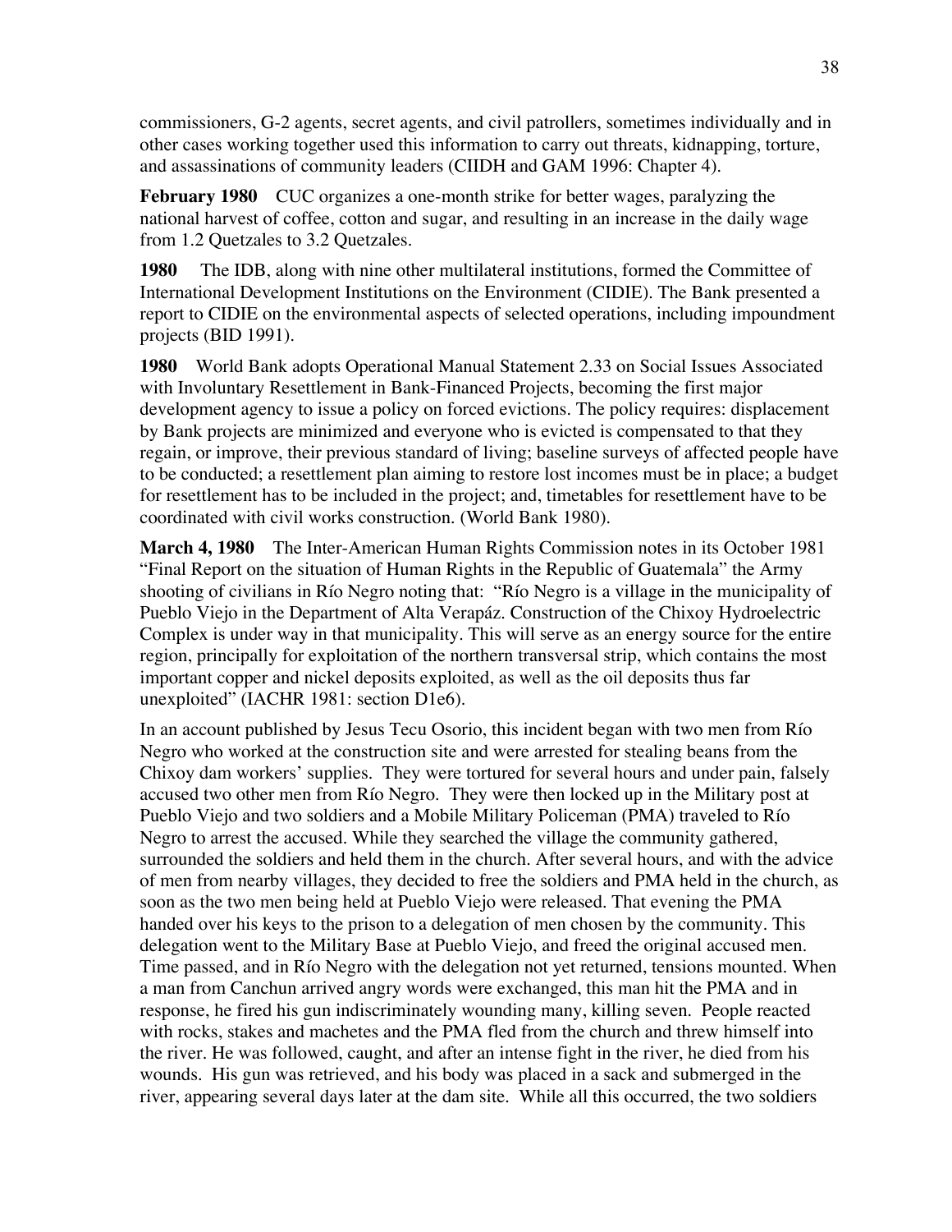commissioners, G-2 agents, secret agents, and civil patrollers, sometimes individually and in other cases working together used this information to carry out threats, kidnapping, torture, and assassinations of community leaders (CIIDH and GAM 1996: Chapter 4).

**February 1980** CUC organizes a one-month strike for better wages, paralyzing the national harvest of coffee, cotton and sugar, and resulting in an increase in the daily wage from 1.2 Quetzales to 3.2 Quetzales.

**1980** The IDB, along with nine other multilateral institutions, formed the Committee of International Development Institutions on the Environment (CIDIE). The Bank presented a report to CIDIE on the environmental aspects of selected operations, including impoundment projects (BID 1991).

**1980** World Bank adopts Operational Manual Statement 2.33 on Social Issues Associated with Involuntary Resettlement in Bank-Financed Projects, becoming the first major development agency to issue a policy on forced evictions. The policy requires: displacement by Bank projects are minimized and everyone who is evicted is compensated to that they regain, or improve, their previous standard of living; baseline surveys of affected people have to be conducted; a resettlement plan aiming to restore lost incomes must be in place; a budget for resettlement has to be included in the project; and, timetables for resettlement have to be coordinated with civil works construction. (World Bank 1980).

**March 4, 1980** The Inter-American Human Rights Commission notes in its October 1981 "Final Report on the situation of Human Rights in the Republic of Guatemala" the Army shooting of civilians in Río Negro noting that: "Río Negro is a village in the municipality of Pueblo Viejo in the Department of Alta Verapáz. Construction of the Chixoy Hydroelectric Complex is under way in that municipality. This will serve as an energy source for the entire region, principally for exploitation of the northern transversal strip, which contains the most important copper and nickel deposits exploited, as well as the oil deposits thus far unexploited" (IACHR 1981: section D1e6).

In an account published by Jesus Tecu Osorio, this incident began with two men from Río Negro who worked at the construction site and were arrested for stealing beans from the Chixoy dam workers' supplies. They were tortured for several hours and under pain, falsely accused two other men from Río Negro. They were then locked up in the Military post at Pueblo Viejo and two soldiers and a Mobile Military Policeman (PMA) traveled to Río Negro to arrest the accused. While they searched the village the community gathered, surrounded the soldiers and held them in the church. After several hours, and with the advice of men from nearby villages, they decided to free the soldiers and PMA held in the church, as soon as the two men being held at Pueblo Viejo were released. That evening the PMA handed over his keys to the prison to a delegation of men chosen by the community. This delegation went to the Military Base at Pueblo Viejo, and freed the original accused men. Time passed, and in Río Negro with the delegation not yet returned, tensions mounted. When a man from Canchun arrived angry words were exchanged, this man hit the PMA and in response, he fired his gun indiscriminately wounding many, killing seven. People reacted with rocks, stakes and machetes and the PMA fled from the church and threw himself into the river. He was followed, caught, and after an intense fight in the river, he died from his wounds. His gun was retrieved, and his body was placed in a sack and submerged in the river, appearing several days later at the dam site. While all this occurred, the two soldiers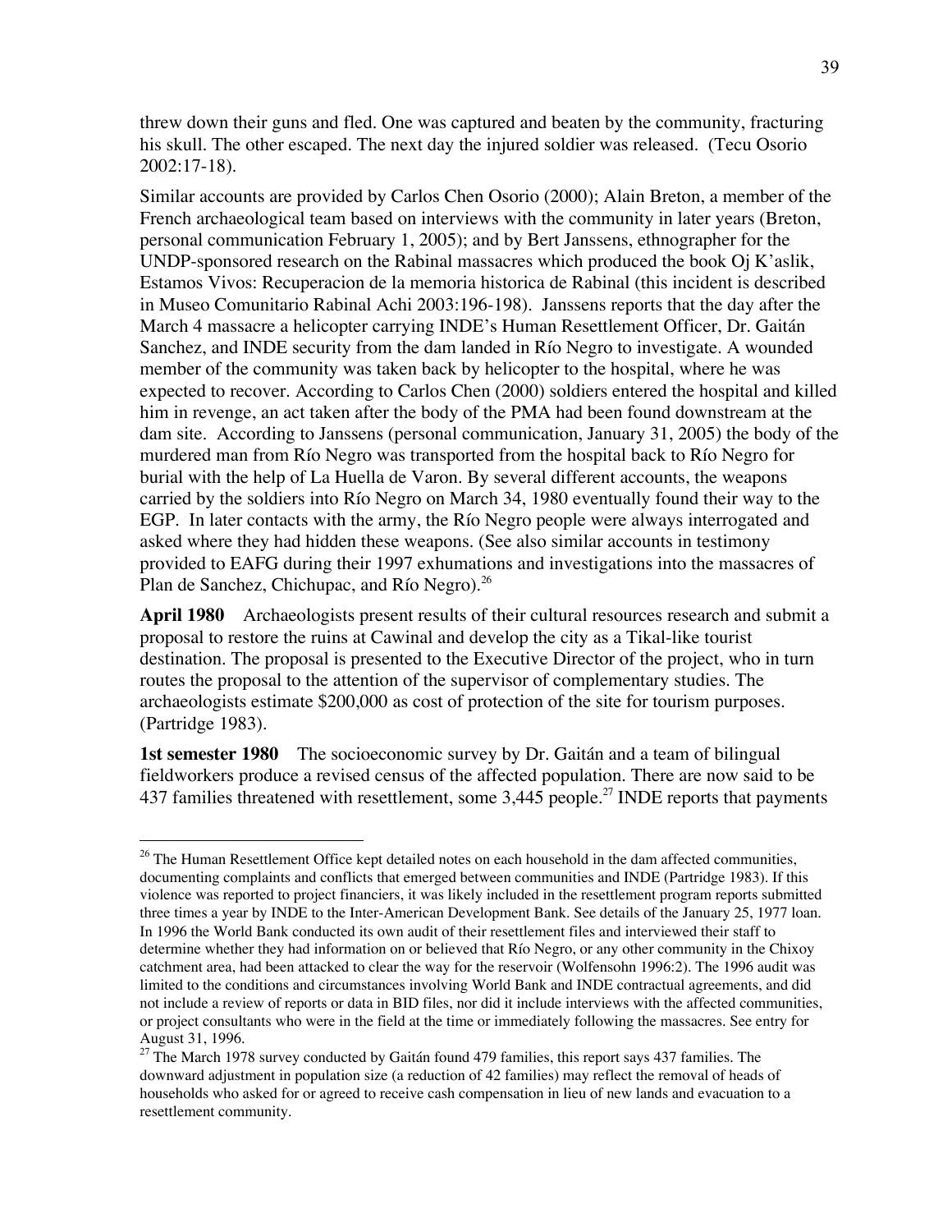threw down their guns and fled. One was captured and beaten by the community, fracturing his skull. The other escaped. The next day the injured soldier was released. (Tecu Osorio 2002:17-18).

Similar accounts are provided by Carlos Chen Osorio (2000); Alain Breton, a member of the French archaeological team based on interviews with the community in later years (Breton, personal communication February 1, 2005); and by Bert Janssens, ethnographer for the UNDP-sponsored research on the Rabinal massacres which produced the book Oj K'aslik, Estamos Vivos: Recuperacion de la memoria historica de Rabinal (this incident is described in Museo Comunitario Rabinal Achi 2003:196-198). Janssens reports that the day after the March 4 massacre a helicopter carrying INDE's Human Resettlement Officer, Dr. Gaitán Sanchez, and INDE security from the dam landed in Río Negro to investigate. A wounded member of the community was taken back by helicopter to the hospital, where he was expected to recover. According to Carlos Chen (2000) soldiers entered the hospital and killed him in revenge, an act taken after the body of the PMA had been found downstream at the dam site. According to Janssens (personal communication, January 31, 2005) the body of the murdered man from Río Negro was transported from the hospital back to Río Negro for burial with the help of La Huella de Varon. By several different accounts, the weapons carried by the soldiers into Río Negro on March 34, 1980 eventually found their way to the EGP. In later contacts with the army, the Río Negro people were always interrogated and asked where they had hidden these weapons. (See also similar accounts in testimony provided to EAFG during their 1997 exhumations and investigations into the massacres of Plan de Sanchez, Chichupac, and Río Negro).[26]

**April 1980** Archaeologists present results of their cultural resources research and submit a proposal to restore the ruins at Cawinal and develop the city as a Tikal-like tourist destination. The proposal is presented to the Executive Director of the project, who in turn routes the proposal to the attention of the supervisor of complementary studies. The archaeologists estimate $200,000 as cost of protection of the site for tourism purposes. (Partridge 1983).

**1st semester 1980** The socioeconomic survey by Dr. Gaitán and a team of bilingual fieldworkers produce a revised census of the affected population. There are now said to be 437 families threatened with resettlement, some 3,445 people.[27] INDE reports that payments

---

[26] The Human Resettlement Office kept detailed notes on each household in the dam affected communities, documenting complaints and conflicts that emerged between communities and INDE (Partridge 1983). If this violence was reported to project financiers, it was likely included in the resettlement program reports submitted three times a year by INDE to the Inter-American Development Bank. See details of the January 25, 1977 loan. In 1996 the World Bank conducted its own audit of their resettlement files and interviewed their staff to determine whether they had information on or believed that Río Negro, or any other community in the Chixoy catchment area, had been attacked to clear the way for the reservoir (Wolfensohn 1996:2). The 1996 audit was limited to the conditions and circumstances involving World Bank and INDE contractual agreements, and did not include a review of reports or data in BID files, nor did it include interviews with the affected communities, or project consultants who were in the field at the time or immediately following the massacres. See entry for August 31, 1996.

[27] The March 1978 survey conducted by Gaitán found 479 families, this report says 437 families. The downward adjustment in population size (a reduction of 42 families) may reflect the removal of heads of households who asked for or agreed to receive cash compensation in lieu of new lands and evacuation to a resettlement community.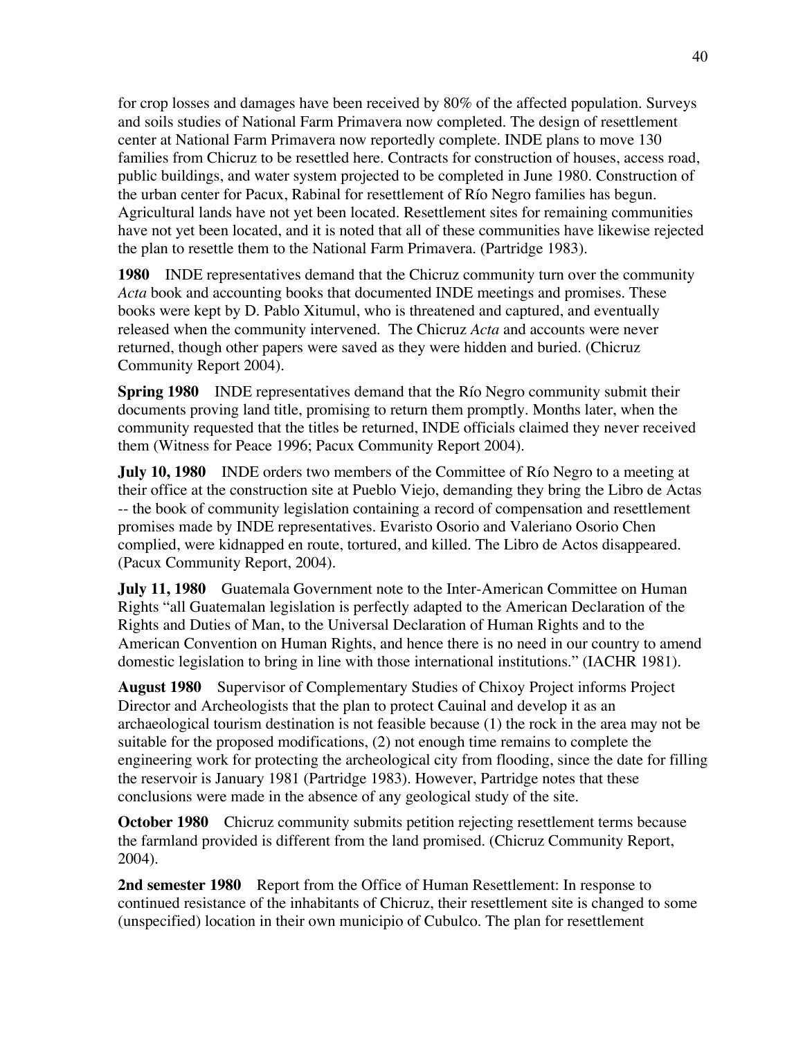for crop losses and damages have been received by 80% of the affected population. Surveys and soils studies of National Farm Primavera now completed. The design of resettlement center at National Farm Primavera now reportedly complete. INDE plans to move 130 families from Chicruz to be resettled here. Contracts for construction of houses, access road, public buildings, and water system projected to be completed in June 1980. Construction of the urban center for Pacux, Rabinal for resettlement of Río Negro families has begun. Agricultural lands have not yet been located. Resettlement sites for remaining communities have not yet been located, and it is noted that all of these communities have likewise rejected the plan to resettle them to the National Farm Primavera. (Partridge 1983).

**1980** INDE representatives demand that the Chicruz community turn over the community *Acta* book and accounting books that documented INDE meetings and promises. These books were kept by D. Pablo Xitumul, who is threatened and captured, and eventually released when the community intervened. The Chicruz *Acta* and accounts were never returned, though other papers were saved as they were hidden and buried. (Chicruz Community Report 2004).

**Spring 1980** INDE representatives demand that the Río Negro community submit their documents proving land title, promising to return them promptly. Months later, when the community requested that the titles be returned, INDE officials claimed they never received them (Witness for Peace 1996; Pacux Community Report 2004).

**July 10, 1980** INDE orders two members of the Committee of Río Negro to a meeting at their office at the construction site at Pueblo Viejo, demanding they bring the Libro de Actas -- the book of community legislation containing a record of compensation and resettlement promises made by INDE representatives. Evaristo Osorio and Valeriano Osorio Chen complied, were kidnapped en route, tortured, and killed. The Libro de Actos disappeared. (Pacux Community Report, 2004).

**July 11, 1980** Guatemala Government note to the Inter-American Committee on Human Rights "all Guatemalan legislation is perfectly adapted to the American Declaration of the Rights and Duties of Man, to the Universal Declaration of Human Rights and to the American Convention on Human Rights, and hence there is no need in our country to amend domestic legislation to bring in line with those international institutions." (IACHR 1981).

**August 1980** Supervisor of Complementary Studies of Chixoy Project informs Project Director and Archeologists that the plan to protect Cauinal and develop it as an archaeological tourism destination is not feasible because (1) the rock in the area may not be suitable for the proposed modifications, (2) not enough time remains to complete the engineering work for protecting the archeological city from flooding, since the date for filling the reservoir is January 1981 (Partridge 1983). However, Partridge notes that these conclusions were made in the absence of any geological study of the site.

**October 1980** Chicruz community submits petition rejecting resettlement terms because the farmland provided is different from the land promised. (Chicruz Community Report, 2004).

**2nd semester 1980** Report from the Office of Human Resettlement: In response to continued resistance of the inhabitants of Chicruz, their resettlement site is changed to some (unspecified) location in their own municipio of Cubulco. The plan for resettlement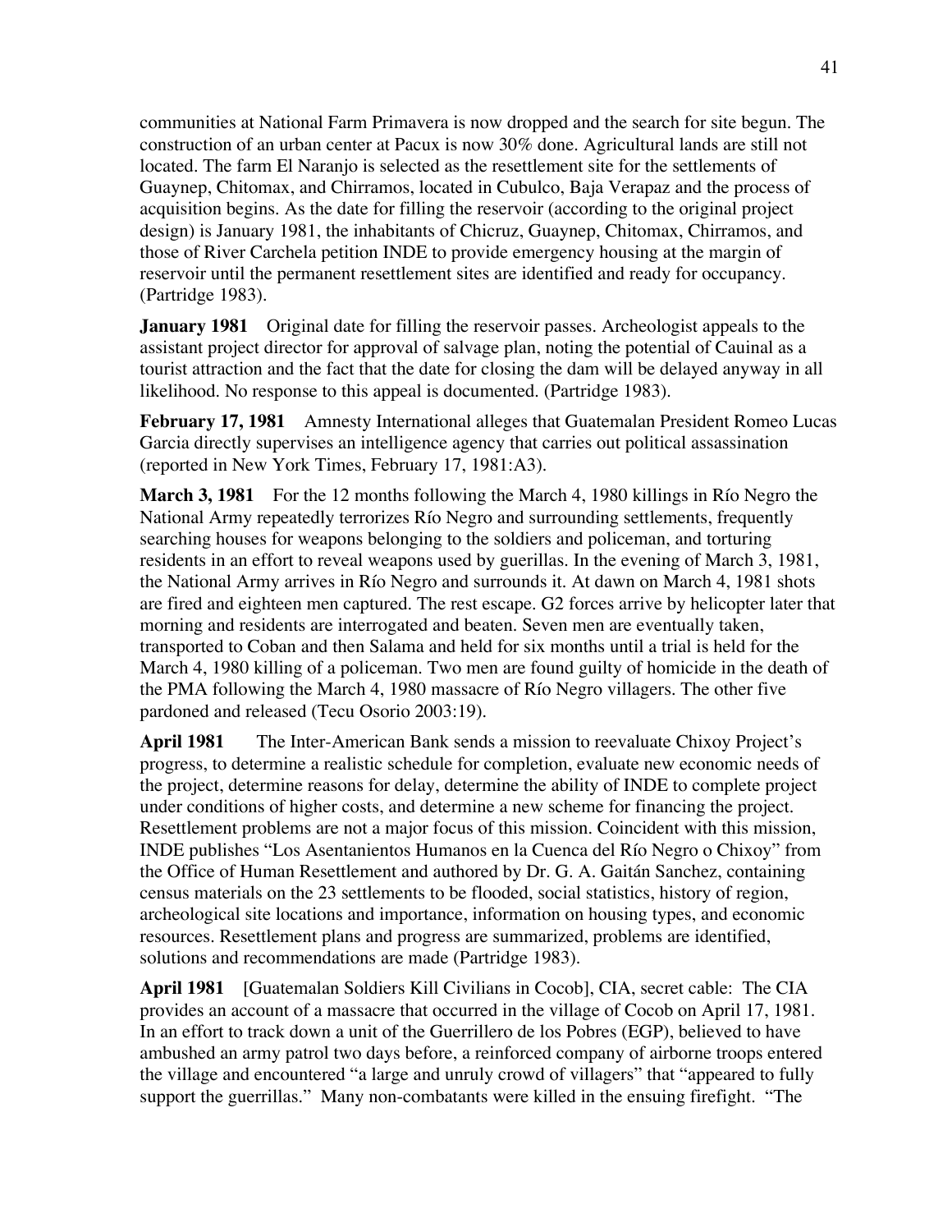communities at National Farm Primavera is now dropped and the search for site begun. The construction of an urban center at Pacux is now 30% done. Agricultural lands are still not located. The farm El Naranjo is selected as the resettlement site for the settlements of Guaynep, Chitomax, and Chirramos, located in Cubulco, Baja Verapaz and the process of acquisition begins. As the date for filling the reservoir (according to the original project design) is January 1981, the inhabitants of Chicruz, Guaynep, Chitomax, Chirramos, and those of River Carchela petition INDE to provide emergency housing at the margin of reservoir until the permanent resettlement sites are identified and ready for occupancy. (Partridge 1983).

**January 1981** Original date for filling the reservoir passes. Archeologist appeals to the assistant project director for approval of salvage plan, noting the potential of Cauinal as a tourist attraction and the fact that the date for closing the dam will be delayed anyway in all likelihood. No response to this appeal is documented. (Partridge 1983).

**February 17, 1981** Amnesty International alleges that Guatemalan President Romeo Lucas Garcia directly supervises an intelligence agency that carries out political assassination (reported in New York Times, February 17, 1981:A3).

**March 3, 1981** For the 12 months following the March 4, 1980 killings in Río Negro the National Army repeatedly terrorizes Río Negro and surrounding settlements, frequently searching houses for weapons belonging to the soldiers and policeman, and torturing residents in an effort to reveal weapons used by guerillas. In the evening of March 3, 1981, the National Army arrives in Río Negro and surrounds it. At dawn on March 4, 1981 shots are fired and eighteen men captured. The rest escape. G2 forces arrive by helicopter later that morning and residents are interrogated and beaten. Seven men are eventually taken, transported to Coban and then Salama and held for six months until a trial is held for the March 4, 1980 killing of a policeman. Two men are found guilty of homicide in the death of the PMA following the March 4, 1980 massacre of Río Negro villagers. The other five pardoned and released (Tecu Osorio 2003:19).

**April 1981** The Inter-American Bank sends a mission to reevaluate Chixoy Project's progress, to determine a realistic schedule for completion, evaluate new economic needs of the project, determine reasons for delay, determine the ability of INDE to complete project under conditions of higher costs, and determine a new scheme for financing the project. Resettlement problems are not a major focus of this mission. Coincident with this mission, INDE publishes "Los Asentanientos Humanos en la Cuenca del Río Negro o Chixoy" from the Office of Human Resettlement and authored by Dr. G. A. Gaitán Sanchez, containing census materials on the 23 settlements to be flooded, social statistics, history of region, archeological site locations and importance, information on housing types, and economic resources. Resettlement plans and progress are summarized, problems are identified, solutions and recommendations are made (Partridge 1983).

**April 1981** [Guatemalan Soldiers Kill Civilians in Cocob], CIA, secret cable: The CIA provides an account of a massacre that occurred in the village of Cocob on April 17, 1981. In an effort to track down a unit of the Guerrillero de los Pobres (EGP), believed to have ambushed an army patrol two days before, a reinforced company of airborne troops entered the village and encountered "a large and unruly crowd of villagers" that "appeared to fully support the guerrillas." Many non-combatants were killed in the ensuing firefight. "The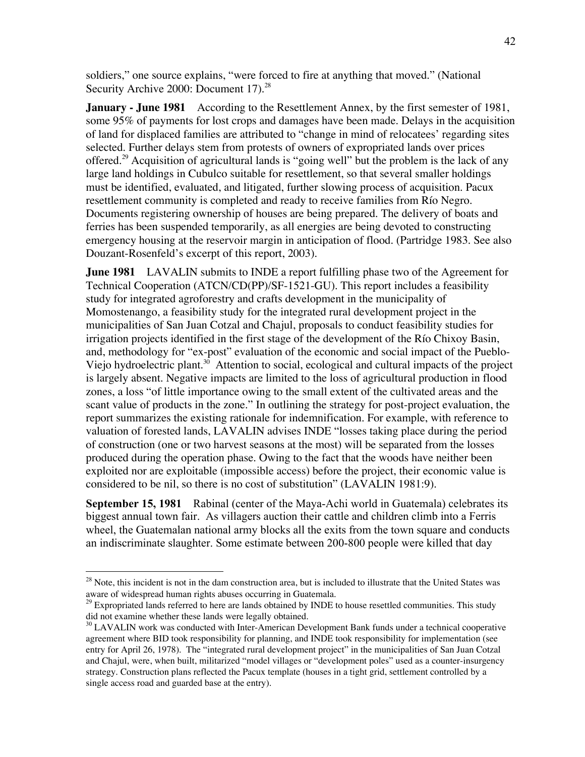soldiers," one source explains, "were forced to fire at anything that moved." (National Security Archive 2000: Document 17).[28]

**January - June 1981** According to the Resettlement Annex, by the first semester of 1981, some 95% of payments for lost crops and damages have been made. Delays in the acquisition of land for displaced families are attributed to "change in mind of relocatees' regarding sites selected. Further delays stem from protests of owners of expropriated lands over prices offered.[29] Acquisition of agricultural lands is "going well" but the problem is the lack of any large land holdings in Cubulco suitable for resettlement, so that several smaller holdings must be identified, evaluated, and litigated, further slowing process of acquisition. Pacux resettlement community is completed and ready to receive families from Río Negro. Documents registering ownership of houses are being prepared. The delivery of boats and ferries has been suspended temporarily, as all energies are being devoted to constructing emergency housing at the reservoir margin in anticipation of flood. (Partridge 1983. See also Douzant-Rosenfeld's excerpt of this report, 2003).

**June 1981** LAVALIN submits to INDE a report fulfilling phase two of the Agreement for Technical Cooperation (ATCN/CD(PP)/SF-1521-GU). This report includes a feasibility study for integrated agroforestry and crafts development in the municipality of Momostenango, a feasibility study for the integrated rural development project in the municipalities of San Juan Cotzal and Chajul, proposals to conduct feasibility studies for irrigation projects identified in the first stage of the development of the Río Chixoy Basin, and, methodology for "ex-post" evaluation of the economic and social impact of the Pueblo-Viejo hydroelectric plant.[30] Attention to social, ecological and cultural impacts of the project is largely absent. Negative impacts are limited to the loss of agricultural production in flood zones, a loss "of little importance owing to the small extent of the cultivated areas and the scant value of products in the zone." In outlining the strategy for post-project evaluation, the report summarizes the existing rationale for indemnification. For example, with reference to valuation of forested lands, LAVALIN advises INDE "losses taking place during the period of construction (one or two harvest seasons at the most) will be separated from the losses produced during the operation phase. Owing to the fact that the woods have neither been exploited nor are exploitable (impossible access) before the project, their economic value is considered to be nil, so there is no cost of substitution" (LAVALIN 1981:9).

**September 15, 1981** Rabinal (center of the Maya-Achi world in Guatemala) celebrates its biggest annual town fair. As villagers auction their cattle and children climb into a Ferris wheel, the Guatemalan national army blocks all the exits from the town square and conducts an indiscriminate slaughter. Some estimate between 200-800 people were killed that day

---

[28] Note, this incident is not in the dam construction area, but is included to illustrate that the United States was aware of widespread human rights abuses occurring in Guatemala.

[29] Expropriated lands referred to here are lands obtained by INDE to house resettled communities. This study did not examine whether these lands were legally obtained.

[30] LAVALIN work was conducted with Inter-American Development Bank funds under a technical cooperative agreement where BID took responsibility for planning, and INDE took responsibility for implementation (see entry for April 26, 1978). The "integrated rural development project" in the municipalities of San Juan Cotzal and Chajul, were, when built, militarized "model villages or "development poles" used as a counter-insurgency strategy. Construction plans reflected the Pacux template (houses in a tight grid, settlement controlled by a single access road and guarded base at the entry).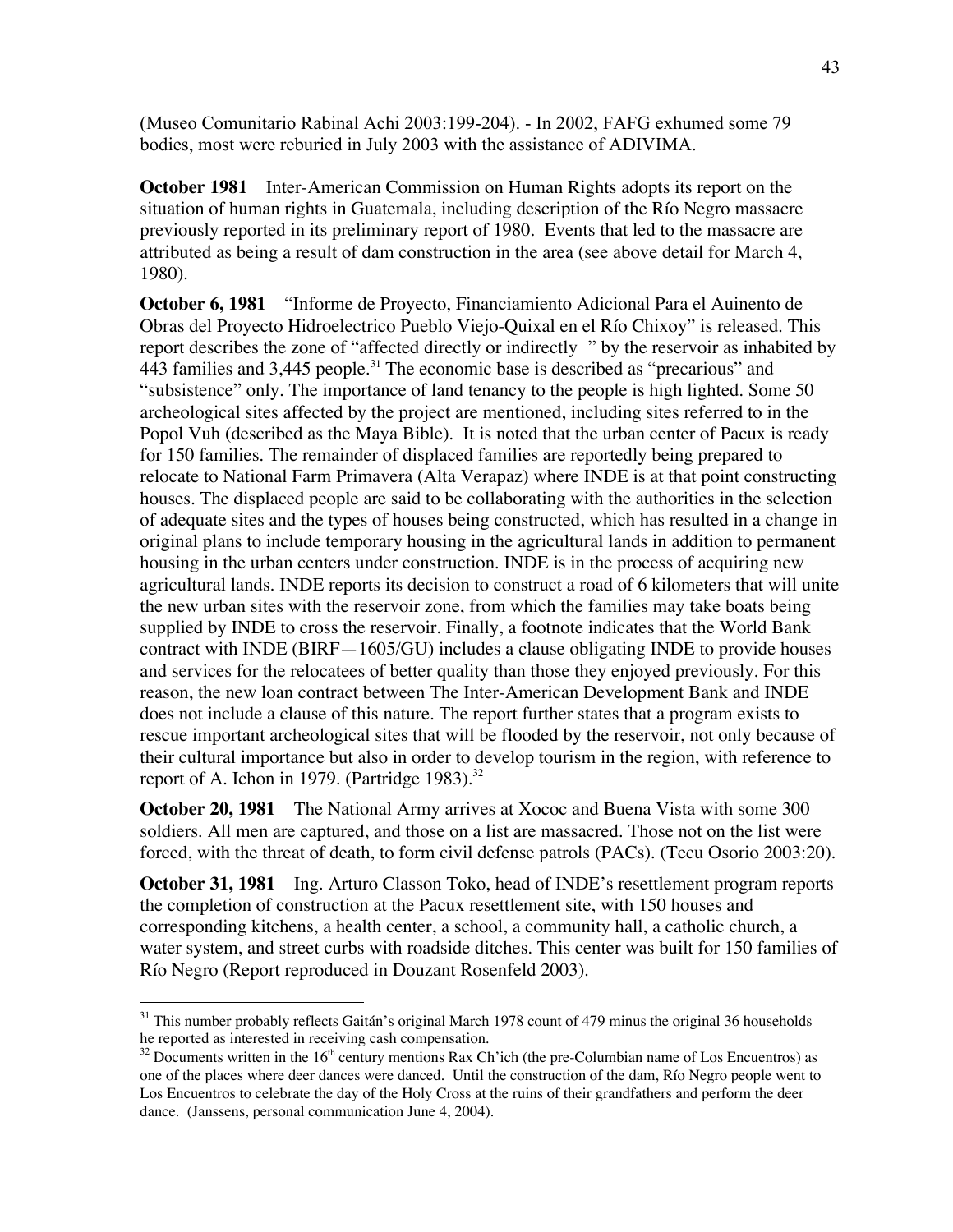(Museo Comunitario Rabinal Achi 2003:199-204). - In 2002, FAFG exhumed some 79 bodies, most were reburied in July 2003 with the assistance of ADIVIMA.

**October 1981** Inter-American Commission on Human Rights adopts its report on the situation of human rights in Guatemala, including description of the Río Negro massacre previously reported in its preliminary report of 1980. Events that led to the massacre are attributed as being a result of dam construction in the area (see above detail for March 4, 1980).

**October 6, 1981** "Informe de Proyecto, Financiamiento Adicional Para el Auinento de Obras del Proyecto Hidroelectrico Pueblo Viejo-Quixal en el Río Chixoy" is released. This report describes the zone of "affected directly or indirectly " by the reservoir as inhabited by 443 families and 3,445 people.[31] The economic base is described as "precarious" and "subsistence" only. The importance of land tenancy to the people is high lighted. Some 50 archeological sites affected by the project are mentioned, including sites referred to in the Popol Vuh (described as the Maya Bible). It is noted that the urban center of Pacux is ready for 150 families. The remainder of displaced families are reportedly being prepared to relocate to National Farm Primavera (Alta Verapaz) where INDE is at that point constructing houses. The displaced people are said to be collaborating with the authorities in the selection of adequate sites and the types of houses being constructed, which has resulted in a change in original plans to include temporary housing in the agricultural lands in addition to permanent housing in the urban centers under construction. INDE is in the process of acquiring new agricultural lands. INDE reports its decision to construct a road of 6 kilometers that will unite the new urban sites with the reservoir zone, from which the families may take boats being supplied by INDE to cross the reservoir. Finally, a footnote indicates that the World Bank contract with INDE (BIRF—1605/GU) includes a clause obligating INDE to provide houses and services for the relocatees of better quality than those they enjoyed previously. For this reason, the new loan contract between The Inter-American Development Bank and INDE does not include a clause of this nature. The report further states that a program exists to rescue important archeological sites that will be flooded by the reservoir, not only because of their cultural importance but also in order to develop tourism in the region, with reference to report of A. Ichon in 1979. (Partridge 1983).[32]

**October 20, 1981** The National Army arrives at Xococ and Buena Vista with some 300 soldiers. All men are captured, and those on a list are massacred. Those not on the list were forced, with the threat of death, to form civil defense patrols (PACs). (Tecu Osorio 2003:20).

**October 31, 1981** Ing. Arturo Classon Toko, head of INDE's resettlement program reports the completion of construction at the Pacux resettlement site, with 150 houses and corresponding kitchens, a health center, a school, a community hall, a catholic church, a water system, and street curbs with roadside ditches. This center was built for 150 families of Río Negro (Report reproduced in Douzant Rosenfeld 2003).

---

[31] This number probably reflects Gaitán's original March 1978 count of 479 minus the original 36 households he reported as interested in receiving cash compensation.

[32] Documents written in the 16th century mentions Rax Ch'ich (the pre-Columbian name of Los Encuentros) as one of the places where deer dances were danced. Until the construction of the dam, Río Negro people went to Los Encuentros to celebrate the day of the Holy Cross at the ruins of their grandfathers and perform the deer dance. (Janssens, personal communication June 4, 2004).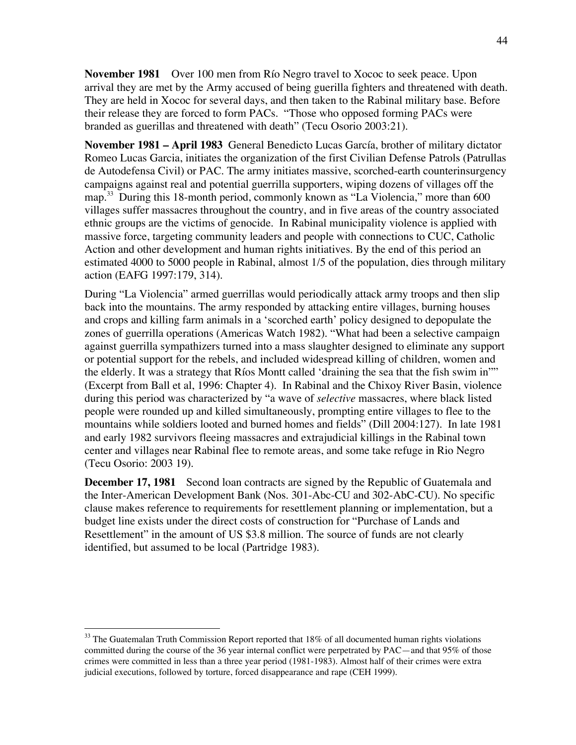**November 1981** Over 100 men from Río Negro travel to Xococ to seek peace. Upon arrival they are met by the Army accused of being guerilla fighters and threatened with death. They are held in Xococ for several days, and then taken to the Rabinal military base. Before their release they are forced to form PACs. "Those who opposed forming PACs were branded as guerillas and threatened with death" (Tecu Osorio 2003:21).

**November 1981 – April 1983** General Benedicto Lucas García, brother of military dictator Romeo Lucas Garcia, initiates the organization of the first Civilian Defense Patrols (Patrullas de Autodefensa Civil) or PAC. The army initiates massive, scorched-earth counterinsurgency campaigns against real and potential guerrilla supporters, wiping dozens of villages off the map.[33] During this 18-month period, commonly known as "La Violencia," more than 600 villages suffer massacres throughout the country, and in five areas of the country associated ethnic groups are the victims of genocide. In Rabinal municipality violence is applied with massive force, targeting community leaders and people with connections to CUC, Catholic Action and other development and human rights initiatives. By the end of this period an estimated 4000 to 5000 people in Rabinal, almost 1/5 of the population, dies through military action (EAFG 1997:179, 314).

During "La Violencia" armed guerrillas would periodically attack army troops and then slip back into the mountains. The army responded by attacking entire villages, burning houses and crops and killing farm animals in a 'scorched earth' policy designed to depopulate the zones of guerrilla operations (Americas Watch 1982). "What had been a selective campaign against guerrilla sympathizers turned into a mass slaughter designed to eliminate any support or potential support for the rebels, and included widespread killing of children, women and the elderly. It was a strategy that Ríos Montt called 'draining the sea that the fish swim in'" (Excerpt from Ball et al, 1996: Chapter 4). In Rabinal and the Chixoy River Basin, violence during this period was characterized by "a wave of *selective* massacres, where black listed people were rounded up and killed simultaneously, prompting entire villages to flee to the mountains while soldiers looted and burned homes and fields" (Dill 2004:127). In late 1981 and early 1982 survivors fleeing massacres and extrajudicial killings in the Rabinal town center and villages near Rabinal flee to remote areas, and some take refuge in Rio Negro (Tecu Osorio: 2003 19).

**December 17, 1981** Second loan contracts are signed by the Republic of Guatemala and the Inter-American Development Bank (Nos. 301-Abc-CU and 302-AbC-CU). No specific clause makes reference to requirements for resettlement planning or implementation, but a budget line exists under the direct costs of construction for "Purchase of Lands and Resettlement" in the amount of US $3.8 million. The source of funds are not clearly identified, but assumed to be local (Partridge 1983).

---

[33] The Guatemalan Truth Commission Report reported that 18% of all documented human rights violations committed during the course of the 36 year internal conflict were perpetrated by PAC—and that 95% of those crimes were committed in less than a three year period (1981-1983). Almost half of their crimes were extra judicial executions, followed by torture, forced disappearance and rape (CEH 1999).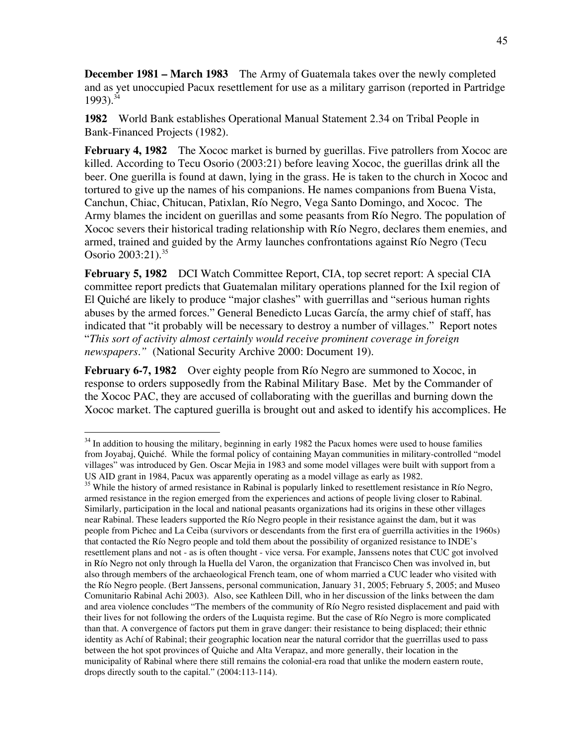**December 1981 – March 1983** The Army of Guatemala takes over the newly completed and as yet unoccupied Pacux resettlement for use as a military garrison (reported in Partridge 1993).[34]

**1982** World Bank establishes Operational Manual Statement 2.34 on Tribal People in Bank-Financed Projects (1982).

**February 4, 1982** The Xococ market is burned by guerillas. Five patrollers from Xococ are killed. According to Tecu Osorio (2003:21) before leaving Xococ, the guerillas drink all the beer. One guerilla is found at dawn, lying in the grass. He is taken to the church in Xococ and tortured to give up the names of his companions. He names companions from Buena Vista, Canchun, Chiac, Chitucan, Patixlan, Río Negro, Vega Santo Domingo, and Xococ. The Army blames the incident on guerillas and some peasants from Río Negro. The population of Xococ severs their historical trading relationship with Río Negro, declares them enemies, and armed, trained and guided by the Army launches confrontations against Río Negro (Tecu Osorio 2003:21).[35]

**February 5, 1982** DCI Watch Committee Report, CIA, top secret report: A special CIA committee report predicts that Guatemalan military operations planned for the Ixil region of El Quiché are likely to produce "major clashes" with guerillas and "serious human rights abuses by the armed forces." General Benedicto Lucas García, the army chief of staff, has indicated that "it probably will be necessary to destroy a number of villages." Report notes "*This sort of activity almost certainly would receive prominent coverage in foreign newspapers.*" (National Security Archive 2000: Document 19).

**February 6-7, 1982** Over eighty people from Río Negro are summoned to Xococ, in response to orders supposedly from the Rabinal Military Base. Met by the Commander of the Xococ PAC, they are accused of collaborating with the guerillas and burning down the Xococ market. The captured guerilla is brought out and asked to identify his accomplices. He

---

[34] In addition to housing the military, beginning in early 1982 the Pacux homes were used to house families from Joyabaj, Quiché. While the formal policy of containing Mayan communities in military-controlled "model villages" was introduced by Gen. Oscar Mejia in 1983 and some model villages were built with support from a US AID grant in 1984, Pacux was apparently operating as a model village as early as 1982.

[35] While the history of armed resistance in Rabinal is popularly linked to resettlement resistance in Río Negro, armed resistance in the region emerged from the experiences and actions of people living closer to Rabinal. Similarly, participation in the local and national peasants organizations had its origins in these other villages near Rabinal. These leaders supported the Río Negro people in their resistance against the dam, but it was people from Pichec and La Ceiba (survivors or descendants from the first era of guerilla activities in the 1960s) that contacted the Río Negro people and told them about the possibility of organized resistance to INDE's resettlement plans and not - as is often thought - vice versa. For example, Janssens notes that CUC got involved in Río Negro not only through la Huella del Varon, the organization that Francisco Chen was involved in, but also through members of the archaeological French team, one of whom married a CUC leader who visited with the Río Negro people. (Bert Janssens, personal communication, January 31, 2005; February 5, 2005; and Museo Comunitario Rabinal Achi 2003). Also, see Kathleen Dill, who in her discussion of the links between the dam and area violence concludes "The members of the community of Río Negro resisted displacement and paid with their lives for not following the orders of the Luquista regime. But the case of Río Negro is more complicated than that. A convergence of factors put them in grave danger: their resistance to being displaced; their ethnic identity as Achí of Rabinal; their geographic location near the natural corridor that the guerrillas used to pass between the hot spot provinces of Quiche and Alta Verapaz, and more generally, their location in the municipality of Rabinal where there still remains the colonial-era road that unlike the modern eastern route, drops directly south to the capital." (2004:113-114).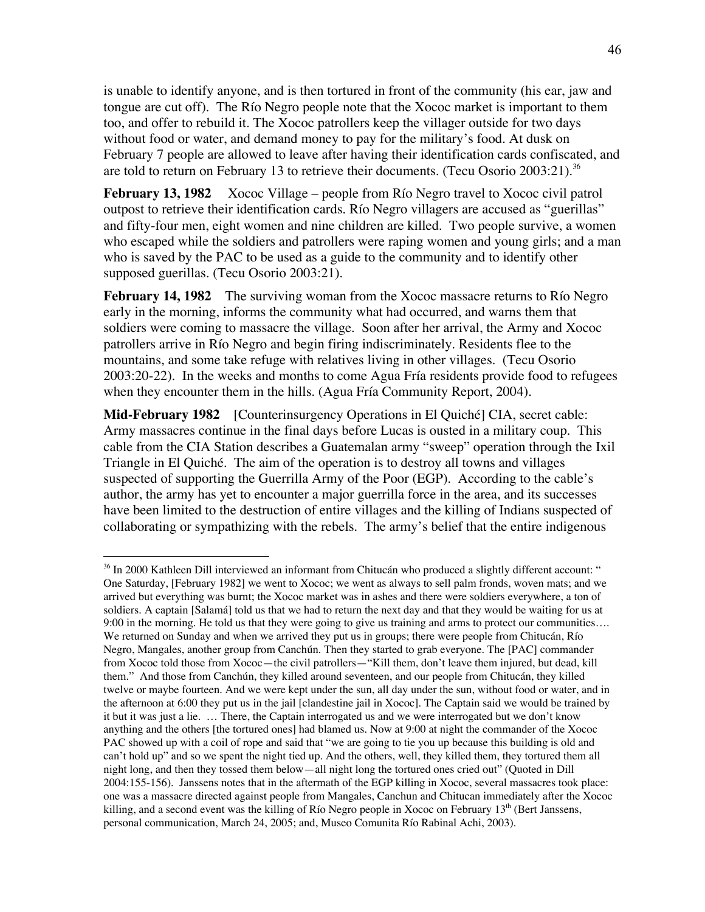is unable to identify anyone, and is then tortured in front of the community (his ear, jaw and tongue are cut off). The Río Negro people note that the Xococ market is important to them too, and offer to rebuild it. The Xococ patrollers keep the villager outside for two days without food or water, and demand money to pay for the military's food. At dusk on February 7 people are allowed to leave after having their identification cards confiscated, and are told to return on February 13 to retrieve their documents. (Tecu Osorio 2003:21).[36]

**February 13, 1982** Xococ Village – people from Río Negro travel to Xococ civil patrol outpost to retrieve their identification cards. Río Negro villagers are accused as "guerillas" and fifty-four men, eight women and nine children are killed. Two people survive, a women who escaped while the soldiers and patrollers were raping women and young girls; and a man who is saved by the PAC to be used as a guide to the community and to identify other supposed guerillas. (Tecu Osorio 2003:21).

**February 14, 1982** The surviving woman from the Xococ massacre returns to Río Negro early in the morning, informs the community what had occurred, and warns them that soldiers were coming to massacre the village. Soon after her arrival, the Army and Xococ patrollers arrive in Río Negro and begin firing indiscriminately. Residents flee to the mountains, and some take refuge with relatives living in other villages. (Tecu Osorio 2003:20-22). In the weeks and months to come Agua Fría residents provide food to refugees when they encounter them in the hills. (Agua Fría Community Report, 2004).

**Mid-February 1982** [Counterinsurgency Operations in El Quiché] CIA, secret cable: Army massacres continue in the final days before Lucas is ousted in a military coup. This cable from the CIA Station describes a Guatemalan army "sweep" operation through the Ixil Triangle in El Quiché. The aim of the operation is to destroy all towns and villages suspected of supporting the Guerrilla Army of the Poor (EGP). According to the cable's author, the army has yet to encounter a major guerrilla force in the area, and its successes have been limited to the destruction of entire villages and the killing of Indians suspected of collaborating or sympathizing with the rebels. The army's belief that the entire indigenous

---

[36] In 2000 Kathleen Dill interviewed an informant from Chitucán who produced a slightly different account: " One Saturday, [February 1982] we went to Xococ; we went as always to sell palm fronds, woven mats; and we arrived but everything was burnt; the Xococ market was in ashes and there were soldiers everywhere, a ton of soldiers. A captain [Salamá] told us that we had to return the next day and that they would be waiting for us at 9:00 in the morning. He told us that they were going to give us training and arms to protect our communities…. We returned on Sunday and when we arrived they put us in groups; there were people from Chitucán, Río Negro, Mangales, another group from Canchún. Then they started to grab everyone. The [PAC] commander from Xococ told those from Xococ—the civil patrollers—"Kill them, don't leave them injured, but dead, kill them." And those from Canchún, they killed around seventeen, and our people from Chitucán, they killed twelve or maybe fourteen. And we were kept under the sun, all day under the sun, without food or water, and in the afternoon at 6:00 they put us in the jail [clandestine jail in Xococ]. The Captain said we would be trained by it but it was just a lie. … There, the Captain interrogated us and we were interrogated but we don't know anything and the others [the tortured ones] had blamed us. Now at 9:00 at night the commander of the Xococ PAC showed up with a coil of rope and said that "we are going to tie you up because this building is old and can't hold up" and so we spent the night tied up. And the others, well, they killed them, they tortured them all night long, and then they tossed them below—all night long the tortured ones cried out" (Quoted in Dill 2004:155-156). Janssens notes that in the aftermath of the EGP killing in Xococ, several massacres took place: one was a massacre directed against people from Mangales, Canchun and Chitucan immediately after the Xococ killing, and a second event was the killing of Río Negro people in Xococ on February 13th (Bert Janssens, personal communication, March 24, 2005; and, Museo Comunita Río Rabinal Achi, 2003).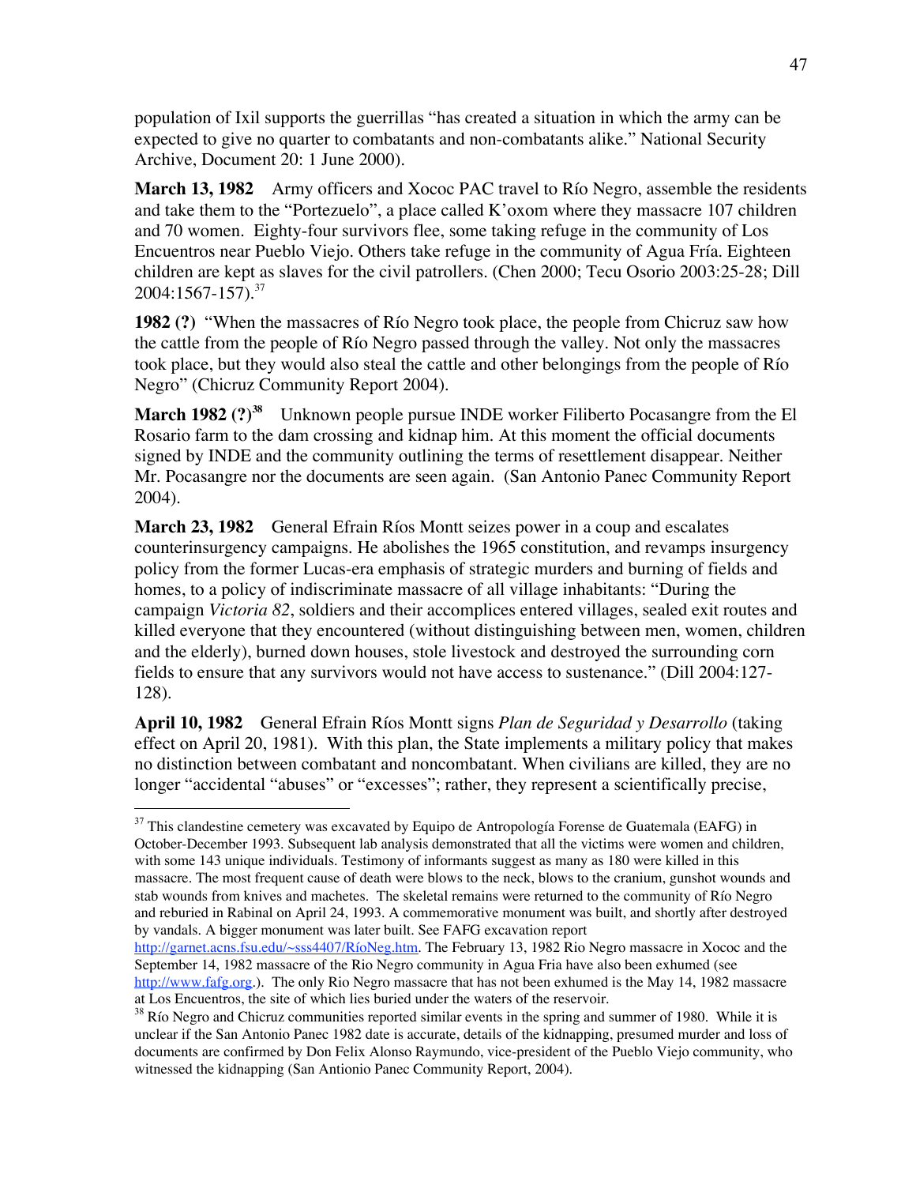population of Ixil supports the guerrillas "has created a situation in which the army can be expected to give no quarter to combatants and non-combatants alike." National Security Archive, Document 20: 1 June 2000).

**March 13, 1982** Army officers and Xococ PAC travel to Río Negro, assemble the residents and take them to the "Portezuelo", a place called K'oxom where they massacre 107 children and 70 women. Eighty-four survivors flee, some taking refuge in the community of Los Encuentros near Pueblo Viejo. Others take refuge in the community of Agua Fría. Eighteen children are kept as slaves for the civil patrollers. (Chen 2000; Tecu Osorio 2003:25-28; Dill 2004:1567-157).[37]

**1982 (?)** "When the massacres of Río Negro took place, the people from Chicruz saw how the cattle from the people of Río Negro passed through the valley. Not only the massacres took place, but they would also steal the cattle and other belongings from the people of Río Negro" (Chicruz Community Report 2004).

**March 1982 (?)[38]** Unknown people pursue INDE worker Filiberto Pocasangre from the El Rosario farm to the dam crossing and kidnap him. At this moment the official documents signed by INDE and the community outlining the terms of resettlement disappear. Neither Mr. Pocasangre nor the documents are seen again. (San Antonio Panec Community Report 2004).

**March 23, 1982** General Efrain Ríos Montt seizes power in a coup and escalates counterinsurgency campaigns. He abolishes the 1965 constitution, and revamps insurgency policy from the former Lucas-era emphasis of strategic murders and burning of fields and homes, to a policy of indiscriminate massacre of all village inhabitants: "During the campaign *Victoria 82*, soldiers and their accomplices entered villages, sealed exit routes and killed everyone that they encountered (without distinguishing between men, women, children and the elderly), burned down houses, stole livestock and destroyed the surrounding corn fields to ensure that any survivors would not have access to sustenance." (Dill 2004:127-128).

**April 10, 1982** General Efrain Ríos Montt signs *Plan de Seguridad y Desarrollo* (taking effect on April 20, 1981). With this plan, the State implements a military policy that makes no distinction between combatant and noncombatant. When civilians are killed, they are no longer "accidental "abuses" or "excesses"; rather, they represent a scientifically precise,

---

[37] This clandestine cemetery was excavated by Equipo de Antropología Forense de Guatemala (EAFG) in October-December 1993. Subsequent lab analysis demonstrated that all the victims were women and children, with some 143 unique individuals. Testimony of informants suggest as many as 180 were killed in this massacre. The most frequent cause of death were blows to the neck, blows to the cranium, gunshot wounds and stab wounds from knives and machetes. The skeletal remains were returned to the community of Río Negro and reburied in Rabinal on April 24, 1993. A commemorative monument was built, and shortly after destroyed by vandals. A bigger monument was later built. See FAFG excavation report http://garnet.acns.fsu.edu/~sss4407/RíoNeg.htm. The February 13, 1982 Rio Negro massacre in Xococ and the September 14, 1982 massacre of the Rio Negro community in Agua Fria have also been exhumed (see http://www.fafg.org.). The only Rio Negro massacre that has not been exhumed is the May 14, 1982 massacre at Los Encuentros, the site of which lies buried under the waters of the reservoir.

[38] Río Negro and Chicruz communities reported similar events in the spring and summer of 1980. While it is unclear if the San Antonio Panec 1982 date is accurate, details of the kidnapping, presumed murder and loss of documents are confirmed by Don Felix Alonso Raymundo, vice-president of the Pueblo Viejo community, who witnessed the kidnapping (San Antionio Panec Community Report, 2004).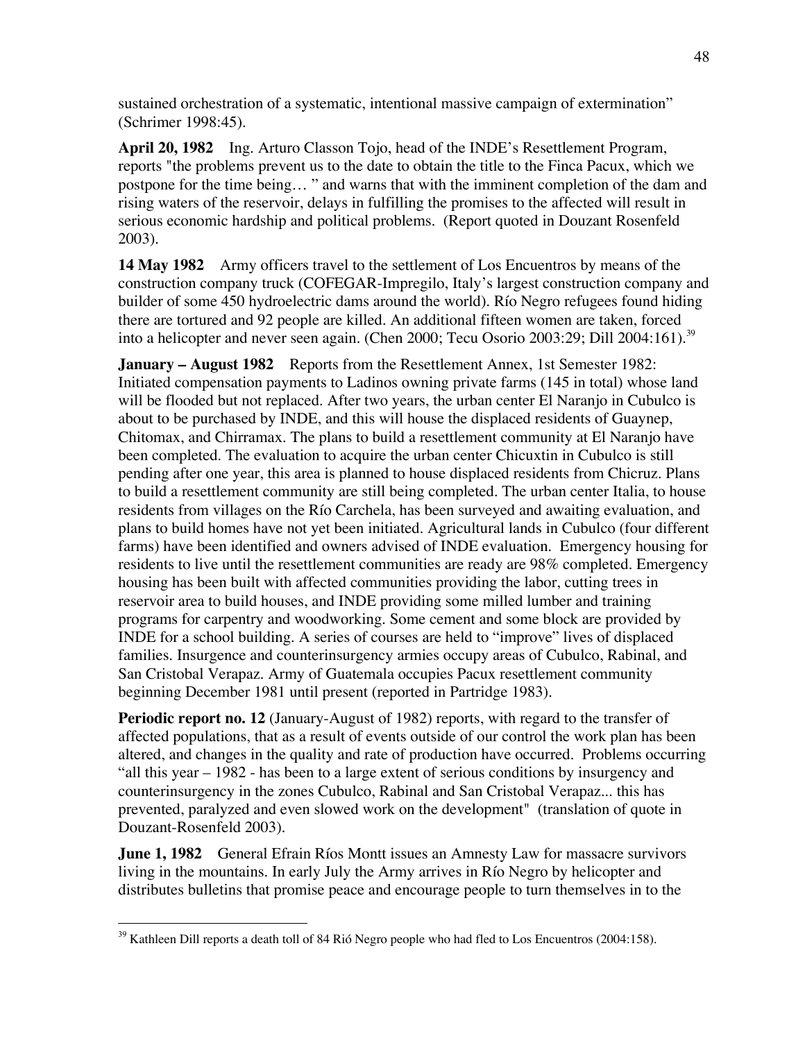sustained orchestration of a systematic, intentional massive campaign of extermination" (Schrimer 1998:45).

**April 20, 1982** Ing. Arturo Classon Tojo, head of the INDE's Resettlement Program, reports "the problems prevent us to the date to obtain the title to the Finca Pacux, which we postpone for the time being… " and warns that with the imminent completion of the dam and rising waters of the reservoir, delays in fulfilling the promises to the affected will result in serious economic hardship and political problems. (Report quoted in Douzant Rosenfeld 2003).

**14 May 1982** Army officers travel to the settlement of Los Encuentros by means of the construction company truck (COFEGAR-Impregilo, Italy's largest construction company and builder of some 450 hydroelectric dams around the world). Río Negro refugees found hiding there are tortured and 92 people are killed. An additional fifteen women are taken, forced into a helicopter and never seen again. (Chen 2000; Tecu Osorio 2003:29; Dill 2004:161).[39]

**January – August 1982** Reports from the Resettlement Annex, 1st Semester 1982: Initiated compensation payments to Ladinos owning private farms (145 in total) whose land will be flooded but not replaced. After two years, the urban center El Naranjo in Cubulco is about to be purchased by INDE, and this will house the displaced residents of Guaynep, Chitomax, and Chirramax. The plans to build a resettlement community at El Naranjo have been completed. The evaluation to acquire the urban center Chicuxtin in Cubulco is still pending after one year, this area is planned to house displaced residents from Chicruz. Plans to build a resettlement community are still being completed. The urban center Italia, to house residents from villages on the Río Carchela, has been surveyed and awaiting evaluation, and plans to build homes have not yet been initiated. Agricultural lands in Cubulco (four different farms) have been identified and owners advised of INDE evaluation. Emergency housing for residents to live until the resettlement communities are ready are 98% completed. Emergency housing has been built with affected communities providing the labor, cutting trees in reservoir area to build houses, and INDE providing some milled lumber and training programs for carpentry and woodworking. Some cement and some block are provided by INDE for a school building. A series of courses are held to "improve" lives of displaced families. Insurgence and counterinsurgency armies occupy areas of Cubulco, Rabinal, and San Cristobal Verapaz. Army of Guatemala occupies Pacux resettlement community beginning December 1981 until present (reported in Partridge 1983).

**Periodic report no. 12** (January-August of 1982) reports, with regard to the transfer of affected populations, that as a result of events outside of our control the work plan has been altered, and changes in the quality and rate of production have occurred. Problems occurring "all this year – 1982 - has been to a large extent of serious conditions by insurgency and counterinsurgency in the zones Cubulco, Rabinal and San Cristobal Verapaz... this has prevented, paralyzed and even slowed work on the development" (translation of quote in Douzant-Rosenfeld 2003).

**June 1, 1982** General Efrain Ríos Montt issues an Amnesty Law for massacre survivors living in the mountains. In early July the Army arrives in Río Negro by helicopter and distributes bulletins that promise peace and encourage people to turn themselves in to the

[39] Kathleen Dill reports a death toll of 84 Rió Negro people who had fled to Los Encuentros (2004:158).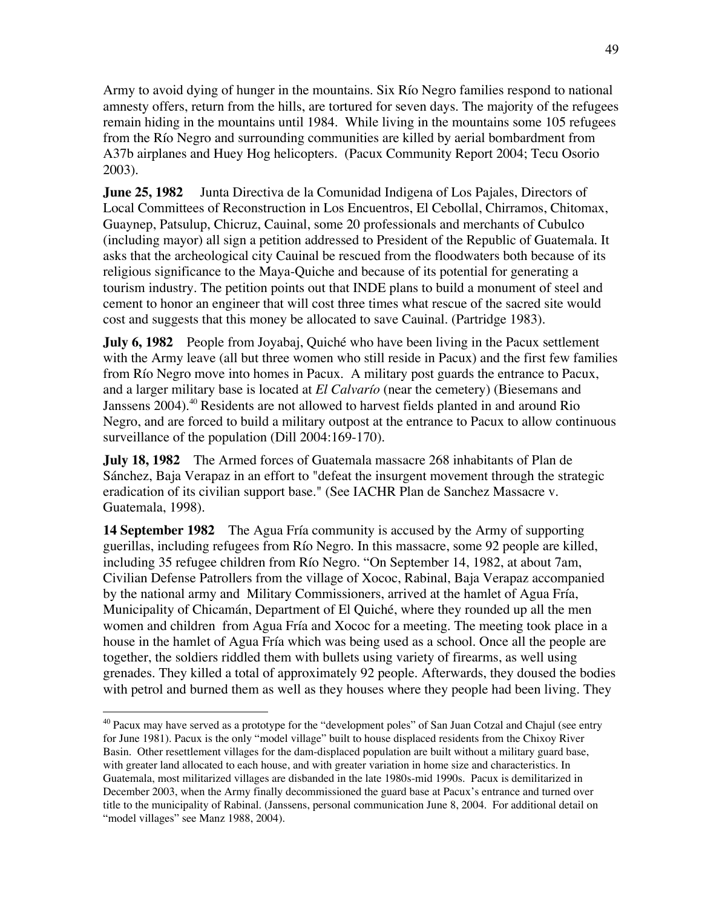Army to avoid dying of hunger in the mountains. Six Río Negro families respond to national amnesty offers, return from the hills, are tortured for seven days. The majority of the refugees remain hiding in the mountains until 1984. While living in the mountains some 105 refugees from the Río Negro and surrounding communities are killed by aerial bombardment from A37b airplanes and Huey Hog helicopters. (Pacux Community Report 2004; Tecu Osorio 2003).

**June 25, 1982** Junta Directiva de la Comunidad Indigena of Los Pajales, Directors of Local Committees of Reconstruction in Los Encuentros, El Cebollal, Chirramos, Chitomax, Guaynep, Patsulup, Chicruz, Cauinal, some 20 professionals and merchants of Cubulco (including mayor) all sign a petition addressed to President of the Republic of Guatemala. It asks that the archeological city Cauinal be rescued from the floodwaters both because of its religious significance to the Maya-Quiche and because of its potential for generating a tourism industry. The petition points out that INDE plans to build a monument of steel and cement to honor an engineer that will cost three times what rescue of the sacred site would cost and suggests that this money be allocated to save Cauinal. (Partridge 1983).

**July 6, 1982** People from Joyabaj, Quiché who have been living in the Pacux settlement with the Army leave (all but three women who still reside in Pacux) and the first few families from Río Negro move into homes in Pacux. A military post guards the entrance to Pacux, and a larger military base is located at *El Calvarío* (near the cemetery) (Biesemans and Janssens 2004).[40] Residents are not allowed to harvest fields planted in and around Rio Negro, and are forced to build a military outpost at the entrance to Pacux to allow continuous surveillance of the population (Dill 2004:169-170).

**July 18, 1982** The Armed forces of Guatemala massacre 268 inhabitants of Plan de Sánchez, Baja Verapaz in an effort to "defeat the insurgent movement through the strategic eradication of its civilian support base." (See IACHR Plan de Sanchez Massacre v. Guatemala, 1998).

**14 September 1982** The Agua Fría community is accused by the Army of supporting guerillas, including refugees from Río Negro. In this massacre, some 92 people are killed, including 35 refugee children from Río Negro. "On September 14, 1982, at about 7am, Civilian Defense Patrollers from the village of Xococ, Rabinal, Baja Verapaz accompanied by the national army and Military Commissioners, arrived at the hamlet of Agua Fría, Municipality of Chicamán, Department of El Quiché, where they rounded up all the men women and children from Agua Fría and Xococ for a meeting. The meeting took place in a house in the hamlet of Agua Fría which was being used as a school. Once all the people are together, the soldiers riddled them with bullets using variety of firearms, as well using grenades. They killed a total of approximately 92 people. Afterwards, they doused the bodies with petrol and burned them as well as they houses where they people had been living. They

---

[40] Pacux may have served as a prototype for the "development poles" of San Juan Cotzal and Chajul (see entry for June 1981). Pacux is the only "model village" built to house displaced residents from the Chixoy River Basin. Other resettlement villages for the dam-displaced population are built without a military guard base, with greater land allocated to each house, and with greater variation in home size and characteristics. In Guatemala, most militarized villages are disbanded in the late 1980s-mid 1990s. Pacux is demilitarized in December 2003, when the Army finally decommissioned the guard base at Pacux's entrance and turned over title to the municipality of Rabinal. (Janssens, personal communication June 8, 2004. For additional detail on "model villages" see Manz 1988, 2004).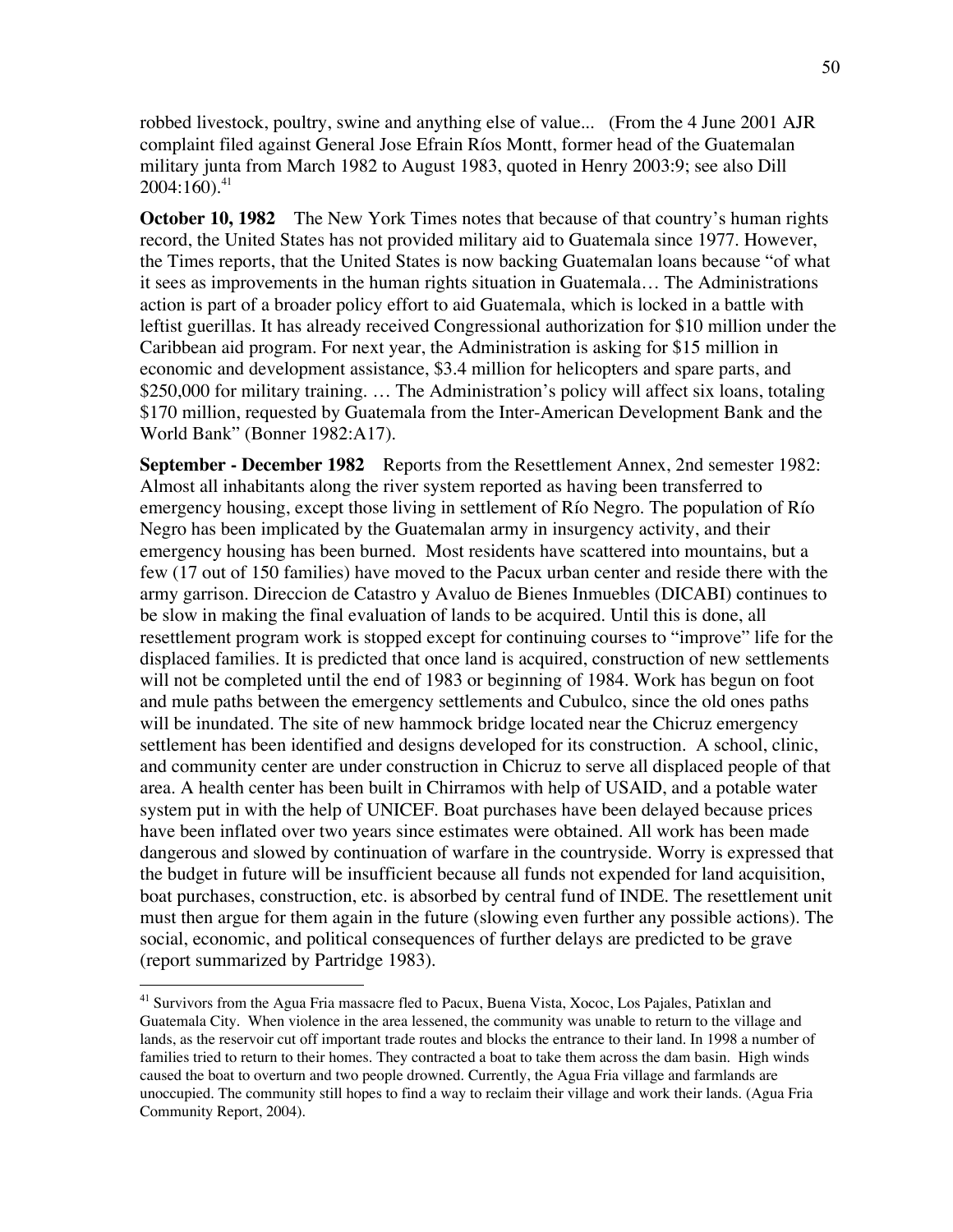robbed livestock, poultry, swine and anything else of value... (From the 4 June 2001 AJR complaint filed against General Jose Efrain Ríos Montt, former head of the Guatemalan military junta from March 1982 to August 1983, quoted in Henry 2003:9; see also Dill 2004:160).[41]

**October 10, 1982** The New York Times notes that because of that country's human rights record, the United States has not provided military aid to Guatemala since 1977. However, the Times reports, that the United States is now backing Guatemalan loans because "of what it sees as improvements in the human rights situation in Guatemala… The Administrations action is part of a broader policy effort to aid Guatemala, which is locked in a battle with leftist guerillas. It has already received Congressional authorization for $10 million under the Caribbean aid program. For next year, the Administration is asking for $15 million in economic and development assistance, $3.4 million for helicopters and spare parts, and $250,000 for military training. … The Administration's policy will affect six loans, totaling $170 million, requested by Guatemala from the Inter-American Development Bank and the World Bank" (Bonner 1982:A17).

**September - December 1982** Reports from the Resettlement Annex, 2nd semester 1982: Almost all inhabitants along the river system reported as having been transferred to emergency housing, except those living in settlement of Río Negro. The population of Río Negro has been implicated by the Guatemalan army in insurgency activity, and their emergency housing has been burned. Most residents have scattered into mountains, but a few (17 out of 150 families) have moved to the Pacux urban center and reside there with the army garrison. Direccion de Catastro y Avaluo de Bienes Inmuebles (DICABI) continues to be slow in making the final evaluation of lands to be acquired. Until this is done, all resettlement program work is stopped except for continuing courses to "improve" life for the displaced families. It is predicted that once land is acquired, construction of new settlements will not be completed until the end of 1983 or beginning of 1984. Work has begun on foot and mule paths between the emergency settlements and Cubulco, since the old ones paths will be inundated. The site of new hammock bridge located near the Chicruz emergency settlement has been identified and designs developed for its construction. A school, clinic, and community center are under construction in Chicruz to serve all displaced people of that area. A health center has been built in Chirramos with help of USAID, and a potable water system put in with the help of UNICEF. Boat purchases have been delayed because prices have been inflated over two years since estimates were obtained. All work has been made dangerous and slowed by continuation of warfare in the countryside. Worry is expressed that the budget in future will be insufficient because all funds not expended for land acquisition, boat purchases, construction, etc. is absorbed by central fund of INDE. The resettlement unit must then argue for them again in the future (slowing even further any possible actions). The social, economic, and political consequences of further delays are predicted to be grave (report summarized by Partridge 1983).

---

[41] Survivors from the Agua Fria massacre fled to Pacux, Buena Vista, Xococ, Los Pajales, Patixlan and Guatemala City. When violence in the area lessened, the community was unable to return to the village and lands, as the reservoir cut off important trade routes and blocks the entrance to their land. In 1998 a number of families tried to return to their homes. They contracted a boat to take them across the dam basin. High winds caused the boat to overturn and two people drowned. Currently, the Agua Fria village and farmlands are unoccupied. The community still hopes to find a way to reclaim their village and work their lands. (Agua Fria Community Report, 2004).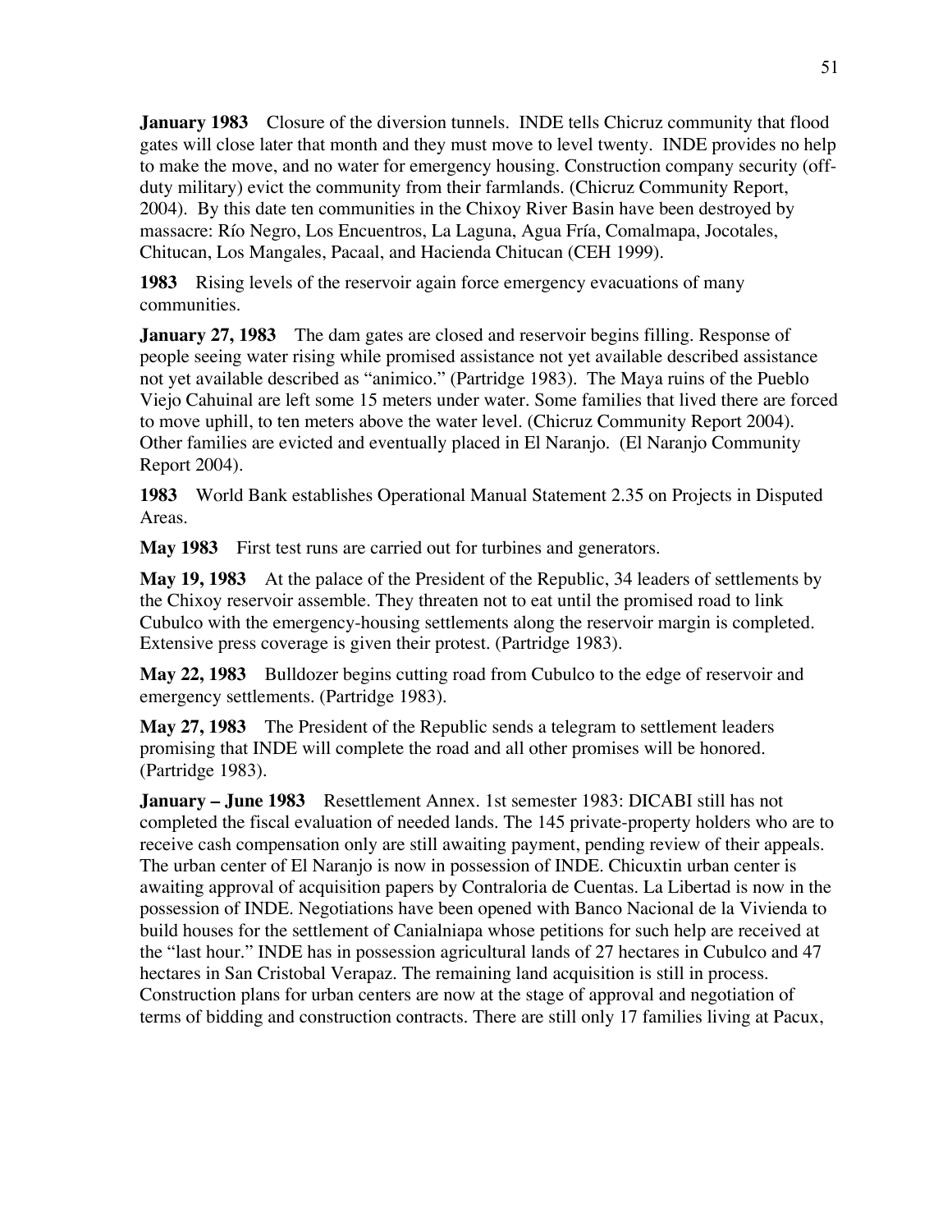**January 1983** Closure of the diversion tunnels. INDE tells Chicruz community that flood gates will close later that month and they must move to level twenty. INDE provides no help to make the move, and no water for emergency housing. Construction company security (off-duty military) evict the community from their farmlands. (Chicruz Community Report, 2004). By this date ten communities in the Chixoy River Basin have been destroyed by massacre: Río Negro, Los Encuentros, La Laguna, Agua Fría, Comalmapa, Jocotales, Chitucan, Los Mangales, Pacaal, and Hacienda Chitucan (CEH 1999).

**1983** Rising levels of the reservoir again force emergency evacuations of many communities.

**January 27, 1983** The dam gates are closed and reservoir begins filling. Response of people seeing water rising while promised assistance not yet available described assistance not yet available described as "animico." (Partridge 1983). The Maya ruins of the Pueblo Viejo Cahuinal are left some 15 meters under water. Some families that lived there are forced to move uphill, to ten meters above the water level. (Chicruz Community Report 2004). Other families are evicted and eventually placed in El Naranjo. (El Naranjo Community Report 2004).

**1983** World Bank establishes Operational Manual Statement 2.35 on Projects in Disputed Areas.

**May 1983** First test runs are carried out for turbines and generators.

**May 19, 1983** At the palace of the President of the Republic, 34 leaders of settlements by the Chixoy reservoir assemble. They threaten not to eat until the promised road to link Cubulco with the emergency-housing settlements along the reservoir margin is completed. Extensive press coverage is given their protest. (Partridge 1983).

**May 22, 1983** Bulldozer begins cutting road from Cubulco to the edge of reservoir and emergency settlements. (Partridge 1983).

**May 27, 1983** The President of the Republic sends a telegram to settlement leaders promising that INDE will complete the road and all other promises will be honored. (Partridge 1983).

**January – June 1983** Resettlement Annex. 1st semester 1983: DICABI still has not completed the fiscal evaluation of needed lands. The 145 private-property holders who are to receive cash compensation only are still awaiting payment, pending review of their appeals. The urban center of El Naranjo is now in possession of INDE. Chicuxtin urban center is awaiting approval of acquisition papers by Contraloria de Cuentas. La Libertad is now in the possession of INDE. Negotiations have been opened with Banco Nacional de la Vivienda to build houses for the settlement of Canialniapa whose petitions for such help are received at the "last hour." INDE has in possession agricultural lands of 27 hectares in Cubulco and 47 hectares in San Cristobal Verapaz. The remaining land acquisition is still in process. Construction plans for urban centers are now at the stage of approval and negotiation of terms of bidding and construction contracts. There are still only 17 families living at Pacux,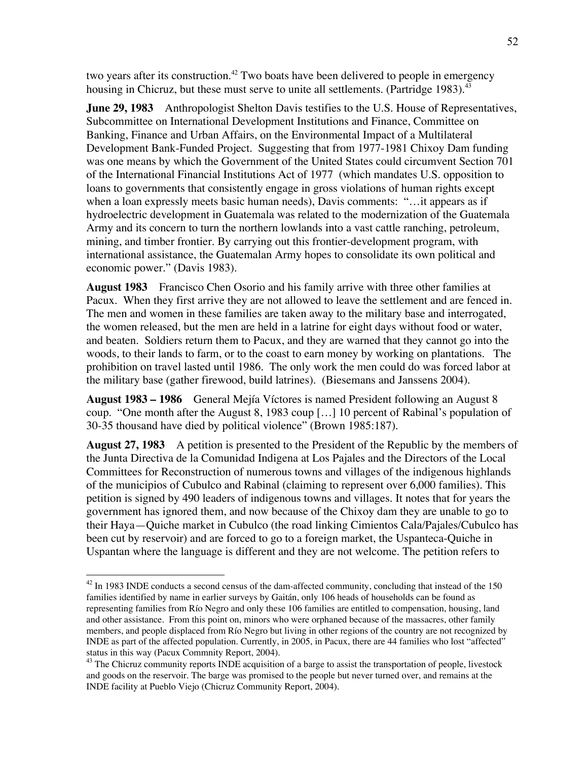two years after its construction.[42] Two boats have been delivered to people in emergency housing in Chicruz, but these must serve to unite all settlements. (Partridge 1983).[43]

**June 29, 1983** Anthropologist Shelton Davis testifies to the U.S. House of Representatives, Subcommittee on International Development Institutions and Finance, Committee on Banking, Finance and Urban Affairs, on the Environmental Impact of a Multilateral Development Bank-Funded Project. Suggesting that from 1977-1981 Chixoy Dam funding was one means by which the Government of the United States could circumvent Section 701 of the International Financial Institutions Act of 1977 (which mandates U.S. opposition to loans to governments that consistently engage in gross violations of human rights except when a loan expressly meets basic human needs), Davis comments: "…it appears as if hydroelectric development in Guatemala was related to the modernization of the Guatemala Army and its concern to turn the northern lowlands into a vast cattle ranching, petroleum, mining, and timber frontier. By carrying out this frontier-development program, with international assistance, the Guatemalan Army hopes to consolidate its own political and economic power." (Davis 1983).

**August 1983** Francisco Chen Osorio and his family arrive with three other families at Pacux. When they first arrive they are not allowed to leave the settlement and are fenced in. The men and women in these families are taken away to the military base and interrogated, the women released, but the men are held in a latrine for eight days without food or water, and beaten. Soldiers return them to Pacux, and they are warned that they cannot go into the woods, to their lands to farm, or to the coast to earn money by working on plantations. The prohibition on travel lasted until 1986. The only work the men could do was forced labor at the military base (gather firewood, build latrines). (Biesemans and Janssens 2004).

**August 1983 – 1986** General Mejía Víctores is named President following an August 8 coup. "One month after the August 8, 1983 coup […] 10 percent of Rabinal's population of 30-35 thousand have died by political violence" (Brown 1985:187).

**August 27, 1983** A petition is presented to the President of the Republic by the members of the Junta Directiva de la Comunidad Indigena at Los Pajales and the Directors of the Local Committees for Reconstruction of numerous towns and villages of the indigenous highlands of the municipios of Cubulco and Rabinal (claiming to represent over 6,000 families). This petition is signed by 490 leaders of indigenous towns and villages. It notes that for years the government has ignored them, and now because of the Chixoy dam they are unable to go to their Haya—Quiche market in Cubulco (the road linking Cimientos Cala/Pajales/Cubulco has been cut by reservoir) and are forced to go to a foreign market, the Uspanteca-Quiche in Uspantan where the language is different and they are not welcome. The petition refers to

---

[42] In 1983 INDE conducts a second census of the dam-affected community, concluding that instead of the 150 families identified by name in earlier surveys by Gaitán, only 106 heads of households can be found as representing families from Río Negro and only these 106 families are entitled to compensation, housing, land and other assistance. From this point on, minors who were orphaned because of the massacres, other family members, and people displaced from Río Negro but living in other regions of the country are not recognized by INDE as part of the affected population. Currently, in 2005, in Pacux, there are 44 families who lost "affected" status in this way (Pacux Commnity Report, 2004).

[43] The Chicruz community reports INDE acquisition of a barge to assist the transportation of people, livestock and goods on the reservoir. The barge was promised to the people but never turned over, and remains at the INDE facility at Pueblo Viejo (Chicruz Community Report, 2004).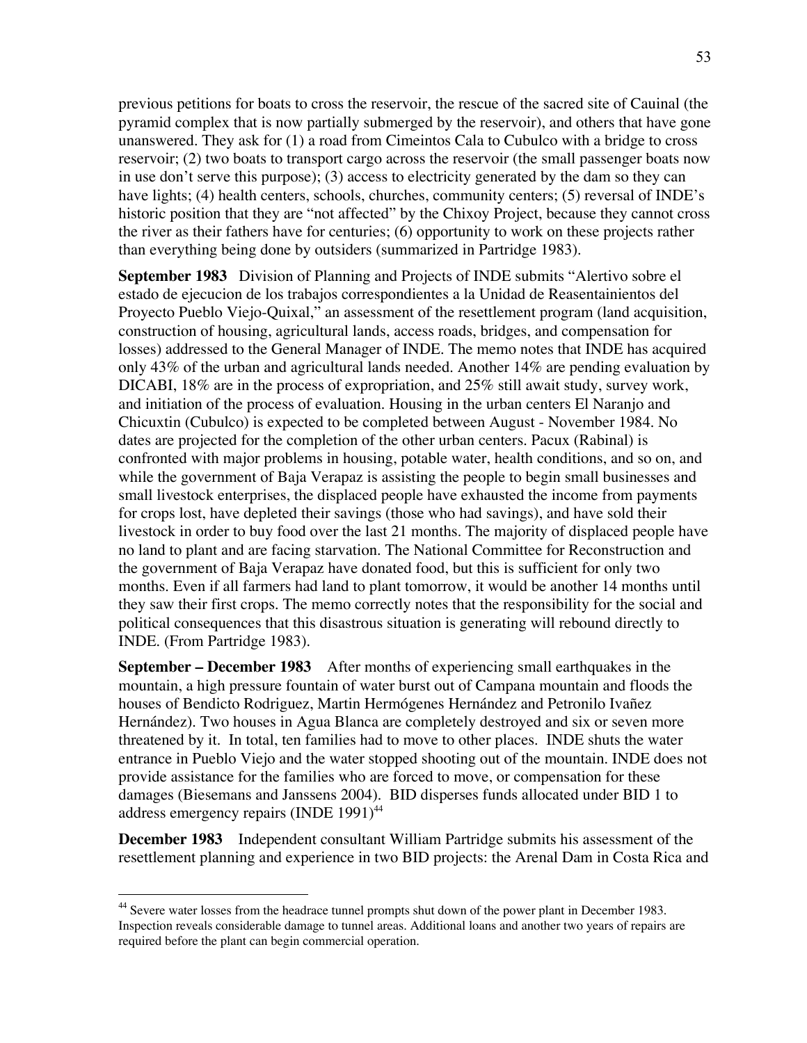previous petitions for boats to cross the reservoir, the rescue of the sacred site of Cauinal (the pyramid complex that is now partially submerged by the reservoir), and others that have gone unanswered. They ask for (1) a road from Cimeintos Cala to Cubulco with a bridge to cross reservoir; (2) two boats to transport cargo across the reservoir (the small passenger boats now in use don't serve this purpose); (3) access to electricity generated by the dam so they can have lights; (4) health centers, schools, churches, community centers; (5) reversal of INDE's historic position that they are "not affected" by the Chixoy Project, because they cannot cross the river as their fathers have for centuries; (6) opportunity to work on these projects rather than everything being done by outsiders (summarized in Partridge 1983).

**September 1983** Division of Planning and Projects of INDE submits "Alertivo sobre el estado de ejecucion de los trabajos correspondientes a la Unidad de Reasentainientos del Proyecto Pueblo Viejo-Quixal," an assessment of the resettlement program (land acquisition, construction of housing, agricultural lands, access roads, bridges, and compensation for losses) addressed to the General Manager of INDE. The memo notes that INDE has acquired only 43% of the urban and agricultural lands needed. Another 14% are pending evaluation by DICABI, 18% are in the process of expropriation, and 25% still await study, survey work, and initiation of the process of evaluation. Housing in the urban centers El Naranjo and Chicuxtin (Cubulco) is expected to be completed between August - November 1984. No dates are projected for the completion of the other urban centers. Pacux (Rabinal) is confronted with major problems in housing, potable water, health conditions, and so on, and while the government of Baja Verapaz is assisting the people to begin small businesses and small livestock enterprises, the displaced people have exhausted the income from payments for crops lost, have depleted their savings (those who had savings), and have sold their livestock in order to buy food over the last 21 months. The majority of displaced people have no land to plant and are facing starvation. The National Committee for Reconstruction and the government of Baja Verapaz have donated food, but this is sufficient for only two months. Even if all farmers had land to plant tomorrow, it would be another 14 months until they saw their first crops. The memo correctly notes that the responsibility for the social and political consequences that this disastrous situation is generating will rebound directly to INDE. (From Partridge 1983).

**September – December 1983** After months of experiencing small earthquakes in the mountain, a high pressure fountain of water burst out of Campana mountain and floods the houses of Bendicto Rodriguez, Martin Hermógenes Hernández and Petronilo Ivañez Hernández). Two houses in Agua Blanca are completely destroyed and six or seven more threatened by it. In total, ten families had to move to other places. INDE shuts the water entrance in Pueblo Viejo and the water stopped shooting out of the mountain. INDE does not provide assistance for the families who are forced to move, or compensation for these damages (Biesemans and Janssens 2004). BID disperses funds allocated under BID 1 to address emergency repairs (INDE 1991)[44]

**December 1983** Independent consultant William Partridge submits his assessment of the resettlement planning and experience in two BID projects: the Arenal Dam in Costa Rica and

[44] Severe water losses from the headrace tunnel prompts shut down of the power plant in December 1983. Inspection reveals considerable damage to tunnel areas. Additional loans and another two years of repairs are required before the plant can begin commercial operation.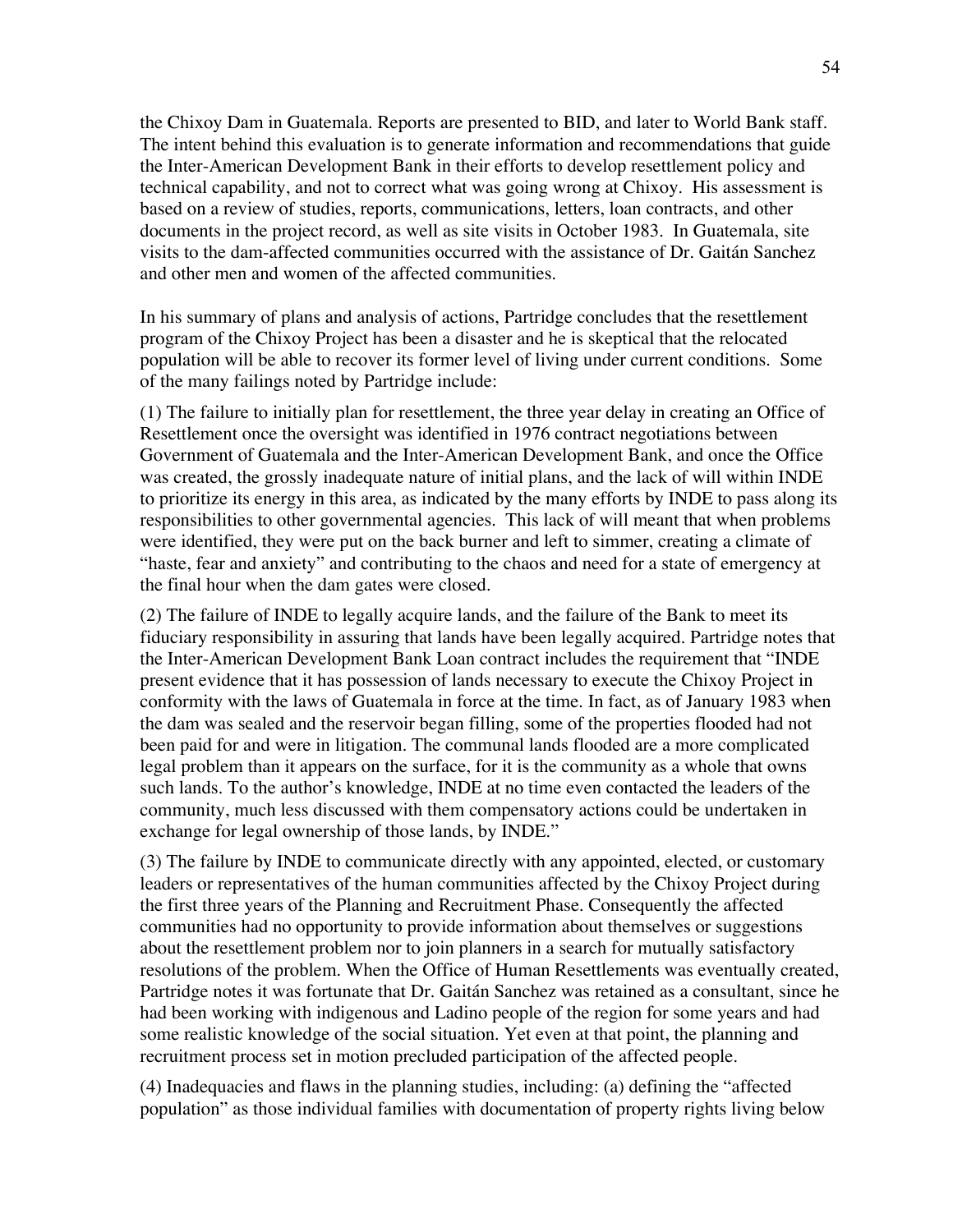the Chixoy Dam in Guatemala. Reports are presented to BID, and later to World Bank staff. The intent behind this evaluation is to generate information and recommendations that guide the Inter-American Development Bank in their efforts to develop resettlement policy and technical capability, and not to correct what was going wrong at Chixoy. His assessment is based on a review of studies, reports, communications, letters, loan contracts, and other documents in the project record, as well as site visits in October 1983. In Guatemala, site visits to the dam-affected communities occurred with the assistance of Dr. Gaitán Sanchez and other men and women of the affected communities.

In his summary of plans and analysis of actions, Partridge concludes that the resettlement program of the Chixoy Project has been a disaster and he is skeptical that the relocated population will be able to recover its former level of living under current conditions. Some of the many failings noted by Partridge include:

(1) The failure to initially plan for resettlement, the three year delay in creating an Office of Resettlement once the oversight was identified in 1976 contract negotiations between Government of Guatemala and the Inter-American Development Bank, and once the Office was created, the grossly inadequate nature of initial plans, and the lack of will within INDE to prioritize its energy in this area, as indicated by the many efforts by INDE to pass along its responsibilities to other governmental agencies. This lack of will meant that when problems were identified, they were put on the back burner and left to simmer, creating a climate of "haste, fear and anxiety" and contributing to the chaos and need for a state of emergency at the final hour when the dam gates were closed.

(2) The failure of INDE to legally acquire lands, and the failure of the Bank to meet its fiduciary responsibility in assuring that lands have been legally acquired. Partridge notes that the Inter-American Development Bank Loan contract includes the requirement that "INDE present evidence that it has possession of lands necessary to execute the Chixoy Project in conformity with the laws of Guatemala in force at the time. In fact, as of January 1983 when the dam was sealed and the reservoir began filling, some of the properties flooded had not been paid for and were in litigation. The communal lands flooded are a more complicated legal problem than it appears on the surface, for it is the community as a whole that owns such lands. To the author's knowledge, INDE at no time even contacted the leaders of the community, much less discussed with them compensatory actions could be undertaken in exchange for legal ownership of those lands, by INDE."

(3) The failure by INDE to communicate directly with any appointed, elected, or customary leaders or representatives of the human communities affected by the Chixoy Project during the first three years of the Planning and Recruitment Phase. Consequently the affected communities had no opportunity to provide information about themselves or suggestions about the resettlement problem nor to join planners in a search for mutually satisfactory resolutions of the problem. When the Office of Human Resettlements was eventually created, Partridge notes it was fortunate that Dr. Gaitán Sanchez was retained as a consultant, since he had been working with indigenous and Ladino people of the region for some years and had some realistic knowledge of the social situation. Yet even at that point, the planning and recruitment process set in motion precluded participation of the affected people.

(4) Inadequacies and flaws in the planning studies, including: (a) defining the "affected population" as those individual families with documentation of property rights living below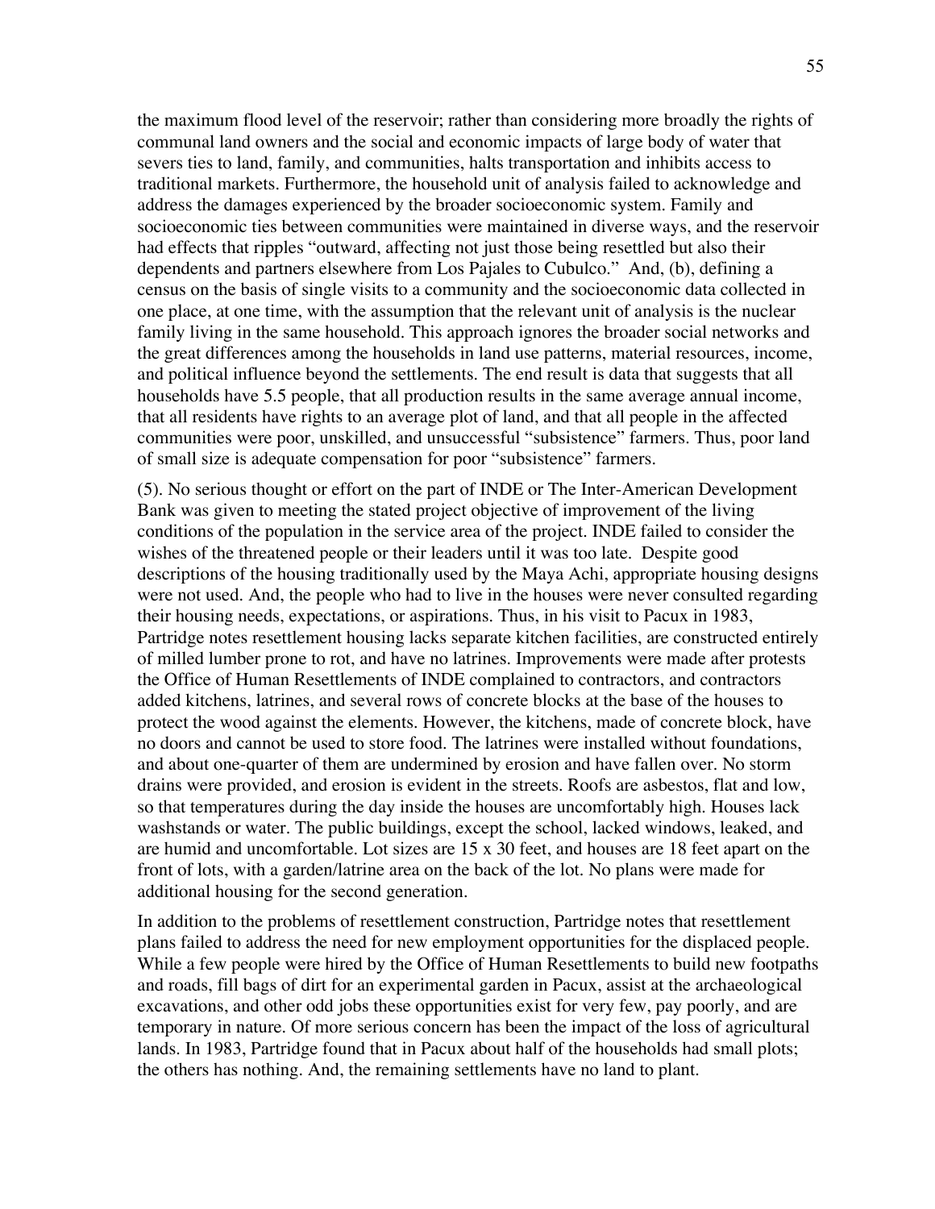the maximum flood level of the reservoir; rather than considering more broadly the rights of communal land owners and the social and economic impacts of large body of water that severs ties to land, family, and communities, halts transportation and inhibits access to traditional markets. Furthermore, the household unit of analysis failed to acknowledge and address the damages experienced by the broader socioeconomic system. Family and socioeconomic ties between communities were maintained in diverse ways, and the reservoir had effects that ripples "outward, affecting not just those being resettled but also their dependents and partners elsewhere from Los Pajales to Cubulco." And, (b), defining a census on the basis of single visits to a community and the socioeconomic data collected in one place, at one time, with the assumption that the relevant unit of analysis is the nuclear family living in the same household. This approach ignores the broader social networks and the great differences among the households in land use patterns, material resources, income, and political influence beyond the settlements. The end result is data that suggests that all households have 5.5 people, that all production results in the same average annual income, that all residents have rights to an average plot of land, and that all people in the affected communities were poor, unskilled, and unsuccessful "subsistence" farmers. Thus, poor land of small size is adequate compensation for poor "subsistence" farmers.

(5). No serious thought or effort on the part of INDE or The Inter-American Development Bank was given to meeting the stated project objective of improvement of the living conditions of the population in the service area of the project. INDE failed to consider the wishes of the threatened people or their leaders until it was too late. Despite good descriptions of the housing traditionally used by the Maya Achi, appropriate housing designs were not used. And, the people who had to live in the houses were never consulted regarding their housing needs, expectations, or aspirations. Thus, in his visit to Pacux in 1983, Partridge notes resettlement housing lacks separate kitchen facilities, are constructed entirely of milled lumber prone to rot, and have no latrines. Improvements were made after protests the Office of Human Resettlements of INDE complained to contractors, and contractors added kitchens, latrines, and several rows of concrete blocks at the base of the houses to protect the wood against the elements. However, the kitchens, made of concrete block, have no doors and cannot be used to store food. The latrines were installed without foundations, and about one-quarter of them are undermined by erosion and have fallen over. No storm drains were provided, and erosion is evident in the streets. Roofs are asbestos, flat and low, so that temperatures during the day inside the houses are uncomfortably high. Houses lack washstands or water. The public buildings, except the school, lacked windows, leaked, and are humid and uncomfortable. Lot sizes are 15 x 30 feet, and houses are 18 feet apart on the front of lots, with a garden/latrine area on the back of the lot. No plans were made for additional housing for the second generation.

In addition to the problems of resettlement construction, Partridge notes that resettlement plans failed to address the need for new employment opportunities for the displaced people. While a few people were hired by the Office of Human Resettlements to build new footpaths and roads, fill bags of dirt for an experimental garden in Pacux, assist at the archaeological excavations, and other odd jobs these opportunities exist for very few, pay poorly, and are temporary in nature. Of more serious concern has been the impact of the loss of agricultural lands. In 1983, Partridge found that in Pacux about half of the households had small plots; the others has nothing. And, the remaining settlements have no land to plant.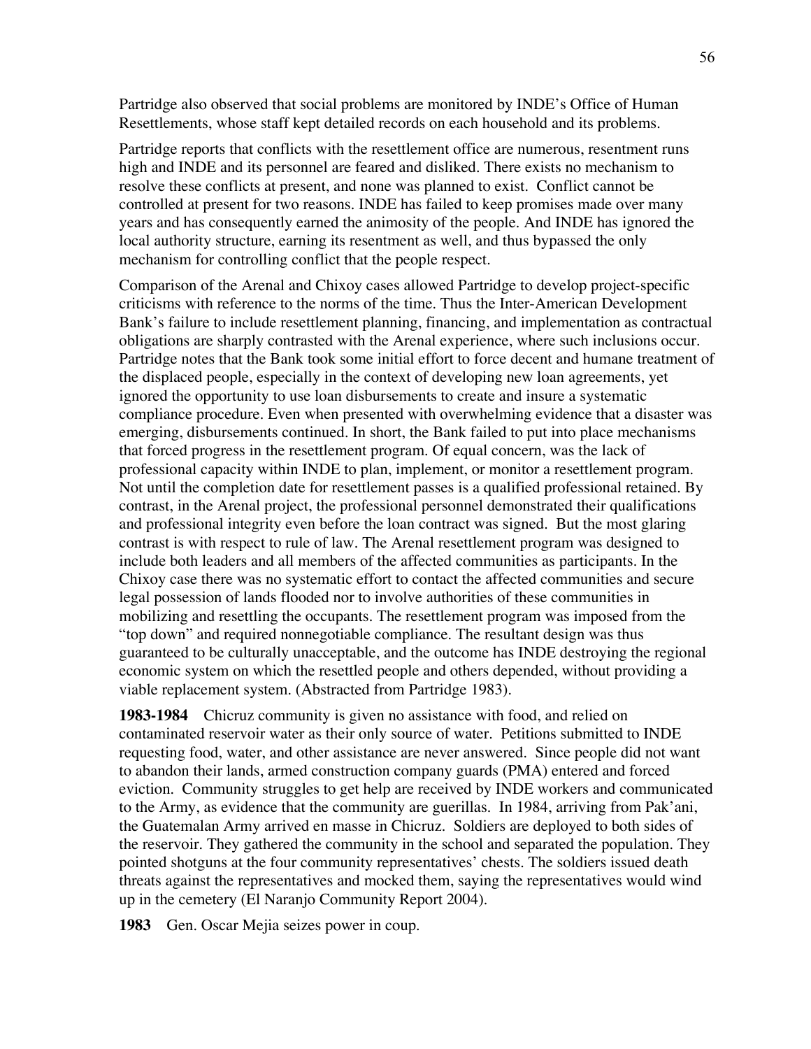Partridge also observed that social problems are monitored by INDE's Office of Human Resettlements, whose staff kept detailed records on each household and its problems.

Partridge reports that conflicts with the resettlement office are numerous, resentment runs high and INDE and its personnel are feared and disliked. There exists no mechanism to resolve these conflicts at present, and none was planned to exist. Conflict cannot be controlled at present for two reasons. INDE has failed to keep promises made over many years and has consequently earned the animosity of the people. And INDE has ignored the local authority structure, earning its resentment as well, and thus bypassed the only mechanism for controlling conflict that the people respect.

Comparison of the Arenal and Chixoy cases allowed Partridge to develop project-specific criticisms with reference to the norms of the time. Thus the Inter-American Development Bank's failure to include resettlement planning, financing, and implementation as contractual obligations are sharply contrasted with the Arenal experience, where such inclusions occur. Partridge notes that the Bank took some initial effort to force decent and humane treatment of the displaced people, especially in the context of developing new loan agreements, yet ignored the opportunity to use loan disbursements to create and insure a systematic compliance procedure. Even when presented with overwhelming evidence that a disaster was emerging, disbursements continued. In short, the Bank failed to put into place mechanisms that forced progress in the resettlement program. Of equal concern, was the lack of professional capacity within INDE to plan, implement, or monitor a resettlement program. Not until the completion date for resettlement passes is a qualified professional retained. By contrast, in the Arenal project, the professional personnel demonstrated their qualifications and professional integrity even before the loan contract was signed. But the most glaring contrast is with respect to rule of law. The Arenal resettlement program was designed to include both leaders and all members of the affected communities as participants. In the Chixoy case there was no systematic effort to contact the affected communities and secure legal possession of lands flooded nor to involve authorities of these communities in mobilizing and resettling the occupants. The resettlement program was imposed from the "top down" and required nonnegotiable compliance. The resultant design was thus guaranteed to be culturally unacceptable, and the outcome has INDE destroying the regional economic system on which the resettled people and others depended, without providing a viable replacement system. (Abstracted from Partridge 1983).

**1983-1984** Chicruz community is given no assistance with food, and relied on contaminated reservoir water as their only source of water. Petitions submitted to INDE requesting food, water, and other assistance are never answered. Since people did not want to abandon their lands, armed construction company guards (PMA) entered and forced eviction. Community struggles to get help are received by INDE workers and communicated to the Army, as evidence that the community are guerillas. In 1984, arriving from Pak'ani, the Guatemalan Army arrived en masse in Chicruz. Soldiers are deployed to both sides of the reservoir. They gathered the community in the school and separated the population. They pointed shotguns at the four community representatives' chests. The soldiers issued death threats against the representatives and mocked them, saying the representatives would wind up in the cemetery (El Naranjo Community Report 2004).

**1983** Gen. Oscar Mejia seizes power in coup.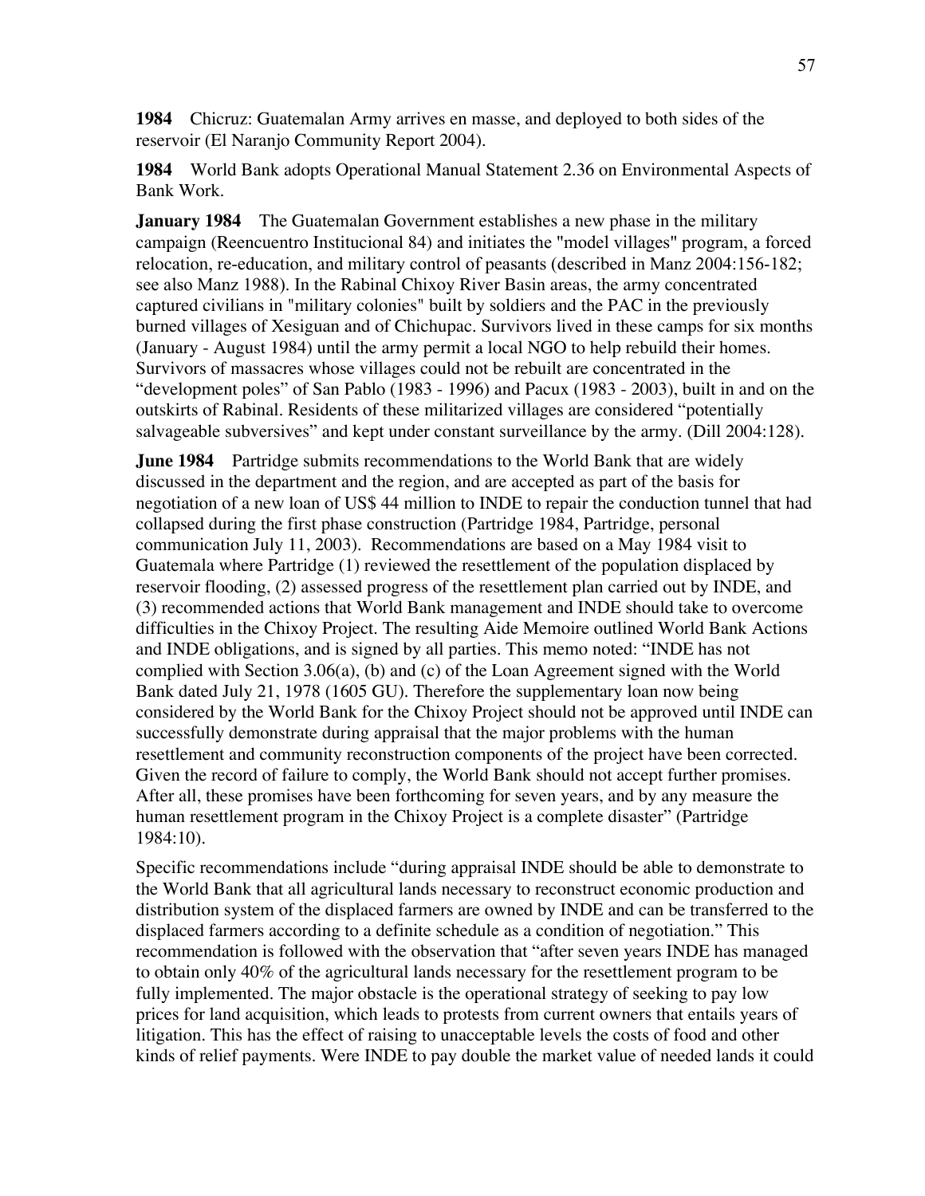**1984** Chicruz: Guatemalan Army arrives en masse, and deployed to both sides of the reservoir (El Naranjo Community Report 2004).

**1984** World Bank adopts Operational Manual Statement 2.36 on Environmental Aspects of Bank Work.

**January 1984** The Guatemalan Government establishes a new phase in the military campaign (Reencuentro Institucional 84) and initiates the "model villages" program, a forced relocation, re-education, and military control of peasants (described in Manz 2004:156-182; see also Manz 1988). In the Rabinal Chixoy River Basin areas, the army concentrated captured civilians in "military colonies" built by soldiers and the PAC in the previously burned villages of Xesiguan and of Chichupac. Survivors lived in these camps for six months (January - August 1984) until the army permit a local NGO to help rebuild their homes. Survivors of massacres whose villages could not be rebuilt are concentrated in the "development poles" of San Pablo (1983 - 1996) and Pacux (1983 - 2003), built in and on the outskirts of Rabinal. Residents of these militarized villages are considered "potentially salvageable subversives" and kept under constant surveillance by the army. (Dill 2004:128).

**June 1984** Partridge submits recommendations to the World Bank that are widely discussed in the department and the region, and are accepted as part of the basis for negotiation of a new loan of US$ 44 million to INDE to repair the conduction tunnel that had collapsed during the first phase construction (Partridge 1984, Partridge, personal communication July 11, 2003). Recommendations are based on a May 1984 visit to Guatemala where Partridge (1) reviewed the resettlement of the population displaced by reservoir flooding, (2) assessed progress of the resettlement plan carried out by INDE, and (3) recommended actions that World Bank management and INDE should take to overcome difficulties in the Chixoy Project. The resulting Aide Memoire outlined World Bank Actions and INDE obligations, and is signed by all parties. This memo noted: "INDE has not complied with Section 3.06(a), (b) and (c) of the Loan Agreement signed with the World Bank dated July 21, 1978 (1605 GU). Therefore the supplementary loan now being considered by the World Bank for the Chixoy Project should not be approved until INDE can successfully demonstrate during appraisal that the major problems with the human resettlement and community reconstruction components of the project have been corrected. Given the record of failure to comply, the World Bank should not accept further promises. After all, these promises have been forthcoming for seven years, and by any measure the human resettlement program in the Chixoy Project is a complete disaster" (Partridge 1984:10).

Specific recommendations include "during appraisal INDE should be able to demonstrate to the World Bank that all agricultural lands necessary to reconstruct economic production and distribution system of the displaced farmers are owned by INDE and can be transferred to the displaced farmers according to a definite schedule as a condition of negotiation." This recommendation is followed with the observation that "after seven years INDE has managed to obtain only 40% of the agricultural lands necessary for the resettlement program to be fully implemented. The major obstacle is the operational strategy of seeking to pay low prices for land acquisition, which leads to protests from current owners that entails years of litigation. This has the effect of raising to unacceptable levels the costs of food and other kinds of relief payments. Were INDE to pay double the market value of needed lands it could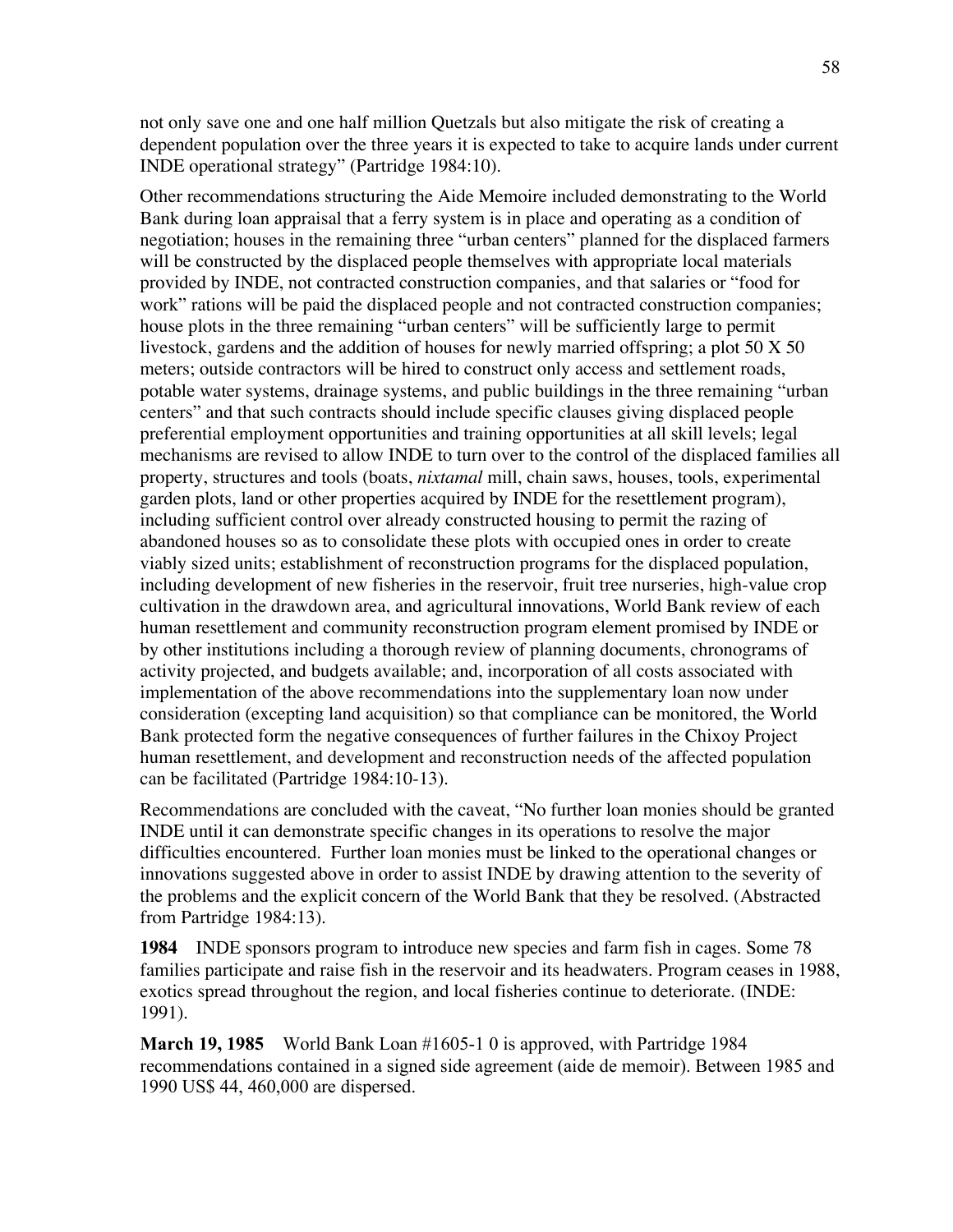not only save one and one half million Quetzals but also mitigate the risk of creating a dependent population over the three years it is expected to take to acquire lands under current INDE operational strategy" (Partridge 1984:10).

Other recommendations structuring the Aide Memoire included demonstrating to the World Bank during loan appraisal that a ferry system is in place and operating as a condition of negotiation; houses in the remaining three "urban centers" planned for the displaced farmers will be constructed by the displaced people themselves with appropriate local materials provided by INDE, not contracted construction companies, and that salaries or "food for work" rations will be paid the displaced people and not contracted construction companies; house plots in the three remaining "urban centers" will be sufficiently large to permit livestock, gardens and the addition of houses for newly married offspring; a plot 50 X 50 meters; outside contractors will be hired to construct only access and settlement roads, potable water systems, drainage systems, and public buildings in the three remaining "urban centers" and that such contracts should include specific clauses giving displaced people preferential employment opportunities and training opportunities at all skill levels; legal mechanisms are revised to allow INDE to turn over to the control of the displaced families all property, structures and tools (boats, *nixtamal* mill, chain saws, houses, tools, experimental garden plots, land or other properties acquired by INDE for the resettlement program), including sufficient control over already constructed housing to permit the razing of abandoned houses so as to consolidate these plots with occupied ones in order to create viably sized units; establishment of reconstruction programs for the displaced population, including development of new fisheries in the reservoir, fruit tree nurseries, high-value crop cultivation in the drawdown area, and agricultural innovations, World Bank review of each human resettlement and community reconstruction program element promised by INDE or by other institutions including a thorough review of planning documents, chronograms of activity projected, and budgets available; and, incorporation of all costs associated with implementation of the above recommendations into the supplementary loan now under consideration (excepting land acquisition) so that compliance can be monitored, the World Bank protected form the negative consequences of further failures in the Chixoy Project human resettlement, and development and reconstruction needs of the affected population can be facilitated (Partridge 1984:10-13).

Recommendations are concluded with the caveat, "No further loan monies should be granted INDE until it can demonstrate specific changes in its operations to resolve the major difficulties encountered. Further loan monies must be linked to the operational changes or innovations suggested above in order to assist INDE by drawing attention to the severity of the problems and the explicit concern of the World Bank that they be resolved. (Abstracted from Partridge 1984:13).

**1984** INDE sponsors program to introduce new species and farm fish in cages. Some 78 families participate and raise fish in the reservoir and its headwaters. Program ceases in 1988, exotics spread throughout the region, and local fisheries continue to deteriorate. (INDE: 1991).

**March 19, 1985** World Bank Loan #1605-1 0 is approved, with Partridge 1984 recommendations contained in a signed side agreement (aide de memoir). Between 1985 and 1990 US$ 44, 460,000 are dispersed.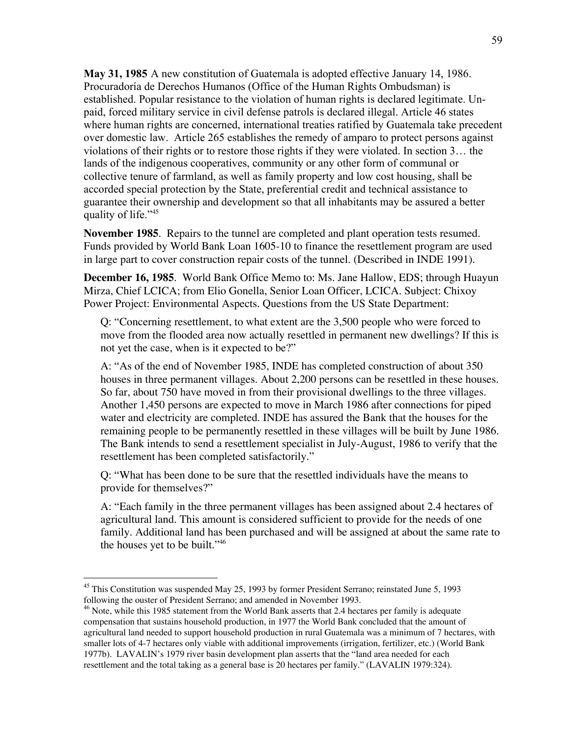**May 31, 1985** A new constitution of Guatemala is adopted effective January 14, 1986. Procuradoría de Derechos Humanos (Office of the Human Rights Ombudsman) is established. Popular resistance to the violation of human rights is declared legitimate. Un-paid, forced military service in civil defense patrols is declared illegal. Article 46 states where human rights are concerned, international treaties ratified by Guatemala take precedent over domestic law. Article 265 establishes the remedy of amparo to protect persons against violations of their rights or to restore those rights if they were violated. In section 3… the lands of the indigenous cooperatives, community or any other form of communal or collective tenure of farmland, as well as family property and low cost housing, shall be accorded special protection by the State, preferential credit and technical assistance to guarantee their ownership and development so that all inhabitants may be assured a better quality of life."[45]

**November 1985**. Repairs to the tunnel are completed and plant operation tests resumed. Funds provided by World Bank Loan 1605-10 to finance the resettlement program are used in large part to cover construction repair costs of the tunnel. (Described in INDE 1991).

**December 16, 1985**. World Bank Office Memo to: Ms. Jane Hallow, EDS; through Huayun Mirza, Chief LCICA; from Elio Gonella, Senior Loan Officer, LCICA. Subject: Chixoy Power Project: Environmental Aspects. Questions from the US State Department:

> Q: "Concerning resettlement, to what extent are the 3,500 people who were forced to move from the flooded area now actually resettled in permanent new dwellings? If this is not yet the case, when is it expected to be?"
>
> A: "As of the end of November 1985, INDE has completed construction of about 350 houses in three permanent villages. About 2,200 persons can be resettled in these houses. So far, about 750 have moved in from their provisional dwellings to the three villages. Another 1,450 persons are expected to move in March 1986 after connections for piped water and electricity are completed. INDE has assured the Bank that the houses for the remaining people to be permanently resettled in these villages will be built by June 1986. The Bank intends to send a resettlement specialist in July-August, 1986 to verify that the resettlement has been completed satisfactorily."
>
> Q: "What has been done to be sure that the resettled individuals have the means to provide for themselves?"
>
> A: "Each family in the three permanent villages has been assigned about 2.4 hectares of agricultural land. This amount is considered sufficient to provide for the needs of one family. Additional land has been purchased and will be assigned at about the same rate to the houses yet to be built."[46]

---

[45] This Constitution was suspended May 25, 1993 by former President Serrano; reinstated June 5, 1993 following the ouster of President Serrano; and amended in November 1993.

[46] Note, while this 1985 statement from the World Bank asserts that 2.4 hectares per family is adequate compensation that sustains household production, in 1977 the World Bank concluded that the amount of agricultural land needed to support household production in rural Guatemala was a minimum of 7 hectares, with smaller lots of 4-7 hectares only viable with additional improvements (irrigation, fertilizer, etc.) (World Bank 1977b). LAVALIN's 1979 river basin development plan asserts that the "land area needed for each resettlement and the total taking as a general base is 20 hectares per family." (LAVALIN 1979:324).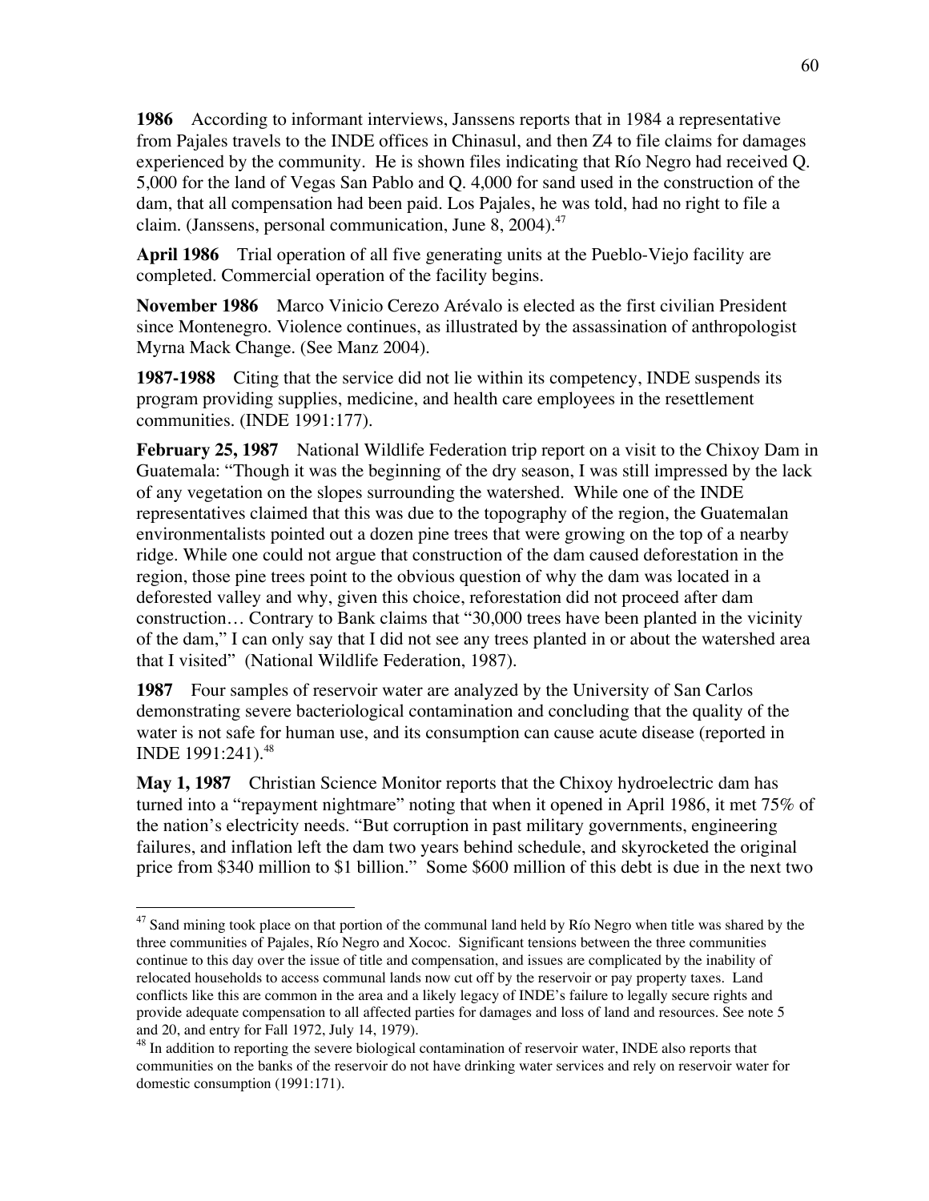**1986** According to informant interviews, Janssens reports that in 1984 a representative from Pajales travels to the INDE offices in Chinasul, and then Z4 to file claims for damages experienced by the community. He is shown files indicating that Río Negro had received Q. 5,000 for the land of Vegas San Pablo and Q. 4,000 for sand used in the construction of the dam, that all compensation had been paid. Los Pajales, he was told, had no right to file a claim. (Janssens, personal communication, June 8, 2004).[47]

**April 1986** Trial operation of all five generating units at the Pueblo-Viejo facility are completed. Commercial operation of the facility begins.

**November 1986** Marco Vinicio Cerezo Arévalo is elected as the first civilian President since Montenegro. Violence continues, as illustrated by the assassination of anthropologist Myrna Mack Change. (See Manz 2004).

**1987-1988** Citing that the service did not lie within its competency, INDE suspends its program providing supplies, medicine, and health care employees in the resettlement communities. (INDE 1991:177).

**February 25, 1987** National Wildlife Federation trip report on a visit to the Chixoy Dam in Guatemala: "Though it was the beginning of the dry season, I was still impressed by the lack of any vegetation on the slopes surrounding the watershed. While one of the INDE representatives claimed that this was due to the topography of the region, the Guatemalan environmentalists pointed out a dozen pine trees that were growing on the top of a nearby ridge. While one could not argue that construction of the dam caused deforestation in the region, those pine trees point to the obvious question of why the dam was located in a deforested valley and why, given this choice, reforestation did not proceed after dam construction… Contrary to Bank claims that "30,000 trees have been planted in the vicinity of the dam," I can only say that I did not see any trees planted in or about the watershed area that I visited" (National Wildlife Federation, 1987).

**1987** Four samples of reservoir water are analyzed by the University of San Carlos demonstrating severe bacteriological contamination and concluding that the quality of the water is not safe for human use, and its consumption can cause acute disease (reported in INDE 1991:241).[48]

**May 1, 1987** Christian Science Monitor reports that the Chixoy hydroelectric dam has turned into a "repayment nightmare" noting that when it opened in April 1986, it met 75% of the nation's electricity needs. "But corruption in past military governments, engineering failures, and inflation left the dam two years behind schedule, and skyrocketed the original price from $340 million to $1 billion." Some $600 million of this debt is due in the next two

---

[47] Sand mining took place on that portion of the communal land held by Río Negro when title was shared by the three communities of Pajales, Río Negro and Xococ. Significant tensions between the three communities continue to this day over the issue of title and compensation, and issues are complicated by the inability of relocated households to access communal lands now cut off by the reservoir or pay property taxes. Land conflicts like this are common in the area and a likely legacy of INDE's failure to legally secure rights and provide adequate compensation to all affected parties for damages and loss of land and resources. See note 5 and 20, and entry for Fall 1972, July 14, 1979).

[48] In addition to reporting the severe biological contamination of reservoir water, INDE also reports that communities on the banks of the reservoir do not have drinking water services and rely on reservoir water for domestic consumption (1991:171).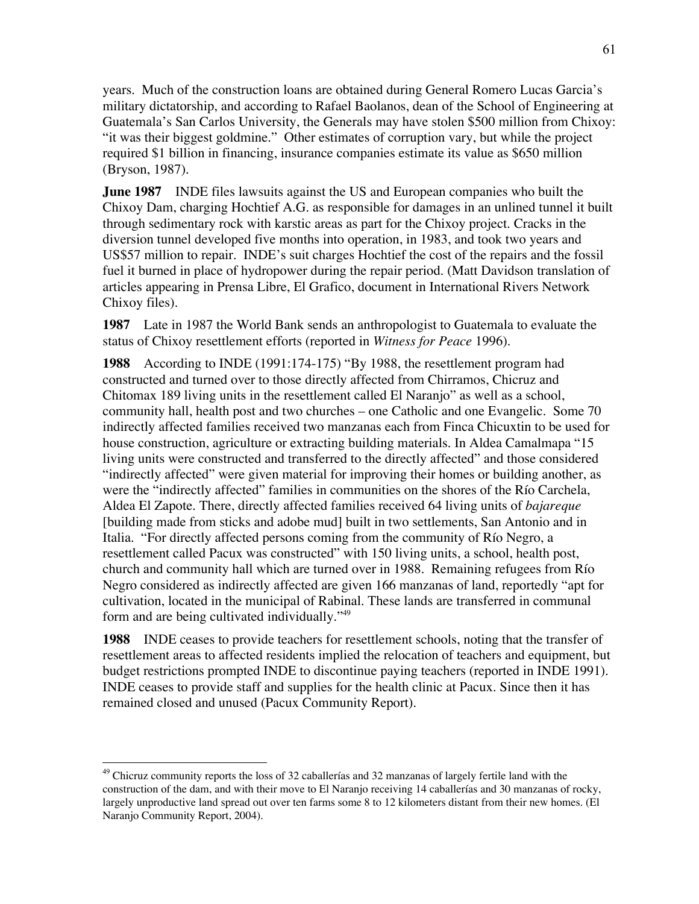years. Much of the construction loans are obtained during General Romero Lucas Garcia's military dictatorship, and according to Rafael Baolanos, dean of the School of Engineering at Guatemala's San Carlos University, the Generals may have stolen $500 million from Chixoy: "it was their biggest goldmine." Other estimates of corruption vary, but while the project required $1 billion in financing, insurance companies estimate its value as $650 million (Bryson, 1987).

**June 1987** INDE files lawsuits against the US and European companies who built the Chixoy Dam, charging Hochtief A.G. as responsible for damages in an unlined tunnel it built through sedimentary rock with karstic areas as part for the Chixoy project. Cracks in the diversion tunnel developed five months into operation, in 1983, and took two years and US$57 million to repair. INDE's suit charges Hochtief the cost of the repairs and the fossil fuel it burned in place of hydropower during the repair period. (Matt Davidson translation of articles appearing in Prensa Libre, El Grafico, document in International Rivers Network Chixoy files).

**1987** Late in 1987 the World Bank sends an anthropologist to Guatemala to evaluate the status of Chixoy resettlement efforts (reported in *Witness for Peace* 1996).

**1988** According to INDE (1991:174-175) "By 1988, the resettlement program had constructed and turned over to those directly affected from Chirramos, Chicruz and Chitomax 189 living units in the resettlement called El Naranjo" as well as a school, community hall, health post and two churches – one Catholic and one Evangelic. Some 70 indirectly affected families received two manzanas each from Finca Chicuxtin to be used for house construction, agriculture or extracting building materials. In Aldea Camalmapa "15 living units were constructed and transferred to the directly affected" and those considered "indirectly affected" were given material for improving their homes or building another, as were the "indirectly affected" families in communities on the shores of the Río Carchela, Aldea El Zapote. There, directly affected families received 64 living units of *bajareque* [building made from sticks and adobe mud] built in two settlements, San Antonio and in Italia. "For directly affected persons coming from the community of Río Negro, a resettlement called Pacux was constructed" with 150 living units, a school, health post, church and community hall which are turned over in 1988. Remaining refugees from Río Negro considered as indirectly affected are given 166 manzanas of land, reportedly "apt for cultivation, located in the municipal of Rabinal. These lands are transferred in communal form and are being cultivated individually."[49]

**1988** INDE ceases to provide teachers for resettlement schools, noting that the transfer of resettlement areas to affected residents implied the relocation of teachers and equipment, but budget restrictions prompted INDE to discontinue paying teachers (reported in INDE 1991). INDE ceases to provide staff and supplies for the health clinic at Pacux. Since then it has remained closed and unused (Pacux Community Report).

---

[49] Chicruz community reports the loss of 32 caballerías and 32 manzanas of largely fertile land with the construction of the dam, and with their move to El Naranjo receiving 14 caballerías and 30 manzanas of rocky, largely unproductive land spread out over ten farms some 8 to 12 kilometers distant from their new homes. (El Naranjo Community Report, 2004).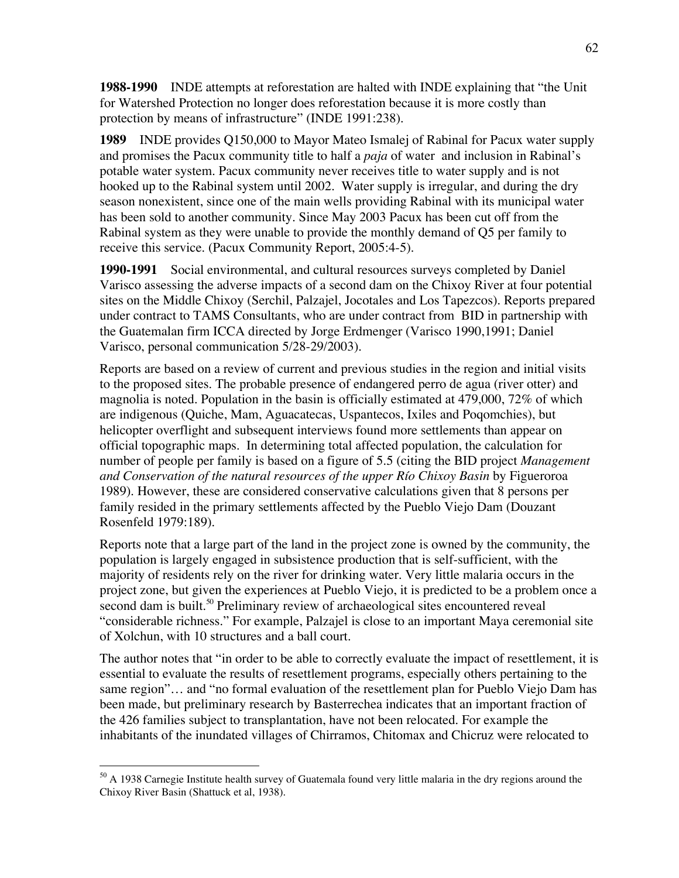**1988-1990** INDE attempts at reforestation are halted with INDE explaining that "the Unit for Watershed Protection no longer does reforestation because it is more costly than protection by means of infrastructure" (INDE 1991:238).

**1989** INDE provides Q150,000 to Mayor Mateo Ismalej of Rabinal for Pacux water supply and promises the Pacux community title to half a *paja* of water and inclusion in Rabinal's potable water system. Pacux community never receives title to water supply and is not hooked up to the Rabinal system until 2002. Water supply is irregular, and during the dry season nonexistent, since one of the main wells providing Rabinal with its municipal water has been sold to another community. Since May 2003 Pacux has been cut off from the Rabinal system as they were unable to provide the monthly demand of Q5 per family to receive this service. (Pacux Community Report, 2005:4-5).

**1990-1991** Social environmental, and cultural resources surveys completed by Daniel Varisco assessing the adverse impacts of a second dam on the Chixoy River at four potential sites on the Middle Chixoy (Serchil, Palzajel, Jocotales and Los Tapezcos). Reports prepared under contract to TAMS Consultants, who are under contract from BID in partnership with the Guatemalan firm ICCA directed by Jorge Erdmenger (Varisco 1990,1991; Daniel Varisco, personal communication 5/28-29/2003).

Reports are based on a review of current and previous studies in the region and initial visits to the proposed sites. The probable presence of endangered perro de agua (river otter) and magnolia is noted. Population in the basin is officially estimated at 479,000, 72% of which are indigenous (Quiche, Mam, Aguacatecas, Uspantecos, Ixiles and Poqomchies), but helicopter overflight and subsequent interviews found more settlements than appear on official topographic maps. In determining total affected population, the calculation for number of people per family is based on a figure of 5.5 (citing the BID project *Management and Conservation of the natural resources of the upper Río Chixoy Basin* by Figueroroa 1989). However, these are considered conservative calculations given that 8 persons per family resided in the primary settlements affected by the Pueblo Viejo Dam (Douzant Rosenfeld 1979:189).

Reports note that a large part of the land in the project zone is owned by the community, the population is largely engaged in subsistence production that is self-sufficient, with the majority of residents rely on the river for drinking water. Very little malaria occurs in the project zone, but given the experiences at Pueblo Viejo, it is predicted to be a problem once a second dam is built.[50] Preliminary review of archaeological sites encountered reveal "considerable richness." For example, Palzajel is close to an important Maya ceremonial site of Xolchun, with 10 structures and a ball court.

The author notes that "in order to be able to correctly evaluate the impact of resettlement, it is essential to evaluate the results of resettlement programs, especially others pertaining to the same region"… and "no formal evaluation of the resettlement plan for Pueblo Viejo Dam has been made, but preliminary research by Basterrechea indicates that an important fraction of the 426 families subject to transplantation, have not been relocated. For example the inhabitants of the inundated villages of Chirramos, Chitomax and Chicruz were relocated to

---

[50] A 1938 Carnegie Institute health survey of Guatemala found very little malaria in the dry regions around the Chixoy River Basin (Shattuck et al, 1938).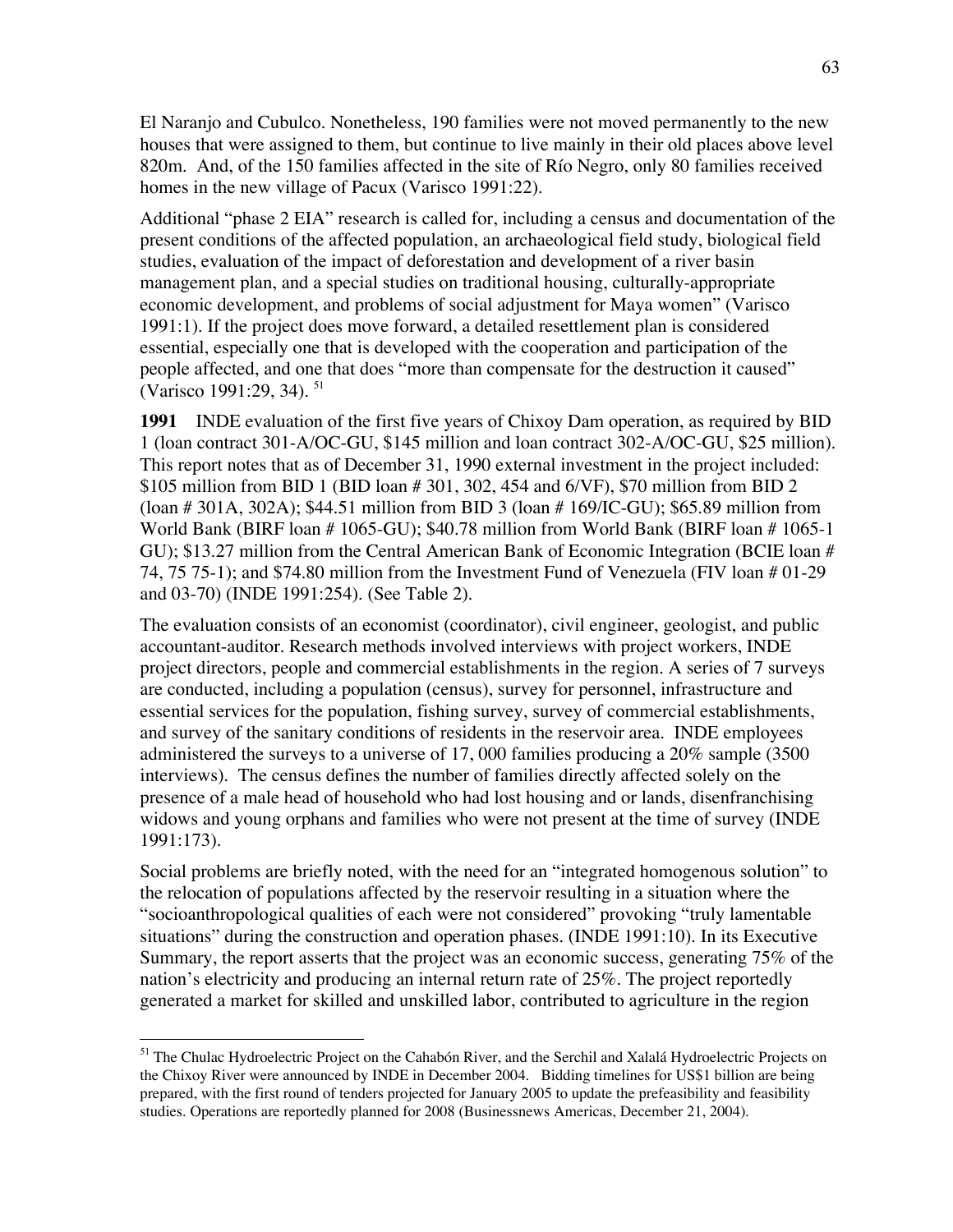El Naranjo and Cubulco. Nonetheless, 190 families were not moved permanently to the new houses that were assigned to them, but continue to live mainly in their old places above level 820m. And, of the 150 families affected in the site of Río Negro, only 80 families received homes in the new village of Pacux (Varisco 1991:22).

Additional "phase 2 EIA" research is called for, including a census and documentation of the present conditions of the affected population, an archaeological field study, biological field studies, evaluation of the impact of deforestation and development of a river basin management plan, and a special studies on traditional housing, culturally-appropriate economic development, and problems of social adjustment for Maya women" (Varisco 1991:1). If the project does move forward, a detailed resettlement plan is considered essential, especially one that is developed with the cooperation and participation of the people affected, and one that does "more than compensate for the destruction it caused" (Varisco 1991:29, 34). [51]

**1991** INDE evaluation of the first five years of Chixoy Dam operation, as required by BID 1 (loan contract 301-A/OC-GU, $145 million and loan contract 302-A/OC-GU, $25 million). This report notes that as of December 31, 1990 external investment in the project included: $105 million from BID 1 (BID loan # 301, 302, 454 and 6/VF), $70 million from BID 2 (loan # 301A, 302A); $44.51 million from BID 3 (loan # 169/IC-GU); $65.89 million from World Bank (BIRF loan # 1065-GU); $40.78 million from World Bank (BIRF loan # 1065-1 GU); $13.27 million from the Central American Bank of Economic Integration (BCIE loan # 74, 75 75-1); and $74.80 million from the Investment Fund of Venezuela (FIV loan # 01-29 and 03-70) (INDE 1991:254). (See Table 2).

The evaluation consists of an economist (coordinator), civil engineer, geologist, and public accountant-auditor. Research methods involved interviews with project workers, INDE project directors, people and commercial establishments in the region. A series of 7 surveys are conducted, including a population (census), survey for personnel, infrastructure and essential services for the population, fishing survey, survey of commercial establishments, and survey of the sanitary conditions of residents in the reservoir area. INDE employees administered the surveys to a universe of 17, 000 families producing a 20% sample (3500 interviews). The census defines the number of families directly affected solely on the presence of a male head of household who had lost housing and or lands, disenfranchising widows and young orphans and families who were not present at the time of survey (INDE 1991:173).

Social problems are briefly noted, with the need for an "integrated homogenous solution" to the relocation of populations affected by the reservoir resulting in a situation where the "socioanthropological qualities of each were not considered" provoking "truly lamentable situations" during the construction and operation phases. (INDE 1991:10). In its Executive Summary, the report asserts that the project was an economic success, generating 75% of the nation's electricity and producing an internal return rate of 25%. The project reportedly generated a market for skilled and unskilled labor, contributed to agriculture in the region

---

[51] The Chulac Hydroelectric Project on the Cahabón River, and the Serchil and Xalalá Hydroelectric Projects on the Chixoy River were announced by INDE in December 2004. Bidding timelines for US$1 billion are being prepared, with the first round of tenders projected for January 2005 to update the prefeasibility and feasibility studies. Operations are reportedly planned for 2008 (Businessnews Americas, December 21, 2004).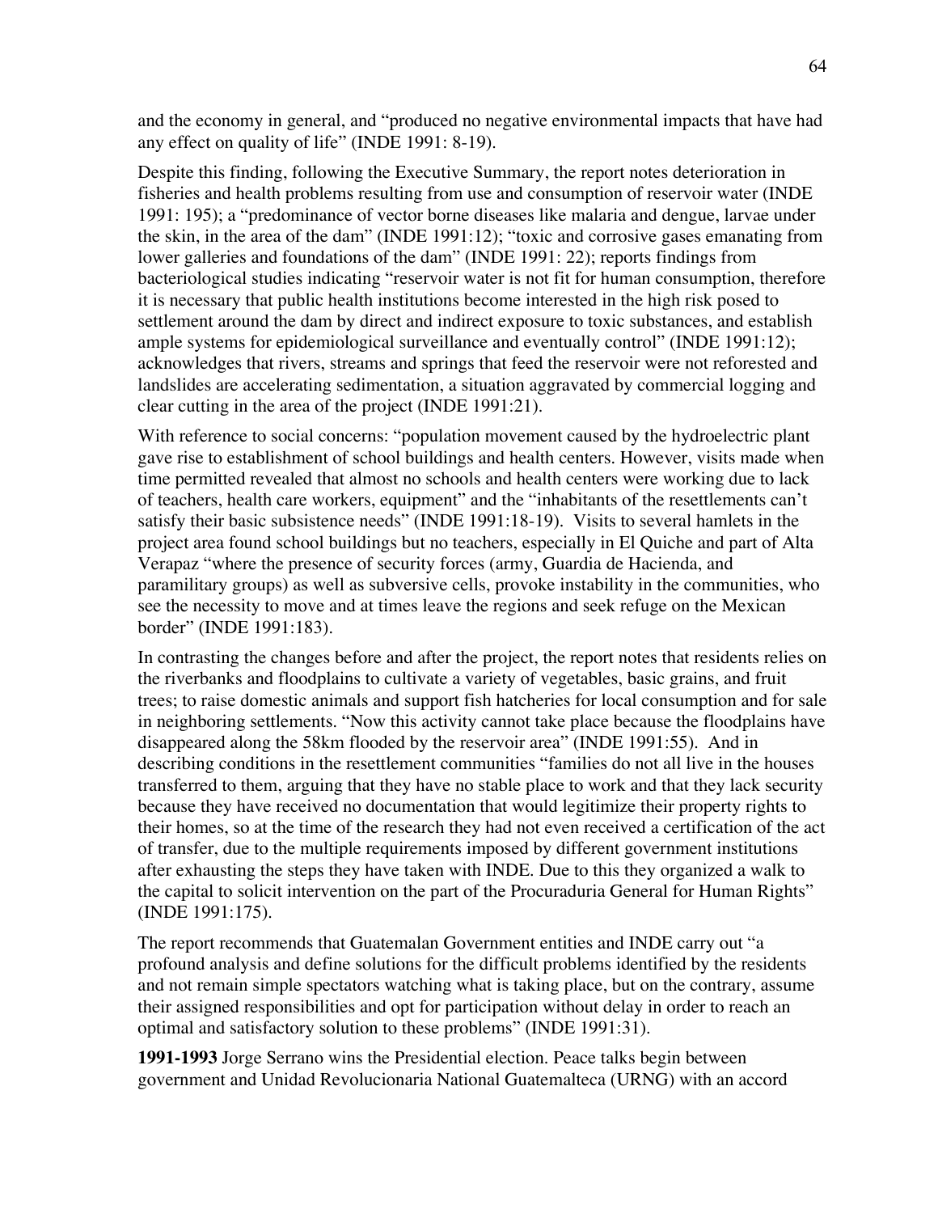and the economy in general, and "produced no negative environmental impacts that have had any effect on quality of life" (INDE 1991: 8-19).

Despite this finding, following the Executive Summary, the report notes deterioration in fisheries and health problems resulting from use and consumption of reservoir water (INDE 1991: 195); a "predominance of vector borne diseases like malaria and dengue, larvae under the skin, in the area of the dam" (INDE 1991:12); "toxic and corrosive gases emanating from lower galleries and foundations of the dam" (INDE 1991: 22); reports findings from bacteriological studies indicating "reservoir water is not fit for human consumption, therefore it is necessary that public health institutions become interested in the high risk posed to settlement around the dam by direct and indirect exposure to toxic substances, and establish ample systems for epidemiological surveillance and eventually control" (INDE 1991:12); acknowledges that rivers, streams and springs that feed the reservoir were not reforested and landslides are accelerating sedimentation, a situation aggravated by commercial logging and clear cutting in the area of the project (INDE 1991:21).

With reference to social concerns: "population movement caused by the hydroelectric plant gave rise to establishment of school buildings and health centers. However, visits made when time permitted revealed that almost no schools and health centers were working due to lack of teachers, health care workers, equipment" and the "inhabitants of the resettlements can't satisfy their basic subsistence needs" (INDE 1991:18-19). Visits to several hamlets in the project area found school buildings but no teachers, especially in El Quiche and part of Alta Verapaz "where the presence of security forces (army, Guardia de Hacienda, and paramilitary groups) as well as subversive cells, provoke instability in the communities, who see the necessity to move and at times leave the regions and seek refuge on the Mexican border" (INDE 1991:183).

In contrasting the changes before and after the project, the report notes that residents relies on the riverbanks and floodplains to cultivate a variety of vegetables, basic grains, and fruit trees; to raise domestic animals and support fish hatcheries for local consumption and for sale in neighboring settlements. "Now this activity cannot take place because the floodplains have disappeared along the 58km flooded by the reservoir area" (INDE 1991:55). And in describing conditions in the resettlement communities "families do not all live in the houses transferred to them, arguing that they have no stable place to work and that they lack security because they have received no documentation that would legitimize their property rights to their homes, so at the time of the research they had not even received a certification of the act of transfer, due to the multiple requirements imposed by different government institutions after exhausting the steps they have taken with INDE. Due to this they organized a walk to the capital to solicit intervention on the part of the Procuraduria General for Human Rights" (INDE 1991:175).

The report recommends that Guatemalan Government entities and INDE carry out "a profound analysis and define solutions for the difficult problems identified by the residents and not remain simple spectators watching what is taking place, but on the contrary, assume their assigned responsibilities and opt for participation without delay in order to reach an optimal and satisfactory solution to these problems" (INDE 1991:31).

**1991-1993** Jorge Serrano wins the Presidential election. Peace talks begin between government and Unidad Revolucionaria National Guatemalteca (URNG) with an accord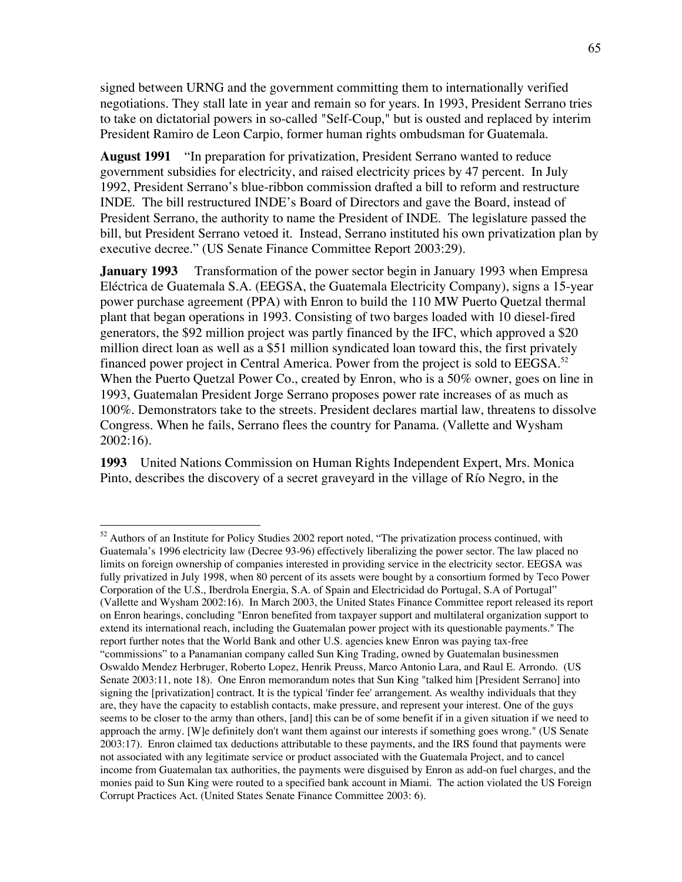signed between URNG and the government committing them to internationally verified negotiations. They stall late in year and remain so for years. In 1993, President Serrano tries to take on dictatorial powers in so-called "Self-Coup," but is ousted and replaced by interim President Ramiro de Leon Carpio, former human rights ombudsman for Guatemala.

**August 1991** "In preparation for privatization, President Serrano wanted to reduce government subsidies for electricity, and raised electricity prices by 47 percent. In July 1992, President Serrano's blue-ribbon commission drafted a bill to reform and restructure INDE. The bill restructured INDE's Board of Directors and gave the Board, instead of President Serrano, the authority to name the President of INDE. The legislature passed the bill, but President Serrano vetoed it. Instead, Serrano instituted his own privatization plan by executive decree." (US Senate Finance Committee Report 2003:29).

**January 1993** Transformation of the power sector begin in January 1993 when Empresa Eléctrica de Guatemala S.A. (EEGSA, the Guatemala Electricity Company), signs a 15-year power purchase agreement (PPA) with Enron to build the 110 MW Puerto Quetzal thermal plant that began operations in 1993. Consisting of two barges loaded with 10 diesel-fired generators, the $92 million project was partly financed by the IFC, which approved a $20 million direct loan as well as a $51 million syndicated loan toward this, the first privately financed power project in Central America. Power from the project is sold to EEGSA.[52] When the Puerto Quetzal Power Co., created by Enron, who is a 50% owner, goes on line in 1993, Guatemalan President Jorge Serrano proposes power rate increases of as much as 100%. Demonstrators take to the streets. President declares martial law, threatens to dissolve Congress. When he fails, Serrano flees the country for Panama. (Vallette and Wysham 2002:16).

**1993** United Nations Commission on Human Rights Independent Expert, Mrs. Monica Pinto, describes the discovery of a secret graveyard in the village of Río Negro, in the

---

[52] Authors of an Institute for Policy Studies 2002 report noted, "The privatization process continued, with Guatemala's 1996 electricity law (Decree 93-96) effectively liberalizing the power sector. The law placed no limits on foreign ownership of companies interested in providing service in the electricity sector. EEGSA was fully privatized in July 1998, when 80 percent of its assets were bought by a consortium formed by Teco Power Corporation of the U.S., Iberdrola Energia, S.A. of Spain and Electricidad do Portugal, S.A of Portugal" (Vallette and Wysham 2002:16). In March 2003, the United States Finance Committee report released its report on Enron hearings, concluding "Enron benefited from taxpayer support and multilateral organization support to extend its international reach, including the Guatemalan power project with its questionable payments." The report further notes that the World Bank and other U.S. agencies knew Enron was paying tax-free "commissions" to a Panamanian company called Sun King Trading, owned by Guatemalan businessmen Oswaldo Mendez Herbruger, Roberto Lopez, Henrik Preuss, Marco Antonio Lara, and Raul E. Arrondo. (US Senate 2003:11, note 18). One Enron memorandum notes that Sun King "talked him [President Serrano] into signing the [privatization] contract. It is the typical 'finder fee' arrangement. As wealthy individuals that they are, they have the capacity to establish contacts, make pressure, and represent your interest. One of the guys seems to be closer to the army than others, [and] this can be of some benefit if in a given situation if we need to approach the army. [W]e definitely don't want them against our interests if something goes wrong." (US Senate 2003:17). Enron claimed tax deductions attributable to these payments, and the IRS found that payments were not associated with any legitimate service or product associated with the Guatemala Project, and to cancel income from Guatemalan tax authorities, the payments were disguised by Enron as add-on fuel charges, and the monies paid to Sun King were routed to a specified bank account in Miami. The action violated the US Foreign Corrupt Practices Act. (United States Senate Finance Committee 2003: 6).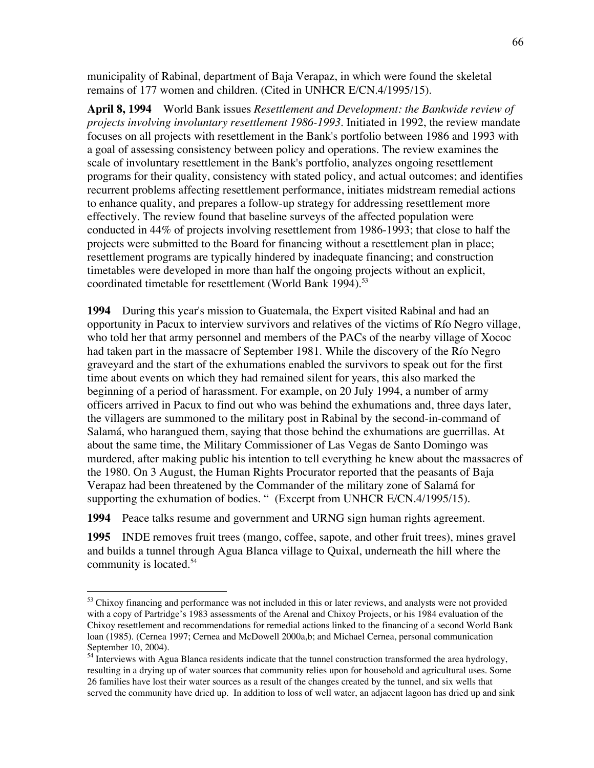municipality of Rabinal, department of Baja Verapaz, in which were found the skeletal remains of 177 women and children. (Cited in UNHCR E/CN.4/1995/15).

**April 8, 1994** World Bank issues *Resettlement and Development: the Bankwide review of projects involving involuntary resettlement 1986-1993*. Initiated in 1992, the review mandate focuses on all projects with resettlement in the Bank's portfolio between 1986 and 1993 with a goal of assessing consistency between policy and operations. The review examines the scale of involuntary resettlement in the Bank's portfolio, analyzes ongoing resettlement programs for their quality, consistency with stated policy, and actual outcomes; and identifies recurrent problems affecting resettlement performance, initiates midstream remedial actions to enhance quality, and prepares a follow-up strategy for addressing resettlement more effectively. The review found that baseline surveys of the affected population were conducted in 44% of projects involving resettlement from 1986-1993; that close to half the projects were submitted to the Board for financing without a resettlement plan in place; resettlement programs are typically hindered by inadequate financing; and construction timetables were developed in more than half the ongoing projects without an explicit, coordinated timetable for resettlement (World Bank 1994).[53]

**1994** During this year's mission to Guatemala, the Expert visited Rabinal and had an opportunity in Pacux to interview survivors and relatives of the victims of Río Negro village, who told her that army personnel and members of the PACs of the nearby village of Xococ had taken part in the massacre of September 1981. While the discovery of the Río Negro graveyard and the start of the exhumations enabled the survivors to speak out for the first time about events on which they had remained silent for years, this also marked the beginning of a period of harassment. For example, on 20 July 1994, a number of army officers arrived in Pacux to find out who was behind the exhumations and, three days later, the villagers are summoned to the military post in Rabinal by the second-in-command of Salamá, who harangued them, saying that those behind the exhumations are guerrillas. At about the same time, the Military Commissioner of Las Vegas de Santo Domingo was murdered, after making public his intention to tell everything he knew about the massacres of the 1980. On 3 August, the Human Rights Procurator reported that the peasants of Baja Verapaz had been threatened by the Commander of the military zone of Salamá for supporting the exhumation of bodies. " (Excerpt from UNHCR E/CN.4/1995/15).

**1994** Peace talks resume and government and URNG sign human rights agreement.

**1995** INDE removes fruit trees (mango, coffee, sapote, and other fruit trees), mines gravel and builds a tunnel through Agua Blanca village to Quixal, underneath the hill where the community is located.[54]

---

[53] Chixoy financing and performance was not included in this or later reviews, and analysts were not provided with a copy of Partridge's 1983 assessments of the Arenal and Chixoy Projects, or his 1984 evaluation of the Chixoy resettlement and recommendations for remedial actions linked to the financing of a second World Bank loan (1985). (Cernea 1997; Cernea and McDowell 2000a,b; and Michael Cernea, personal communication September 10, 2004).

[54] Interviews with Agua Blanca residents indicate that the tunnel construction transformed the area hydrology, resulting in a drying up of water sources that community relies upon for household and agricultural uses. Some 26 families have lost their water sources as a result of the changes created by the tunnel, and six wells that served the community have dried up. In addition to loss of well water, an adjacent lagoon has dried up and sink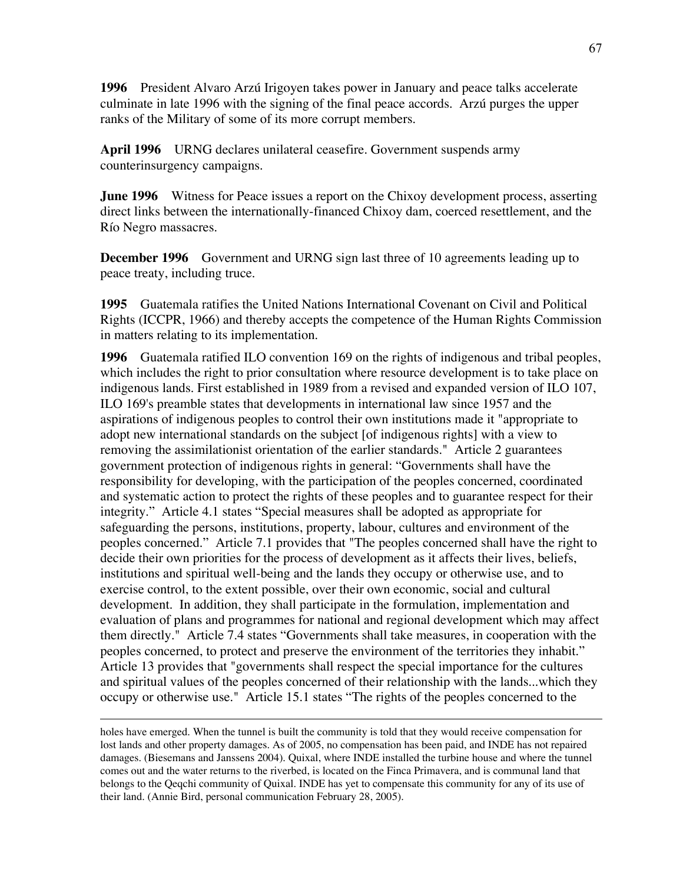**1996** President Alvaro Arzú Irigoyen takes power in January and peace talks accelerate culminate in late 1996 with the signing of the final peace accords. Arzú purges the upper ranks of the Military of some of its more corrupt members.

**April 1996** URNG declares unilateral ceasefire. Government suspends army counterinsurgency campaigns.

**June 1996** Witness for Peace issues a report on the Chixoy development process, asserting direct links between the internationally-financed Chixoy dam, coerced resettlement, and the Río Negro massacres.

**December 1996** Government and URNG sign last three of 10 agreements leading up to peace treaty, including truce.

**1995** Guatemala ratifies the United Nations International Covenant on Civil and Political Rights (ICCPR, 1966) and thereby accepts the competence of the Human Rights Commission in matters relating to its implementation.

**1996** Guatemala ratified ILO convention 169 on the rights of indigenous and tribal peoples, which includes the right to prior consultation where resource development is to take place on indigenous lands. First established in 1989 from a revised and expanded version of ILO 107, ILO 169's preamble states that developments in international law since 1957 and the aspirations of indigenous peoples to control their own institutions made it "appropriate to adopt new international standards on the subject [of indigenous rights] with a view to removing the assimilationist orientation of the earlier standards." Article 2 guarantees government protection of indigenous rights in general: "Governments shall have the responsibility for developing, with the participation of the peoples concerned, coordinated and systematic action to protect the rights of these peoples and to guarantee respect for their integrity." Article 4.1 states "Special measures shall be adopted as appropriate for safeguarding the persons, institutions, property, labour, cultures and environment of the peoples concerned." Article 7.1 provides that "The peoples concerned shall have the right to decide their own priorities for the process of development as it affects their lives, beliefs, institutions and spiritual well-being and the lands they occupy or otherwise use, and to exercise control, to the extent possible, over their own economic, social and cultural development. In addition, they shall participate in the formulation, implementation and evaluation of plans and programmes for national and regional development which may affect them directly." Article 7.4 states "Governments shall take measures, in cooperation with the peoples concerned, to protect and preserve the environment of the territories they inhabit." Article 13 provides that "governments shall respect the special importance for the cultures and spiritual values of the peoples concerned of their relationship with the lands...which they occupy or otherwise use." Article 15.1 states "The rights of the peoples concerned to the

---

holes have emerged. When the tunnel is built the community is told that they would receive compensation for lost lands and other property damages. As of 2005, no compensation has been paid, and INDE has not repaired damages. (Biesemans and Janssens 2004). Quixal, where INDE installed the turbine house and where the tunnel comes out and the water returns to the riverbed, is located on the Finca Primavera, and is communal land that belongs to the Qeqchi community of Quixal. INDE has yet to compensate this community for any of its use of their land. (Annie Bird, personal communication February 28, 2005).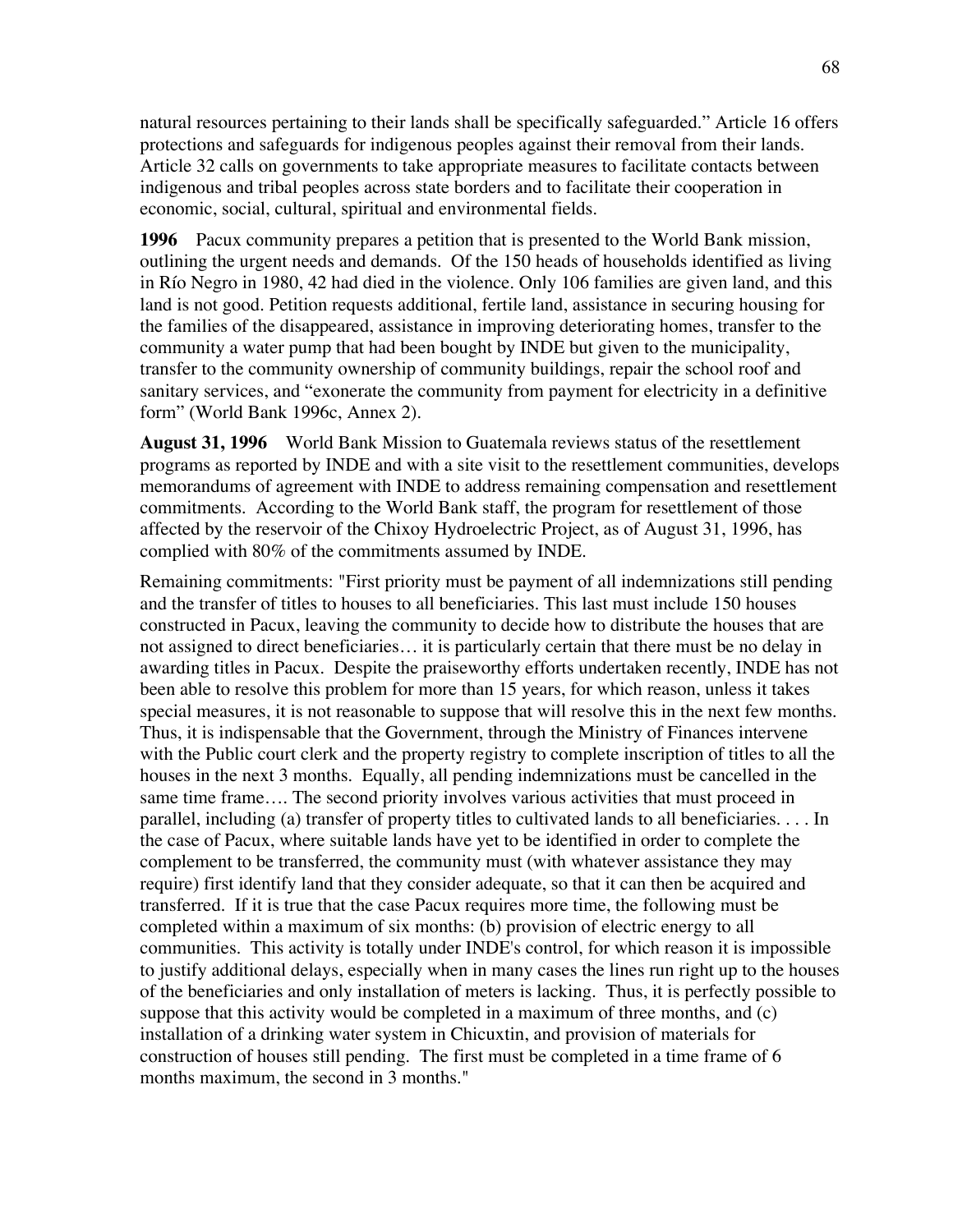natural resources pertaining to their lands shall be specifically safeguarded." Article 16 offers protections and safeguards for indigenous peoples against their removal from their lands. Article 32 calls on governments to take appropriate measures to facilitate contacts between indigenous and tribal peoples across state borders and to facilitate their cooperation in economic, social, cultural, spiritual and environmental fields.

**1996** Pacux community prepares a petition that is presented to the World Bank mission, outlining the urgent needs and demands. Of the 150 heads of households identified as living in Río Negro in 1980, 42 had died in the violence. Only 106 families are given land, and this land is not good. Petition requests additional, fertile land, assistance in securing housing for the families of the disappeared, assistance in improving deteriorating homes, transfer to the community a water pump that had been bought by INDE but given to the municipality, transfer to the community ownership of community buildings, repair the school roof and sanitary services, and "exonerate the community from payment for electricity in a definitive form" (World Bank 1996c, Annex 2).

**August 31, 1996** World Bank Mission to Guatemala reviews status of the resettlement programs as reported by INDE and with a site visit to the resettlement communities, develops memorandums of agreement with INDE to address remaining compensation and resettlement commitments. According to the World Bank staff, the program for resettlement of those affected by the reservoir of the Chixoy Hydroelectric Project, as of August 31, 1996, has complied with 80% of the commitments assumed by INDE.

Remaining commitments: "First priority must be payment of all indemnizations still pending and the transfer of titles to houses to all beneficiaries. This last must include 150 houses constructed in Pacux, leaving the community to decide how to distribute the houses that are not assigned to direct beneficiaries… it is particularly certain that there must be no delay in awarding titles in Pacux. Despite the praiseworthy efforts undertaken recently, INDE has not been able to resolve this problem for more than 15 years, for which reason, unless it takes special measures, it is not reasonable to suppose that will resolve this in the next few months. Thus, it is indispensable that the Government, through the Ministry of Finances intervene with the Public court clerk and the property registry to complete inscription of titles to all the houses in the next 3 months. Equally, all pending indemnizations must be cancelled in the same time frame…. The second priority involves various activities that must proceed in parallel, including (a) transfer of property titles to cultivated lands to all beneficiaries. . . . In the case of Pacux, where suitable lands have yet to be identified in order to complete the complement to be transferred, the community must (with whatever assistance they may require) first identify land that they consider adequate, so that it can then be acquired and transferred. If it is true that the case Pacux requires more time, the following must be completed within a maximum of six months: (b) provision of electric energy to all communities. This activity is totally under INDE's control, for which reason it is impossible to justify additional delays, especially when in many cases the lines run right up to the houses of the beneficiaries and only installation of meters is lacking. Thus, it is perfectly possible to suppose that this activity would be completed in a maximum of three months, and (c) installation of a drinking water system in Chicuxtin, and provision of materials for construction of houses still pending. The first must be completed in a time frame of 6 months maximum, the second in 3 months."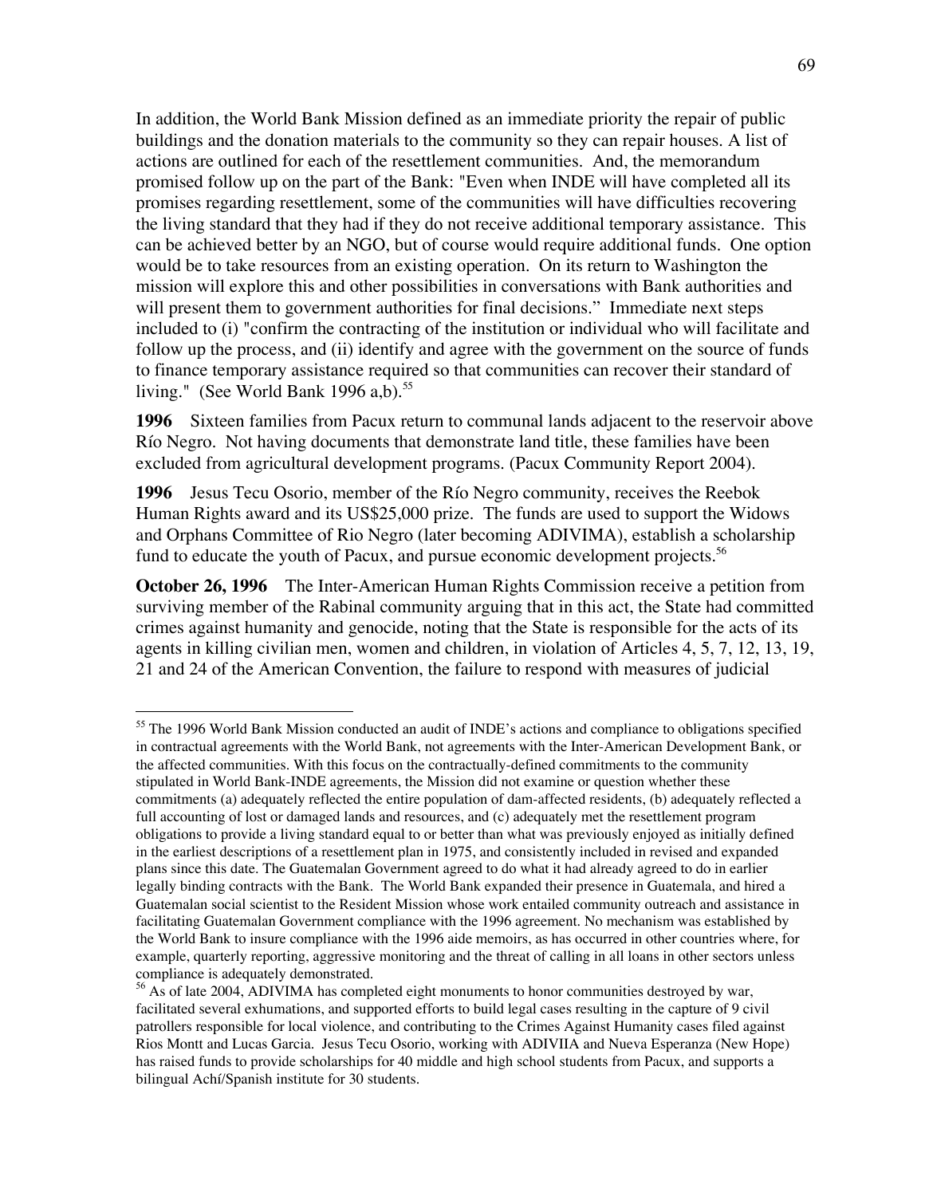In addition, the World Bank Mission defined as an immediate priority the repair of public buildings and the donation materials to the community so they can repair houses. A list of actions are outlined for each of the resettlement communities. And, the memorandum promised follow up on the part of the Bank: "Even when INDE will have completed all its promises regarding resettlement, some of the communities will have difficulties recovering the living standard that they had if they do not receive additional temporary assistance. This can be achieved better by an NGO, but of course would require additional funds. One option would be to take resources from an existing operation. On its return to Washington the mission will explore this and other possibilities in conversations with Bank authorities and will present them to government authorities for final decisions." Immediate next steps included to (i) "confirm the contracting of the institution or individual who will facilitate and follow up the process, and (ii) identify and agree with the government on the source of funds to finance temporary assistance required so that communities can recover their standard of living." (See World Bank 1996 a,b).[55]

**1996** Sixteen families from Pacux return to communal lands adjacent to the reservoir above Río Negro. Not having documents that demonstrate land title, these families have been excluded from agricultural development programs. (Pacux Community Report 2004).

**1996** Jesus Tecu Osorio, member of the Río Negro community, receives the Reebok Human Rights award and its US$25,000 prize. The funds are used to support the Widows and Orphans Committee of Rio Negro (later becoming ADIVIMA), establish a scholarship fund to educate the youth of Pacux, and pursue economic development projects.[56]

**October 26, 1996** The Inter-American Human Rights Commission receive a petition from surviving member of the Rabinal community arguing that in this act, the State had committed crimes against humanity and genocide, noting that the State is responsible for the acts of its agents in killing civilian men, women and children, in violation of Articles 4, 5, 7, 12, 13, 19, 21 and 24 of the American Convention, the failure to respond with measures of judicial

---

[55] The 1996 World Bank Mission conducted an audit of INDE's actions and compliance to obligations specified in contractual agreements with the World Bank, not agreements with the Inter-American Development Bank, or the affected communities. With this focus on the contractually-defined commitments to the community stipulated in World Bank-INDE agreements, the Mission did not examine or question whether these commitments (a) adequately reflected the entire population of dam-affected residents, (b) adequately reflected a full accounting of lost or damaged lands and resources, and (c) adequately met the resettlement program obligations to provide a living standard equal to or better than what was previously enjoyed as initially defined in the earliest descriptions of a resettlement plan in 1975, and consistently included in revised and expanded plans since this date. The Guatemalan Government agreed to do what it had already agreed to do in earlier legally binding contracts with the Bank. The World Bank expanded their presence in Guatemala, and hired a Guatemalan social scientist to the Resident Mission whose work entailed community outreach and assistance in facilitating Guatemalan Government compliance with the 1996 agreement. No mechanism was established by the World Bank to insure compliance with the 1996 aide memoirs, as has occurred in other countries where, for example, quarterly reporting, aggressive monitoring and the threat of calling in all loans in other sectors unless compliance is adequately demonstrated.

[56] As of late 2004, ADIVIMA has completed eight monuments to honor communities destroyed by war, facilitated several exhumations, and supported efforts to build legal cases resulting in the capture of 9 civil patrollers responsible for local violence, and contributing to the Crimes Against Humanity cases filed against Rios Montt and Lucas Garcia. Jesus Tecu Osorio, working with ADIVIIA and Nueva Esperanza (New Hope) has raised funds to provide scholarships for 40 middle and high school students from Pacux, and supports a bilingual Achí/Spanish institute for 30 students.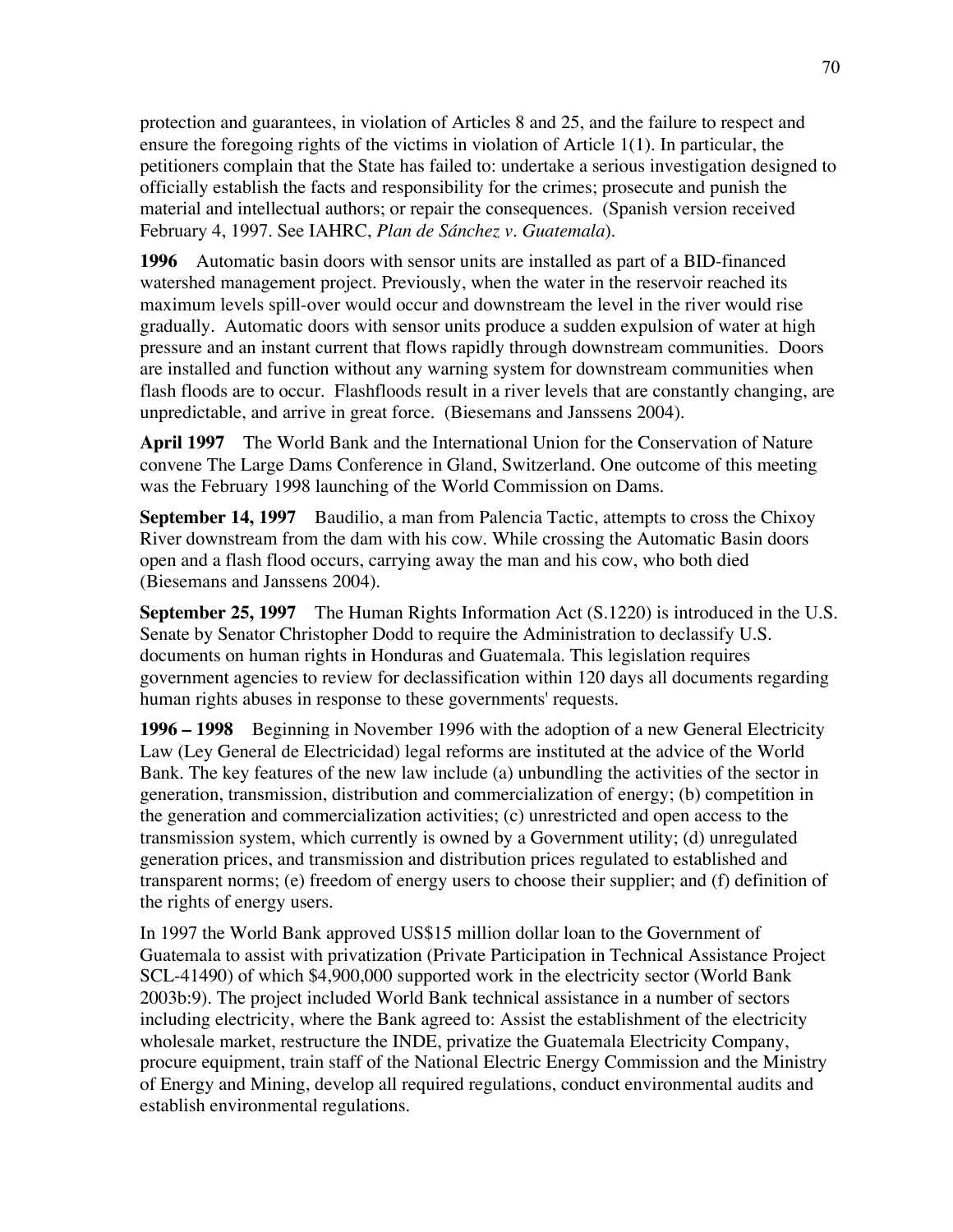protection and guarantees, in violation of Articles 8 and 25, and the failure to respect and ensure the foregoing rights of the victims in violation of Article 1(1). In particular, the petitioners complain that the State has failed to: undertake a serious investigation designed to officially establish the facts and responsibility for the crimes; prosecute and punish the material and intellectual authors; or repair the consequences. (Spanish version received February 4, 1997. See IAHRC, *Plan de Sánchez v. Guatemala*).

**1996** Automatic basin doors with sensor units are installed as part of a BID-financed watershed management project. Previously, when the water in the reservoir reached its maximum levels spill-over would occur and downstream the level in the river would rise gradually. Automatic doors with sensor units produce a sudden expulsion of water at high pressure and an instant current that flows rapidly through downstream communities. Doors are installed and function without any warning system for downstream communities when flash floods are to occur. Flashfloods result in a river levels that are constantly changing, are unpredictable, and arrive in great force. (Biesemans and Janssens 2004).

**April 1997** The World Bank and the International Union for the Conservation of Nature convene The Large Dams Conference in Gland, Switzerland. One outcome of this meeting was the February 1998 launching of the World Commission on Dams.

**September 14, 1997** Baudilio, a man from Palencia Tactic, attempts to cross the Chixoy River downstream from the dam with his cow. While crossing the Automatic Basin doors open and a flash flood occurs, carrying away the man and his cow, who both died (Biesemans and Janssens 2004).

**September 25, 1997** The Human Rights Information Act (S.1220) is introduced in the U.S. Senate by Senator Christopher Dodd to require the Administration to declassify U.S. documents on human rights in Honduras and Guatemala. This legislation requires government agencies to review for declassification within 120 days all documents regarding human rights abuses in response to these governments' requests.

**1996 – 1998** Beginning in November 1996 with the adoption of a new General Electricity Law (Ley General de Electricidad) legal reforms are instituted at the advice of the World Bank. The key features of the new law include (a) unbundling the activities of the sector in generation, transmission, distribution and commercialization of energy; (b) competition in the generation and commercialization activities; (c) unrestricted and open access to the transmission system, which currently is owned by a Government utility; (d) unregulated generation prices, and transmission and distribution prices regulated to established and transparent norms; (e) freedom of energy users to choose their supplier; and (f) definition of the rights of energy users.

In 1997 the World Bank approved US$15 million dollar loan to the Government of Guatemala to assist with privatization (Private Participation in Technical Assistance Project SCL-41490) of which $4,900,000 supported work in the electricity sector (World Bank 2003b:9). The project included World Bank technical assistance in a number of sectors including electricity, where the Bank agreed to: Assist the establishment of the electricity wholesale market, restructure the INDE, privatize the Guatemala Electricity Company, procure equipment, train staff of the National Electric Energy Commission and the Ministry of Energy and Mining, develop all required regulations, conduct environmental audits and establish environmental regulations.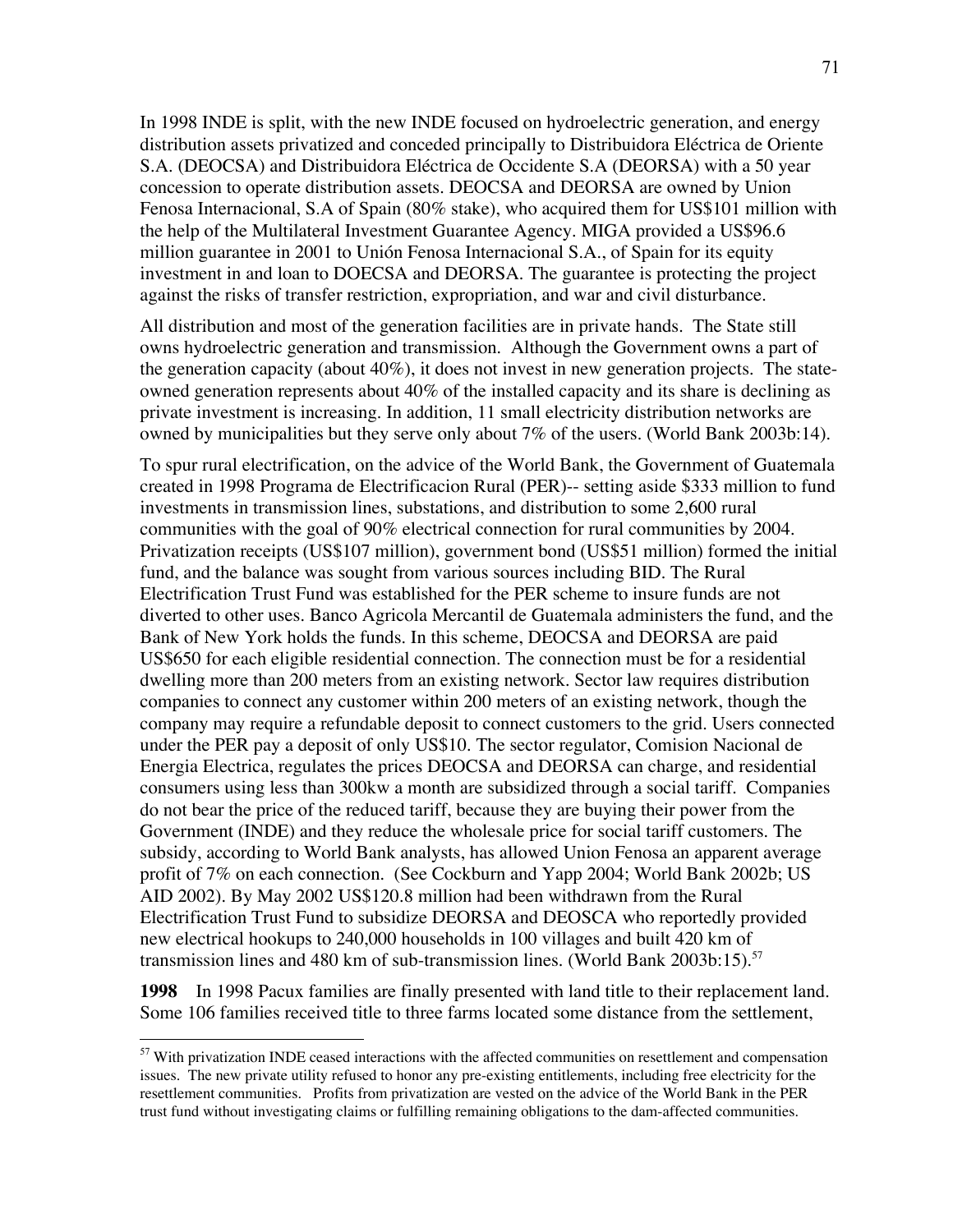In 1998 INDE is split, with the new INDE focused on hydroelectric generation, and energy distribution assets privatized and conceded principally to Distribuidora Eléctrica de Oriente S.A. (DEOCSA) and Distribuidora Eléctrica de Occidente S.A (DEORSA) with a 50 year concession to operate distribution assets. DEOCSA and DEORSA are owned by Union Fenosa Internacional, S.A of Spain (80% stake), who acquired them for US$101 million with the help of the Multilateral Investment Guarantee Agency. MIGA provided a US$96.6 million guarantee in 2001 to Unión Fenosa Internacional S.A., of Spain for its equity investment in and loan to DOECSA and DEORSA. The guarantee is protecting the project against the risks of transfer restriction, expropriation, and war and civil disturbance.

All distribution and most of the generation facilities are in private hands. The State still owns hydroelectric generation and transmission. Although the Government owns a part of the generation capacity (about 40%), it does not invest in new generation projects. The state-owned generation represents about 40% of the installed capacity and its share is declining as private investment is increasing. In addition, 11 small electricity distribution networks are owned by municipalities but they serve only about 7% of the users. (World Bank 2003b:14).

To spur rural electrification, on the advice of the World Bank, the Government of Guatemala created in 1998 Programa de Electrificacion Rural (PER)-- setting aside $333 million to fund investments in transmission lines, substations, and distribution to some 2,600 rural communities with the goal of 90% electrical connection for rural communities by 2004. Privatization receipts (US$107 million), government bond (US$51 million) formed the initial fund, and the balance was sought from various sources including BID. The Rural Electrification Trust Fund was established for the PER scheme to insure funds are not diverted to other uses. Banco Agricola Mercantil de Guatemala administers the fund, and the Bank of New York holds the funds. In this scheme, DEOCSA and DEORSA are paid US$650 for each eligible residential connection. The connection must be for a residential dwelling more than 200 meters from an existing network. Sector law requires distribution companies to connect any customer within 200 meters of an existing network, though the company may require a refundable deposit to connect customers to the grid. Users connected under the PER pay a deposit of only US$10. The sector regulator, Comision Nacional de Energia Electrica, regulates the prices DEOCSA and DEORSA can charge, and residential consumers using less than 300kw a month are subsidized through a social tariff. Companies do not bear the price of the reduced tariff, because they are buying their power from the Government (INDE) and they reduce the wholesale price for social tariff customers. The subsidy, according to World Bank analysts, has allowed Union Fenosa an apparent average profit of 7% on each connection. (See Cockburn and Yapp 2004; World Bank 2002b; US AID 2002). By May 2002 US$120.8 million had been withdrawn from the Rural Electrification Trust Fund to subsidize DEORSA and DEOSCA who reportedly provided new electrical hookups to 240,000 households in 100 villages and built 420 km of transmission lines and 480 km of sub-transmission lines. (World Bank 2003b:15).[57]

**1998** In 1998 Pacux families are finally presented with land title to their replacement land. Some 106 families received title to three farms located some distance from the settlement,

[57] With privatization INDE ceased interactions with the affected communities on resettlement and compensation issues. The new private utility refused to honor any pre-existing entitlements, including free electricity for the resettlement communities. Profits from privatization are vested on the advice of the World Bank in the PER trust fund without investigating claims or fulfilling remaining obligations to the dam-affected communities.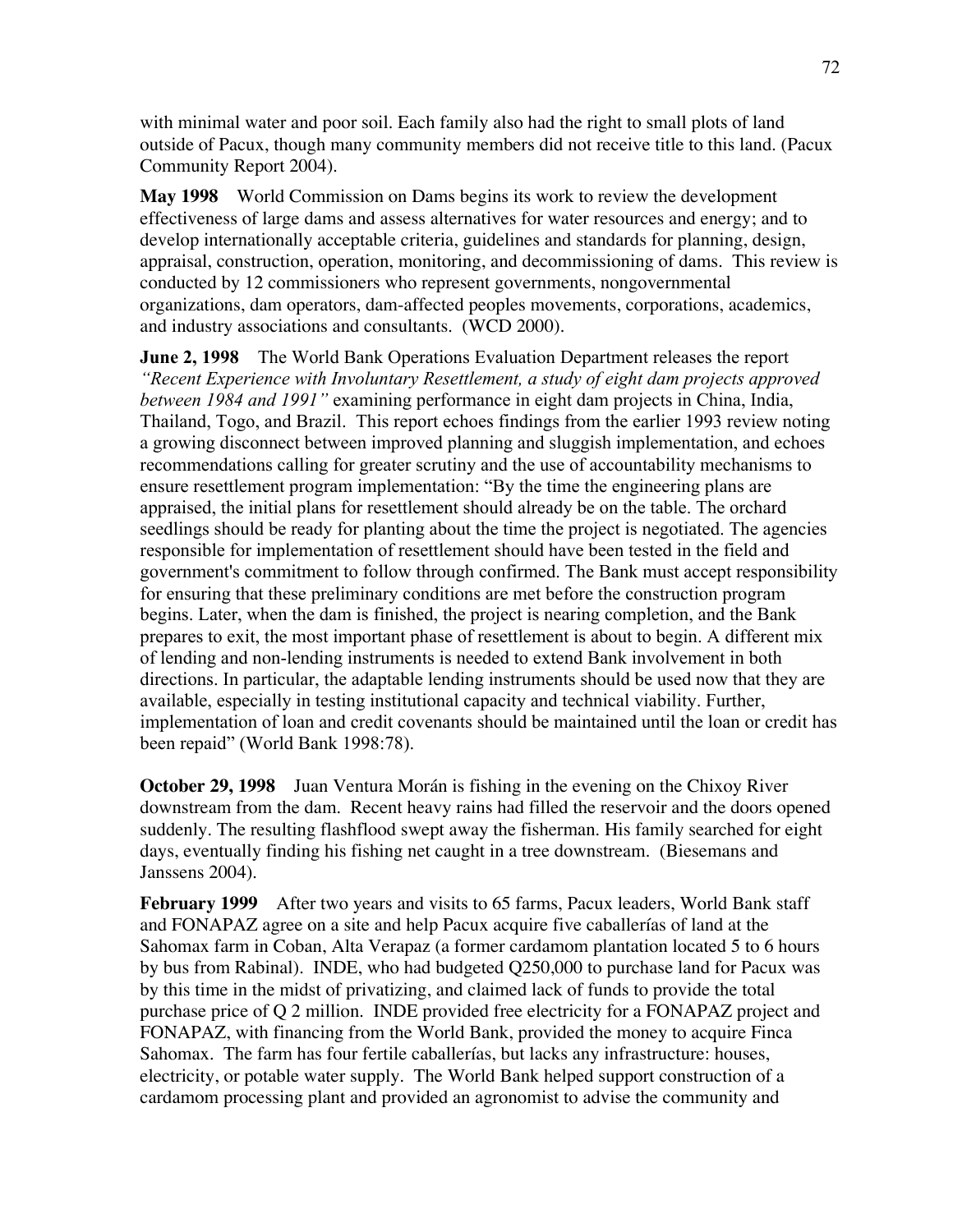with minimal water and poor soil. Each family also had the right to small plots of land outside of Pacux, though many community members did not receive title to this land. (Pacux Community Report 2004).

**May 1998** World Commission on Dams begins its work to review the development effectiveness of large dams and assess alternatives for water resources and energy; and to develop internationally acceptable criteria, guidelines and standards for planning, design, appraisal, construction, operation, monitoring, and decommissioning of dams. This review is conducted by 12 commissioners who represent governments, nongovernmental organizations, dam operators, dam-affected peoples movements, corporations, academics, and industry associations and consultants. (WCD 2000).

**June 2, 1998** The World Bank Operations Evaluation Department releases the report *"Recent Experience with Involuntary Resettlement, a study of eight dam projects approved between 1984 and 1991"* examining performance in eight dam projects in China, India, Thailand, Togo, and Brazil. This report echoes findings from the earlier 1993 review noting a growing disconnect between improved planning and sluggish implementation, and echoes recommendations calling for greater scrutiny and the use of accountability mechanisms to ensure resettlement program implementation: "By the time the engineering plans are appraised, the initial plans for resettlement should already be on the table. The orchard seedlings should be ready for planting about the time the project is negotiated. The agencies responsible for implementation of resettlement should have been tested in the field and government's commitment to follow through confirmed. The Bank must accept responsibility for ensuring that these preliminary conditions are met before the construction program begins. Later, when the dam is finished, the project is nearing completion, and the Bank prepares to exit, the most important phase of resettlement is about to begin. A different mix of lending and non-lending instruments is needed to extend Bank involvement in both directions. In particular, the adaptable lending instruments should be used now that they are available, especially in testing institutional capacity and technical viability. Further, implementation of loan and credit covenants should be maintained until the loan or credit has been repaid" (World Bank 1998:78).

**October 29, 1998** Juan Ventura Morán is fishing in the evening on the Chixoy River downstream from the dam. Recent heavy rains had filled the reservoir and the doors opened suddenly. The resulting flashflood swept away the fisherman. His family searched for eight days, eventually finding his fishing net caught in a tree downstream. (Biesemans and Janssens 2004).

**February 1999** After two years and visits to 65 farms, Pacux leaders, World Bank staff and FONAPAZ agree on a site and help Pacux acquire five caballerías of land at the Sahomax farm in Coban, Alta Verapaz (a former cardamom plantation located 5 to 6 hours by bus from Rabinal). INDE, who had budgeted Q250,000 to purchase land for Pacux was by this time in the midst of privatizing, and claimed lack of funds to provide the total purchase price of Q 2 million. INDE provided free electricity for a FONAPAZ project and FONAPAZ, with financing from the World Bank, provided the money to acquire Finca Sahomax. The farm has four fertile caballerías, but lacks any infrastructure: houses, electricity, or potable water supply. The World Bank helped support construction of a cardamom processing plant and provided an agronomist to advise the community and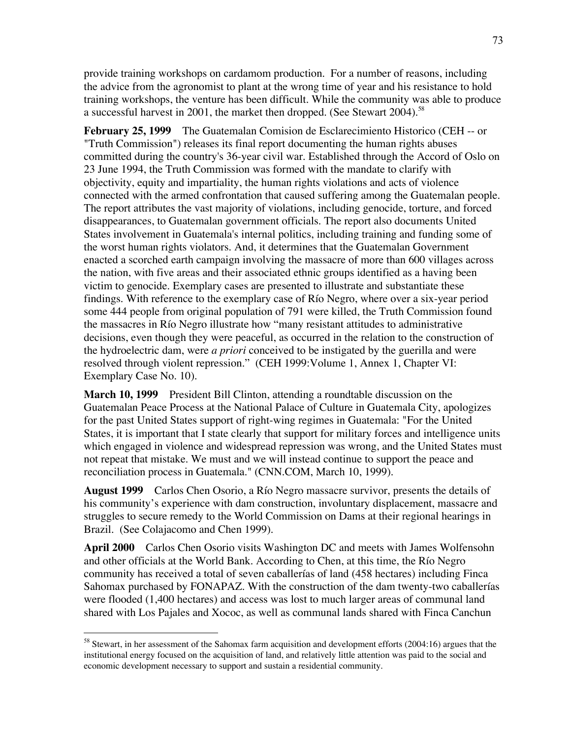provide training workshops on cardamom production. For a number of reasons, including the advice from the agronomist to plant at the wrong time of year and his resistance to hold training workshops, the venture has been difficult. While the community was able to produce a successful harvest in 2001, the market then dropped. (See Stewart 2004).[58]

**February 25, 1999** The Guatemalan Comision de Esclarecimiento Historico (CEH -- or "Truth Commission") releases its final report documenting the human rights abuses committed during the country's 36-year civil war. Established through the Accord of Oslo on 23 June 1994, the Truth Commission was formed with the mandate to clarify with objectivity, equity and impartiality, the human rights violations and acts of violence connected with the armed confrontation that caused suffering among the Guatemalan people. The report attributes the vast majority of violations, including genocide, torture, and forced disappearances, to Guatemalan government officials. The report also documents United States involvement in Guatemala's internal politics, including training and funding some of the worst human rights violators. And, it determines that the Guatemalan Government enacted a scorched earth campaign involving the massacre of more than 600 villages across the nation, with five areas and their associated ethnic groups identified as a having been victim to genocide. Exemplary cases are presented to illustrate and substantiate these findings. With reference to the exemplary case of Río Negro, where over a six-year period some 444 people from original population of 791 were killed, the Truth Commission found the massacres in Río Negro illustrate how "many resistant attitudes to administrative decisions, even though they were peaceful, as occurred in the relation to the construction of the hydroelectric dam, were *a priori* conceived to be instigated by the guerilla and were resolved through violent repression." (CEH 1999:Volume 1, Annex 1, Chapter VI: Exemplary Case No. 10).

**March 10, 1999** President Bill Clinton, attending a roundtable discussion on the Guatemalan Peace Process at the National Palace of Culture in Guatemala City, apologizes for the past United States support of right-wing regimes in Guatemala: "For the United States, it is important that I state clearly that support for military forces and intelligence units which engaged in violence and widespread repression was wrong, and the United States must not repeat that mistake. We must and we will instead continue to support the peace and reconciliation process in Guatemala." (CNN.COM, March 10, 1999).

**August 1999** Carlos Chen Osorio, a Río Negro massacre survivor, presents the details of his community's experience with dam construction, involuntary displacement, massacre and struggles to secure remedy to the World Commission on Dams at their regional hearings in Brazil. (See Colajacomo and Chen 1999).

**April 2000** Carlos Chen Osorio visits Washington DC and meets with James Wolfensohn and other officials at the World Bank. According to Chen, at this time, the Río Negro community has received a total of seven caballerías of land (458 hectares) including Finca Sahomax purchased by FONAPAZ. With the construction of the dam twenty-two caballerías were flooded (1,400 hectares) and access was lost to much larger areas of communal land shared with Los Pajales and Xococ, as well as communal lands shared with Finca Canchun

---

[58] Stewart, in her assessment of the Sahomax farm acquisition and development efforts (2004:16) argues that the institutional energy focused on the acquisition of land, and relatively little attention was paid to the social and economic development necessary to support and sustain a residential community.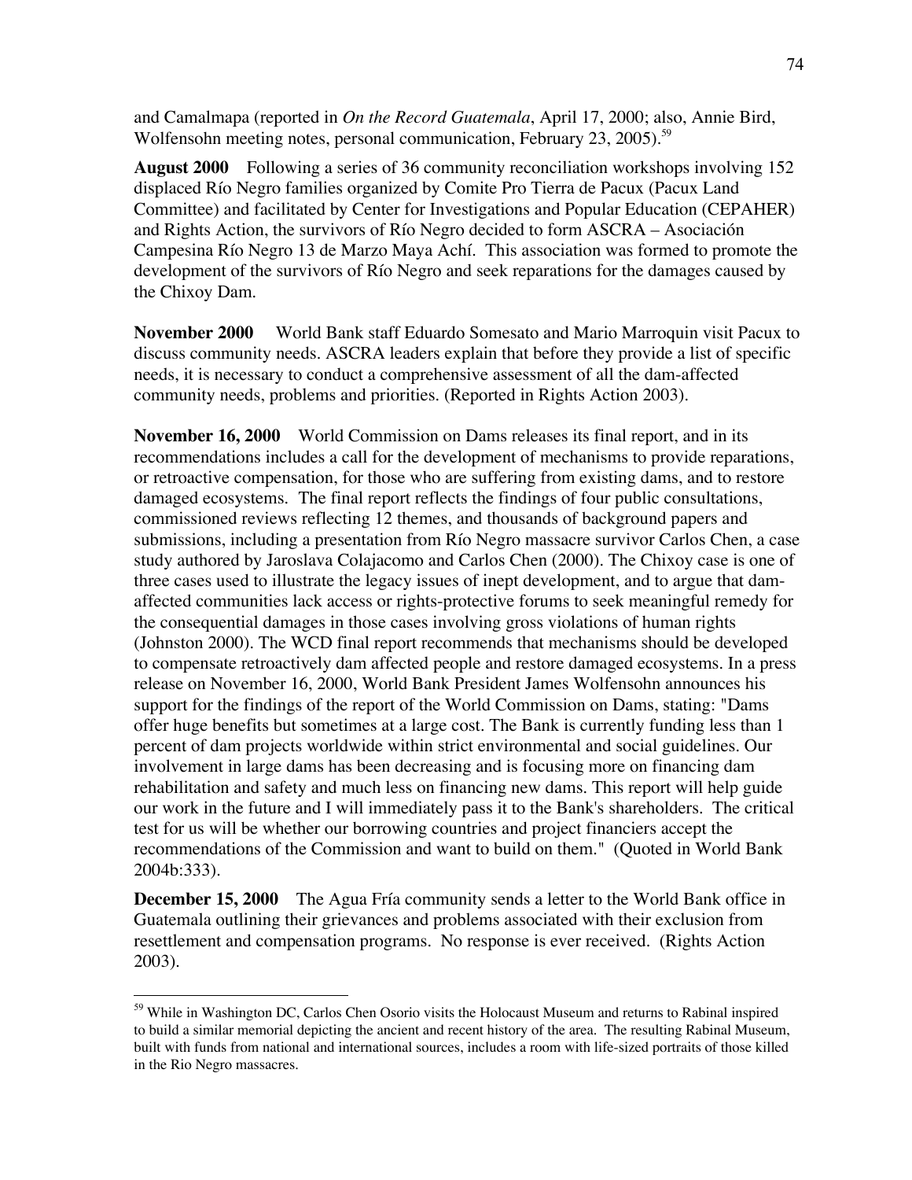and Camalmapa (reported in *On the Record Guatemala*, April 17, 2000; also, Annie Bird, Wolfensohn meeting notes, personal communication, February 23, 2005).[59]

**August 2000** Following a series of 36 community reconciliation workshops involving 152 displaced Río Negro families organized by Comite Pro Tierra de Pacux (Pacux Land Committee) and facilitated by Center for Investigations and Popular Education (CEPAHER) and Rights Action, the survivors of Río Negro decided to form ASCRA – Asociación Campesina Río Negro 13 de Marzo Maya Achí. This association was formed to promote the development of the survivors of Río Negro and seek reparations for the damages caused by the Chixoy Dam.

**November 2000** World Bank staff Eduardo Somesato and Mario Marroquin visit Pacux to discuss community needs. ASCRA leaders explain that before they provide a list of specific needs, it is necessary to conduct a comprehensive assessment of all the dam-affected community needs, problems and priorities. (Reported in Rights Action 2003).

**November 16, 2000** World Commission on Dams releases its final report, and in its recommendations includes a call for the development of mechanisms to provide reparations, or retroactive compensation, for those who are suffering from existing dams, and to restore damaged ecosystems. The final report reflects the findings of four public consultations, commissioned reviews reflecting 12 themes, and thousands of background papers and submissions, including a presentation from Río Negro massacre survivor Carlos Chen, a case study authored by Jaroslava Colajacomo and Carlos Chen (2000). The Chixoy case is one of three cases used to illustrate the legacy issues of inept development, and to argue that dam-affected communities lack access or rights-protective forums to seek meaningful remedy for the consequential damages in those cases involving gross violations of human rights (Johnston 2000). The WCD final report recommends that mechanisms should be developed to compensate retroactively dam affected people and restore damaged ecosystems. In a press release on November 16, 2000, World Bank President James Wolfensohn announces his support for the findings of the report of the World Commission on Dams, stating: "Dams offer huge benefits but sometimes at a large cost. The Bank is currently funding less than 1 percent of dam projects worldwide within strict environmental and social guidelines. Our involvement in large dams has been decreasing and is focusing more on financing dam rehabilitation and safety and much less on financing new dams. This report will help guide our work in the future and I will immediately pass it to the Bank's shareholders. The critical test for us will be whether our borrowing countries and project financiers accept the recommendations of the Commission and want to build on them." (Quoted in World Bank 2004b:333).

**December 15, 2000** The Agua Fría community sends a letter to the World Bank office in Guatemala outlining their grievances and problems associated with their exclusion from resettlement and compensation programs. No response is ever received. (Rights Action 2003).

---

[59] While in Washington DC, Carlos Chen Osorio visits the Holocaust Museum and returns to Rabinal inspired to build a similar memorial depicting the ancient and recent history of the area. The resulting Rabinal Museum, built with funds from national and international sources, includes a room with life-sized portraits of those killed in the Rio Negro massacres.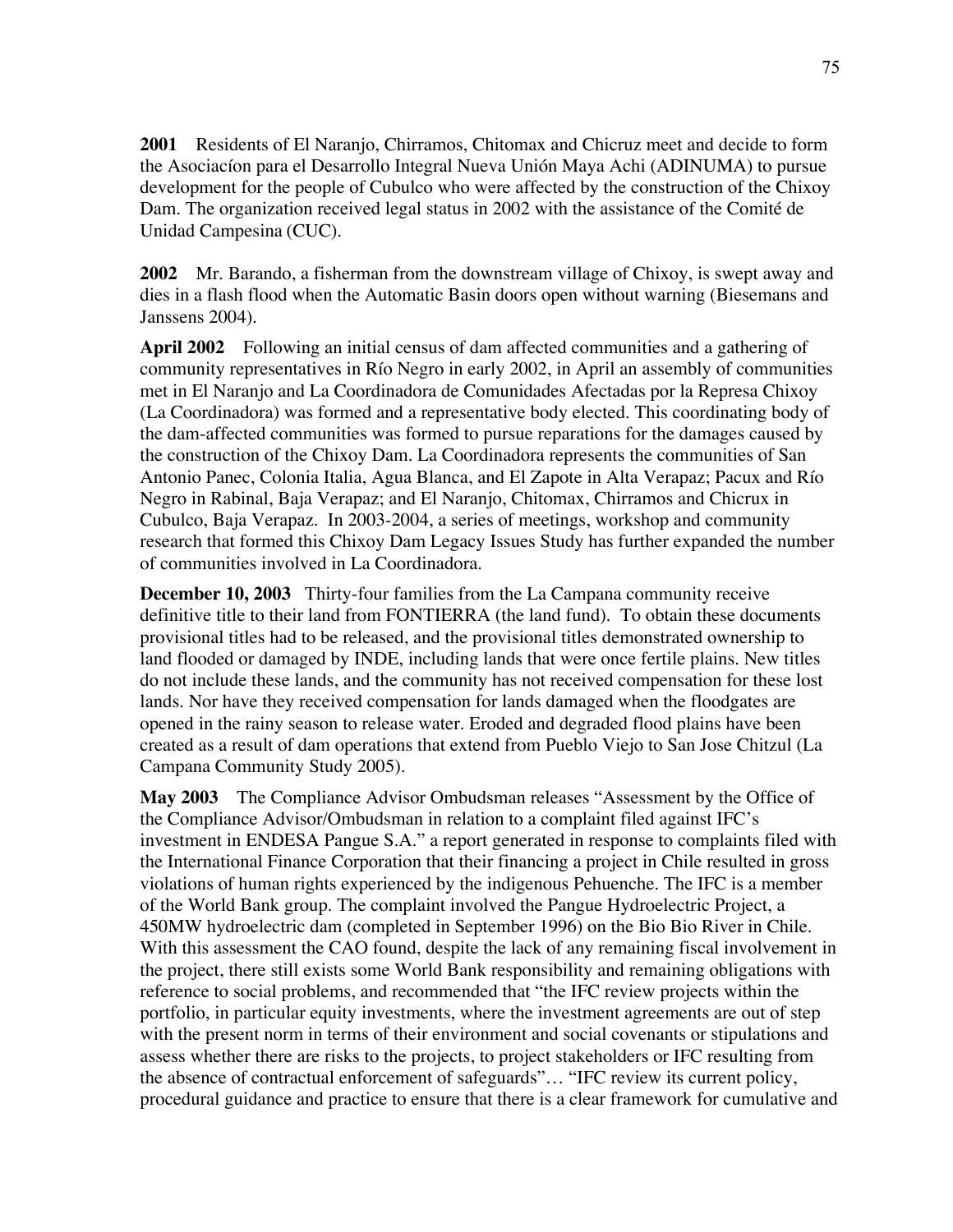**2001** Residents of El Naranjo, Chirramos, Chitomax and Chicruz meet and decide to form the Asociacíon para el Desarrollo Integral Nueva Unión Maya Achi (ADINUMA) to pursue development for the people of Cubulco who were affected by the construction of the Chixoy Dam. The organization received legal status in 2002 with the assistance of the Comité de Unidad Campesina (CUC).

**2002** Mr. Barando, a fisherman from the downstream village of Chixoy, is swept away and dies in a flash flood when the Automatic Basin doors open without warning (Biesemans and Janssens 2004).

**April 2002** Following an initial census of dam affected communities and a gathering of community representatives in Río Negro in early 2002, in April an assembly of communities met in El Naranjo and La Coordinadora de Comunidades Afectadas por la Represa Chixoy (La Coordinadora) was formed and a representative body elected. This coordinating body of the dam-affected communities was formed to pursue reparations for the damages caused by the construction of the Chixoy Dam. La Coordinadora represents the communities of San Antonio Panec, Colonia Italia, Agua Blanca, and El Zapote in Alta Verapaz; Pacux and Río Negro in Rabinal, Baja Verapaz; and El Naranjo, Chitomax, Chirramos and Chicrux in Cubulco, Baja Verapaz. In 2003-2004, a series of meetings, workshop and community research that formed this Chixoy Dam Legacy Issues Study has further expanded the number of communities involved in La Coordinadora.

**December 10, 2003** Thirty-four families from the La Campana community receive definitive title to their land from FONTIERRA (the land fund). To obtain these documents provisional titles had to be released, and the provisional titles demonstrated ownership to land flooded or damaged by INDE, including lands that were once fertile plains. New titles do not include these lands, and the community has not received compensation for these lost lands. Nor have they received compensation for lands damaged when the floodgates are opened in the rainy season to release water. Eroded and degraded flood plains have been created as a result of dam operations that extend from Pueblo Viejo to San Jose Chitzul (La Campana Community Study 2005).

**May 2003** The Compliance Advisor Ombudsman releases "Assessment by the Office of the Compliance Advisor/Ombudsman in relation to a complaint filed against IFC's investment in ENDESA Pangue S.A." a report generated in response to complaints filed with the International Finance Corporation that their financing a project in Chile resulted in gross violations of human rights experienced by the indigenous Pehuenche. The IFC is a member of the World Bank group. The complaint involved the Pangue Hydroelectric Project, a 450MW hydroelectric dam (completed in September 1996) on the Bio Bio River in Chile. With this assessment the CAO found, despite the lack of any remaining fiscal involvement in the project, there still exists some World Bank responsibility and remaining obligations with reference to social problems, and recommended that "the IFC review projects within the portfolio, in particular equity investments, where the investment agreements are out of step with the present norm in terms of their environment and social covenants or stipulations and assess whether there are risks to the projects, to project stakeholders or IFC resulting from the absence of contractual enforcement of safeguards"… "IFC review its current policy, procedural guidance and practice to ensure that there is a clear framework for cumulative and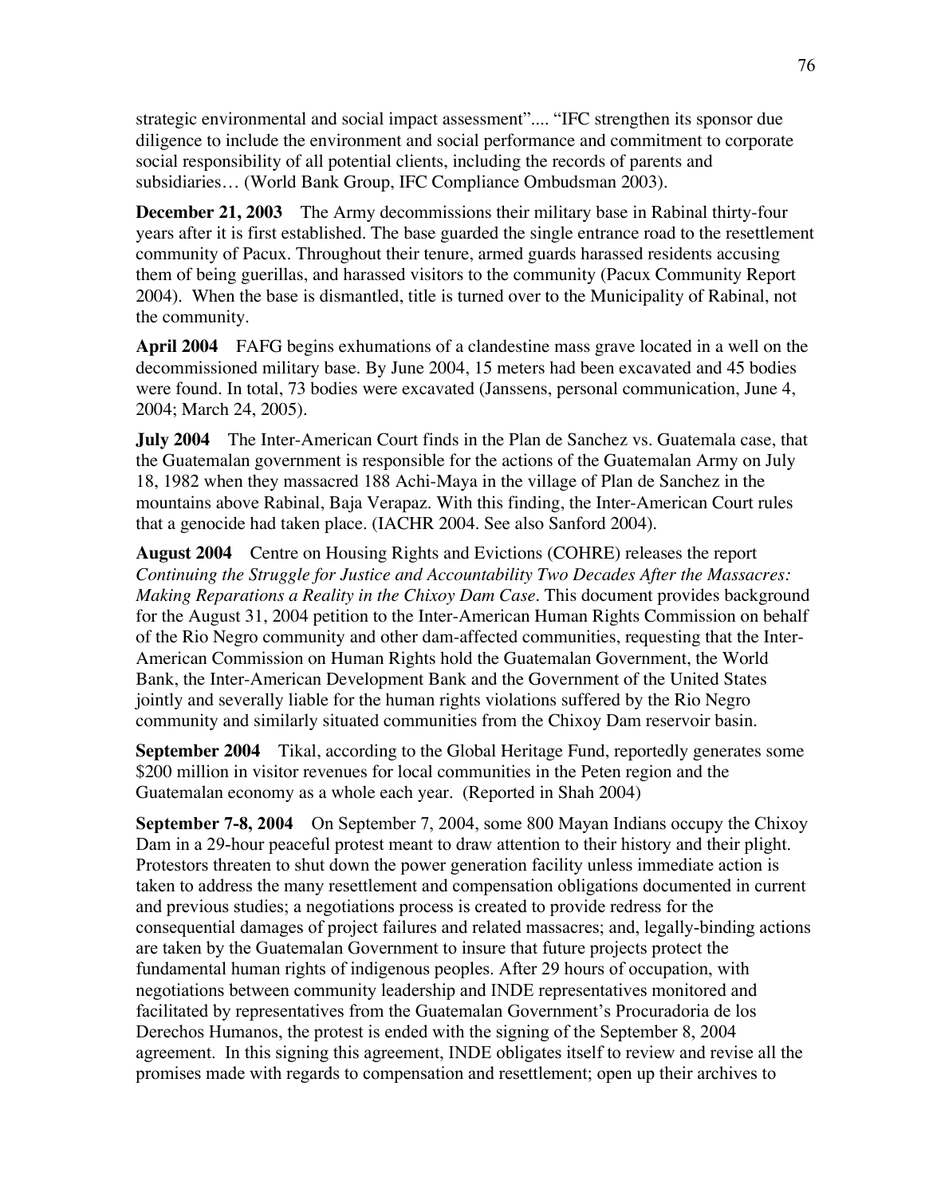strategic environmental and social impact assessment".... "IFC strengthen its sponsor due diligence to include the environment and social performance and commitment to corporate social responsibility of all potential clients, including the records of parents and subsidiaries… (World Bank Group, IFC Compliance Ombudsman 2003).

**December 21, 2003** The Army decommissions their military base in Rabinal thirty-four years after it is first established. The base guarded the single entrance road to the resettlement community of Pacux. Throughout their tenure, armed guards harassed residents accusing them of being guerillas, and harassed visitors to the community (Pacux Community Report 2004). When the base is dismantled, title is turned over to the Municipality of Rabinal, not the community.

**April 2004** FAFG begins exhumations of a clandestine mass grave located in a well on the decommissioned military base. By June 2004, 15 meters had been excavated and 45 bodies were found. In total, 73 bodies were excavated (Janssens, personal communication, June 4, 2004; March 24, 2005).

**July 2004** The Inter-American Court finds in the Plan de Sanchez vs. Guatemala case, that the Guatemalan government is responsible for the actions of the Guatemalan Army on July 18, 1982 when they massacred 188 Achi-Maya in the village of Plan de Sanchez in the mountains above Rabinal, Baja Verapaz. With this finding, the Inter-American Court rules that a genocide had taken place. (IACHR 2004. See also Sanford 2004).

**August 2004** Centre on Housing Rights and Evictions (COHRE) releases the report *Continuing the Struggle for Justice and Accountability Two Decades After the Massacres: Making Reparations a Reality in the Chixoy Dam Case*. This document provides background for the August 31, 2004 petition to the Inter-American Human Rights Commission on behalf of the Rio Negro community and other dam-affected communities, requesting that the Inter-American Commission on Human Rights hold the Guatemalan Government, the World Bank, the Inter-American Development Bank and the Government of the United States jointly and severally liable for the human rights violations suffered by the Rio Negro community and similarly situated communities from the Chixoy Dam reservoir basin.

**September 2004** Tikal, according to the Global Heritage Fund, reportedly generates some $200 million in visitor revenues for local communities in the Peten region and the Guatemalan economy as a whole each year. (Reported in Shah 2004)

**September 7-8, 2004** On September 7, 2004, some 800 Mayan Indians occupy the Chixoy Dam in a 29-hour peaceful protest meant to draw attention to their history and their plight. Protestors threaten to shut down the power generation facility unless immediate action is taken to address the many resettlement and compensation obligations documented in current and previous studies; a negotiations process is created to provide redress for the consequential damages of project failures and related massacres; and, legally-binding actions are taken by the Guatemalan Government to insure that future projects protect the fundamental human rights of indigenous peoples. After 29 hours of occupation, with negotiations between community leadership and INDE representatives monitored and facilitated by representatives from the Guatemalan Government's Procuradoria de los Derechos Humanos, the protest is ended with the signing of the September 8, 2004 agreement. In this signing this agreement, INDE obligates itself to review and revise all the promises made with regards to compensation and resettlement; open up their archives to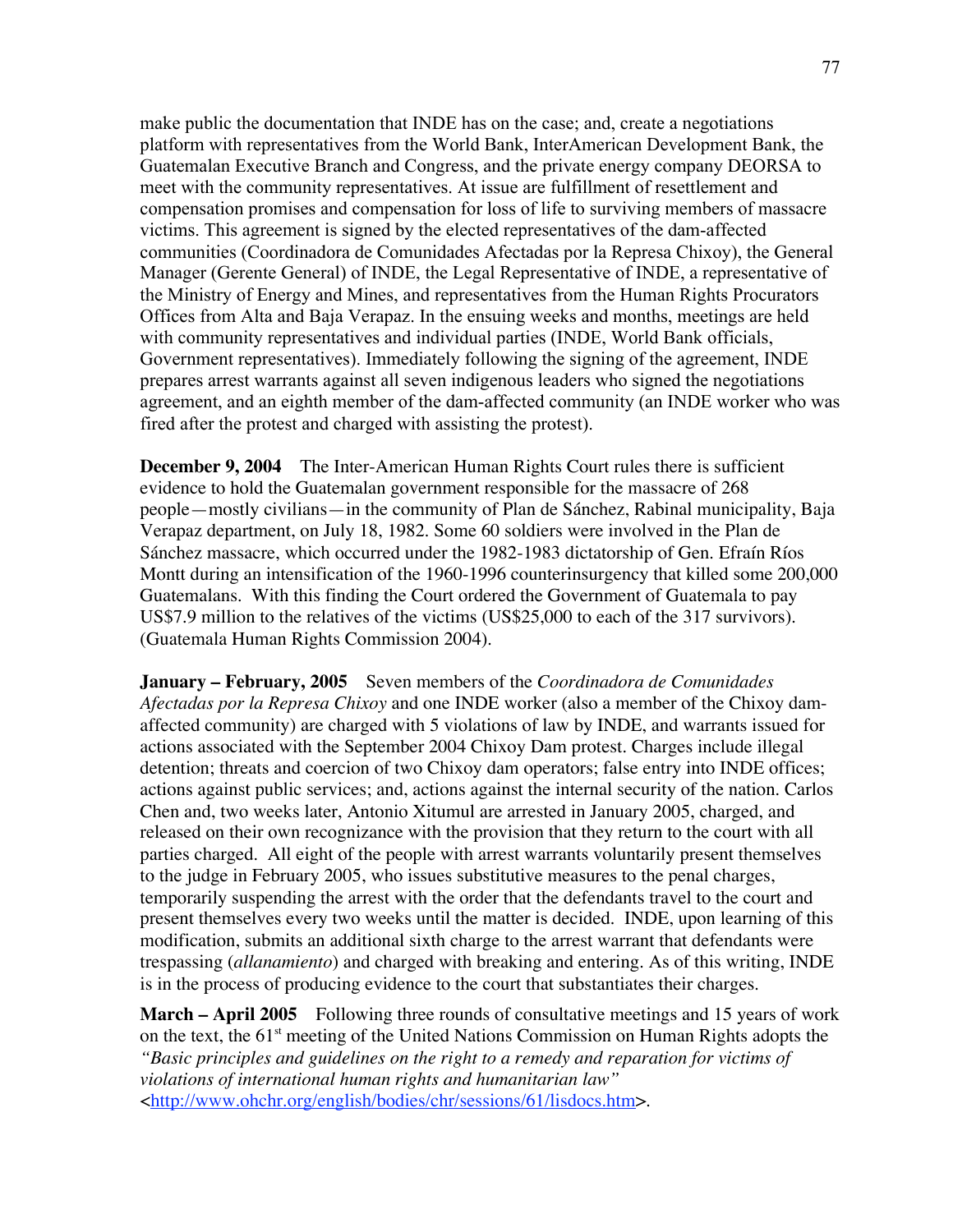make public the documentation that INDE has on the case; and, create a negotiations platform with representatives from the World Bank, InterAmerican Development Bank, the Guatemalan Executive Branch and Congress, and the private energy company DEORSA to meet with the community representatives. At issue are fulfillment of resettlement and compensation promises and compensation for loss of life to surviving members of massacre victims. This agreement is signed by the elected representatives of the dam-affected communities (Coordinadora de Comunidades Afectadas por la Represa Chixoy), the General Manager (Gerente General) of INDE, the Legal Representative of INDE, a representative of the Ministry of Energy and Mines, and representatives from the Human Rights Procurators Offices from Alta and Baja Verapaz. In the ensuing weeks and months, meetings are held with community representatives and individual parties (INDE, World Bank officials, Government representatives). Immediately following the signing of the agreement, INDE prepares arrest warrants against all seven indigenous leaders who signed the negotiations agreement, and an eighth member of the dam-affected community (an INDE worker who was fired after the protest and charged with assisting the protest).

**December 9, 2004** The Inter-American Human Rights Court rules there is sufficient evidence to hold the Guatemalan government responsible for the massacre of 268 people—mostly civilians—in the community of Plan de Sánchez, Rabinal municipality, Baja Verapaz department, on July 18, 1982. Some 60 soldiers were involved in the Plan de Sánchez massacre, which occurred under the 1982-1983 dictatorship of Gen. Efraín Ríos Montt during an intensification of the 1960-1996 counterinsurgency that killed some 200,000 Guatemalans. With this finding the Court ordered the Government of Guatemala to pay US$7.9 million to the relatives of the victims (US$25,000 to each of the 317 survivors). (Guatemala Human Rights Commission 2004).

**January – February, 2005** Seven members of the *Coordinadora de Comunidades Afectadas por la Represa Chixoy* and one INDE worker (also a member of the Chixoy dam-affected community) are charged with 5 violations of law by INDE, and warrants issued for actions associated with the September 2004 Chixoy Dam protest. Charges include illegal detention; threats and coercion of two Chixoy dam operators; false entry into INDE offices; actions against public services; and, actions against the internal security of the nation. Carlos Chen and, two weeks later, Antonio Xitumul are arrested in January 2005, charged, and released on their own recognizance with the provision that they return to the court with all parties charged. All eight of the people with arrest warrants voluntarily present themselves to the judge in February 2005, who issues substitutive measures to the penal charges, temporarily suspending the arrest with the order that the defendants travel to the court and present themselves every two weeks until the matter is decided. INDE, upon learning of this modification, submits an additional sixth charge to the arrest warrant that defendants were trespassing (*allanamiento*) and charged with breaking and entering. As of this writing, INDE is in the process of producing evidence to the court that substantiates their charges.

**March – April 2005** Following three rounds of consultative meetings and 15 years of work on the text, the 61st meeting of the United Nations Commission on Human Rights adopts the *"Basic principles and guidelines on the right to a remedy and reparation for victims of violations of international human rights and humanitarian law"* <http://www.ohchr.org/english/bodies/chr/sessions/61/lisdocs.htm>.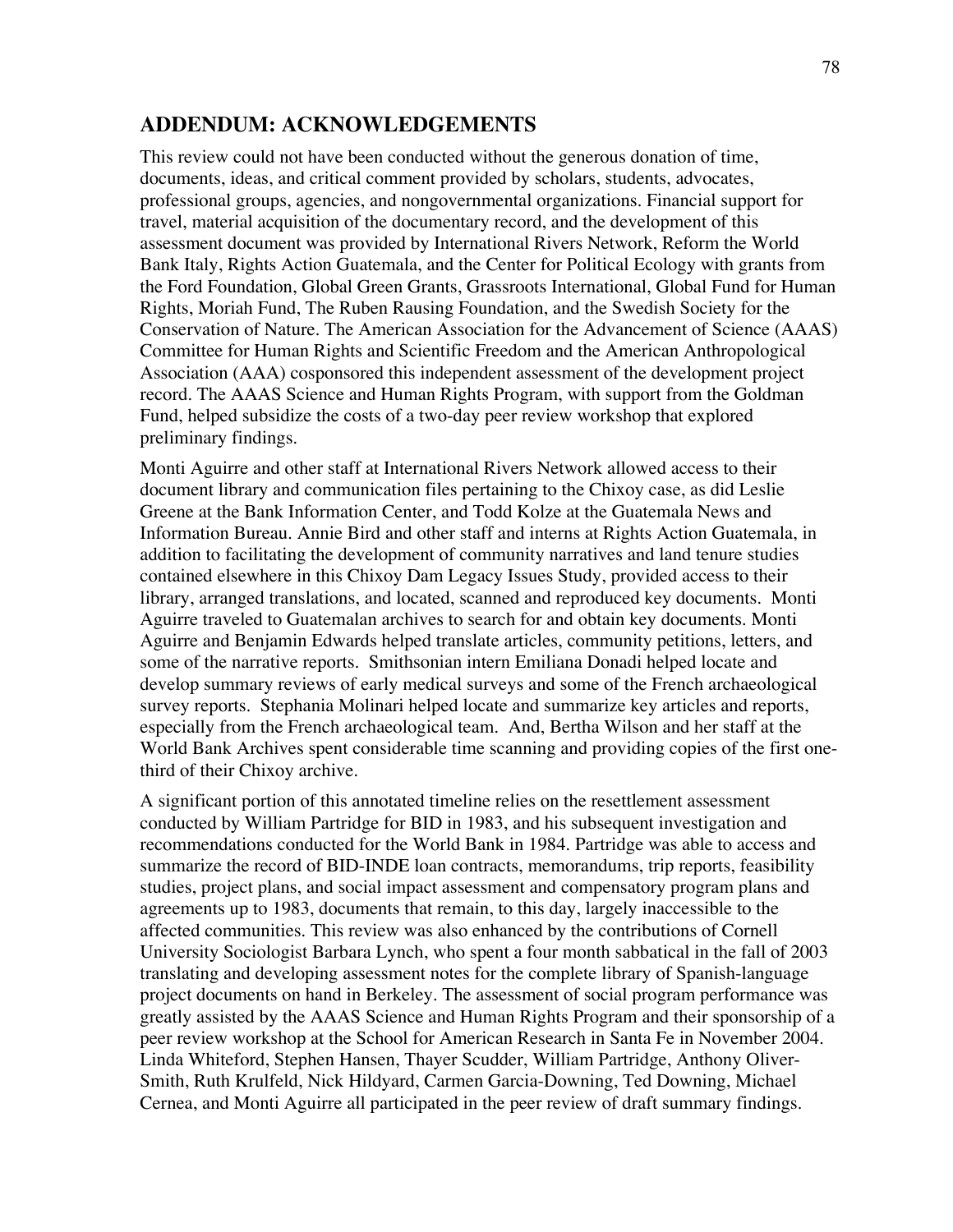## ADDENDUM: ACKNOWLEDGEMENTS

This review could not have been conducted without the generous donation of time, documents, ideas, and critical comment provided by scholars, students, advocates, professional groups, agencies, and nongovernmental organizations. Financial support for travel, material acquisition of the documentary record, and the development of this assessment document was provided by International Rivers Network, Reform the World Bank Italy, Rights Action Guatemala, and the Center for Political Ecology with grants from the Ford Foundation, Global Green Grants, Grassroots International, Global Fund for Human Rights, Moriah Fund, The Ruben Rausing Foundation, and the Swedish Society for the Conservation of Nature. The American Association for the Advancement of Science (AAAS) Committee for Human Rights and Scientific Freedom and the American Anthropological Association (AAA) cosponsored this independent assessment of the development project record. The AAAS Science and Human Rights Program, with support from the Goldman Fund, helped subsidize the costs of a two-day peer review workshop that explored preliminary findings.

Monti Aguirre and other staff at International Rivers Network allowed access to their document library and communication files pertaining to the Chixoy case, as did Leslie Greene at the Bank Information Center, and Todd Kolze at the Guatemala News and Information Bureau. Annie Bird and other staff and interns at Rights Action Guatemala, in addition to facilitating the development of community narratives and land tenure studies contained elsewhere in this Chixoy Dam Legacy Issues Study, provided access to their library, arranged translations, and located, scanned and reproduced key documents. Monti Aguirre traveled to Guatemalan archives to search for and obtain key documents. Monti Aguirre and Benjamin Edwards helped translate articles, community petitions, letters, and some of the narrative reports. Smithsonian intern Emiliana Donadi helped locate and develop summary reviews of early medical surveys and some of the French archaeological survey reports. Stephania Molinari helped locate and summarize key articles and reports, especially from the French archaeological team. And, Bertha Wilson and her staff at the World Bank Archives spent considerable time scanning and providing copies of the first one-third of their Chixoy archive.

A significant portion of this annotated timeline relies on the resettlement assessment conducted by William Partridge for BID in 1983, and his subsequent investigation and recommendations conducted for the World Bank in 1984. Partridge was able to access and summarize the record of BID-INDE loan contracts, memorandums, trip reports, feasibility studies, project plans, and social impact assessment and compensatory program plans and agreements up to 1983, documents that remain, to this day, largely inaccessible to the affected communities. This review was also enhanced by the contributions of Cornell University Sociologist Barbara Lynch, who spent a four month sabbatical in the fall of 2003 translating and developing assessment notes for the complete library of Spanish-language project documents on hand in Berkeley. The assessment of social program performance was greatly assisted by the AAAS Science and Human Rights Program and their sponsorship of a peer review workshop at the School for American Research in Santa Fe in November 2004. Linda Whiteford, Stephen Hansen, Thayer Scudder, William Partridge, Anthony Oliver-Smith, Ruth Krulfeld, Nick Hildyard, Carmen Garcia-Downing, Ted Downing, Michael Cernea, and Monti Aguirre all participated in the peer review of draft summary findings.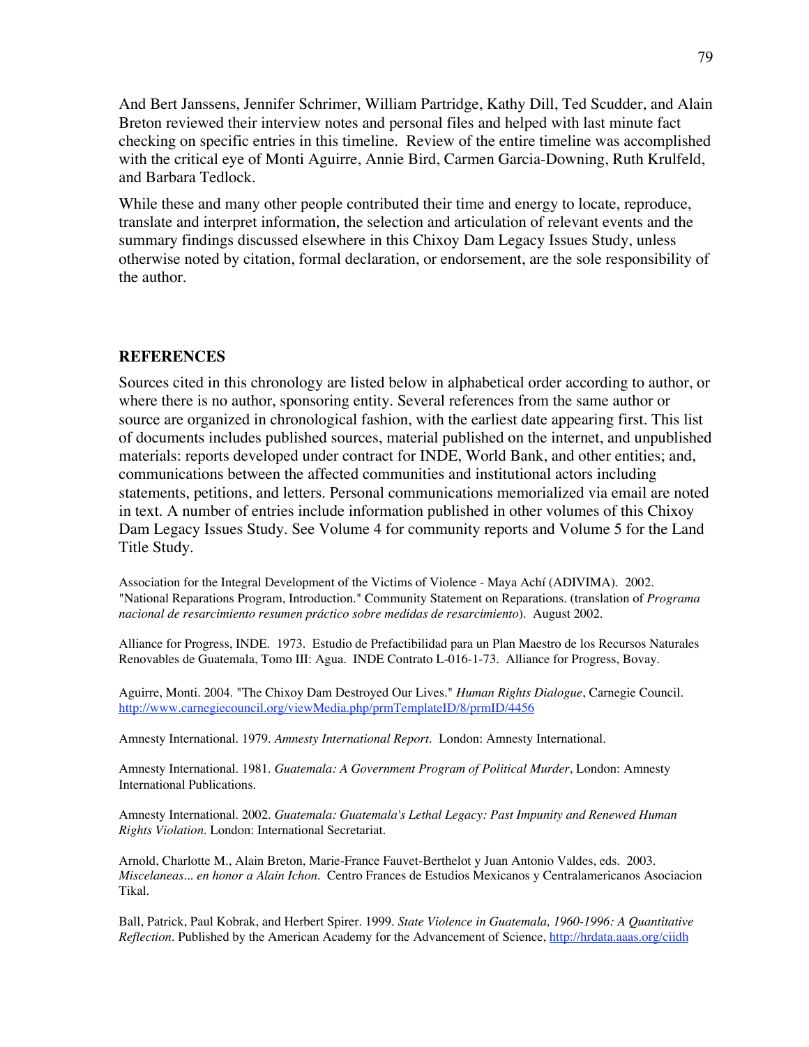And Bert Janssens, Jennifer Schrimer, William Partridge, Kathy Dill, Ted Scudder, and Alain Breton reviewed their interview notes and personal files and helped with last minute fact checking on specific entries in this timeline. Review of the entire timeline was accomplished with the critical eye of Monti Aguirre, Annie Bird, Carmen Garcia-Downing, Ruth Krulfeld, and Barbara Tedlock.

While these and many other people contributed their time and energy to locate, reproduce, translate and interpret information, the selection and articulation of relevant events and the summary findings discussed elsewhere in this Chixoy Dam Legacy Issues Study, unless otherwise noted by citation, formal declaration, or endorsement, are the sole responsibility of the author.

## REFERENCES

Sources cited in this chronology are listed below in alphabetical order according to author, or where there is no author, sponsoring entity. Several references from the same author or source are organized in chronological fashion, with the earliest date appearing first. This list of documents includes published sources, material published on the internet, and unpublished materials: reports developed under contract for INDE, World Bank, and other entities; and, communications between the affected communities and institutional actors including statements, petitions, and letters. Personal communications memorialized via email are noted in text. A number of entries include information published in other volumes of this Chixoy Dam Legacy Issues Study. See Volume 4 for community reports and Volume 5 for the Land Title Study.

Association for the Integral Development of the Victims of Violence - Maya Achí (ADIVIMA). 2002. "National Reparations Program, Introduction." Community Statement on Reparations. (translation of *Programa nacional de resarcimiento resumen práctico sobre medidas de resarcimiento*). August 2002.

Alliance for Progress, INDE. 1973. Estudio de Prefactibilidad para un Plan Maestro de los Recursos Naturales Renovables de Guatemala, Tomo III: Agua. INDE Contrato L-016-1-73. Alliance for Progress, Bovay.

Aguirre, Monti. 2004. "The Chixoy Dam Destroyed Our Lives." *Human Rights Dialogue*, Carnegie Council. http://www.carnegiecouncil.org/viewMedia.php/prmTemplateID/8/prmID/4456

Amnesty International. 1979. *Amnesty International Report*. London: Amnesty International.

Amnesty International. 1981. *Guatemala: A Government Program of Political Murder*, London: Amnesty International Publications.

Amnesty International. 2002. *Guatemala: Guatemala's Lethal Legacy: Past Impunity and Renewed Human Rights Violation*. London: International Secretariat.

Arnold, Charlotte M., Alain Breton, Marie-France Fauvet-Berthelot y Juan Antonio Valdes, eds. 2003. *Miscelaneas... en honor a Alain Ichon*. Centro Frances de Estudios Mexicanos y Centralamericanos Asociacion Tikal.

Ball, Patrick, Paul Kobrak, and Herbert Spirer. 1999. *State Violence in Guatemala, 1960-1996: A Quantitative Reflection*. Published by the American Academy for the Advancement of Science, http://hrdata.aaas.org/ciidh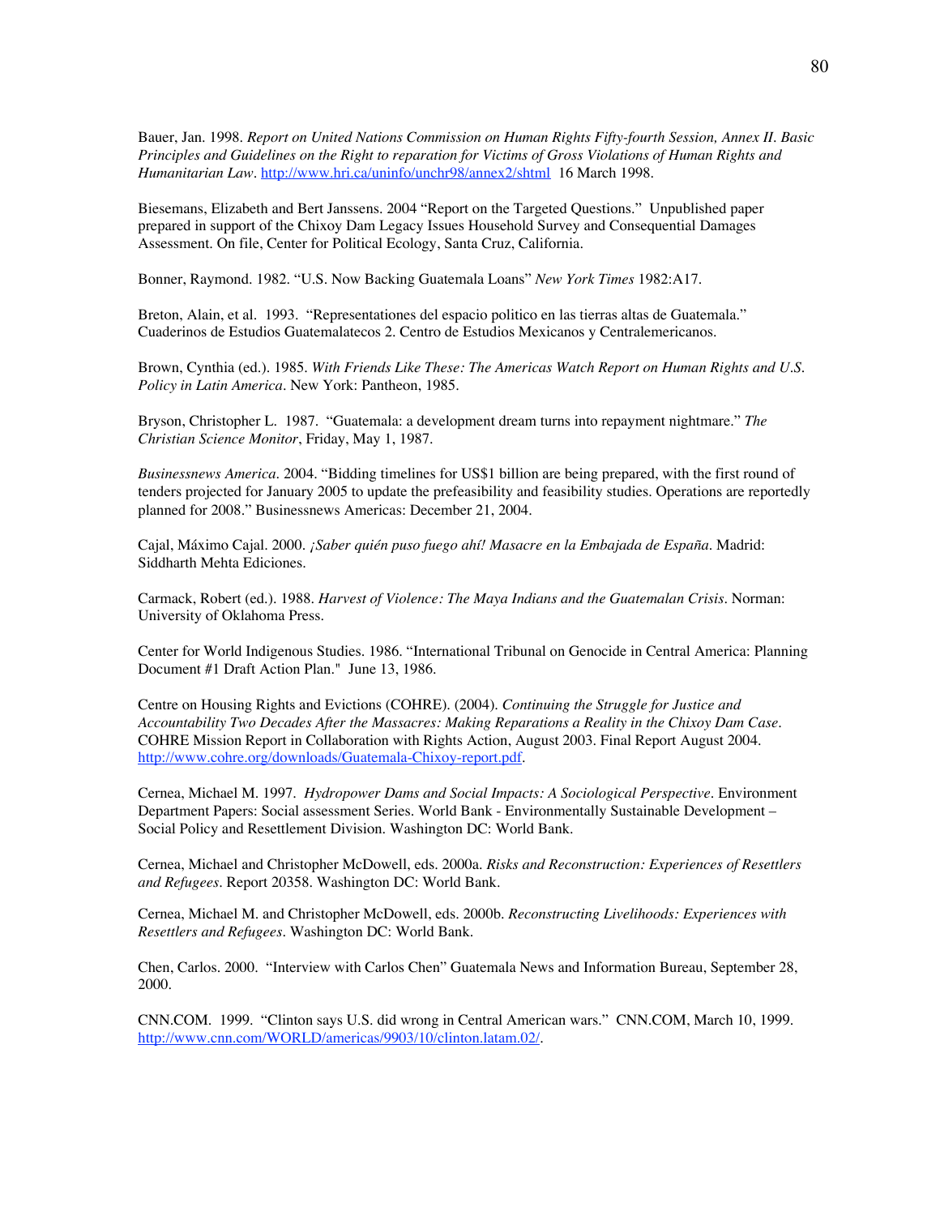Bauer, Jan. 1998. *Report on United Nations Commission on Human Rights Fifty-fourth Session, Annex II. Basic Principles and Guidelines on the Right to reparation for Victims of Gross Violations of Human Rights and Humanitarian Law*. http://www.hri.ca/uninfo/unchr98/annex2/shtml 16 March 1998.

Biesemans, Elizabeth and Bert Janssens. 2004 "Report on the Targeted Questions." Unpublished paper prepared in support of the Chixoy Dam Legacy Issues Household Survey and Consequential Damages Assessment. On file, Center for Political Ecology, Santa Cruz, California.

Bonner, Raymond. 1982. "U.S. Now Backing Guatemala Loans" *New York Times* 1982:A17.

Breton, Alain, et al. 1993. "Representationes del espacio politico en las tierras altas de Guatemala." Cuaderinos de Estudios Guatemalatecos 2. Centro de Estudios Mexicanos y Centralemericanos.

Brown, Cynthia (ed.). 1985. *With Friends Like These: The Americas Watch Report on Human Rights and U.S. Policy in Latin America*. New York: Pantheon, 1985.

Bryson, Christopher L. 1987. "Guatemala: a development dream turns into repayment nightmare." *The Christian Science Monitor*, Friday, May 1, 1987.

*Businessnews America*. 2004. "Bidding timelines for US$1 billion are being prepared, with the first round of tenders projected for January 2005 to update the prefeasibility and feasibility studies. Operations are reportedly planned for 2008." Businessnews Americas: December 21, 2004.

Cajal, Máximo Cajal. 2000. *¡Saber quién puso fuego ahí! Masacre en la Embajada de España*. Madrid: Siddharth Mehta Ediciones.

Carmack, Robert (ed.). 1988. *Harvest of Violence: The Maya Indians and the Guatemalan Crisis*. Norman: University of Oklahoma Press.

Center for World Indigenous Studies. 1986. "International Tribunal on Genocide in Central America: Planning Document #1 Draft Action Plan." June 13, 1986.

Centre on Housing Rights and Evictions (COHRE). (2004). *Continuing the Struggle for Justice and Accountability Two Decades After the Massacres: Making Reparations a Reality in the Chixoy Dam Case*. COHRE Mission Report in Collaboration with Rights Action, August 2003. Final Report August 2004. http://www.cohre.org/downloads/Guatemala-Chixoy-report.pdf.

Cernea, Michael M. 1997. *Hydropower Dams and Social Impacts: A Sociological Perspective*. Environment Department Papers: Social assessment Series. World Bank - Environmentally Sustainable Development – Social Policy and Resettlement Division. Washington DC: World Bank.

Cernea, Michael and Christopher McDowell, eds. 2000a. *Risks and Reconstruction: Experiences of Resettlers and Refugees*. Report 20358. Washington DC: World Bank.

Cernea, Michael M. and Christopher McDowell, eds. 2000b. *Reconstructing Livelihoods: Experiences with Resettlers and Refugees*. Washington DC: World Bank.

Chen, Carlos. 2000. "Interview with Carlos Chen" Guatemala News and Information Bureau, September 28, 2000.

CNN.COM. 1999. "Clinton says U.S. did wrong in Central American wars." CNN.COM, March 10, 1999. http://www.cnn.com/WORLD/americas/9903/10/clinton.latam.02/.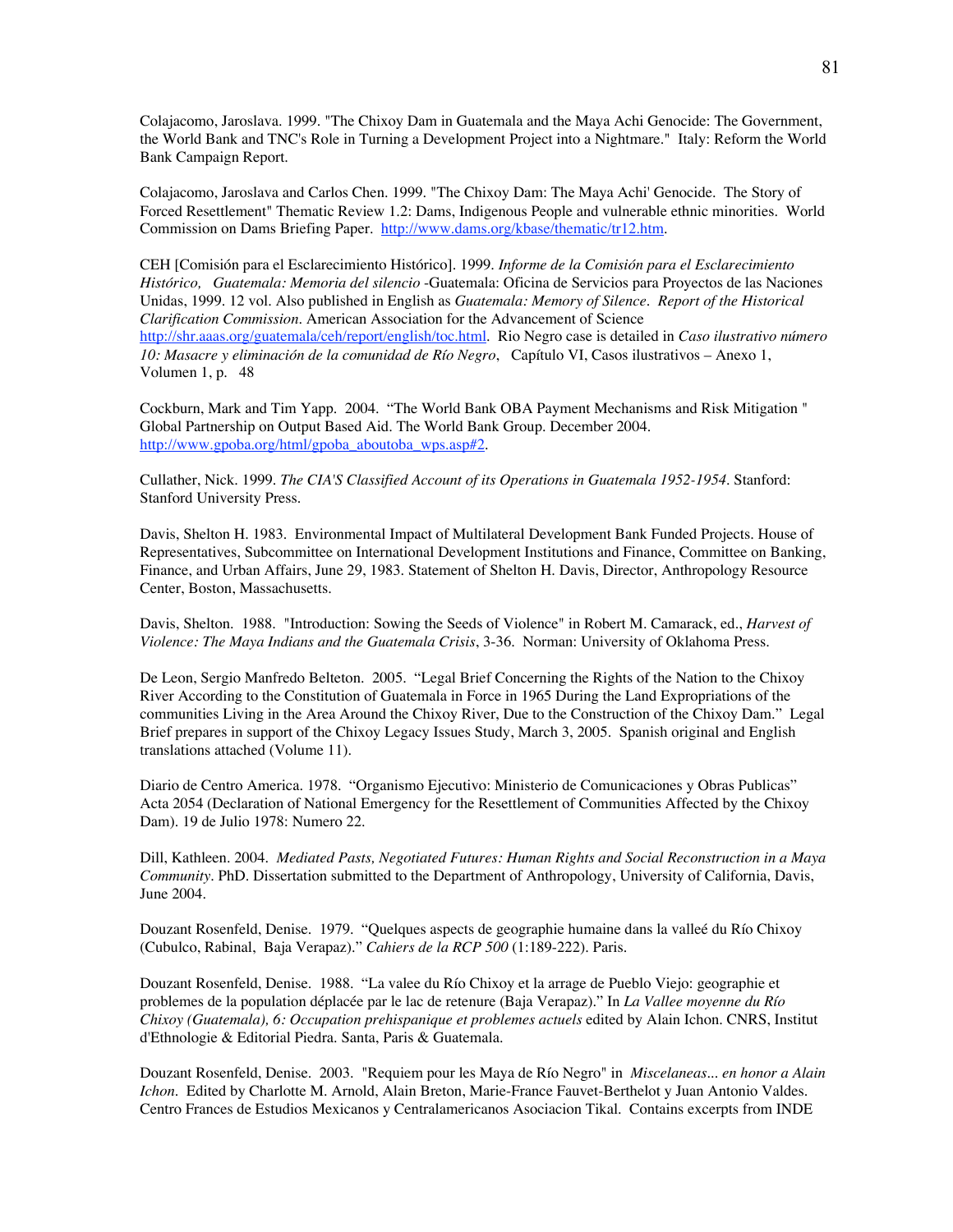Colajacomo, Jaroslava. 1999. "The Chixoy Dam in Guatemala and the Maya Achi Genocide: The Government, the World Bank and TNC's Role in Turning a Development Project into a Nightmare." Italy: Reform the World Bank Campaign Report.

Colajacomo, Jaroslava and Carlos Chen. 1999. "The Chixoy Dam: The Maya Achi' Genocide. The Story of Forced Resettlement" Thematic Review 1.2: Dams, Indigenous People and vulnerable ethnic minorities. World Commission on Dams Briefing Paper. http://www.dams.org/kbase/thematic/tr12.htm.

CEH [Comisión para el Esclarecimiento Histórico]. 1999. *Informe de la Comisión para el Esclarecimiento Histórico, Guatemala: Memoria del silencio* -Guatemala: Oficina de Servicios para Proyectos de las Naciones Unidas, 1999. 12 vol. Also published in English as *Guatemala: Memory of Silence. Report of the Historical Clarification Commission*. American Association for the Advancement of Science http://shr.aaas.org/guatemala/ceh/report/english/toc.html. Rio Negro case is detailed in *Caso ilustrativo número 10: Masacre y eliminación de la comunidad de Río Negro*, Capítulo VI, Casos ilustrativos – Anexo 1, Volumen 1, p. 48

Cockburn, Mark and Tim Yapp. 2004. "The World Bank OBA Payment Mechanisms and Risk Mitigation " Global Partnership on Output Based Aid. The World Bank Group. December 2004. http://www.gpoba.org/html/gpoba_aboutoba_wps.asp#2.

Cullather, Nick. 1999. *The CIA'S Classified Account of its Operations in Guatemala 1952-1954*. Stanford: Stanford University Press.

Davis, Shelton H. 1983. Environmental Impact of Multilateral Development Bank Funded Projects. House of Representatives, Subcommittee on International Development Institutions and Finance, Committee on Banking, Finance, and Urban Affairs, June 29, 1983. Statement of Shelton H. Davis, Director, Anthropology Resource Center, Boston, Massachusetts.

Davis, Shelton. 1988. "Introduction: Sowing the Seeds of Violence" in Robert M. Camarack, ed., *Harvest of Violence: The Maya Indians and the Guatemala Crisis*, 3-36. Norman: University of Oklahoma Press.

De Leon, Sergio Manfredo Belteton. 2005. "Legal Brief Concerning the Rights of the Nation to the Chixoy River According to the Constitution of Guatemala in Force in 1965 During the Land Expropriations of the communities Living in the Area Around the Chixoy River, Due to the Construction of the Chixoy Dam." Legal Brief prepares in support of the Chixoy Legacy Issues Study, March 3, 2005. Spanish original and English translations attached (Volume 11).

Diario de Centro America. 1978. "Organismo Ejecutivo: Ministerio de Comunicaciones y Obras Publicas" Acta 2054 (Declaration of National Emergency for the Resettlement of Communities Affected by the Chixoy Dam). 19 de Julio 1978: Numero 22.

Dill, Kathleen. 2004. *Mediated Pasts, Negotiated Futures: Human Rights and Social Reconstruction in a Maya Community*. PhD. Dissertation submitted to the Department of Anthropology, University of California, Davis, June 2004.

Douzant Rosenfeld, Denise. 1979. "Quelques aspects de geographie humaine dans la valleé du Río Chixoy (Cubulco, Rabinal, Baja Verapaz)." *Cahiers de la RCP 500* (1:189-222). Paris.

Douzant Rosenfeld, Denise. 1988. "La valee du Río Chixoy et la arrage de Pueblo Viejo: geographie et problemes de la population déplacée par le lac de retenure (Baja Verapaz)." In *La Vallee moyenne du Río Chixoy (Guatemala), 6: Occupation prehispanique et problemes actuels* edited by Alain Ichon. CNRS, Institut d'Ethnologie & Editorial Piedra. Santa, Paris & Guatemala.

Douzant Rosenfeld, Denise. 2003. "Requiem pour les Maya de Río Negro" in *Miscelaneas... en honor a Alain Ichon*. Edited by Charlotte M. Arnold, Alain Breton, Marie-France Fauvet-Berthelot y Juan Antonio Valdes. Centro Frances de Estudios Mexicanos y Centralamericanos Asociacion Tikal. Contains excerpts from INDE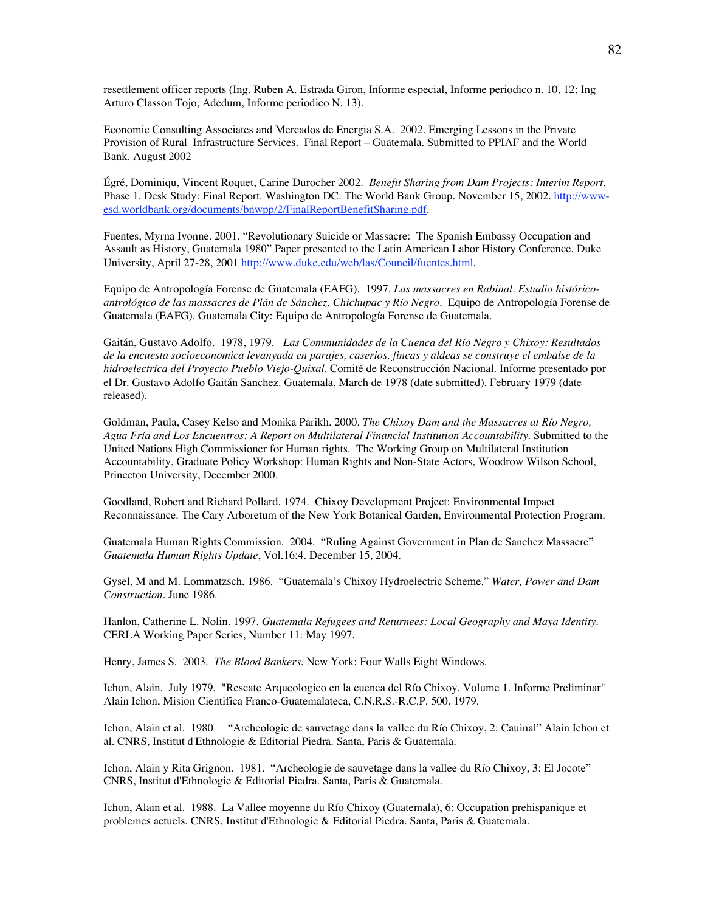resettlement officer reports (Ing. Ruben A. Estrada Giron, Informe especial, Informe periodico n. 10, 12; Ing Arturo Classon Tojo, Adedum, Informe periodico N. 13).

Economic Consulting Associates and Mercados de Energia S.A. 2002. Emerging Lessons in the Private Provision of Rural Infrastructure Services. Final Report – Guatemala. Submitted to PPIAF and the World Bank. August 2002

Égré, Dominiqu, Vincent Roquet, Carine Durocher 2002. *Benefit Sharing from Dam Projects: Interim Report*. Phase 1. Desk Study: Final Report. Washington DC: The World Bank Group. November 15, 2002. [http://www-esd.worldbank.org/documents/bnwpp/2/FinalReportBenefitSharing.pdf](http://www-esd.worldbank.org/documents/bnwpp/2/FinalReportBenefitSharing.pdf).

Fuentes, Myrna Ivonne. 2001. "Revolutionary Suicide or Massacre: The Spanish Embassy Occupation and Assault as History, Guatemala 1980" Paper presented to the Latin American Labor History Conference, Duke University, April 27-28, 2001 [http://www.duke.edu/web/las/Council/fuentes.html](http://www.duke.edu/web/las/Council/fuentes.html).

Equipo de Antropología Forense de Guatemala (EAFG). 1997. *Las massacres en Rabinal. Estudio histórico-antrológico de las massacres de Plán de Sánchez, Chichupac y Río Negro*. Equipo de Antropología Forense de Guatemala (EAFG). Guatemala City: Equipo de Antropología Forense de Guatemala.

Gaitán, Gustavo Adolfo. 1978, 1979. *Las Communidades de la Cuenca del Río Negro y Chixoy: Resultados de la encuesta socioeconomica levanyada en parajes, caserios, fincas y aldeas se construye el embalse de la hidroelectrica del Proyecto Pueblo Viejo-Quixal*. Comité de Reconstrucción Nacional. Informe presentado por el Dr. Gustavo Adolfo Gaitán Sanchez. Guatemala, March de 1978 (date submitted). February 1979 (date released).

Goldman, Paula, Casey Kelso and Monika Parikh. 2000. *The Chixoy Dam and the Massacres at Río Negro, Agua Fría and Los Encuentros: A Report on Multilateral Financial Institution Accountability*. Submitted to the United Nations High Commissioner for Human rights. The Working Group on Multilateral Institution Accountability, Graduate Policy Workshop: Human Rights and Non-State Actors, Woodrow Wilson School, Princeton University, December 2000.

Goodland, Robert and Richard Pollard. 1974. Chixoy Development Project: Environmental Impact Reconnaissance. The Cary Arboretum of the New York Botanical Garden, Environmental Protection Program.

Guatemala Human Rights Commission. 2004. "Ruling Against Government in Plan de Sanchez Massacre" *Guatemala Human Rights Update*, Vol.16:4. December 15, 2004.

Gysel, M and M. Lommatzsch. 1986. "Guatemala's Chixoy Hydroelectric Scheme." *Water, Power and Dam Construction*. June 1986.

Hanlon, Catherine L. Nolin. 1997. *Guatemala Refugees and Returnees: Local Geography and Maya Identity*. CERLA Working Paper Series, Number 11: May 1997.

Henry, James S. 2003. *The Blood Bankers*. New York: Four Walls Eight Windows.

Ichon, Alain. July 1979. "Rescate Arqueologico en la cuenca del Río Chixoy. Volume 1. Informe Preliminar" Alain Ichon, Mision Cientifica Franco-Guatemalateca, C.N.R.S.-R.C.P. 500. 1979.

Ichon, Alain et al. 1980 "Archeologie de sauvetage dans la vallee du Río Chixoy, 2: Cauinal" Alain Ichon et al. CNRS, Institut d'Ethnologie & Editorial Piedra. Santa, Paris & Guatemala.

Ichon, Alain y Rita Grignon. 1981. "Archeologie de sauvetage dans la vallee du Río Chixoy, 3: El Jocote" CNRS, Institut d'Ethnologie & Editorial Piedra. Santa, Paris & Guatemala.

Ichon, Alain et al. 1988. La Vallee moyenne du Río Chixoy (Guatemala), 6: Occupation prehispanique et problemes actuels. CNRS, Institut d'Ethnologie & Editorial Piedra. Santa, Paris & Guatemala.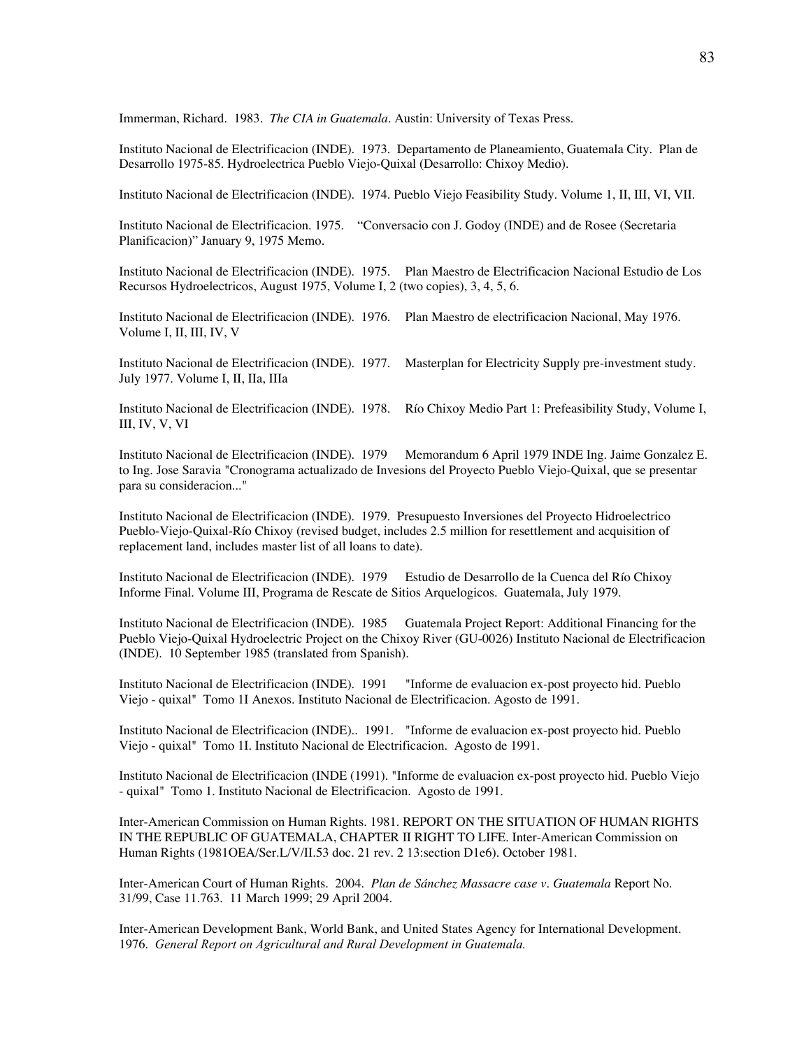Immerman, Richard. 1983. *The CIA in Guatemala*. Austin: University of Texas Press.

Instituto Nacional de Electrificacion (INDE). 1973. Departamento de Planeamiento, Guatemala City. Plan de Desarrollo 1975-85. Hydroelectrica Pueblo Viejo-Quixal (Desarrollo: Chixoy Medio).

Instituto Nacional de Electrificacion (INDE). 1974. Pueblo Viejo Feasibility Study. Volume 1, II, III, VI, VII.

Instituto Nacional de Electrificacion. 1975. "Conversacio con J. Godoy (INDE) and de Rosee (Secretaria Planificacion)" January 9, 1975 Memo.

Instituto Nacional de Electrificacion (INDE). 1975. Plan Maestro de Electrificacion Nacional Estudio de Los Recursos Hydroelectricos, August 1975, Volume I, 2 (two copies), 3, 4, 5, 6.

Instituto Nacional de Electrificacion (INDE). 1976. Plan Maestro de electrificacion Nacional, May 1976. Volume I, II, III, IV, V

Instituto Nacional de Electrificacion (INDE). 1977. Masterplan for Electricity Supply pre-investment study. July 1977. Volume I, II, IIa, IIIa

Instituto Nacional de Electrificacion (INDE). 1978. Río Chixoy Medio Part 1: Prefeasibility Study, Volume I, III, IV, V, VI

Instituto Nacional de Electrificacion (INDE). 1979 Memorandum 6 April 1979 INDE Ing. Jaime Gonzalez E. to Ing. Jose Saravia "Cronograma actualizado de Invesions del Proyecto Pueblo Viejo-Quixal, que se presentar para su consideracion..."

Instituto Nacional de Electrificacion (INDE). 1979. Presupuesto Inversiones del Proyecto Hidroelectrico Pueblo-Viejo-Quixal-Río Chixoy (revised budget, includes 2.5 million for resettlement and acquisition of replacement land, includes master list of all loans to date).

Instituto Nacional de Electrificacion (INDE). 1979 Estudio de Desarrollo de la Cuenca del Río Chixoy Informe Final. Volume III, Programa de Rescate de Sitios Arquelogicos. Guatemala, July 1979.

Instituto Nacional de Electrificacion (INDE). 1985 Guatemala Project Report: Additional Financing for the Pueblo Viejo-Quixal Hydroelectric Project on the Chixoy River (GU-0026) Instituto Nacional de Electrificacion (INDE). 10 September 1985 (translated from Spanish).

Instituto Nacional de Electrificacion (INDE). 1991 "Informe de evaluacion ex-post proyecto hid. Pueblo Viejo - quixal" Tomo 1I Anexos. Instituto Nacional de Electrificacion. Agosto de 1991.

Instituto Nacional de Electrificacion (INDE).. 1991. "Informe de evaluacion ex-post proyecto hid. Pueblo Viejo - quixal" Tomo 1I. Instituto Nacional de Electrificacion. Agosto de 1991.

Instituto Nacional de Electrificacion (INDE (1991). "Informe de evaluacion ex-post proyecto hid. Pueblo Viejo - quixal" Tomo 1. Instituto Nacional de Electrificacion. Agosto de 1991.

Inter-American Commission on Human Rights. 1981. REPORT ON THE SITUATION OF HUMAN RIGHTS IN THE REPUBLIC OF GUATEMALA, CHAPTER II RIGHT TO LIFE. Inter-American Commission on Human Rights (1981OEA/Ser.L/V/II.53 doc. 21 rev. 2 13:section D1e6). October 1981.

Inter-American Court of Human Rights. 2004. *Plan de Sánchez Massacre case v. Guatemala* Report No. 31/99, Case 11.763. 11 March 1999; 29 April 2004.

Inter-American Development Bank, World Bank, and United States Agency for International Development. 1976. *General Report on Agricultural and Rural Development in Guatemala.*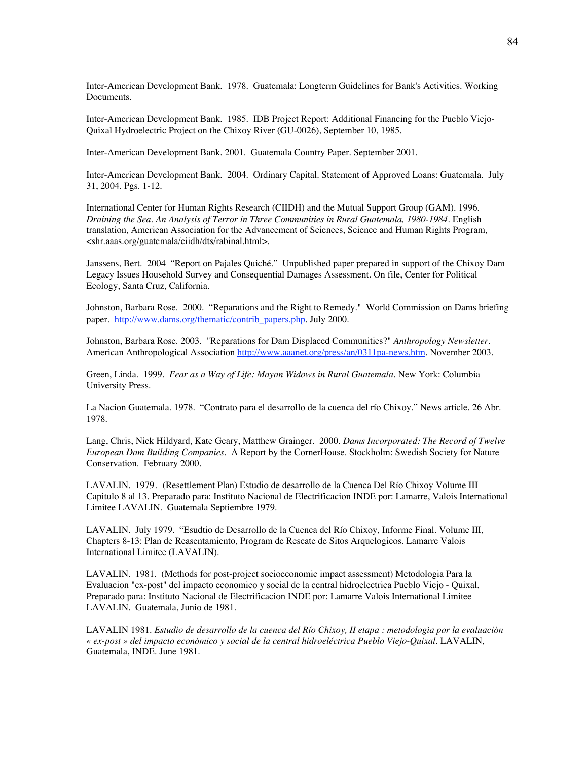Inter-American Development Bank. 1978. Guatemala: Longterm Guidelines for Bank's Activities. Working Documents.

Inter-American Development Bank. 1985. IDB Project Report: Additional Financing for the Pueblo Viejo-Quixal Hydroelectric Project on the Chixoy River (GU-0026), September 10, 1985.

Inter-American Development Bank. 2001. Guatemala Country Paper. September 2001.

Inter-American Development Bank. 2004. Ordinary Capital. Statement of Approved Loans: Guatemala. July 31, 2004. Pgs. 1-12.

International Center for Human Rights Research (CIIDH) and the Mutual Support Group (GAM). 1996. *Draining the Sea. An Analysis of Terror in Three Communities in Rural Guatemala, 1980-1984*. English translation, American Association for the Advancement of Sciences, Science and Human Rights Program, <shr.aaas.org/guatemala/ciidh/dts/rabinal.html>.

Janssens, Bert. 2004 "Report on Pajales Quiché." Unpublished paper prepared in support of the Chixoy Dam Legacy Issues Household Survey and Consequential Damages Assessment. On file, Center for Political Ecology, Santa Cruz, California.

Johnston, Barbara Rose. 2000. "Reparations and the Right to Remedy." World Commission on Dams briefing paper. http://www.dams.org/thematic/contrib_papers.php. July 2000.

Johnston, Barbara Rose. 2003. "Reparations for Dam Displaced Communities?" *Anthropology Newsletter*. American Anthropological Association http://www.aaanet.org/press/an/0311pa-news.htm. November 2003.

Green, Linda. 1999. *Fear as a Way of Life: Mayan Widows in Rural Guatemala*. New York: Columbia University Press.

La Nacion Guatemala. 1978. "Contrato para el desarrollo de la cuenca del río Chixoy." News article. 26 Abr. 1978.

Lang, Chris, Nick Hildyard, Kate Geary, Matthew Grainger. 2000. *Dams Incorporated: The Record of Twelve European Dam Building Companies*. A Report by the CornerHouse. Stockholm: Swedish Society for Nature Conservation. February 2000.

LAVALIN. 1979. (Resettlement Plan) Estudio de desarrollo de la Cuenca Del Río Chixoy Volume III Capitulo 8 al 13. Preparado para: Instituto Nacional de Electrificacion INDE por: Lamarre, Valois International Limitee LAVALIN. Guatemala Septiembre 1979.

LAVALIN. July 1979. "Esudtio de Desarrollo de la Cuenca del Río Chixoy, Informe Final. Volume III, Chapters 8-13: Plan de Reasentamiento, Program de Rescate de Sitos Arquelogicos. Lamarre Valois International Limitee (LAVALIN).

LAVALIN. 1981. (Methods for post-project socioeconomic impact assessment) Metodologia Para la Evaluacion "ex-post" del impacto economico y social de la central hidroelectrica Pueblo Viejo - Quixal. Preparado para: Instituto Nacional de Electrificacion INDE por: Lamarre Valois International Limitee LAVALIN. Guatemala, Junio de 1981.

LAVALIN 1981. *Estudio de desarrollo de la cuenca del Río Chixoy, II etapa : metodologìa por la evaluaciòn « ex-post » del impacto econòmico y social de la central hidroeléctrica Pueblo Viejo-Quixal*. LAVALIN, Guatemala, INDE. June 1981.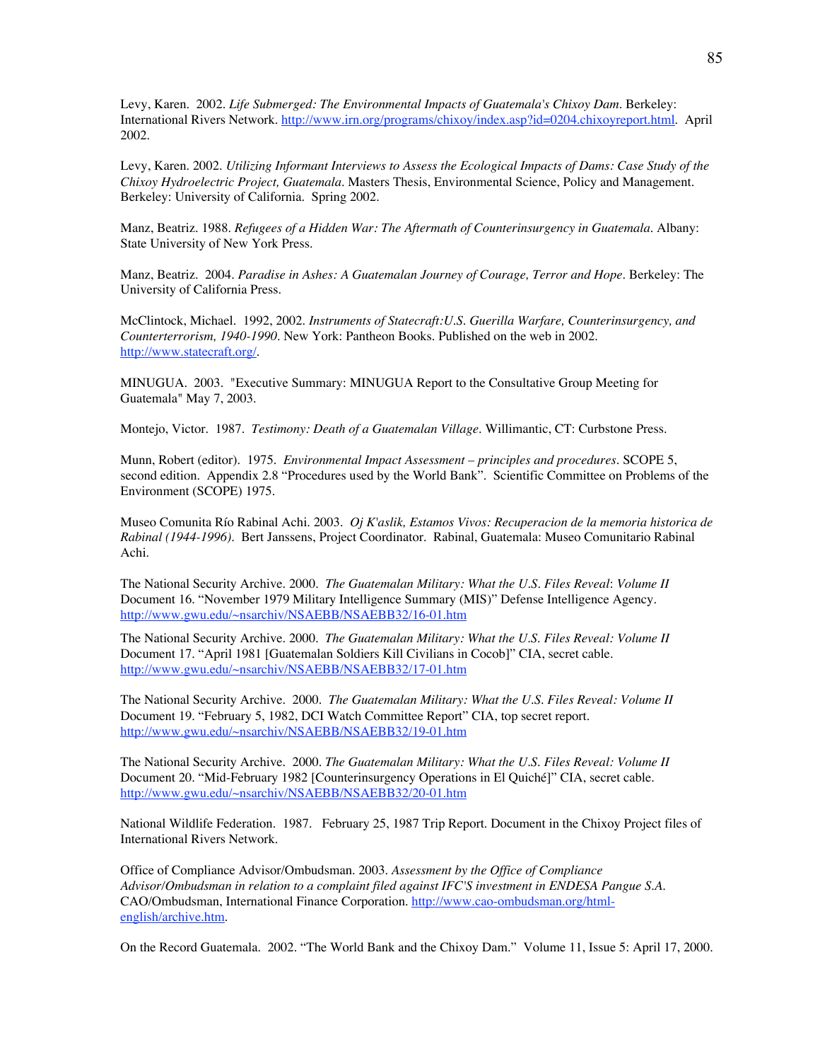Levy, Karen. 2002. *Life Submerged: The Environmental Impacts of Guatemala's Chixoy Dam*. Berkeley: International Rivers Network. http://www.irn.org/programs/chixoy/index.asp?id=0204.chixoyreport.html. April 2002.

Levy, Karen. 2002. *Utilizing Informant Interviews to Assess the Ecological Impacts of Dams: Case Study of the Chixoy Hydroelectric Project, Guatemala*. Masters Thesis, Environmental Science, Policy and Management. Berkeley: University of California. Spring 2002.

Manz, Beatriz. 1988. *Refugees of a Hidden War: The Aftermath of Counterinsurgency in Guatemala*. Albany: State University of New York Press.

Manz, Beatriz. 2004. *Paradise in Ashes: A Guatemalan Journey of Courage, Terror and Hope*. Berkeley: The University of California Press.

McClintock, Michael. 1992, 2002. *Instruments of Statecraft:U.S. Guerilla Warfare, Counterinsurgency, and Counterterrorism, 1940-1990*. New York: Pantheon Books. Published on the web in 2002. http://www.statecraft.org/.

MINUGUA. 2003. "Executive Summary: MINUGUA Report to the Consultative Group Meeting for Guatemala" May 7, 2003.

Montejo, Victor. 1987. *Testimony: Death of a Guatemalan Village*. Willimantic, CT: Curbstone Press.

Munn, Robert (editor). 1975. *Environmental Impact Assessment – principles and procedures*. SCOPE 5, second edition. Appendix 2.8 "Procedures used by the World Bank". Scientific Committee on Problems of the Environment (SCOPE) 1975.

Museo Comunita Río Rabinal Achi. 2003. *Oj K'aslik, Estamos Vivos: Recuperacion de la memoria historica de Rabinal (1944-1996)*. Bert Janssens, Project Coordinator. Rabinal, Guatemala: Museo Comunitario Rabinal Achi.

The National Security Archive. 2000. *The Guatemalan Military: What the U.S. Files Reveal*: *Volume II* Document 16. "November 1979 Military Intelligence Summary (MIS)" Defense Intelligence Agency. http://www.gwu.edu/~nsarchiv/NSAEBB/NSAEBB32/16-01.htm

The National Security Archive. 2000. *The Guatemalan Military: What the U.S. Files Reveal: Volume II* Document 17. "April 1981 [Guatemalan Soldiers Kill Civilians in Cocob]" CIA, secret cable. http://www.gwu.edu/~nsarchiv/NSAEBB/NSAEBB32/17-01.htm

The National Security Archive. 2000. *The Guatemalan Military: What the U.S. Files Reveal: Volume II* Document 19. "February 5, 1982, DCI Watch Committee Report" CIA, top secret report. http://www.gwu.edu/~nsarchiv/NSAEBB/NSAEBB32/19-01.htm

The National Security Archive. 2000. *The Guatemalan Military: What the U.S. Files Reveal: Volume II* Document 20. "Mid-February 1982 [Counterinsurgency Operations in El Quiché]" CIA, secret cable. http://www.gwu.edu/~nsarchiv/NSAEBB/NSAEBB32/20-01.htm

National Wildlife Federation. 1987. February 25, 1987 Trip Report. Document in the Chixoy Project files of International Rivers Network.

Office of Compliance Advisor/Ombudsman. 2003. *Assessment by the Office of Compliance Advisor/Ombudsman in relation to a complaint filed against IFC'S investment in ENDESA Pangue S.A.* CAO/Ombudsman, International Finance Corporation. http://www.cao-ombudsman.org/html-english/archive.htm.

On the Record Guatemala. 2002. "The World Bank and the Chixoy Dam." Volume 11, Issue 5: April 17, 2000.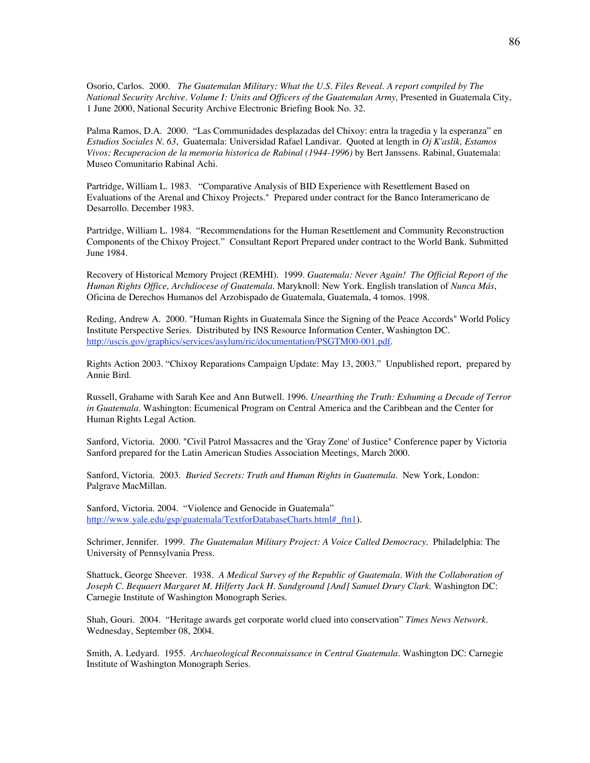Osorio, Carlos. 2000. *The Guatemalan Military: What the U.S. Files Reveal. A report compiled by The National Security Archive. Volume I: Units and Officers of the Guatemalan Army,* Presented in Guatemala City, 1 June 2000, National Security Archive Electronic Briefing Book No. 32.

Palma Ramos, D.A. 2000. "Las Communidades desplazadas del Chixoy: entra la tragedia y la esperanza" en *Estudios Sociales N. 63*, Guatemala: Universidad Rafael Landivar. Quoted at length in *Oj K'aslik, Estamos Vivos: Recuperacion de la memoria historica de Rabinal (1944-1996)* by Bert Janssens. Rabinal, Guatemala: Museo Comunitario Rabinal Achi.

Partridge, William L. 1983. "Comparative Analysis of BID Experience with Resettlement Based on Evaluations of the Arenal and Chixoy Projects." Prepared under contract for the Banco Interamericano de Desarrollo. December 1983.

Partridge, William L. 1984. "Recommendations for the Human Resettlement and Community Reconstruction Components of the Chixoy Project." Consultant Report Prepared under contract to the World Bank. Submitted June 1984.

Recovery of Historical Memory Project (REMHI). 1999. *Guatemala: Never Again! The Official Report of the Human Rights Office, Archdiocese of Guatemala*. Maryknoll: New York. English translation of *Nunca Más*, Oficina de Derechos Humanos del Arzobispado de Guatemala, Guatemala, 4 tomos. 1998.

Reding, Andrew A. 2000. "Human Rights in Guatemala Since the Signing of the Peace Accords" World Policy Institute Perspective Series. Distributed by INS Resource Information Center, Washington DC. http://uscis.gov/graphics/services/asylum/ric/documentation/PSGTM00-001.pdf.

Rights Action 2003. "Chixoy Reparations Campaign Update: May 13, 2003." Unpublished report, prepared by Annie Bird.

Russell, Grahame with Sarah Kee and Ann Butwell. 1996. *Unearthing the Truth: Exhuming a Decade of Terror in Guatemala*. Washington: Ecumenical Program on Central America and the Caribbean and the Center for Human Rights Legal Action.

Sanford, Victoria. 2000. "Civil Patrol Massacres and the 'Gray Zone' of Justice" Conference paper by Victoria Sanford prepared for the Latin American Studies Association Meetings, March 2000.

Sanford, Victoria. 2003. *Buried Secrets: Truth and Human Rights in Guatemala*. New York, London: Palgrave MacMillan.

Sanford, Victoria. 2004. "Violence and Genocide in Guatemala" http://www.yale.edu/gsp/guatemala/TextforDatabaseCharts.html#_ftn1).

Schrimer, Jennifer. 1999. *The Guatemalan Military Project: A Voice Called Democracy*. Philadelphia: The University of Pennsylvania Press.

Shattuck, George Sheever. 1938. *A Medical Survey of the Republic of Guatemala. With the Collaboration of Joseph C. Bequaert Margaret M. Hilferty Jack H. Sandground [And] Samuel Drury Clark*. Washington DC: Carnegie Institute of Washington Monograph Series.

Shah, Gouri. 2004. "Heritage awards get corporate world clued into conservation" *Times News Network*. Wednesday, September 08, 2004.

Smith, A. Ledyard. 1955. *Archaeological Reconnaissance in Central Guatemala*. Washington DC: Carnegie Institute of Washington Monograph Series.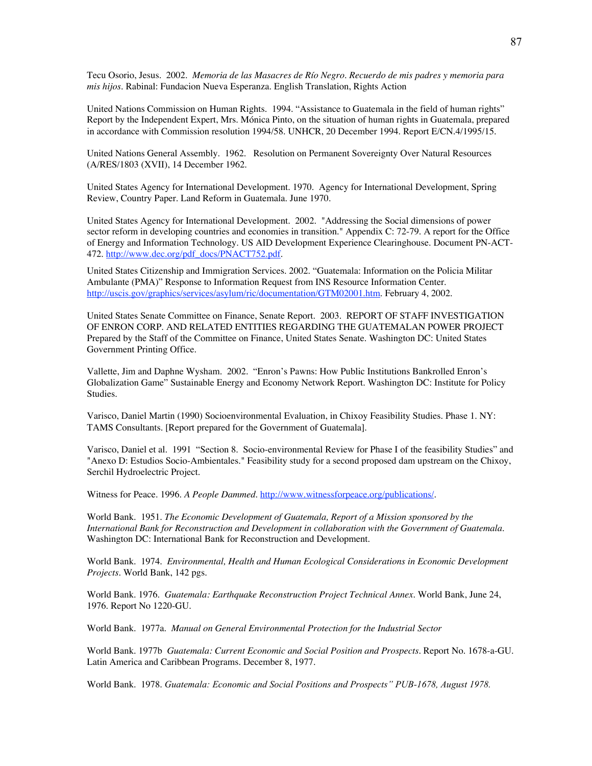Tecu Osorio, Jesus. 2002. *Memoria de las Masacres de Río Negro. Recuerdo de mis padres y memoria para mis hijos*. Rabinal: Fundacion Nueva Esperanza. English Translation, Rights Action

United Nations Commission on Human Rights. 1994. "Assistance to Guatemala in the field of human rights" Report by the Independent Expert, Mrs. Mónica Pinto, on the situation of human rights in Guatemala, prepared in accordance with Commission resolution 1994/58. UNHCR, 20 December 1994. Report E/CN.4/1995/15.

United Nations General Assembly. 1962. Resolution on Permanent Sovereignty Over Natural Resources (A/RES/1803 (XVII), 14 December 1962.

United States Agency for International Development. 1970. Agency for International Development, Spring Review, Country Paper. Land Reform in Guatemala. June 1970.

United States Agency for International Development. 2002. "Addressing the Social dimensions of power sector reform in developing countries and economies in transition." Appendix C: 72-79. A report for the Office of Energy and Information Technology. US AID Development Experience Clearinghouse. Document PN-ACT-472. http://www.dec.org/pdf_docs/PNACT752.pdf.

United States Citizenship and Immigration Services. 2002. "Guatemala: Information on the Policia Militar Ambulante (PMA)" Response to Information Request from INS Resource Information Center. http://uscis.gov/graphics/services/asylum/ric/documentation/GTM02001.htm. February 4, 2002.

United States Senate Committee on Finance, Senate Report. 2003. REPORT OF STAFF INVESTIGATION OF ENRON CORP. AND RELATED ENTITIES REGARDING THE GUATEMALAN POWER PROJECT Prepared by the Staff of the Committee on Finance, United States Senate. Washington DC: United States Government Printing Office.

Vallette, Jim and Daphne Wysham. 2002. "Enron's Pawns: How Public Institutions Bankrolled Enron's Globalization Game" Sustainable Energy and Economy Network Report. Washington DC: Institute for Policy Studies.

Varisco, Daniel Martin (1990) Socioenvironmental Evaluation, in Chixoy Feasibility Studies. Phase 1. NY: TAMS Consultants. [Report prepared for the Government of Guatemala].

Varisco, Daniel et al. 1991 "Section 8. Socio-environmental Review for Phase I of the feasibility Studies" and "Anexo D: Estudios Socio-Ambientales." Feasibility study for a second proposed dam upstream on the Chixoy, Serchil Hydroelectric Project.

Witness for Peace. 1996. *A People Dammed*. http://www.witnessforpeace.org/publications/.

World Bank. 1951. *The Economic Development of Guatemala, Report of a Mission sponsored by the International Bank for Reconstruction and Development in collaboration with the Government of Guatemala*. Washington DC: International Bank for Reconstruction and Development.

World Bank. 1974. *Environmental, Health and Human Ecological Considerations in Economic Development Projects*. World Bank, 142 pgs.

World Bank. 1976. *Guatemala: Earthquake Reconstruction Project Technical Annex*. World Bank, June 24, 1976. Report No 1220-GU.

World Bank. 1977a. *Manual on General Environmental Protection for the Industrial Sector*

World Bank. 1977b *Guatemala: Current Economic and Social Position and Prospects*. Report No. 1678-a-GU. Latin America and Caribbean Programs. December 8, 1977.

World Bank. 1978. *Guatemala: Economic and Social Positions and Prospects" PUB-1678, August 1978.*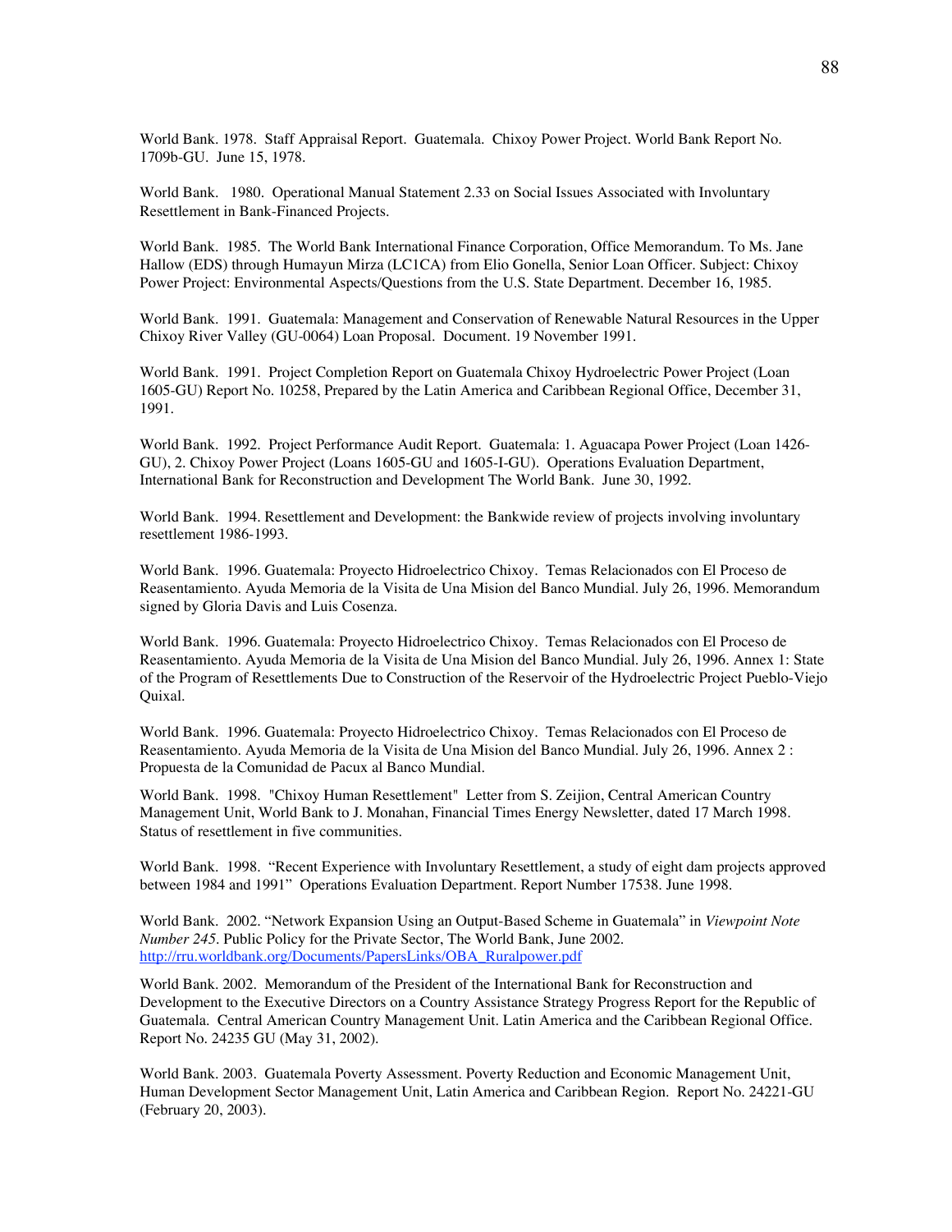World Bank. 1978. Staff Appraisal Report. Guatemala. Chixoy Power Project. World Bank Report No. 1709b-GU. June 15, 1978.

World Bank. 1980. Operational Manual Statement 2.33 on Social Issues Associated with Involuntary Resettlement in Bank-Financed Projects.

World Bank. 1985. The World Bank International Finance Corporation, Office Memorandum. To Ms. Jane Hallow (EDS) through Humayun Mirza (LC1CA) from Elio Gonella, Senior Loan Officer. Subject: Chixoy Power Project: Environmental Aspects/Questions from the U.S. State Department. December 16, 1985.

World Bank. 1991. Guatemala: Management and Conservation of Renewable Natural Resources in the Upper Chixoy River Valley (GU-0064) Loan Proposal. Document. 19 November 1991.

World Bank. 1991. Project Completion Report on Guatemala Chixoy Hydroelectric Power Project (Loan 1605-GU) Report No. 10258, Prepared by the Latin America and Caribbean Regional Office, December 31, 1991.

World Bank. 1992. Project Performance Audit Report. Guatemala: 1. Aguacapa Power Project (Loan 1426-GU), 2. Chixoy Power Project (Loans 1605-GU and 1605-I-GU). Operations Evaluation Department, International Bank for Reconstruction and Development The World Bank. June 30, 1992.

World Bank. 1994. Resettlement and Development: the Bankwide review of projects involving involuntary resettlement 1986-1993.

World Bank. 1996. Guatemala: Proyecto Hidroelectrico Chixoy. Temas Relacionados con El Proceso de Reasentamiento. Ayuda Memoria de la Visita de Una Mision del Banco Mundial. July 26, 1996. Memorandum signed by Gloria Davis and Luis Cosenza.

World Bank. 1996. Guatemala: Proyecto Hidroelectrico Chixoy. Temas Relacionados con El Proceso de Reasentamiento. Ayuda Memoria de la Visita de Una Mision del Banco Mundial. July 26, 1996. Annex 1: State of the Program of Resettlements Due to Construction of the Reservoir of the Hydroelectric Project Pueblo-Viejo Quixal.

World Bank. 1996. Guatemala: Proyecto Hidroelectrico Chixoy. Temas Relacionados con El Proceso de Reasentamiento. Ayuda Memoria de la Visita de Una Mision del Banco Mundial. July 26, 1996. Annex 2 : Propuesta de la Comunidad de Pacux al Banco Mundial.

World Bank. 1998. "Chixoy Human Resettlement" Letter from S. Zeijion, Central American Country Management Unit, World Bank to J. Monahan, Financial Times Energy Newsletter, dated 17 March 1998. Status of resettlement in five communities.

World Bank. 1998. "Recent Experience with Involuntary Resettlement, a study of eight dam projects approved between 1984 and 1991" Operations Evaluation Department. Report Number 17538. June 1998.

World Bank. 2002. "Network Expansion Using an Output-Based Scheme in Guatemala" in *Viewpoint Note Number 245*. Public Policy for the Private Sector, The World Bank, June 2002. http://rru.worldbank.org/Documents/PapersLinks/OBA_Ruralpower.pdf

World Bank. 2002. Memorandum of the President of the International Bank for Reconstruction and Development to the Executive Directors on a Country Assistance Strategy Progress Report for the Republic of Guatemala. Central American Country Management Unit. Latin America and the Caribbean Regional Office. Report No. 24235 GU (May 31, 2002).

World Bank. 2003. Guatemala Poverty Assessment. Poverty Reduction and Economic Management Unit, Human Development Sector Management Unit, Latin America and Caribbean Region. Report No. 24221-GU (February 20, 2003).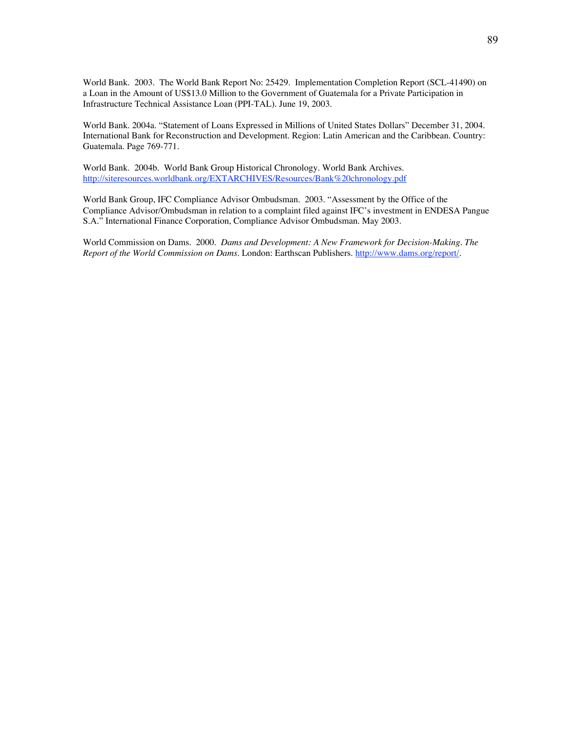World Bank. 2003. The World Bank Report No: 25429. Implementation Completion Report (SCL-41490) on a Loan in the Amount of US$13.0 Million to the Government of Guatemala for a Private Participation in Infrastructure Technical Assistance Loan (PPI-TAL). June 19, 2003.

World Bank. 2004a. "Statement of Loans Expressed in Millions of United States Dollars" December 31, 2004. International Bank for Reconstruction and Development. Region: Latin American and the Caribbean. Country: Guatemala. Page 769-771.

World Bank. 2004b. World Bank Group Historical Chronology. World Bank Archives. http://siteresources.worldbank.org/EXTARCHIVES/Resources/Bank%20chronology.pdf

World Bank Group, IFC Compliance Advisor Ombudsman. 2003. "Assessment by the Office of the Compliance Advisor/Ombudsman in relation to a complaint filed against IFC's investment in ENDESA Pangue S.A." International Finance Corporation, Compliance Advisor Ombudsman. May 2003.

World Commission on Dams. 2000. *Dams and Development: A New Framework for Decision-Making. The Report of the World Commission on Dams*. London: Earthscan Publishers. http://www.dams.org/report/.